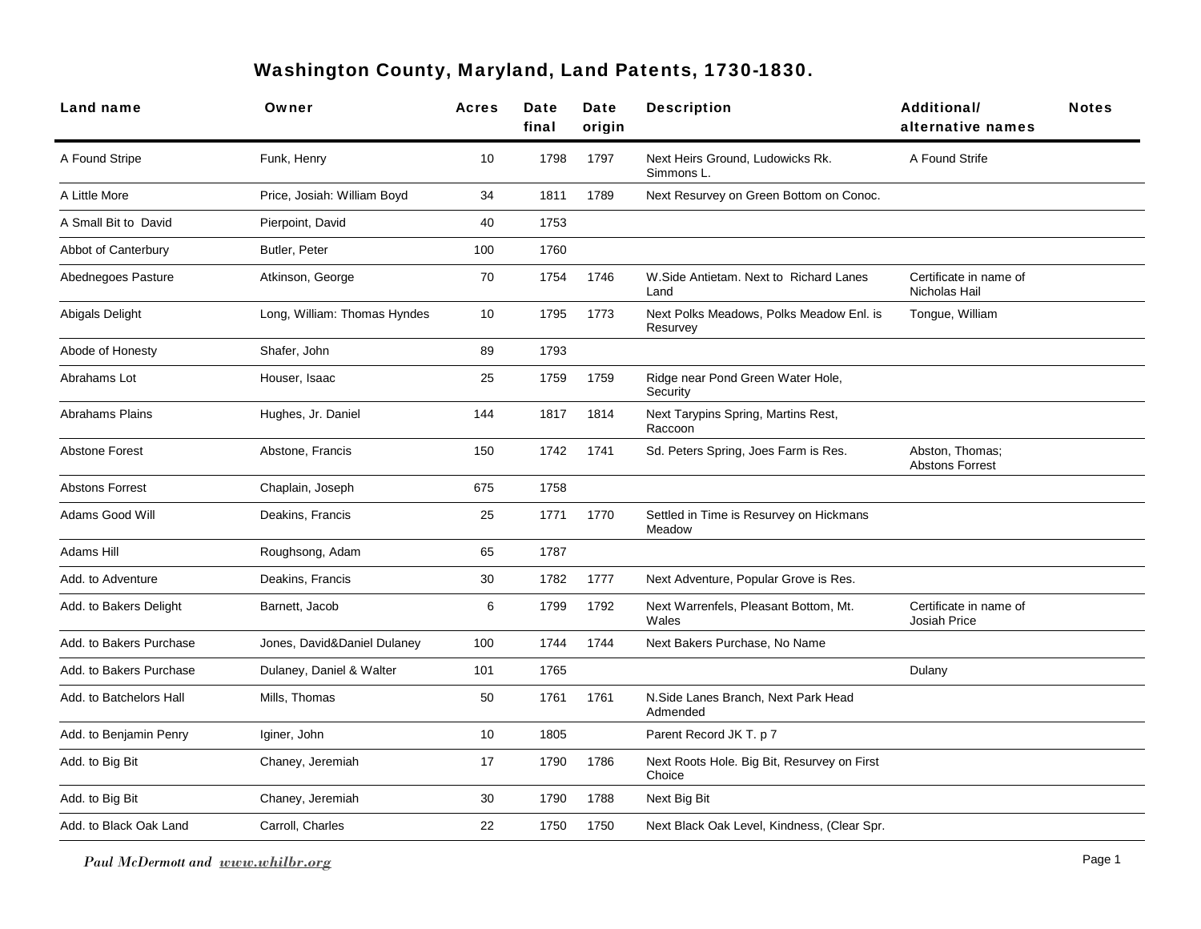# Washington County, Maryland, Land Patents, 1730-1830.

| Land name | Owner | Acres | Date final | Date origin | Description | Additional/ alternative names | Notes |
|---|---|---|---|---|---|---|---|
| A Found Stripe | Funk, Henry | 10 | 1798 | 1797 | Next Heirs Ground, Ludowicks Rk. Simmons L. | A Found Strife | |
| A Little More | Price, Josiah: William Boyd | 34 | 1811 | 1789 | Next Resurvey on Green Bottom on Conoc. | | |
| A Small Bit to David | Pierpoint, David | 40 | 1753 | | | | |
| Abbot of Canterbury | Butler, Peter | 100 | 1760 | | | | |
| Abednegoes Pasture | Atkinson, George | 70 | 1754 | 1746 | W.Side Antietam. Next to Richard Lanes Land | Certificate in name of Nicholas Hail | |
| Abigals Delight | Long, William: Thomas Hyndes | 10 | 1795 | 1773 | Next Polks Meadows, Polks Meadow Enl. is Resurvey | Tongue, William | |
| Abode of Honesty | Shafer, John | 89 | 1793 | | | | |
| Abrahams Lot | Houser, Isaac | 25 | 1759 | 1759 | Ridge near Pond Green Water Hole, Security | | |
| Abrahams Plains | Hughes, Jr. Daniel | 144 | 1817 | 1814 | Next Tarypins Spring, Martins Rest, Raccoon | | |
| Abstone Forest | Abstone, Francis | 150 | 1742 | 1741 | Sd. Peters Spring, Joes Farm is Res. | Abston, Thomas; Abstons Forrest | |
| Abstons Forrest | Chaplain, Joseph | 675 | 1758 | | | | |
| Adams Good Will | Deakins, Francis | 25 | 1771 | 1770 | Settled in Time is Resurvey on Hickmans Meadow | | |
| Adams Hill | Roughsong, Adam | 65 | 1787 | | | | |
| Add. to Adventure | Deakins, Francis | 30 | 1782 | 1777 | Next Adventure, Popular Grove is Res. | | |
| Add. to Bakers Delight | Barnett, Jacob | 6 | 1799 | 1792 | Next Warrenfels, Pleasant Bottom, Mt. Wales | Certificate in name of Josiah Price | |
| Add. to Bakers Purchase | Jones, David&Daniel Dulaney | 100 | 1744 | 1744 | Next Bakers Purchase, No Name | | |
| Add. to Bakers Purchase | Dulaney, Daniel & Walter | 101 | 1765 | | | Dulany | |
| Add. to Batchelors Hall | Mills, Thomas | 50 | 1761 | 1761 | N.Side Lanes Branch, Next Park Head Admended | | |
| Add. to Benjamin Penry | Iginer, John | 10 | 1805 | | Parent Record JK T. p 7 | | |
| Add. to Big Bit | Chaney, Jeremiah | 17 | 1790 | 1786 | Next Roots Hole. Big Bit, Resurvey on First Choice | | |
| Add. to Big Bit | Chaney, Jeremiah | 30 | 1790 | 1788 | Next Big Bit | | |
| Add. to Black Oak Land | Carroll, Charles | 22 | 1750 | 1750 | Next Black Oak Level, Kindness, (Clear Spr. | | |

*Paul McDermott and www.whilbr.org*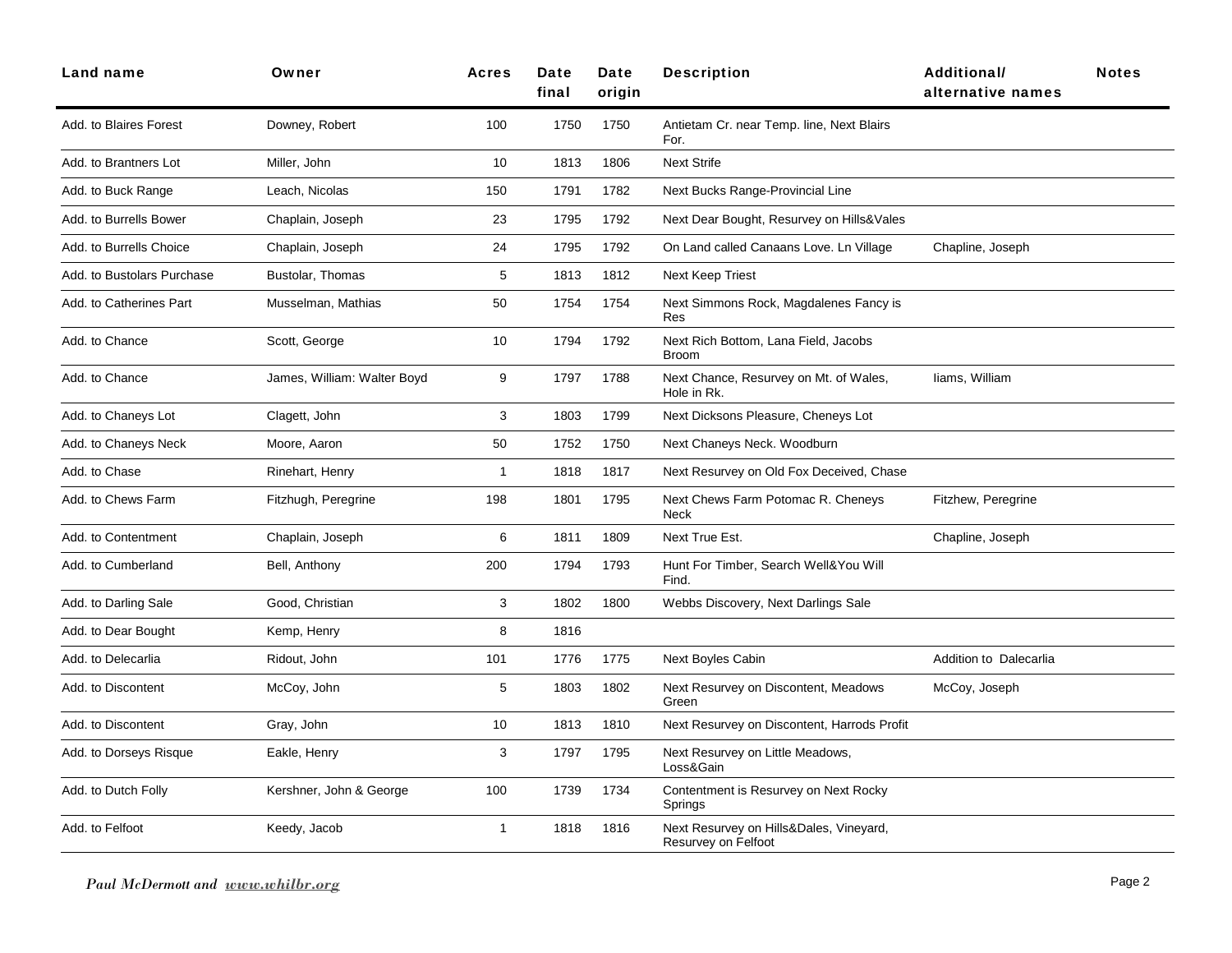| Land name | Owner | Acres | Date final | Date origin | Description | Additional/ alternative names | Notes |
|---|---|---|---|---|---|---|---|
| Add. to Blaires Forest | Downey, Robert | 100 | 1750 | 1750 | Antietam Cr. near Temp. line, Next Blairs For. | | |
| Add. to Brantners Lot | Miller, John | 10 | 1813 | 1806 | Next Strife | | |
| Add. to Buck Range | Leach, Nicolas | 150 | 1791 | 1782 | Next Bucks Range-Provincial Line | | |
| Add. to Burrells Bower | Chaplain, Joseph | 23 | 1795 | 1792 | Next Dear Bought, Resurvey on Hills&Vales | | |
| Add. to Burrells Choice | Chaplain, Joseph | 24 | 1795 | 1792 | On Land called Canaans Love. Ln Village | Chapline, Joseph | |
| Add. to Bustolars Purchase | Bustolar, Thomas | 5 | 1813 | 1812 | Next Keep Triest | | |
| Add. to Catherines Part | Musselman, Mathias | 50 | 1754 | 1754 | Next Simmons Rock, Magdalenes Fancy is Res | | |
| Add. to Chance | Scott, George | 10 | 1794 | 1792 | Next Rich Bottom, Lana Field, Jacobs Broom | | |
| Add. to Chance | James, William: Walter Boyd | 9 | 1797 | 1788 | Next Chance, Resurvey on Mt. of Wales, Hole in Rk. | Iiams, William | |
| Add. to Chaneys Lot | Clagett, John | 3 | 1803 | 1799 | Next Dicksons Pleasure, Cheneys Lot | | |
| Add. to Chaneys Neck | Moore, Aaron | 50 | 1752 | 1750 | Next Chaneys Neck. Woodburn | | |
| Add. to Chase | Rinehart, Henry | 1 | 1818 | 1817 | Next Resurvey on Old Fox Deceived, Chase | | |
| Add. to Chews Farm | Fitzhugh, Peregrine | 198 | 1801 | 1795 | Next Chews Farm Potomac R. Cheneys Neck | Fitzhew, Peregrine | |
| Add. to Contentment | Chaplain, Joseph | 6 | 1811 | 1809 | Next True Est. | Chapline, Joseph | |
| Add. to Cumberland | Bell, Anthony | 200 | 1794 | 1793 | Hunt For Timber, Search Well&You Will Find. | | |
| Add. to Darling Sale | Good, Christian | 3 | 1802 | 1800 | Webbs Discovery, Next Darlings Sale | | |
| Add. to Dear Bought | Kemp, Henry | 8 | 1816 | | | | |
| Add. to Delecarlia | Ridout, John | 101 | 1776 | 1775 | Next Boyles Cabin | Addition to Dalecarlia | |
| Add. to Discontent | McCoy, John | 5 | 1803 | 1802 | Next Resurvey on Discontent, Meadows Green | McCoy, Joseph | |
| Add. to Discontent | Gray, John | 10 | 1813 | 1810 | Next Resurvey on Discontent, Harrods Profit | | |
| Add. to Dorseys Risque | Eakle, Henry | 3 | 1797 | 1795 | Next Resurvey on Little Meadows, Loss&Gain | | |
| Add. to Dutch Folly | Kershner, John & George | 100 | 1739 | 1734 | Contentment is Resurvey on Next Rocky Springs | | |
| Add. to Felfoot | Keedy, Jacob | 1 | 1818 | 1816 | Next Resurvey on Hills&Dales, Vineyard, Resurvey on Felfoot | | |

*Paul McDermott and www.whilbr.org*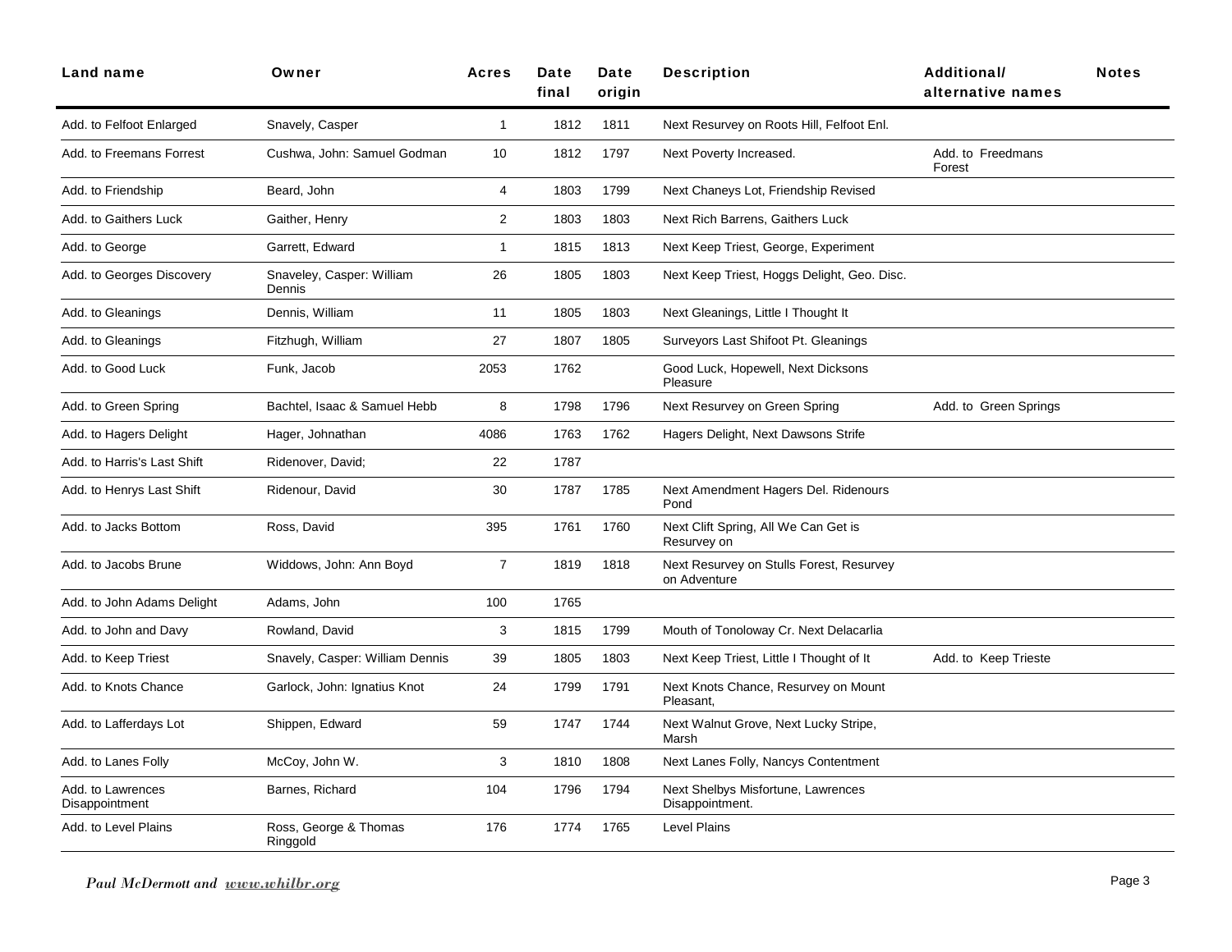| Land name | Owner | Acres | Date final | Date origin | Description | Additional/ alternative names | Notes |
|---|---|---|---|---|---|---|---|
| Add. to Felfoot Enlarged | Snavely, Casper | 1 | 1812 | 1811 | Next Resurvey on Roots Hill, Felfoot Enl. | | |
| Add. to Freemans Forrest | Cushwa, John: Samuel Godman | 10 | 1812 | 1797 | Next Poverty Increased. | Add. to Freedmans Forest | |
| Add. to Friendship | Beard, John | 4 | 1803 | 1799 | Next Chaneys Lot, Friendship Revised | | |
| Add. to Gaithers Luck | Gaither, Henry | 2 | 1803 | 1803 | Next Rich Barrens, Gaithers Luck | | |
| Add. to George | Garrett, Edward | 1 | 1815 | 1813 | Next Keep Triest, George, Experiment | | |
| Add. to Georges Discovery | Snaveley, Casper: William Dennis | 26 | 1805 | 1803 | Next Keep Triest, Hoggs Delight, Geo. Disc. | | |
| Add. to Gleanings | Dennis, William | 11 | 1805 | 1803 | Next Gleanings, Little I Thought It | | |
| Add. to Gleanings | Fitzhugh, William | 27 | 1807 | 1805 | Surveyors Last Shifoot Pt. Gleanings | | |
| Add. to Good Luck | Funk, Jacob | 2053 | 1762 | | Good Luck, Hopewell, Next Dicksons Pleasure | | |
| Add. to Green Spring | Bachtel, Isaac & Samuel Hebb | 8 | 1798 | 1796 | Next Resurvey on Green Spring | Add. to Green Springs | |
| Add. to Hagers Delight | Hager, Johnathan | 4086 | 1763 | 1762 | Hagers Delight, Next Dawsons Strife | | |
| Add. to Harris's Last Shift | Ridenover, David; | 22 | 1787 | | | | |
| Add. to Henrys Last Shift | Ridenour, David | 30 | 1787 | 1785 | Next Amendment Hagers Del. Ridenours Pond | | |
| Add. to Jacks Bottom | Ross, David | 395 | 1761 | 1760 | Next Clift Spring, All We Can Get is Resurvey on | | |
| Add. to Jacobs Brune | Widdows, John: Ann Boyd | 7 | 1819 | 1818 | Next Resurvey on Stulls Forest, Resurvey on Adventure | | |
| Add. to John Adams Delight | Adams, John | 100 | 1765 | | | | |
| Add. to John and Davy | Rowland, David | 3 | 1815 | 1799 | Mouth of Tonoloway Cr. Next Delacarlia | | |
| Add. to Keep Triest | Snavely, Casper: William Dennis | 39 | 1805 | 1803 | Next Keep Triest, Little I Thought of It | Add. to Keep Trieste | |
| Add. to Knots Chance | Garlock, John: Ignatius Knot | 24 | 1799 | 1791 | Next Knots Chance, Resurvey on Mount Pleasant, | | |
| Add. to Lafferdays Lot | Shippen, Edward | 59 | 1747 | 1744 | Next Walnut Grove, Next Lucky Stripe, Marsh | | |
| Add. to Lanes Folly | McCoy, John W. | 3 | 1810 | 1808 | Next Lanes Folly, Nancys Contentment | | |
| Add. to Lawrences Disappointment | Barnes, Richard | 104 | 1796 | 1794 | Next Shelbys Misfortune, Lawrences Disappointment. | | |
| Add. to Level Plains | Ross, George & Thomas Ringgold | 176 | 1774 | 1765 | Level Plains | | |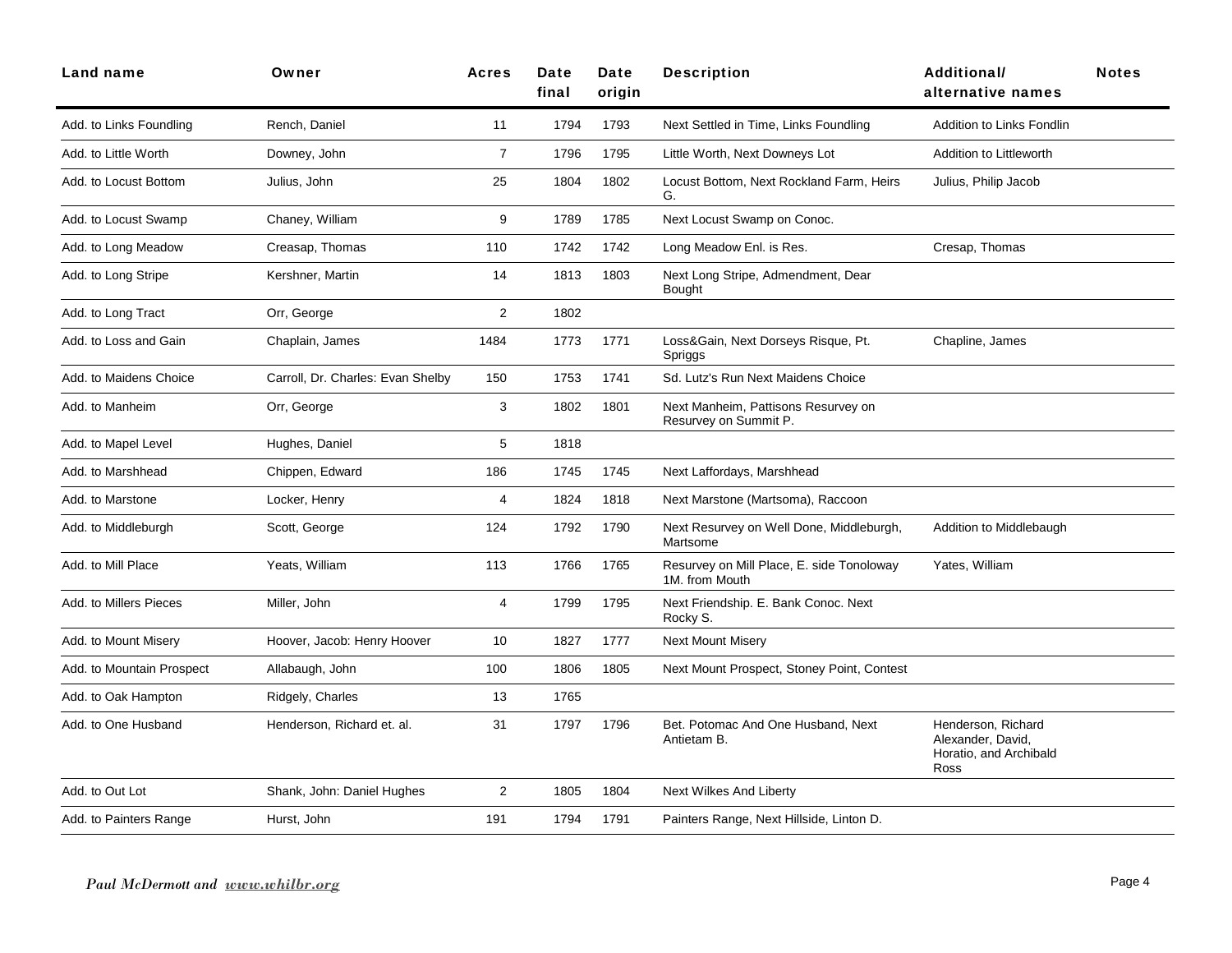| Land name | Owner | Acres | Date final | Date origin | Description | Additional/ alternative names | Notes |
|---|---|---|---|---|---|---|---|
| Add. to Links Foundling | Rench, Daniel | 11 | 1794 | 1793 | Next Settled in Time, Links Foundling | Addition to Links Fondlin | |
| Add. to Little Worth | Downey, John | 7 | 1796 | 1795 | Little Worth, Next Downeys Lot | Addition to Littleworth | |
| Add. to Locust Bottom | Julius, John | 25 | 1804 | 1802 | Locust Bottom, Next Rockland Farm, Heirs G. | Julius, Philip Jacob | |
| Add. to Locust Swamp | Chaney, William | 9 | 1789 | 1785 | Next Locust Swamp on Conoc. | | |
| Add. to Long Meadow | Creasap, Thomas | 110 | 1742 | 1742 | Long Meadow Enl. is Res. | Cresap, Thomas | |
| Add. to Long Stripe | Kershner, Martin | 14 | 1813 | 1803 | Next Long Stripe, Admendment, Dear Bought | | |
| Add. to Long Tract | Orr, George | 2 | 1802 | | | | |
| Add. to Loss and Gain | Chaplain, James | 1484 | 1773 | 1771 | Loss&Gain, Next Dorseys Risque, Pt. Spriggs | Chapline, James | |
| Add. to Maidens Choice | Carroll, Dr. Charles: Evan Shelby | 150 | 1753 | 1741 | Sd. Lutz's Run Next Maidens Choice | | |
| Add. to Manheim | Orr, George | 3 | 1802 | 1801 | Next Manheim, Pattisons Resurvey on Resurvey on Summit P. | | |
| Add. to Mapel Level | Hughes, Daniel | 5 | 1818 | | | | |
| Add. to Marshhead | Chippen, Edward | 186 | 1745 | 1745 | Next Laffordays, Marshhead | | |
| Add. to Marstone | Locker, Henry | 4 | 1824 | 1818 | Next Marstone (Martsoma), Raccoon | | |
| Add. to Middleburgh | Scott, George | 124 | 1792 | 1790 | Next Resurvey on Well Done, Middleburgh, Martsome | Addition to Middlebaugh | |
| Add. to Mill Place | Yeats, William | 113 | 1766 | 1765 | Resurvey on Mill Place, E. side Tonoloway 1M. from Mouth | Yates, William | |
| Add. to Millers Pieces | Miller, John | 4 | 1799 | 1795 | Next Friendship. E. Bank Conoc. Next Rocky S. | | |
| Add. to Mount Misery | Hoover, Jacob: Henry Hoover | 10 | 1827 | 1777 | Next Mount Misery | | |
| Add. to Mountain Prospect | Allabaugh, John | 100 | 1806 | 1805 | Next Mount Prospect, Stoney Point, Contest | | |
| Add. to Oak Hampton | Ridgely, Charles | 13 | 1765 | | | | |
| Add. to One Husband | Henderson, Richard et. al. | 31 | 1797 | 1796 | Bet. Potomac And One Husband, Next Antietam B. | Henderson, Richard Alexander, David, Horatio, and Archibald Ross | |
| Add. to Out Lot | Shank, John: Daniel Hughes | 2 | 1805 | 1804 | Next Wilkes And Liberty | | |
| Add. to Painters Range | Hurst, John | 191 | 1794 | 1791 | Painters Range, Next Hillside, Linton D. | | |

*Paul McDermott and www.whilbr.org*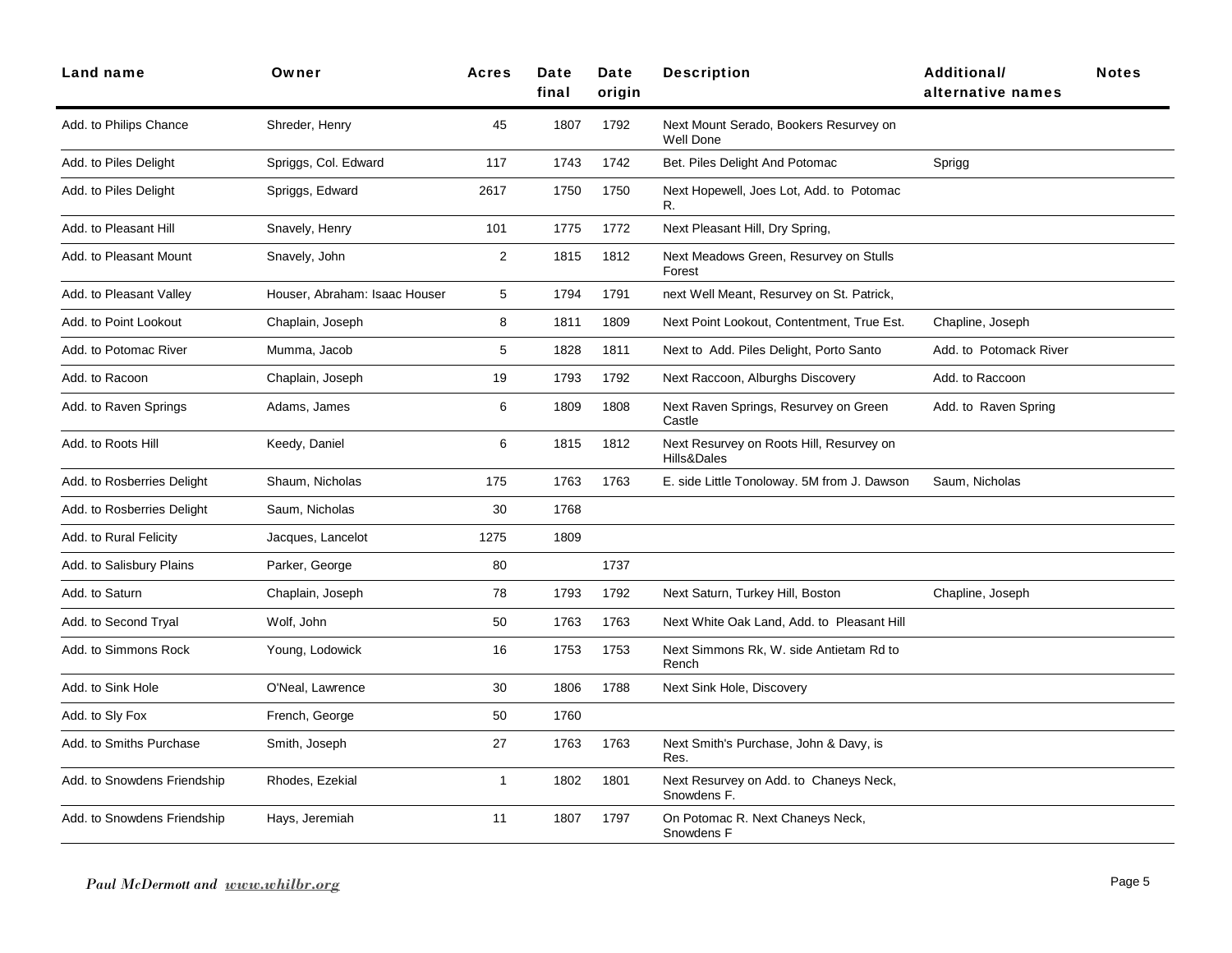| Land name | Owner | Acres | Date final | Date origin | Description | Additional/ alternative names | Notes |
|---|---|---|---|---|---|---|---|
| Add. to Philips Chance | Shreder, Henry | 45 | 1807 | 1792 | Next Mount Serado, Bookers Resurvey on Well Done | | |
| Add. to Piles Delight | Spriggs, Col. Edward | 117 | 1743 | 1742 | Bet. Piles Delight And Potomac | Sprigg | |
| Add. to Piles Delight | Spriggs, Edward | 2617 | 1750 | 1750 | Next Hopewell, Joes Lot, Add. to Potomac R. | | |
| Add. to Pleasant Hill | Snavely, Henry | 101 | 1775 | 1772 | Next Pleasant Hill, Dry Spring, | | |
| Add. to Pleasant Mount | Snavely, John | 2 | 1815 | 1812 | Next Meadows Green, Resurvey on Stulls Forest | | |
| Add. to Pleasant Valley | Houser, Abraham: Isaac Houser | 5 | 1794 | 1791 | next Well Meant, Resurvey on St. Patrick, | | |
| Add. to Point Lookout | Chaplain, Joseph | 8 | 1811 | 1809 | Next Point Lookout, Contentment, True Est. | Chapline, Joseph | |
| Add. to Potomac River | Mumma, Jacob | 5 | 1828 | 1811 | Next to Add. Piles Delight, Porto Santo | Add. to Potomack River | |
| Add. to Racoon | Chaplain, Joseph | 19 | 1793 | 1792 | Next Raccoon, Alburghs Discovery | Add. to Raccoon | |
| Add. to Raven Springs | Adams, James | 6 | 1809 | 1808 | Next Raven Springs, Resurvey on Green Castle | Add. to Raven Spring | |
| Add. to Roots Hill | Keedy, Daniel | 6 | 1815 | 1812 | Next Resurvey on Roots Hill, Resurvey on Hills&Dales | | |
| Add. to Rosberries Delight | Shaum, Nicholas | 175 | 1763 | 1763 | E. side Little Tonoloway. 5M from J. Dawson | Saum, Nicholas | |
| Add. to Rosberries Delight | Saum, Nicholas | 30 | 1768 | | | | |
| Add. to Rural Felicity | Jacques, Lancelot | 1275 | 1809 | | | | |
| Add. to Salisbury Plains | Parker, George | 80 | | 1737 | | | |
| Add. to Saturn | Chaplain, Joseph | 78 | 1793 | 1792 | Next Saturn, Turkey Hill, Boston | Chapline, Joseph | |
| Add. to Second Tryal | Wolf, John | 50 | 1763 | 1763 | Next White Oak Land, Add. to Pleasant Hill | | |
| Add. to Simmons Rock | Young, Lodowick | 16 | 1753 | 1753 | Next Simmons Rk, W. side Antietam Rd to Rench | | |
| Add. to Sink Hole | O'Neal, Lawrence | 30 | 1806 | 1788 | Next Sink Hole, Discovery | | |
| Add. to Sly Fox | French, George | 50 | 1760 | | | | |
| Add. to Smiths Purchase | Smith, Joseph | 27 | 1763 | 1763 | Next Smith's Purchase, John & Davy, is Res. | | |
| Add. to Snowdens Friendship | Rhodes, Ezekial | 1 | 1802 | 1801 | Next Resurvey on Add. to Chaneys Neck, Snowdens F. | | |
| Add. to Snowdens Friendship | Hays, Jeremiah | 11 | 1807 | 1797 | On Potomac R. Next Chaneys Neck, Snowdens F | | |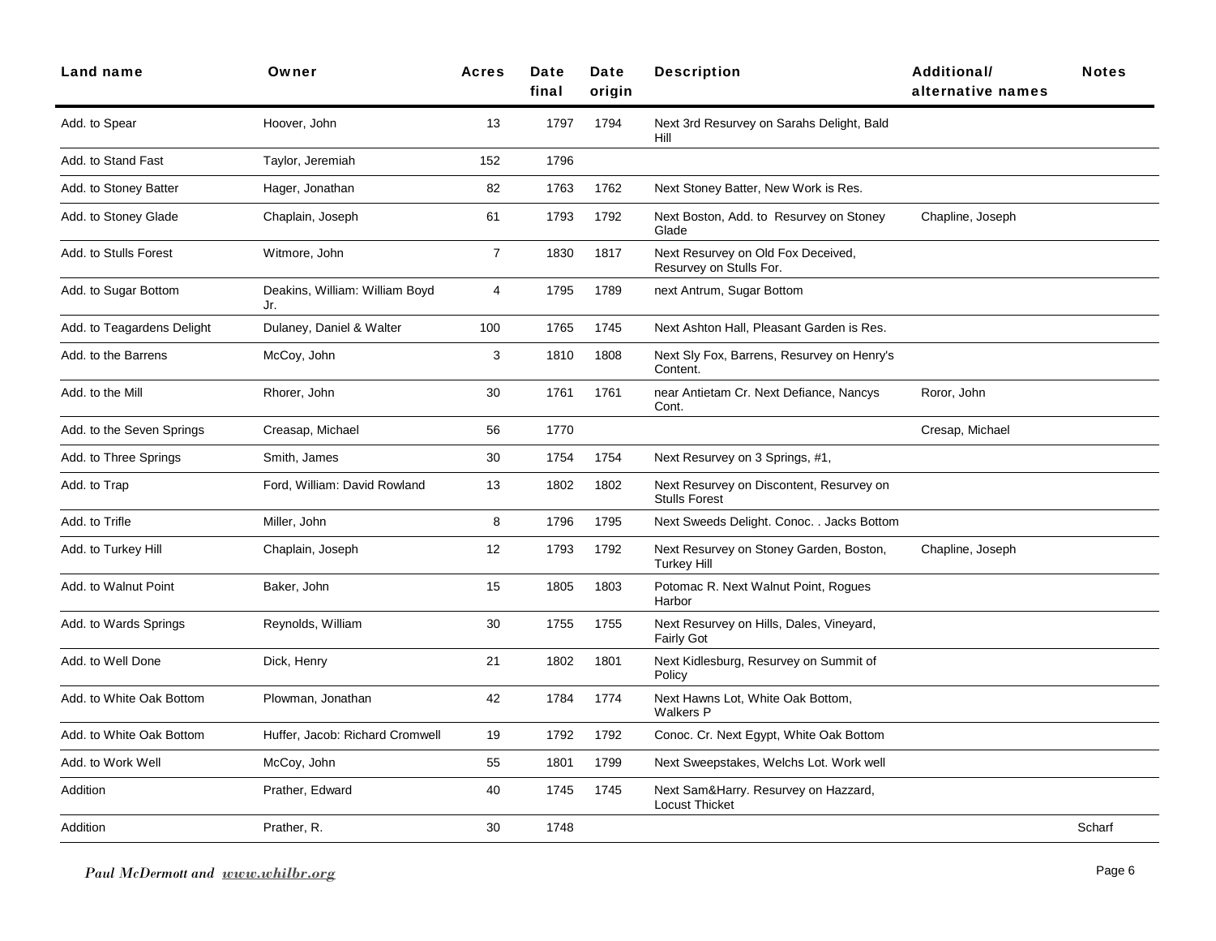| Land name | Owner | Acres | Date final | Date origin | Description | Additional/ alternative names | Notes |
|---|---|---|---|---|---|---|---|
| Add. to Spear | Hoover, John | 13 | 1797 | 1794 | Next 3rd Resurvey on Sarahs Delight, Bald Hill | | |
| Add. to Stand Fast | Taylor, Jeremiah | 152 | 1796 | | | | |
| Add. to Stoney Batter | Hager, Jonathan | 82 | 1763 | 1762 | Next Stoney Batter, New Work is Res. | | |
| Add. to Stoney Glade | Chaplain, Joseph | 61 | 1793 | 1792 | Next Boston, Add. to Resurvey on Stoney Glade | Chapline, Joseph | |
| Add. to Stulls Forest | Witmore, John | 7 | 1830 | 1817 | Next Resurvey on Old Fox Deceived, Resurvey on Stulls For. | | |
| Add. to Sugar Bottom | Deakins, William: William Boyd Jr. | 4 | 1795 | 1789 | next Antrum, Sugar Bottom | | |
| Add. to Teagardens Delight | Dulaney, Daniel & Walter | 100 | 1765 | 1745 | Next Ashton Hall, Pleasant Garden is Res. | | |
| Add. to the Barrens | McCoy, John | 3 | 1810 | 1808 | Next Sly Fox, Barrens, Resurvey on Henry's Content. | | |
| Add. to the Mill | Rhorer, John | 30 | 1761 | 1761 | near Antietam Cr. Next Defiance, Nancys Cont. | Roror, John | |
| Add. to the Seven Springs | Creasap, Michael | 56 | 1770 | | | Cresap, Michael | |
| Add. to Three Springs | Smith, James | 30 | 1754 | 1754 | Next Resurvey on 3 Springs, #1, | | |
| Add. to Trap | Ford, William: David Rowland | 13 | 1802 | 1802 | Next Resurvey on Discontent, Resurvey on Stulls Forest | | |
| Add. to Trifle | Miller, John | 8 | 1796 | 1795 | Next Sweeds Delight. Conoc. . Jacks Bottom | | |
| Add. to Turkey Hill | Chaplain, Joseph | 12 | 1793 | 1792 | Next Resurvey on Stoney Garden, Boston, Turkey Hill | Chapline, Joseph | |
| Add. to Walnut Point | Baker, John | 15 | 1805 | 1803 | Potomac R. Next Walnut Point, Rogues Harbor | | |
| Add. to Wards Springs | Reynolds, William | 30 | 1755 | 1755 | Next Resurvey on Hills, Dales, Vineyard, Fairly Got | | |
| Add. to Well Done | Dick, Henry | 21 | 1802 | 1801 | Next Kidlesburg, Resurvey on Summit of Policy | | |
| Add. to White Oak Bottom | Plowman, Jonathan | 42 | 1784 | 1774 | Next Hawns Lot, White Oak Bottom, Walkers P | | |
| Add. to White Oak Bottom | Huffer, Jacob: Richard Cromwell | 19 | 1792 | 1792 | Conoc. Cr. Next Egypt, White Oak Bottom | | |
| Add. to Work Well | McCoy, John | 55 | 1801 | 1799 | Next Sweepstakes, Welchs Lot. Work well | | |
| Addition | Prather, Edward | 40 | 1745 | 1745 | Next Sam&Harry. Resurvey on Hazzard, Locust Thicket | | |
| Addition | Prather, R. | 30 | 1748 | | | | Scharf |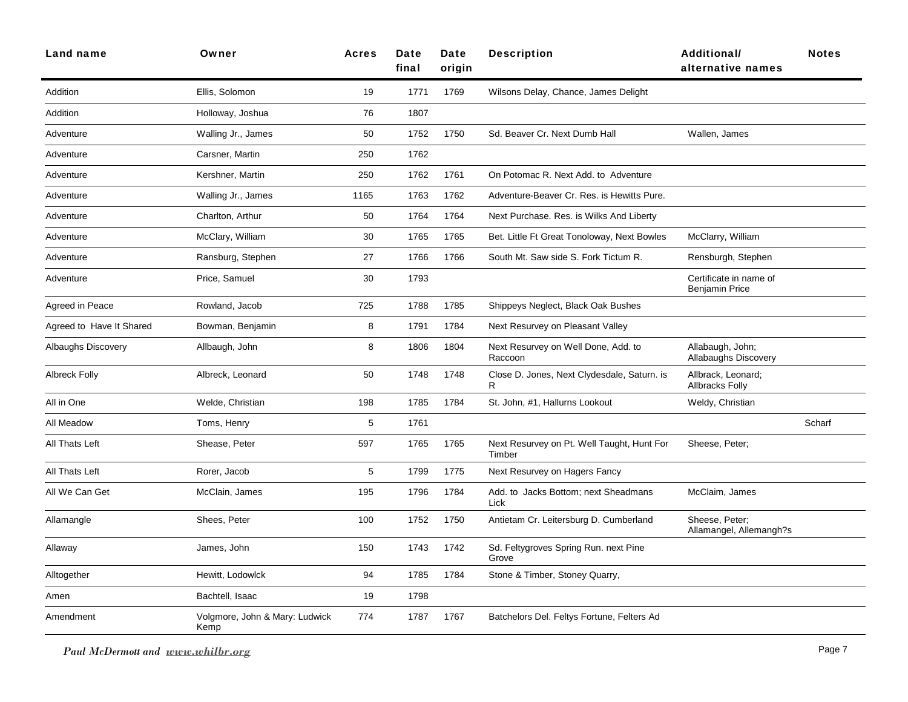| Land name | Owner | Acres | Date final | Date origin | Description | Additional/ alternative names | Notes |
|---|---|---|---|---|---|---|---|
| Addition | Ellis, Solomon | 19 | 1771 | 1769 | Wilsons Delay, Chance, James Delight | | |
| Addition | Holloway, Joshua | 76 | 1807 | | | | |
| Adventure | Walling Jr., James | 50 | 1752 | 1750 | Sd. Beaver Cr. Next Dumb Hall | Wallen, James | |
| Adventure | Carsner, Martin | 250 | 1762 | | | | |
| Adventure | Kershner, Martin | 250 | 1762 | 1761 | On Potomac R. Next Add. to Adventure | | |
| Adventure | Walling Jr., James | 1165 | 1763 | 1762 | Adventure-Beaver Cr. Res. is Hewitts Pure. | | |
| Adventure | Charlton, Arthur | 50 | 1764 | 1764 | Next Purchase. Res. is Wilks And Liberty | | |
| Adventure | McClary, William | 30 | 1765 | 1765 | Bet. Little Ft Great Tonoloway, Next Bowles | McClarry, William | |
| Adventure | Ransburg, Stephen | 27 | 1766 | 1766 | South Mt. Saw side S. Fork Tictum R. | Rensburgh, Stephen | |
| Adventure | Price, Samuel | 30 | 1793 | | | Certificate in name of Benjamin Price | |
| Agreed in Peace | Rowland, Jacob | 725 | 1788 | 1785 | Shippeys Neglect, Black Oak Bushes | | |
| Agreed to Have It Shared | Bowman, Benjamin | 8 | 1791 | 1784 | Next Resurvey on Pleasant Valley | | |
| Albaughs Discovery | Allbaugh, John | 8 | 1806 | 1804 | Next Resurvey on Well Done, Add. to Raccoon | Allabaugh, John; Allabaughs Discovery | |
| Albreck Folly | Albreck, Leonard | 50 | 1748 | 1748 | Close D. Jones, Next Clydesdale, Saturn. is R | Allbrack, Leonard; Allbracks Folly | |
| All in One | Welde, Christian | 198 | 1785 | 1784 | St. John, #1, Hallurns Lookout | Weldy, Christian | |
| All Meadow | Toms, Henry | 5 | 1761 | | | | Scharf |
| All Thats Left | Shease, Peter | 597 | 1765 | 1765 | Next Resurvey on Pt. Well Taught, Hunt For Timber | Sheese, Peter; | |
| All Thats Left | Rorer, Jacob | 5 | 1799 | 1775 | Next Resurvey on Hagers Fancy | | |
| All We Can Get | McClain, James | 195 | 1796 | 1784 | Add. to Jacks Bottom; next Sheadmans Lick | McClaim, James | |
| Allamangle | Shees, Peter | 100 | 1752 | 1750 | Antietam Cr. Leitersburg D. Cumberland | Sheese, Peter; Allamangel, Allemangh?s | |
| Allaway | James, John | 150 | 1743 | 1742 | Sd. Feltygroves Spring Run. next Pine Grove | | |
| Alltogether | Hewitt, Lodowlck | 94 | 1785 | 1784 | Stone & Timber, Stoney Quarry, | | |
| Amen | Bachtell, Isaac | 19 | 1798 | | | | |
| Amendment | Volgmore, John & Mary: Ludwick Kemp | 774 | 1787 | 1767 | Batchelors Del. Feltys Fortune, Felters Ad | | |

*Paul McDermott and* ***www.whilbr.org***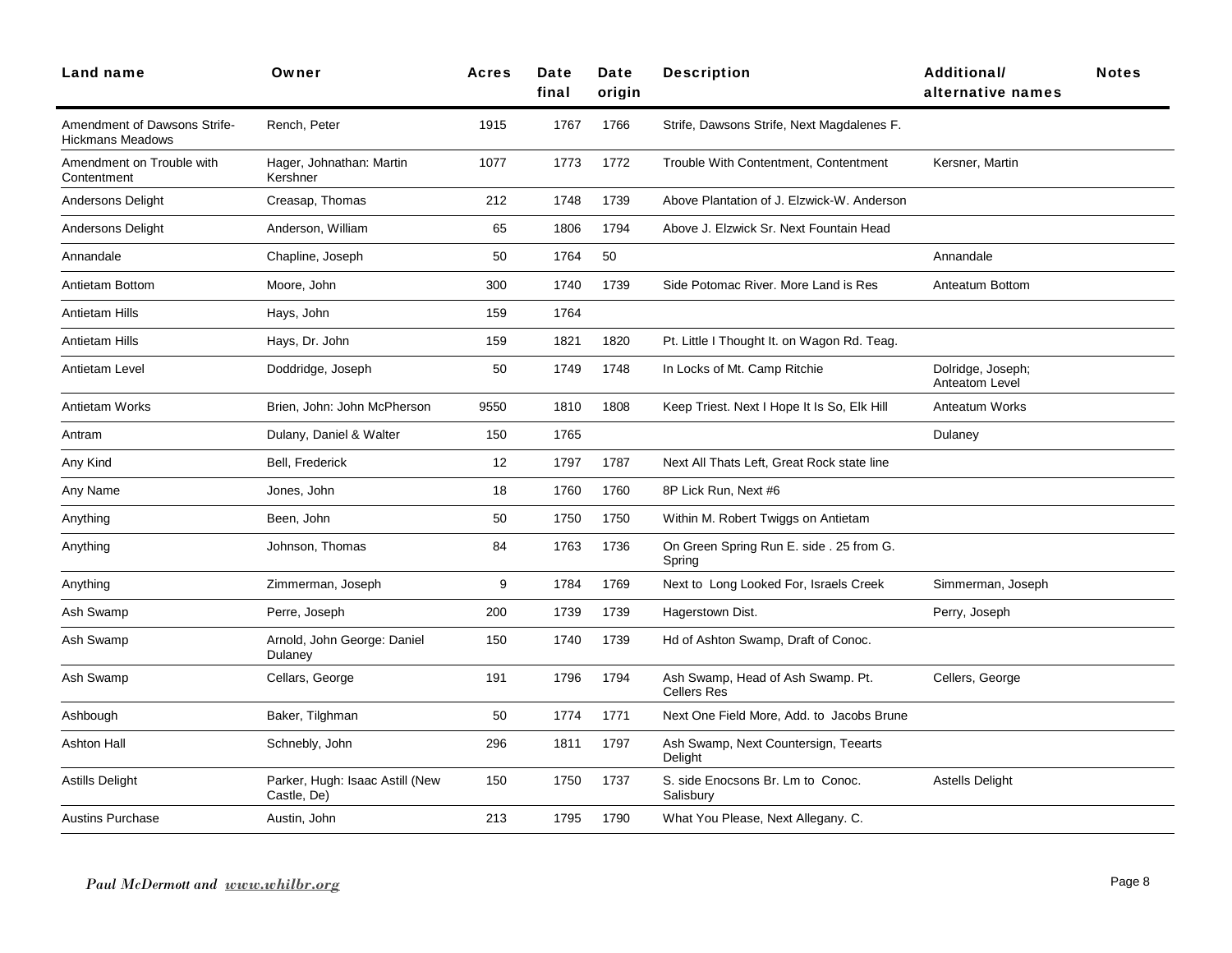| Land name | Owner | Acres | Date final | Date origin | Description | Additional/ alternative names | Notes |
|---|---|---|---|---|---|---|---|
| Amendment of Dawsons Strife-Hickmans Meadows | Rench, Peter | 1915 | 1767 | 1766 | Strife, Dawsons Strife, Next Magdalenes F. | | |
| Amendment on Trouble with Contentment | Hager, Johnathan: Martin Kershner | 1077 | 1773 | 1772 | Trouble With Contentment, Contentment | Kersner, Martin | |
| Andersons Delight | Creasap, Thomas | 212 | 1748 | 1739 | Above Plantation of J. Elzwick-W. Anderson | | |
| Andersons Delight | Anderson, William | 65 | 1806 | 1794 | Above J. Elzwick Sr. Next Fountain Head | | |
| Annandale | Chapline, Joseph | 50 | 1764 | 50 | | Annandale | |
| Antietam Bottom | Moore, John | 300 | 1740 | 1739 | Side Potomac River. More Land is Res | Anteatum Bottom | |
| Antietam Hills | Hays, John | 159 | 1764 | | | | |
| Antietam Hills | Hays, Dr. John | 159 | 1821 | 1820 | Pt. Little I Thought It. on Wagon Rd. Teag. | | |
| Antietam Level | Doddridge, Joseph | 50 | 1749 | 1748 | In Locks of Mt. Camp Ritchie | Dolridge, Joseph; Anteatom Level | |
| Antietam Works | Brien, John: John McPherson | 9550 | 1810 | 1808 | Keep Triest. Next I Hope It Is So, Elk Hill | Anteatum Works | |
| Antram | Dulany, Daniel & Walter | 150 | 1765 | | | Dulaney | |
| Any Kind | Bell, Frederick | 12 | 1797 | 1787 | Next All Thats Left, Great Rock state line | | |
| Any Name | Jones, John | 18 | 1760 | 1760 | 8P Lick Run, Next #6 | | |
| Anything | Been, John | 50 | 1750 | 1750 | Within M. Robert Twiggs on Antietam | | |
| Anything | Johnson, Thomas | 84 | 1763 | 1736 | On Green Spring Run E. side . 25 from G. Spring | | |
| Anything | Zimmerman, Joseph | 9 | 1784 | 1769 | Next to Long Looked For, Israels Creek | Simmerman, Joseph | |
| Ash Swamp | Perre, Joseph | 200 | 1739 | 1739 | Hagerstown Dist. | Perry, Joseph | |
| Ash Swamp | Arnold, John George: Daniel Dulaney | 150 | 1740 | 1739 | Hd of Ashton Swamp, Draft of Conoc. | | |
| Ash Swamp | Cellars, George | 191 | 1796 | 1794 | Ash Swamp, Head of Ash Swamp. Pt. Cellers Res | Cellers, George | |
| Ashbough | Baker, Tilghman | 50 | 1774 | 1771 | Next One Field More, Add. to Jacobs Brune | | |
| Ashton Hall | Schnebly, John | 296 | 1811 | 1797 | Ash Swamp, Next Countersign, Teearts Delight | | |
| Astills Delight | Parker, Hugh: Isaac Astill (New Castle, De) | 150 | 1750 | 1737 | S. side Enocsons Br. Lm to Conoc. Salisbury | Astells Delight | |
| Austins Purchase | Austin, John | 213 | 1795 | 1790 | What You Please, Next Allegany. C. | | |

*Paul McDermott and [www.whilbr.org](http://www.whilbr.org)*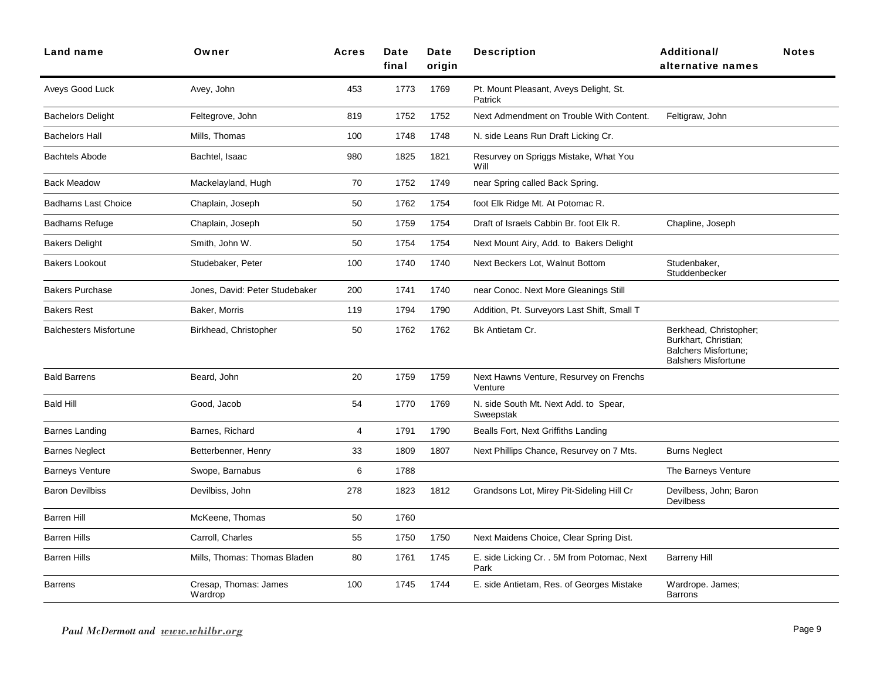| Land name | Owner | Acres | Date final | Date origin | Description | Additional/ alternative names | Notes |
|---|---|---|---|---|---|---|---|
| Aveys Good Luck | Avey, John | 453 | 1773 | 1769 | Pt. Mount Pleasant, Aveys Delight, St. Patrick | | |
| Bachelors Delight | Feltegrove, John | 819 | 1752 | 1752 | Next Admendment on Trouble With Content. | Feltigraw, John | |
| Bachelors Hall | Mills, Thomas | 100 | 1748 | 1748 | N. side Leans Run Draft Licking Cr. | | |
| Bachtels Abode | Bachtel, Isaac | 980 | 1825 | 1821 | Resurvey on Spriggs Mistake, What You Will | | |
| Back Meadow | Mackelayland, Hugh | 70 | 1752 | 1749 | near Spring called Back Spring. | | |
| Badhams Last Choice | Chaplain, Joseph | 50 | 1762 | 1754 | foot Elk Ridge Mt. At Potomac R. | | |
| Badhams Refuge | Chaplain, Joseph | 50 | 1759 | 1754 | Draft of Israels Cabbin Br. foot Elk R. | Chapline, Joseph | |
| Bakers Delight | Smith, John W. | 50 | 1754 | 1754 | Next Mount Airy, Add. to Bakers Delight | | |
| Bakers Lookout | Studebaker, Peter | 100 | 1740 | 1740 | Next Beckers Lot, Walnut Bottom | Studenbaker, Studdenbecker | |
| Bakers Purchase | Jones, David: Peter Studebaker | 200 | 1741 | 1740 | near Conoc. Next More Gleanings Still | | |
| Bakers Rest | Baker, Morris | 119 | 1794 | 1790 | Addition, Pt. Surveyors Last Shift, Small T | | |
| Balchesters Misfortune | Birkhead, Christopher | 50 | 1762 | 1762 | Bk Antietam Cr. | Berkhead, Christopher; Burkhart, Christian; Balchers Misfortune; Balshers Misfortune | |
| Bald Barrens | Beard, John | 20 | 1759 | 1759 | Next Hawns Venture, Resurvey on Frenchs Venture | | |
| Bald Hill | Good, Jacob | 54 | 1770 | 1769 | N. side South Mt. Next Add. to Spear, Sweepstak | | |
| Barnes Landing | Barnes, Richard | 4 | 1791 | 1790 | Bealls Fort, Next Griffiths Landing | | |
| Barnes Neglect | Betterbenner, Henry | 33 | 1809 | 1807 | Next Phillips Chance, Resurvey on 7 Mts. | Burns Neglect | |
| Barneys Venture | Swope, Barnabus | 6 | 1788 | | | The Barneys Venture | |
| Baron Devilbiss | Devilbiss, John | 278 | 1823 | 1812 | Grandsons Lot, Mirey Pit-Sideling Hill Cr | Devilbess, John; Baron Devilbess | |
| Barren Hill | McKeene, Thomas | 50 | 1760 | | | | |
| Barren Hills | Carroll, Charles | 55 | 1750 | 1750 | Next Maidens Choice, Clear Spring Dist. | | |
| Barren Hills | Mills, Thomas: Thomas Bladen | 80 | 1761 | 1745 | E. side Licking Cr. . 5M from Potomac, Next Park | Barreny Hill | |
| Barrens | Cresap, Thomas: James Wardrop | 100 | 1745 | 1744 | E. side Antietam, Res. of Georges Mistake | Wardrope. James; Barrons | |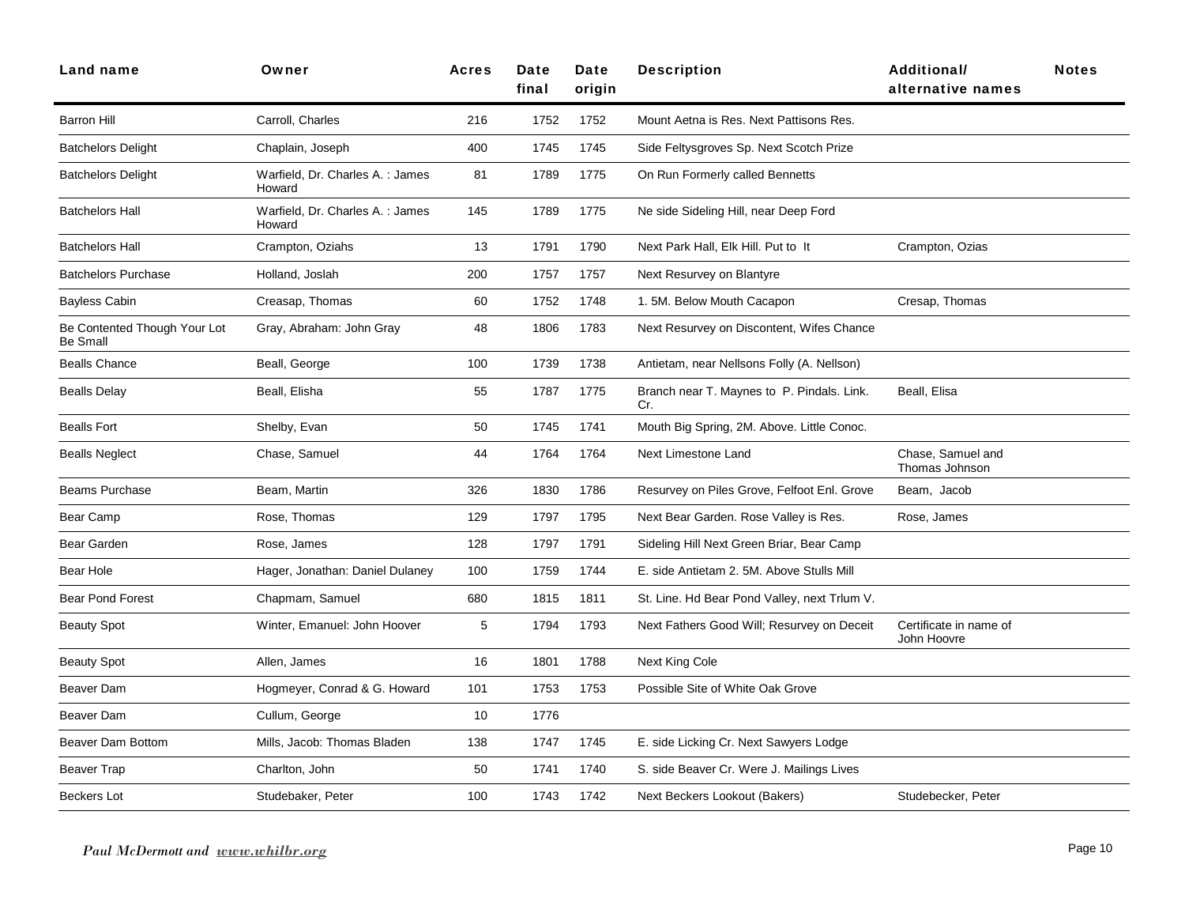| Land name | Owner | Acres | Date final | Date origin | Description | Additional/ alternative names | Notes |
|---|---|---|---|---|---|---|---|
| Barron Hill | Carroll, Charles | 216 | 1752 | 1752 | Mount Aetna is Res. Next Pattisons Res. | | |
| Batchelors Delight | Chaplain, Joseph | 400 | 1745 | 1745 | Side Feltysgroves Sp. Next Scotch Prize | | |
| Batchelors Delight | Warfield, Dr. Charles A. : James Howard | 81 | 1789 | 1775 | On Run Formerly called Bennetts | | |
| Batchelors Hall | Warfield, Dr. Charles A. : James Howard | 145 | 1789 | 1775 | Ne side Sideling Hill, near Deep Ford | | |
| Batchelors Hall | Crampton, Oziahs | 13 | 1791 | 1790 | Next Park Hall, Elk Hill. Put to It | Crampton, Ozias | |
| Batchelors Purchase | Holland, Joslah | 200 | 1757 | 1757 | Next Resurvey on Blantyre | | |
| Bayless Cabin | Creasap, Thomas | 60 | 1752 | 1748 | 1. 5M. Below Mouth Cacapon | Cresap, Thomas | |
| Be Contented Though Your Lot Be Small | Gray, Abraham: John Gray | 48 | 1806 | 1783 | Next Resurvey on Discontent, Wifes Chance | | |
| Bealls Chance | Beall, George | 100 | 1739 | 1738 | Antietam, near Nellsons Folly (A. Nellson) | | |
| Bealls Delay | Beall, Elisha | 55 | 1787 | 1775 | Branch near T. Maynes to P. Pindals. Link. Cr. | Beall, Elisa | |
| Bealls Fort | Shelby, Evan | 50 | 1745 | 1741 | Mouth Big Spring, 2M. Above. Little Conoc. | | |
| Bealls Neglect | Chase, Samuel | 44 | 1764 | 1764 | Next Limestone Land | Chase, Samuel and Thomas Johnson | |
| Beams Purchase | Beam, Martin | 326 | 1830 | 1786 | Resurvey on Piles Grove, Felfoot Enl. Grove | Beam, Jacob | |
| Bear Camp | Rose, Thomas | 129 | 1797 | 1795 | Next Bear Garden. Rose Valley is Res. | Rose, James | |
| Bear Garden | Rose, James | 128 | 1797 | 1791 | Sideling Hill Next Green Briar, Bear Camp | | |
| Bear Hole | Hager, Jonathan: Daniel Dulaney | 100 | 1759 | 1744 | E. side Antietam 2. 5M. Above Stulls Mill | | |
| Bear Pond Forest | Chapmam, Samuel | 680 | 1815 | 1811 | St. Line. Hd Bear Pond Valley, next Trlum V. | | |
| Beauty Spot | Winter, Emanuel: John Hoover | 5 | 1794 | 1793 | Next Fathers Good Will; Resurvey on Deceit | Certificate in name of John Hoovre | |
| Beauty Spot | Allen, James | 16 | 1801 | 1788 | Next King Cole | | |
| Beaver Dam | Hogmeyer, Conrad & G. Howard | 101 | 1753 | 1753 | Possible Site of White Oak Grove | | |
| Beaver Dam | Cullum, George | 10 | 1776 | | | | |
| Beaver Dam Bottom | Mills, Jacob: Thomas Bladen | 138 | 1747 | 1745 | E. side Licking Cr. Next Sawyers Lodge | | |
| Beaver Trap | Charlton, John | 50 | 1741 | 1740 | S. side Beaver Cr. Were J. Mailings Lives | | |
| Beckers Lot | Studebaker, Peter | 100 | 1743 | 1742 | Next Beckers Lookout (Bakers) | Studebecker, Peter | |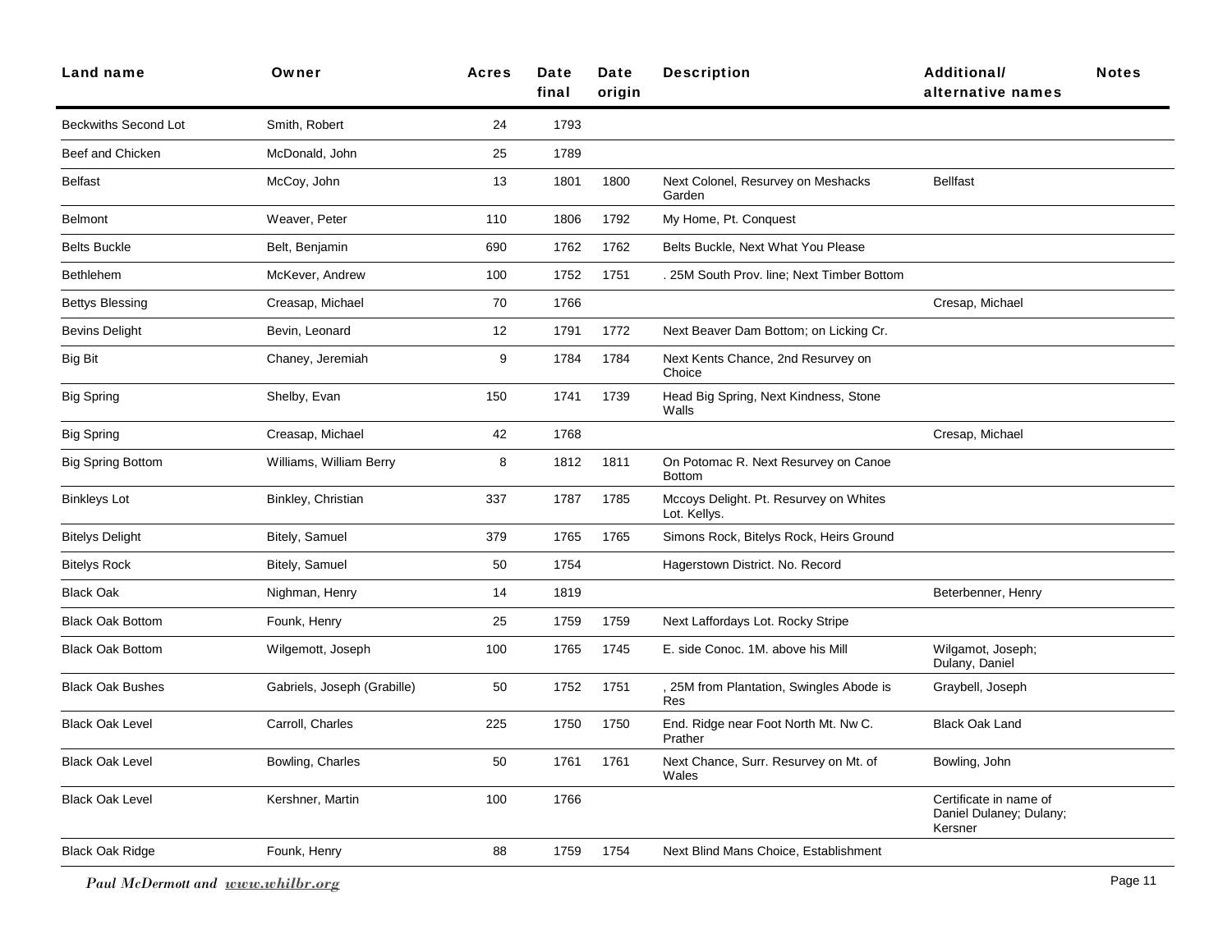| Land name | Owner | Acres | Date final | Date origin | Description | Additional/ alternative names | Notes |
|---|---|---|---|---|---|---|---|
| Beckwiths Second Lot | Smith, Robert | 24 | 1793 | | | | |
| Beef and Chicken | McDonald, John | 25 | 1789 | | | | |
| Belfast | McCoy, John | 13 | 1801 | 1800 | Next Colonel, Resurvey on Meshacks Garden | Bellfast | |
| Belmont | Weaver, Peter | 110 | 1806 | 1792 | My Home, Pt. Conquest | | |
| Belts Buckle | Belt, Benjamin | 690 | 1762 | 1762 | Belts Buckle, Next What You Please | | |
| Bethlehem | McKever, Andrew | 100 | 1752 | 1751 | . 25M South Prov. line; Next Timber Bottom | | |
| Bettys Blessing | Creasap, Michael | 70 | 1766 | | | Cresap, Michael | |
| Bevins Delight | Bevin, Leonard | 12 | 1791 | 1772 | Next Beaver Dam Bottom; on Licking Cr. | | |
| Big Bit | Chaney, Jeremiah | 9 | 1784 | 1784 | Next Kents Chance, 2nd Resurvey on Choice | | |
| Big Spring | Shelby, Evan | 150 | 1741 | 1739 | Head Big Spring, Next Kindness, Stone Walls | | |
| Big Spring | Creasap, Michael | 42 | 1768 | | | Cresap, Michael | |
| Big Spring Bottom | Williams, William Berry | 8 | 1812 | 1811 | On Potomac R. Next Resurvey on Canoe Bottom | | |
| Binkleys Lot | Binkley, Christian | 337 | 1787 | 1785 | Mccoys Delight. Pt. Resurvey on Whites Lot. Kellys. | | |
| Bitelys Delight | Bitely, Samuel | 379 | 1765 | 1765 | Simons Rock, Bitelys Rock, Heirs Ground | | |
| Bitelys Rock | Bitely, Samuel | 50 | 1754 | | Hagerstown District. No. Record | | |
| Black Oak | Nighman, Henry | 14 | 1819 | | | Beterbenner, Henry | |
| Black Oak Bottom | Founk, Henry | 25 | 1759 | 1759 | Next Laffordays Lot. Rocky Stripe | | |
| Black Oak Bottom | Wilgemott, Joseph | 100 | 1765 | 1745 | E. side Conoc. 1M. above his Mill | Wilgamot, Joseph; Dulany, Daniel | |
| Black Oak Bushes | Gabriels, Joseph (Grabille) | 50 | 1752 | 1751 | , 25M from Plantation, Swingles Abode is Res | Graybell, Joseph | |
| Black Oak Level | Carroll, Charles | 225 | 1750 | 1750 | End. Ridge near Foot North Mt. Nw C. Prather | Black Oak Land | |
| Black Oak Level | Bowling, Charles | 50 | 1761 | 1761 | Next Chance, Surr. Resurvey on Mt. of Wales | Bowling, John | |
| Black Oak Level | Kershner, Martin | 100 | 1766 | | | Certificate in name of Daniel Dulaney; Dulany; Kersner | |
| Black Oak Ridge | Founk, Henry | 88 | 1759 | 1754 | Next Blind Mans Choice, Establishment | | |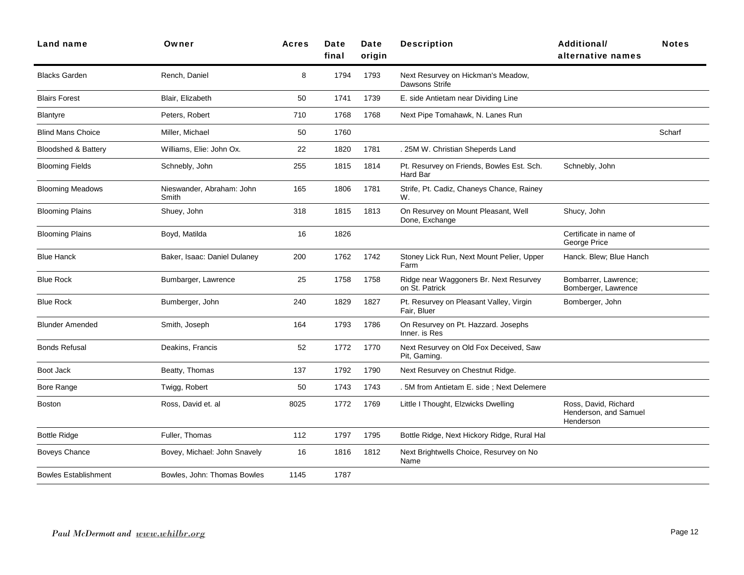| Land name | Owner | Acres | Date final | Date origin | Description | Additional/ alternative names | Notes |
|---|---|---|---|---|---|---|---|
| Blacks Garden | Rench, Daniel | 8 | 1794 | 1793 | Next Resurvey on Hickman's Meadow, Dawsons Strife | | |
| Blairs Forest | Blair, Elizabeth | 50 | 1741 | 1739 | E. side Antietam near Dividing Line | | |
| Blantyre | Peters, Robert | 710 | 1768 | 1768 | Next Pipe Tomahawk, N. Lanes Run | | |
| Blind Mans Choice | Miller, Michael | 50 | 1760 | | | | Scharf |
| Bloodshed & Battery | Williams, Elie: John Ox. | 22 | 1820 | 1781 | . 25M W. Christian Sheperds Land | | |
| Blooming Fields | Schnebly, John | 255 | 1815 | 1814 | Pt. Resurvey on Friends, Bowles Est. Sch. Hard Bar | Schnebly, John | |
| Blooming Meadows | Nieswander, Abraham: John Smith | 165 | 1806 | 1781 | Strife, Pt. Cadiz, Chaneys Chance, Rainey W. | | |
| Blooming Plains | Shuey, John | 318 | 1815 | 1813 | On Resurvey on Mount Pleasant, Well Done, Exchange | Shucy, John | |
| Blooming Plains | Boyd, Matilda | 16 | 1826 | | | Certificate in name of George Price | |
| Blue Hanck | Baker, Isaac: Daniel Dulaney | 200 | 1762 | 1742 | Stoney Lick Run, Next Mount Pelier, Upper Farm | Hanck. Blew; Blue Hanch | |
| Blue Rock | Bumbarger, Lawrence | 25 | 1758 | 1758 | Ridge near Waggoners Br. Next Resurvey on St. Patrick | Bombarrer, Lawrence; Bomberger, Lawrence | |
| Blue Rock | Bumberger, John | 240 | 1829 | 1827 | Pt. Resurvey on Pleasant Valley, Virgin Fair, Bluer | Bomberger, John | |
| Blunder Amended | Smith, Joseph | 164 | 1793 | 1786 | On Resurvey on Pt. Hazzard. Josephs Inner. is Res | | |
| Bonds Refusal | Deakins, Francis | 52 | 1772 | 1770 | Next Resurvey on Old Fox Deceived, Saw Pit, Gaming. | | |
| Boot Jack | Beatty, Thomas | 137 | 1792 | 1790 | Next Resurvey on Chestnut Ridge. | | |
| Bore Range | Twigg, Robert | 50 | 1743 | 1743 | . 5M from Antietam E. side ; Next Delemere | | |
| Boston | Ross, David et. al | 8025 | 1772 | 1769 | Little I Thought, Elzwicks Dwelling | Ross, David, Richard Henderson, and Samuel Henderson | |
| Bottle Ridge | Fuller, Thomas | 112 | 1797 | 1795 | Bottle Ridge, Next Hickory Ridge, Rural Hal | | |
| Boveys Chance | Bovey, Michael: John Snavely | 16 | 1816 | 1812 | Next Brightwells Choice, Resurvey on No Name | | |
| Bowles Establishment | Bowles, John: Thomas Bowles | 1145 | 1787 | | | | |

*Paul McDermott and www.whilbr.org*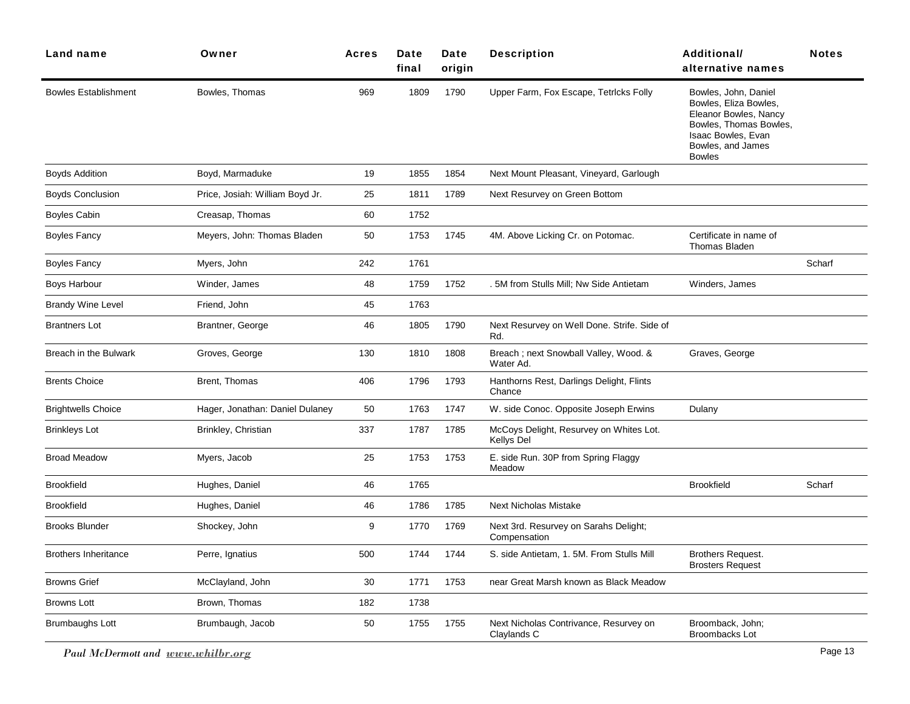| Land name | Owner | Acres | Date final | Date origin | Description | Additional/ alternative names | Notes |
|---|---|---|---|---|---|---|---|
| Bowles Establishment | Bowles, Thomas | 969 | 1809 | 1790 | Upper Farm, Fox Escape, Tetrlcks Folly | Bowles, John, Daniel Bowles, Eliza Bowles, Eleanor Bowles, Nancy Bowles, Thomas Bowles, Isaac Bowles, Evan Bowles, and James Bowles | |
| Boyds Addition | Boyd, Marmaduke | 19 | 1855 | 1854 | Next Mount Pleasant, Vineyard, Garlough | | |
| Boyds Conclusion | Price, Josiah: William Boyd Jr. | 25 | 1811 | 1789 | Next Resurvey on Green Bottom | | |
| Boyles Cabin | Creasap, Thomas | 60 | 1752 | | | | |
| Boyles Fancy | Meyers, John: Thomas Bladen | 50 | 1753 | 1745 | 4M. Above Licking Cr. on Potomac. | Certificate in name of Thomas Bladen | |
| Boyles Fancy | Myers, John | 242 | 1761 | | | | Scharf |
| Boys Harbour | Winder, James | 48 | 1759 | 1752 | . 5M from Stulls Mill; Nw Side Antietam | Winders, James | |
| Brandy Wine Level | Friend, John | 45 | 1763 | | | | |
| Brantners Lot | Brantner, George | 46 | 1805 | 1790 | Next Resurvey on Well Done. Strife. Side of Rd. | | |
| Breach in the Bulwark | Groves, George | 130 | 1810 | 1808 | Breach ; next Snowball Valley, Wood. & Water Ad. | Graves, George | |
| Brents Choice | Brent, Thomas | 406 | 1796 | 1793 | Hanthorns Rest, Darlings Delight, Flints Chance | | |
| Brightwells Choice | Hager, Jonathan: Daniel Dulaney | 50 | 1763 | 1747 | W. side Conoc. Opposite Joseph Erwins | Dulany | |
| Brinkleys Lot | Brinkley, Christian | 337 | 1787 | 1785 | McCoys Delight, Resurvey on Whites Lot. Kellys Del | | |
| Broad Meadow | Myers, Jacob | 25 | 1753 | 1753 | E. side Run. 30P from Spring Flaggy Meadow | | |
| Brookfield | Hughes, Daniel | 46 | 1765 | | | Brookfield | Scharf |
| Brookfield | Hughes, Daniel | 46 | 1786 | 1785 | Next Nicholas Mistake | | |
| Brooks Blunder | Shockey, John | 9 | 1770 | 1769 | Next 3rd. Resurvey on Sarahs Delight; Compensation | | |
| Brothers Inheritance | Perre, Ignatius | 500 | 1744 | 1744 | S. side Antietam, 1. 5M. From Stulls Mill | Brothers Request. Brosters Request | |
| Browns Grief | McClayland, John | 30 | 1771 | 1753 | near Great Marsh known as Black Meadow | | |
| Browns Lott | Brown, Thomas | 182 | 1738 | | | | |
| Brumbaughs Lott | Brumbaugh, Jacob | 50 | 1755 | 1755 | Next Nicholas Contrivance, Resurvey on Claylands C | Broomback, John; Broombacks Lot | |

*Paul McDermott and www.whilbr.org*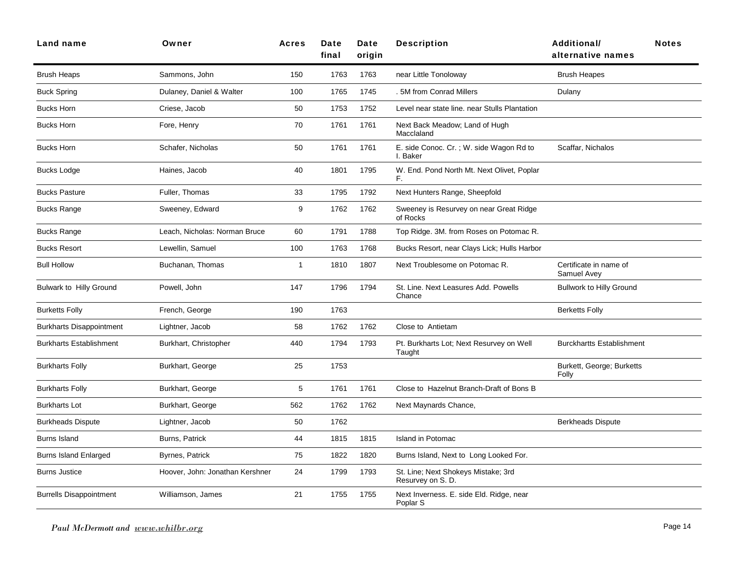| Land name | Owner | Acres | Date final | Date origin | Description | Additional/ alternative names | Notes |
|---|---|---|---|---|---|---|---|
| Brush Heaps | Sammons, John | 150 | 1763 | 1763 | near Little Tonoloway | Brush Heapes | |
| Buck Spring | Dulaney, Daniel & Walter | 100 | 1765 | 1745 | . 5M from Conrad Millers | Dulany | |
| Bucks Horn | Criese, Jacob | 50 | 1753 | 1752 | Level near state line. near Stulls Plantation | | |
| Bucks Horn | Fore, Henry | 70 | 1761 | 1761 | Next Back Meadow; Land of Hugh Macclaland | | |
| Bucks Horn | Schafer, Nicholas | 50 | 1761 | 1761 | E. side Conoc. Cr. ; W. side Wagon Rd to I. Baker | Scaffar, Nichalos | |
| Bucks Lodge | Haines, Jacob | 40 | 1801 | 1795 | W. End. Pond North Mt. Next Olivet, Poplar F. | | |
| Bucks Pasture | Fuller, Thomas | 33 | 1795 | 1792 | Next Hunters Range, Sheepfold | | |
| Bucks Range | Sweeney, Edward | 9 | 1762 | 1762 | Sweeney is Resurvey on near Great Ridge of Rocks | | |
| Bucks Range | Leach, Nicholas: Norman Bruce | 60 | 1791 | 1788 | Top Ridge. 3M. from Roses on Potomac R. | | |
| Bucks Resort | Lewellin, Samuel | 100 | 1763 | 1768 | Bucks Resort, near Clays Lick; Hulls Harbor | | |
| Bull Hollow | Buchanan, Thomas | 1 | 1810 | 1807 | Next Troublesome on Potomac R. | Certificate in name of Samuel Avey | |
| Bulwark to Hilly Ground | Powell, John | 147 | 1796 | 1794 | St. Line. Next Leasures Add. Powells Chance | Bullwork to Hilly Ground | |
| Burketts Folly | French, George | 190 | 1763 | | | Berketts Folly | |
| Burkharts Disappointment | Lightner, Jacob | 58 | 1762 | 1762 | Close to Antietam | | |
| Burkharts Establishment | Burkhart, Christopher | 440 | 1794 | 1793 | Pt. Burkharts Lot; Next Resurvey on Well Taught | Burckhartts Establishment | |
| Burkharts Folly | Burkhart, George | 25 | 1753 | | | Burkett, George; Burketts Folly | |
| Burkharts Folly | Burkhart, George | 5 | 1761 | 1761 | Close to Hazelnut Branch-Draft of Bons B | | |
| Burkharts Lot | Burkhart, George | 562 | 1762 | 1762 | Next Maynards Chance, | | |
| Burkheads Dispute | Lightner, Jacob | 50 | 1762 | | | Berkheads Dispute | |
| Burns Island | Burns, Patrick | 44 | 1815 | 1815 | Island in Potomac | | |
| Burns Island Enlarged | Byrnes, Patrick | 75 | 1822 | 1820 | Burns Island, Next to Long Looked For. | | |
| Burns Justice | Hoover, John: Jonathan Kershner | 24 | 1799 | 1793 | St. Line; Next Shokeys Mistake; 3rd Resurvey on S. D. | | |
| Burrells Disappointment | Williamson, James | 21 | 1755 | 1755 | Next Inverness. E. side Eld. Ridge, near Poplar S | | |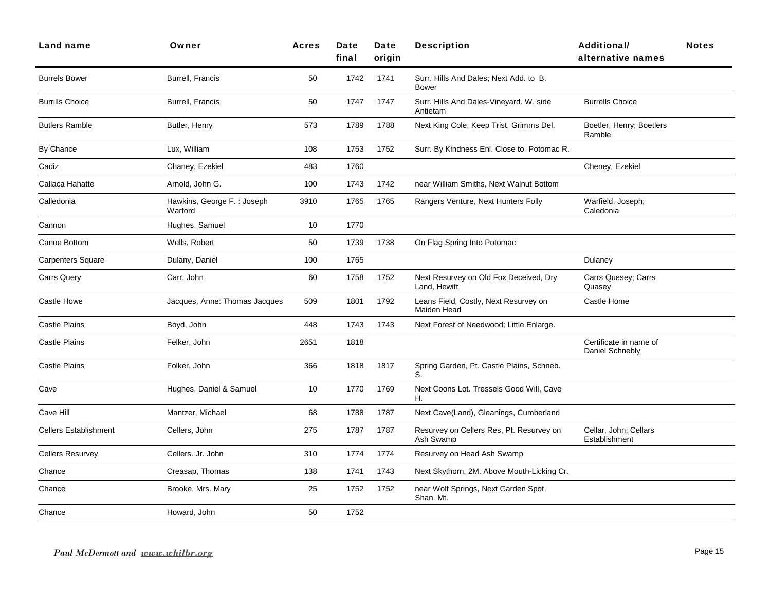| Land name | Owner | Acres | Date final | Date origin | Description | Additional/ alternative names | Notes |
|---|---|---|---|---|---|---|---|
| Burrels Bower | Burrell, Francis | 50 | 1742 | 1741 | Surr. Hills And Dales; Next Add. to B. Bower | | |
| Burrills Choice | Burrell, Francis | 50 | 1747 | 1747 | Surr. Hills And Dales-Vineyard. W. side Antietam | Burrells Choice | |
| Butlers Ramble | Butler, Henry | 573 | 1789 | 1788 | Next King Cole, Keep Trist, Grimms Del. | Boetler, Henry; Boetlers Ramble | |
| By Chance | Lux, William | 108 | 1753 | 1752 | Surr. By Kindness Enl. Close to Potomac R. | | |
| Cadiz | Chaney, Ezekiel | 483 | 1760 | | | Cheney, Ezekiel | |
| Callaca Hahatte | Arnold, John G. | 100 | 1743 | 1742 | near William Smiths, Next Walnut Bottom | | |
| Calledonia | Hawkins, George F. : Joseph Warford | 3910 | 1765 | 1765 | Rangers Venture, Next Hunters Folly | Warfield, Joseph; Caledonia | |
| Cannon | Hughes, Samuel | 10 | 1770 | | | | |
| Canoe Bottom | Wells, Robert | 50 | 1739 | 1738 | On Flag Spring Into Potomac | | |
| Carpenters Square | Dulany, Daniel | 100 | 1765 | | | Dulaney | |
| Carrs Query | Carr, John | 60 | 1758 | 1752 | Next Resurvey on Old Fox Deceived, Dry Land, Hewitt | Carrs Quesey; Carrs Quasey | |
| Castle Howe | Jacques, Anne: Thomas Jacques | 509 | 1801 | 1792 | Leans Field, Costly, Next Resurvey on Maiden Head | Castle Home | |
| Castle Plains | Boyd, John | 448 | 1743 | 1743 | Next Forest of Needwood; Little Enlarge. | | |
| Castle Plains | Felker, John | 2651 | 1818 | | | Certificate in name of Daniel Schnebly | |
| Castle Plains | Folker, John | 366 | 1818 | 1817 | Spring Garden, Pt. Castle Plains, Schneb. S. | | |
| Cave | Hughes, Daniel & Samuel | 10 | 1770 | 1769 | Next Coons Lot. Tressels Good Will, Cave H. | | |
| Cave Hill | Mantzer, Michael | 68 | 1788 | 1787 | Next Cave(Land), Gleanings, Cumberland | | |
| Cellers Establishment | Cellers, John | 275 | 1787 | 1787 | Resurvey on Cellers Res, Pt. Resurvey on Ash Swamp | Cellar, John; Cellars Establishment | |
| Cellers Resurvey | Cellers. Jr. John | 310 | 1774 | 1774 | Resurvey on Head Ash Swamp | | |
| Chance | Creasap, Thomas | 138 | 1741 | 1743 | Next Skythorn, 2M. Above Mouth-Licking Cr. | | |
| Chance | Brooke, Mrs. Mary | 25 | 1752 | 1752 | near Wolf Springs, Next Garden Spot, Shan. Mt. | | |
| Chance | Howard, John | 50 | 1752 | | | | |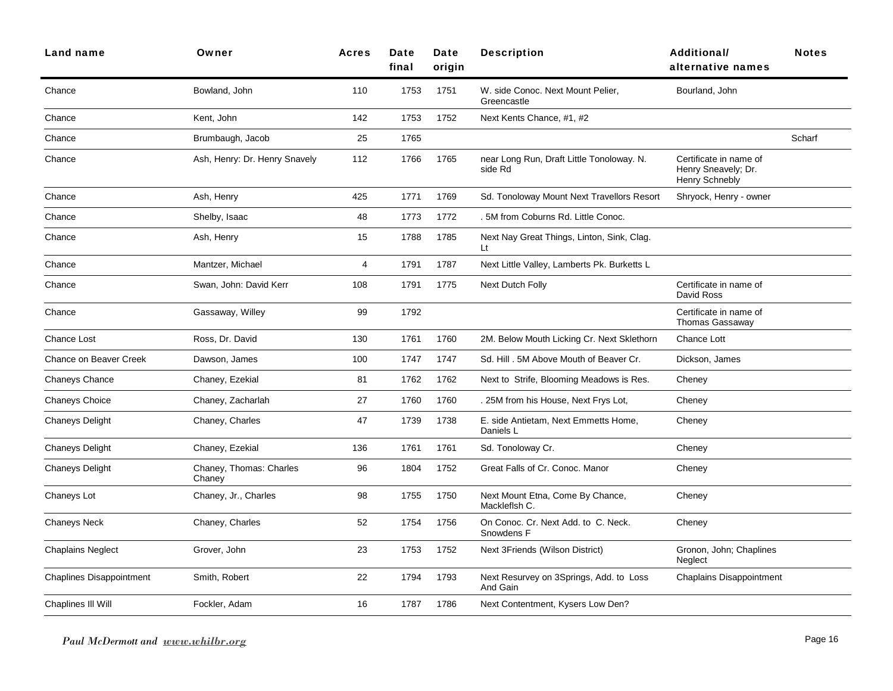| Land name | Owner | Acres | Date final | Date origin | Description | Additional/ alternative names | Notes |
|---|---|---|---|---|---|---|---|
| Chance | Bowland, John | 110 | 1753 | 1751 | W. side Conoc. Next Mount Pelier, Greencastle | Bourland, John | |
| Chance | Kent, John | 142 | 1753 | 1752 | Next Kents Chance, #1, #2 | | |
| Chance | Brumbaugh, Jacob | 25 | 1765 | | | | Scharf |
| Chance | Ash, Henry: Dr. Henry Snavely | 112 | 1766 | 1765 | near Long Run, Draft Little Tonoloway. N. side Rd | Certificate in name of Henry Sneavely; Dr. Henry Schnebly | |
| Chance | Ash, Henry | 425 | 1771 | 1769 | Sd. Tonoloway Mount Next Travellors Resort | Shryock, Henry - owner | |
| Chance | Shelby, Isaac | 48 | 1773 | 1772 | . 5M from Coburns Rd. Little Conoc. | | |
| Chance | Ash, Henry | 15 | 1788 | 1785 | Next Nay Great Things, Linton, Sink, Clag. Lt | | |
| Chance | Mantzer, Michael | 4 | 1791 | 1787 | Next Little Valley, Lamberts Pk. Burketts L | | |
| Chance | Swan, John: David Kerr | 108 | 1791 | 1775 | Next Dutch Folly | Certificate in name of David Ross | |
| Chance | Gassaway, Willey | 99 | 1792 | | | Certificate in name of Thomas Gassaway | |
| Chance Lost | Ross, Dr. David | 130 | 1761 | 1760 | 2M. Below Mouth Licking Cr. Next Sklethorn | Chance Lott | |
| Chance on Beaver Creek | Dawson, James | 100 | 1747 | 1747 | Sd. Hill . 5M Above Mouth of Beaver Cr. | Dickson, James | |
| Chaneys Chance | Chaney, Ezekial | 81 | 1762 | 1762 | Next to Strife, Blooming Meadows is Res. | Cheney | |
| Chaneys Choice | Chaney, Zacharlah | 27 | 1760 | 1760 | . 25M from his House, Next Frys Lot, | Cheney | |
| Chaneys Delight | Chaney, Charles | 47 | 1739 | 1738 | E. side Antietam, Next Emmetts Home, Daniels L | Cheney | |
| Chaneys Delight | Chaney, Ezekial | 136 | 1761 | 1761 | Sd. Tonoloway Cr. | Cheney | |
| Chaneys Delight | Chaney, Thomas: Charles Chaney | 96 | 1804 | 1752 | Great Falls of Cr. Conoc. Manor | Cheney | |
| Chaneys Lot | Chaney, Jr., Charles | 98 | 1755 | 1750 | Next Mount Etna, Come By Chance, Mackleflsh C. | Cheney | |
| Chaneys Neck | Chaney, Charles | 52 | 1754 | 1756 | On Conoc. Cr. Next Add. to C. Neck. Snowdens F | Cheney | |
| Chaplains Neglect | Grover, John | 23 | 1753 | 1752 | Next 3Friends (Wilson District) | Gronon, John; Chaplines Neglect | |
| Chaplines Disappointment | Smith, Robert | 22 | 1794 | 1793 | Next Resurvey on 3Springs, Add. to Loss And Gain | Chaplains Disappointment | |
| Chaplines Ill Will | Fockler, Adam | 16 | 1787 | 1786 | Next Contentment, Kysers Low Den? | | |

*Paul McDermott and www.whilbr.org*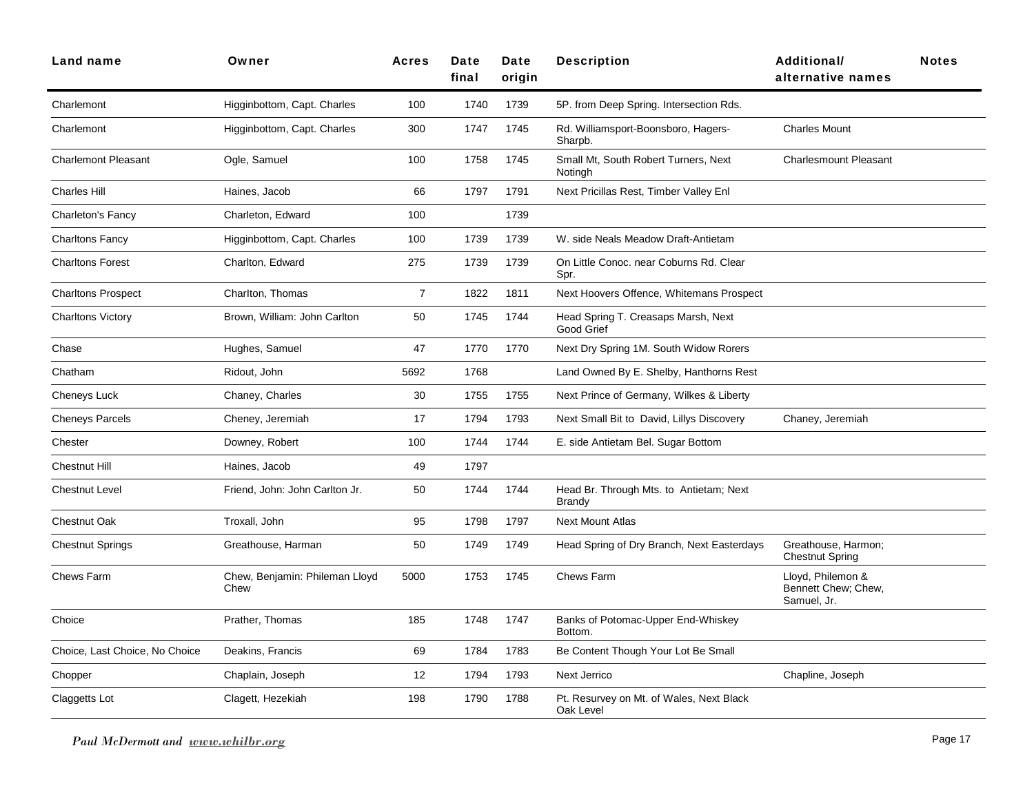| Land name | Owner | Acres | Date final | Date origin | Description | Additional/ alternative names | Notes |
|---|---|---|---|---|---|---|---|
| Charlemont | Higginbottom, Capt. Charles | 100 | 1740 | 1739 | 5P. from Deep Spring. Intersection Rds. | | |
| Charlemont | Higginbottom, Capt. Charles | 300 | 1747 | 1745 | Rd. Williamsport-Boonsboro, Hagers-Sharpb. | Charles Mount | |
| Charlemont Pleasant | Ogle, Samuel | 100 | 1758 | 1745 | Small Mt, South Robert Turners, Next Notingh | Charlesmount Pleasant | |
| Charles Hill | Haines, Jacob | 66 | 1797 | 1791 | Next Pricillas Rest, Timber Valley Enl | | |
| Charleton's Fancy | Charleton, Edward | 100 | | 1739 | | | |
| Charltons Fancy | Higginbottom, Capt. Charles | 100 | 1739 | 1739 | W. side Neals Meadow Draft-Antietam | | |
| Charltons Forest | Charlton, Edward | 275 | 1739 | 1739 | On Little Conoc. near Coburns Rd. Clear Spr. | | |
| Charltons Prospect | Charlton, Thomas | 7 | 1822 | 1811 | Next Hoovers Offence, Whitemans Prospect | | |
| Charltons Victory | Brown, William: John Carlton | 50 | 1745 | 1744 | Head Spring T. Creasaps Marsh, Next Good Grief | | |
| Chase | Hughes, Samuel | 47 | 1770 | 1770 | Next Dry Spring 1M. South Widow Rorers | | |
| Chatham | Ridout, John | 5692 | 1768 | | Land Owned By E. Shelby, Hanthorns Rest | | |
| Cheneys Luck | Chaney, Charles | 30 | 1755 | 1755 | Next Prince of Germany, Wilkes & Liberty | | |
| Cheneys Parcels | Cheney, Jeremiah | 17 | 1794 | 1793 | Next Small Bit to David, Lillys Discovery | Chaney, Jeremiah | |
| Chester | Downey, Robert | 100 | 1744 | 1744 | E. side Antietam Bel. Sugar Bottom | | |
| Chestnut Hill | Haines, Jacob | 49 | 1797 | | | | |
| Chestnut Level | Friend, John: John Carlton Jr. | 50 | 1744 | 1744 | Head Br. Through Mts. to Antietam; Next Brandy | | |
| Chestnut Oak | Troxall, John | 95 | 1798 | 1797 | Next Mount Atlas | | |
| Chestnut Springs | Greathouse, Harman | 50 | 1749 | 1749 | Head Spring of Dry Branch, Next Easterdays | Greathouse, Harmon; Chestnut Spring | |
| Chews Farm | Chew, Benjamin: Phileman Lloyd Chew | 5000 | 1753 | 1745 | Chews Farm | Lloyd, Philemon & Bennett Chew; Chew, Samuel, Jr. | |
| Choice | Prather, Thomas | 185 | 1748 | 1747 | Banks of Potomac-Upper End-Whiskey Bottom. | | |
| Choice, Last Choice, No Choice | Deakins, Francis | 69 | 1784 | 1783 | Be Content Though Your Lot Be Small | | |
| Chopper | Chaplain, Joseph | 12 | 1794 | 1793 | Next Jerrico | Chapline, Joseph | |
| Claggetts Lot | Clagett, Hezekiah | 198 | 1790 | 1788 | Pt. Resurvey on Mt. of Wales, Next Black Oak Level | | |

*Paul McDermott and www.whilbr.org*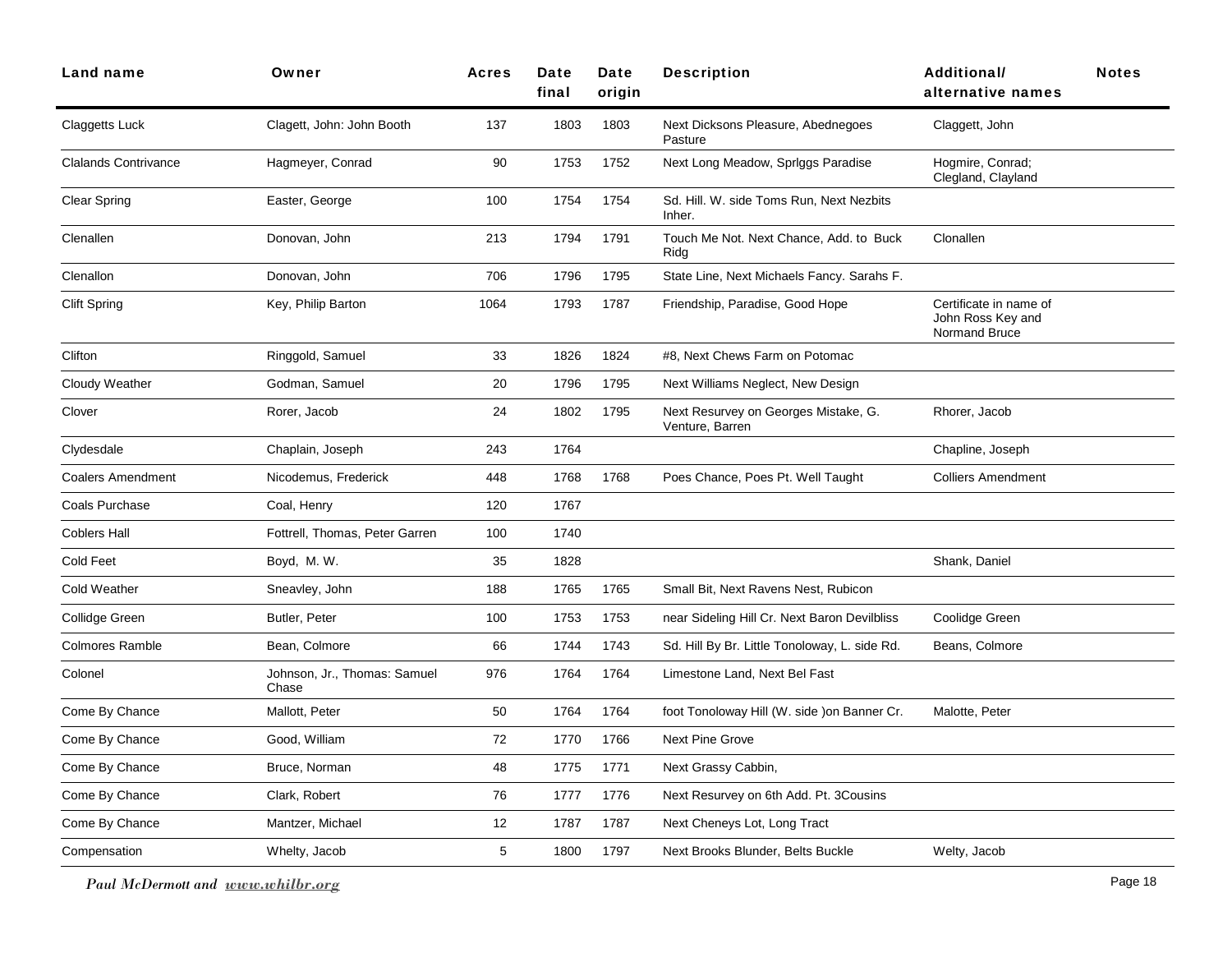| Land name | Owner | Acres | Date final | Date origin | Description | Additional/ alternative names | Notes |
|---|---|---|---|---|---|---|---|
| Claggetts Luck | Clagett, John: John Booth | 137 | 1803 | 1803 | Next Dicksons Pleasure, Abednegoes Pasture | Claggett, John | |
| Clalands Contrivance | Hagmeyer, Conrad | 90 | 1753 | 1752 | Next Long Meadow, Sprlggs Paradise | Hogmire, Conrad; Clegland, Clayland | |
| Clear Spring | Easter, George | 100 | 1754 | 1754 | Sd. Hill. W. side Toms Run, Next Nezbits Inher. | | |
| Clenallen | Donovan, John | 213 | 1794 | 1791 | Touch Me Not. Next Chance, Add. to Buck Ridg | Clonallen | |
| Clenallon | Donovan, John | 706 | 1796 | 1795 | State Line, Next Michaels Fancy. Sarahs F. | | |
| Clift Spring | Key, Philip Barton | 1064 | 1793 | 1787 | Friendship, Paradise, Good Hope | Certificate in name of John Ross Key and Normand Bruce | |
| Clifton | Ringgold, Samuel | 33 | 1826 | 1824 | #8, Next Chews Farm on Potomac | | |
| Cloudy Weather | Godman, Samuel | 20 | 1796 | 1795 | Next Williams Neglect, New Design | | |
| Clover | Rorer, Jacob | 24 | 1802 | 1795 | Next Resurvey on Georges Mistake, G. Venture, Barren | Rhorer, Jacob | |
| Clydesdale | Chaplain, Joseph | 243 | 1764 | | | Chapline, Joseph | |
| Coalers Amendment | Nicodemus, Frederick | 448 | 1768 | 1768 | Poes Chance, Poes Pt. Well Taught | Colliers Amendment | |
| Coals Purchase | Coal, Henry | 120 | 1767 | | | | |
| Coblers Hall | Fottrell, Thomas, Peter Garren | 100 | 1740 | | | | |
| Cold Feet | Boyd, M. W. | 35 | 1828 | | | Shank, Daniel | |
| Cold Weather | Sneavley, John | 188 | 1765 | 1765 | Small Bit, Next Ravens Nest, Rubicon | | |
| Collidge Green | Butler, Peter | 100 | 1753 | 1753 | near Sideling Hill Cr. Next Baron Devilbliss | Coolidge Green | |
| Colmores Ramble | Bean, Colmore | 66 | 1744 | 1743 | Sd. Hill By Br. Little Tonoloway, L. side Rd. | Beans, Colmore | |
| Colonel | Johnson, Jr., Thomas: Samuel Chase | 976 | 1764 | 1764 | Limestone Land, Next Bel Fast | | |
| Come By Chance | Mallott, Peter | 50 | 1764 | 1764 | foot Tonoloway Hill (W. side )on Banner Cr. | Malotte, Peter | |
| Come By Chance | Good, William | 72 | 1770 | 1766 | Next Pine Grove | | |
| Come By Chance | Bruce, Norman | 48 | 1775 | 1771 | Next Grassy Cabbin, | | |
| Come By Chance | Clark, Robert | 76 | 1777 | 1776 | Next Resurvey on 6th Add. Pt. 3Cousins | | |
| Come By Chance | Mantzer, Michael | 12 | 1787 | 1787 | Next Cheneys Lot, Long Tract | | |
| Compensation | Whelty, Jacob | 5 | 1800 | 1797 | Next Brooks Blunder, Belts Buckle | Welty, Jacob | |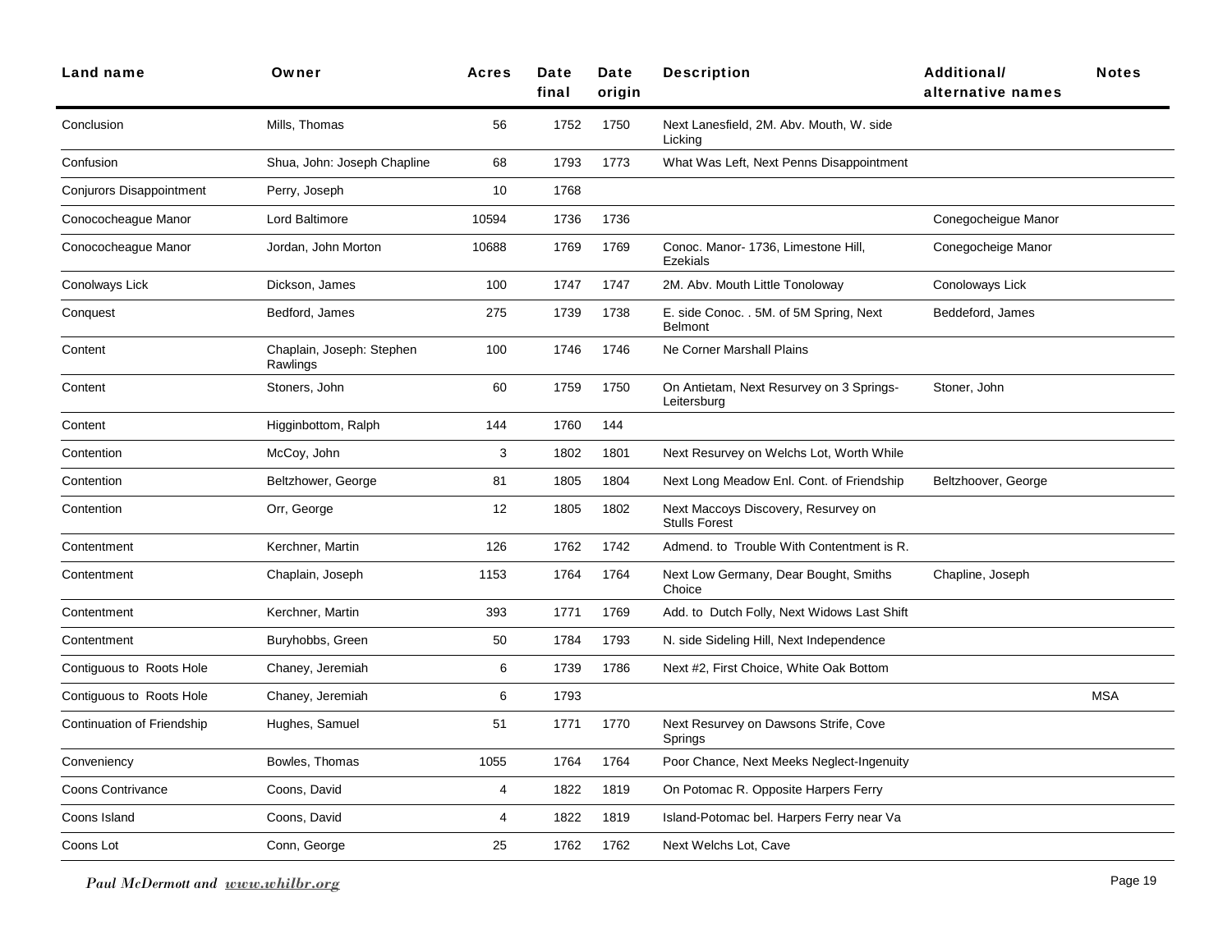| Land name | Owner | Acres | Date final | Date origin | Description | Additional/ alternative names | Notes |
|---|---|---|---|---|---|---|---|
| Conclusion | Mills, Thomas | 56 | 1752 | 1750 | Next Lanesfield, 2M. Abv. Mouth, W. side Licking | | |
| Confusion | Shua, John: Joseph Chapline | 68 | 1793 | 1773 | What Was Left, Next Penns Disappointment | | |
| Conjurors Disappointment | Perry, Joseph | 10 | 1768 | | | | |
| Conococheague Manor | Lord Baltimore | 10594 | 1736 | 1736 | | Conegocheigue Manor | |
| Conococheague Manor | Jordan, John Morton | 10688 | 1769 | 1769 | Conoc. Manor- 1736, Limestone Hill, Ezekials | Conegocheige Manor | |
| Conolways Lick | Dickson, James | 100 | 1747 | 1747 | 2M. Abv. Mouth Little Tonoloway | Conoloways Lick | |
| Conquest | Bedford, James | 275 | 1739 | 1738 | E. side Conoc. . 5M. of 5M Spring, Next Belmont | Beddeford, James | |
| Content | Chaplain, Joseph: Stephen Rawlings | 100 | 1746 | 1746 | Ne Corner Marshall Plains | | |
| Content | Stoners, John | 60 | 1759 | 1750 | On Antietam, Next Resurvey on 3 Springs- Leitersburg | Stoner, John | |
| Content | Higginbottom, Ralph | 144 | 1760 | 144 | | | |
| Contention | McCoy, John | 3 | 1802 | 1801 | Next Resurvey on Welchs Lot, Worth While | | |
| Contention | Beltzhower, George | 81 | 1805 | 1804 | Next Long Meadow Enl. Cont. of Friendship | Beltzhoover, George | |
| Contention | Orr, George | 12 | 1805 | 1802 | Next Maccoys Discovery, Resurvey on Stulls Forest | | |
| Contentment | Kerchner, Martin | 126 | 1762 | 1742 | Admend. to Trouble With Contentment is R. | | |
| Contentment | Chaplain, Joseph | 1153 | 1764 | 1764 | Next Low Germany, Dear Bought, Smiths Choice | Chapline, Joseph | |
| Contentment | Kerchner, Martin | 393 | 1771 | 1769 | Add. to Dutch Folly, Next Widows Last Shift | | |
| Contentment | Buryhobbs, Green | 50 | 1784 | 1793 | N. side Sideling Hill, Next Independence | | |
| Contiguous to Roots Hole | Chaney, Jeremiah | 6 | 1739 | 1786 | Next #2, First Choice, White Oak Bottom | | |
| Contiguous to Roots Hole | Chaney, Jeremiah | 6 | 1793 | | | | MSA |
| Continuation of Friendship | Hughes, Samuel | 51 | 1771 | 1770 | Next Resurvey on Dawsons Strife, Cove Springs | | |
| Conveniency | Bowles, Thomas | 1055 | 1764 | 1764 | Poor Chance, Next Meeks Neglect-Ingenuity | | |
| Coons Contrivance | Coons, David | 4 | 1822 | 1819 | On Potomac R. Opposite Harpers Ferry | | |
| Coons Island | Coons, David | 4 | 1822 | 1819 | Island-Potomac bel. Harpers Ferry near Va | | |
| Coons Lot | Conn, George | 25 | 1762 | 1762 | Next Welchs Lot, Cave | | |

*Paul McDermott and www.whilbr.org*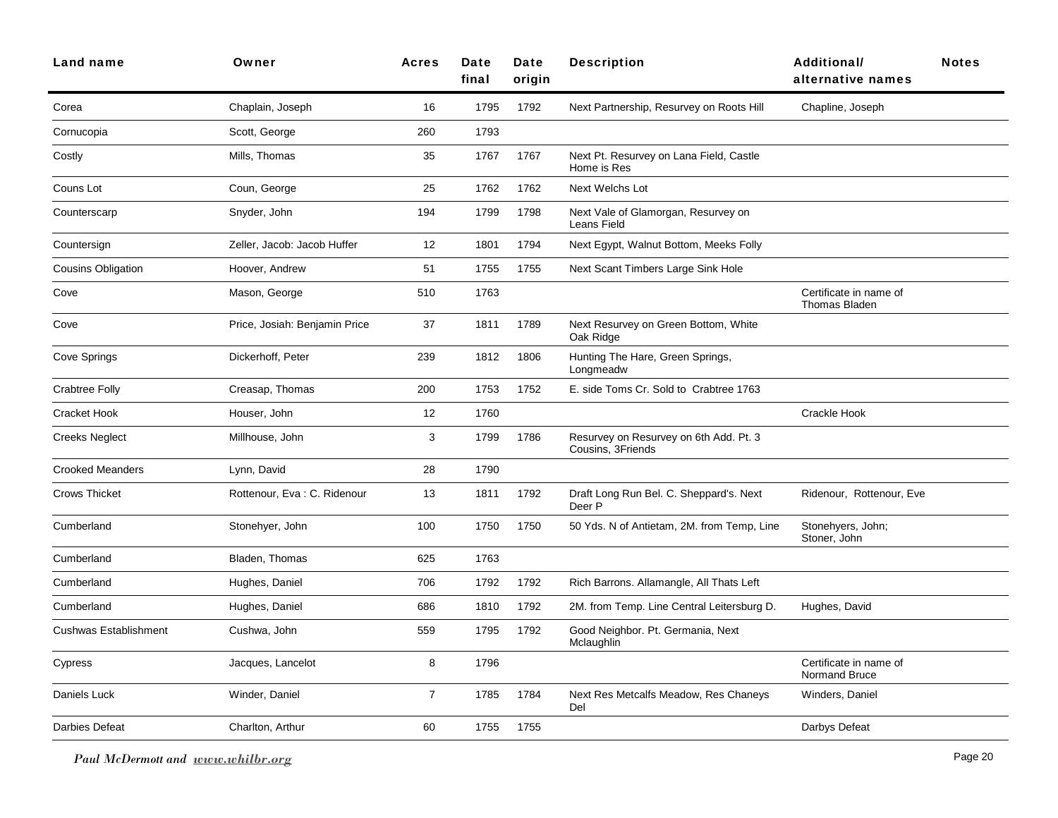| Land name | Owner | Acres | Date final | Date origin | Description | Additional/ alternative names | Notes |
|---|---|---|---|---|---|---|---|
| Corea | Chaplain, Joseph | 16 | 1795 | 1792 | Next Partnership, Resurvey on Roots Hill | Chapline, Joseph | |
| Cornucopia | Scott, George | 260 | 1793 | | | | |
| Costly | Mills, Thomas | 35 | 1767 | 1767 | Next Pt. Resurvey on Lana Field, Castle Home is Res | | |
| Couns Lot | Coun, George | 25 | 1762 | 1762 | Next Welchs Lot | | |
| Counterscarp | Snyder, John | 194 | 1799 | 1798 | Next Vale of Glamorgan, Resurvey on Leans Field | | |
| Countersign | Zeller, Jacob: Jacob Huffer | 12 | 1801 | 1794 | Next Egypt, Walnut Bottom, Meeks Folly | | |
| Cousins Obligation | Hoover, Andrew | 51 | 1755 | 1755 | Next Scant Timbers Large Sink Hole | | |
| Cove | Mason, George | 510 | 1763 | | | Certificate in name of Thomas Bladen | |
| Cove | Price, Josiah: Benjamin Price | 37 | 1811 | 1789 | Next Resurvey on Green Bottom, White Oak Ridge | | |
| Cove Springs | Dickerhoff, Peter | 239 | 1812 | 1806 | Hunting The Hare, Green Springs, Longmeadw | | |
| Crabtree Folly | Creasap, Thomas | 200 | 1753 | 1752 | E. side Toms Cr. Sold to Crabtree 1763 | | |
| Cracket Hook | Houser, John | 12 | 1760 | | | Crackle Hook | |
| Creeks Neglect | Millhouse, John | 3 | 1799 | 1786 | Resurvey on Resurvey on 6th Add. Pt. 3 Cousins, 3Friends | | |
| Crooked Meanders | Lynn, David | 28 | 1790 | | | | |
| Crows Thicket | Rottenour, Eva : C. Ridenour | 13 | 1811 | 1792 | Draft Long Run Bel. C. Sheppard's. Next Deer P | Ridenour, Rottenour, Eve | |
| Cumberland | Stonehyer, John | 100 | 1750 | 1750 | 50 Yds. N of Antietam, 2M. from Temp, Line | Stonehyers, John; Stoner, John | |
| Cumberland | Bladen, Thomas | 625 | 1763 | | | | |
| Cumberland | Hughes, Daniel | 706 | 1792 | 1792 | Rich Barrons. Allamangle, All Thats Left | | |
| Cumberland | Hughes, Daniel | 686 | 1810 | 1792 | 2M. from Temp. Line Central Leitersburg D. | Hughes, David | |
| Cushwas Establishment | Cushwa, John | 559 | 1795 | 1792 | Good Neighbor. Pt. Germania, Next Mclaughlin | | |
| Cypress | Jacques, Lancelot | 8 | 1796 | | | Certificate in name of Normand Bruce | |
| Daniels Luck | Winder, Daniel | 7 | 1785 | 1784 | Next Res Metcalfs Meadow, Res Chaneys Del | Winders, Daniel | |
| Darbies Defeat | Charlton, Arthur | 60 | 1755 | 1755 | | Darbys Defeat | |

*Paul McDermott and* ***www.whilbr.org***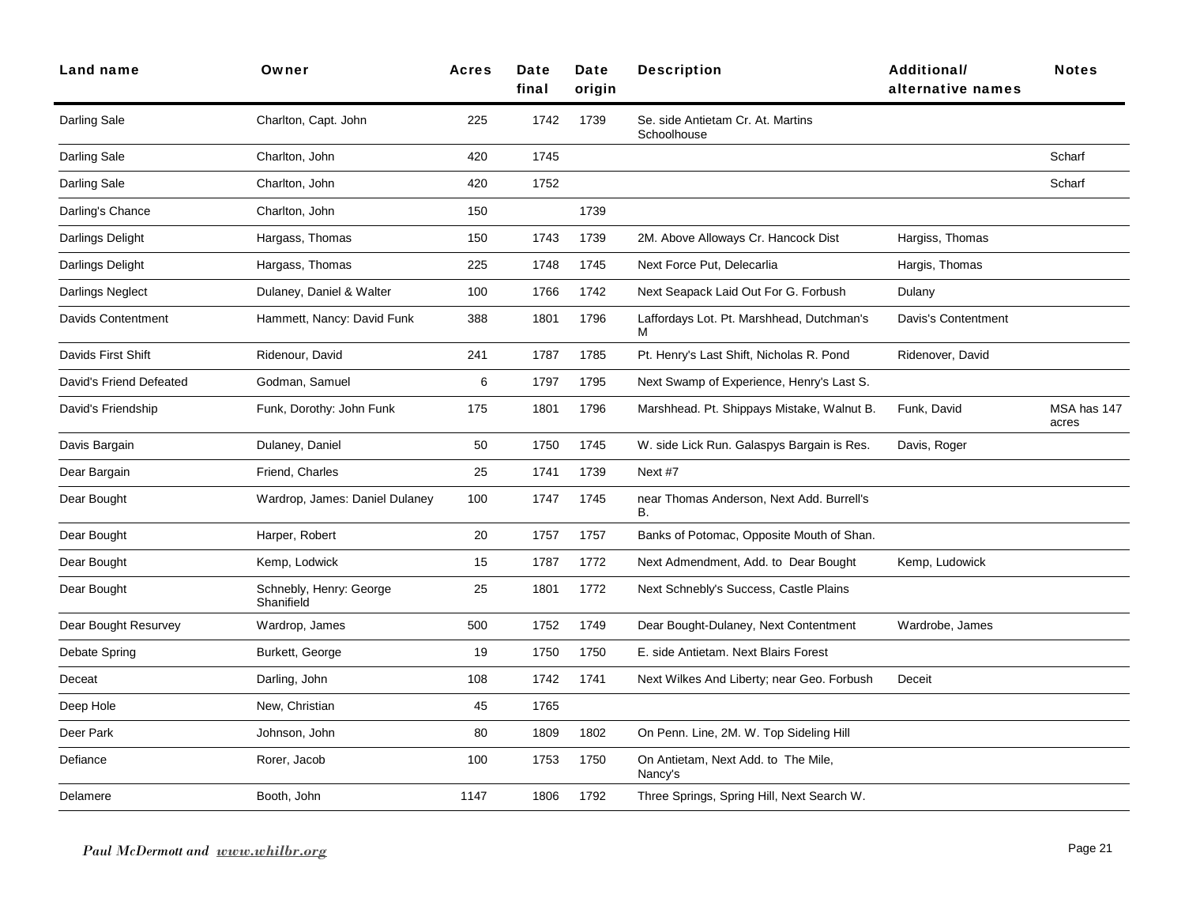| Land name | Owner | Acres | Date final | Date origin | Description | Additional/ alternative names | Notes |
|---|---|---|---|---|---|---|---|
| Darling Sale | Charlton, Capt. John | 225 | 1742 | 1739 | Se. side Antietam Cr. At. Martins Schoolhouse | | |
| Darling Sale | Charlton, John | 420 | 1745 | | | | Scharf |
| Darling Sale | Charlton, John | 420 | 1752 | | | | Scharf |
| Darling's Chance | Charlton, John | 150 | | 1739 | | | |
| Darlings Delight | Hargass, Thomas | 150 | 1743 | 1739 | 2M. Above Alloways Cr. Hancock Dist | Hargiss, Thomas | |
| Darlings Delight | Hargass, Thomas | 225 | 1748 | 1745 | Next Force Put, Delecarlia | Hargis, Thomas | |
| Darlings Neglect | Dulaney, Daniel & Walter | 100 | 1766 | 1742 | Next Seapack Laid Out For G. Forbush | Dulany | |
| Davids Contentment | Hammett, Nancy: David Funk | 388 | 1801 | 1796 | Laffordays Lot. Pt. Marshhead, Dutchman's M | Davis's Contentment | |
| Davids First Shift | Ridenour, David | 241 | 1787 | 1785 | Pt. Henry's Last Shift, Nicholas R. Pond | Ridenover, David | |
| David's Friend Defeated | Godman, Samuel | 6 | 1797 | 1795 | Next Swamp of Experience, Henry's Last S. | | |
| David's Friendship | Funk, Dorothy: John Funk | 175 | 1801 | 1796 | Marshhead. Pt. Shippays Mistake, Walnut B. | Funk, David | MSA has 147 acres |
| Davis Bargain | Dulaney, Daniel | 50 | 1750 | 1745 | W. side Lick Run. Galaspys Bargain is Res. | Davis, Roger | |
| Dear Bargain | Friend, Charles | 25 | 1741 | 1739 | Next #7 | | |
| Dear Bought | Wardrop, James: Daniel Dulaney | 100 | 1747 | 1745 | near Thomas Anderson, Next Add. Burrell's B. | | |
| Dear Bought | Harper, Robert | 20 | 1757 | 1757 | Banks of Potomac, Opposite Mouth of Shan. | | |
| Dear Bought | Kemp, Lodwick | 15 | 1787 | 1772 | Next Admendment, Add. to Dear Bought | Kemp, Ludowick | |
| Dear Bought | Schnebly, Henry: George Shanifield | 25 | 1801 | 1772 | Next Schnebly's Success, Castle Plains | | |
| Dear Bought Resurvey | Wardrop, James | 500 | 1752 | 1749 | Dear Bought-Dulaney, Next Contentment | Wardrobe, James | |
| Debate Spring | Burkett, George | 19 | 1750 | 1750 | E. side Antietam. Next Blairs Forest | | |
| Deceat | Darling, John | 108 | 1742 | 1741 | Next Wilkes And Liberty; near Geo. Forbush | Deceit | |
| Deep Hole | New, Christian | 45 | 1765 | | | | |
| Deer Park | Johnson, John | 80 | 1809 | 1802 | On Penn. Line, 2M. W. Top Sideling Hill | | |
| Defiance | Rorer, Jacob | 100 | 1753 | 1750 | On Antietam, Next Add. to The Mile, Nancy's | | |
| Delamere | Booth, John | 1147 | 1806 | 1792 | Three Springs, Spring Hill, Next Search W. | | |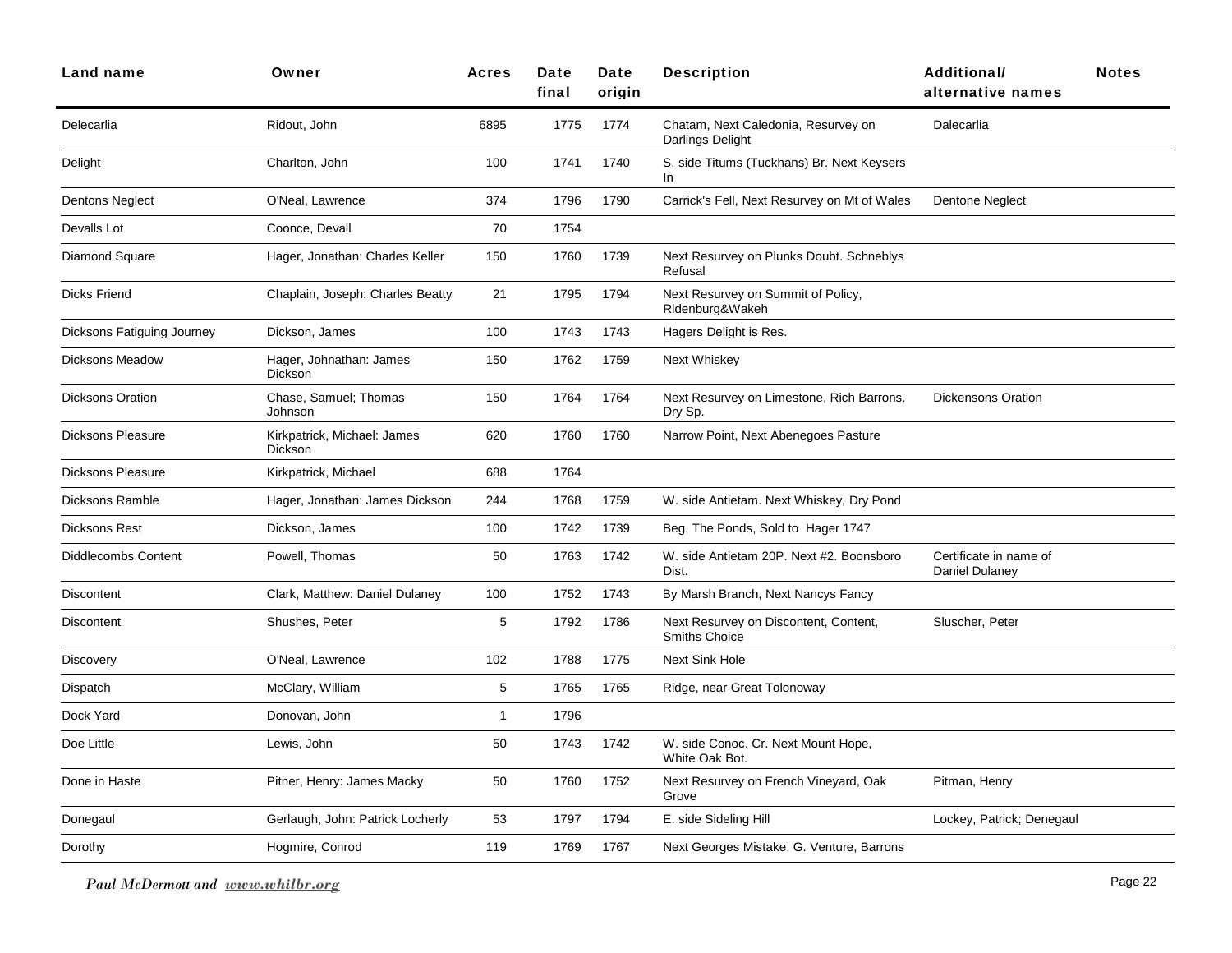| Land name | Owner | Acres | Date final | Date origin | Description | Additional/ alternative names | Notes |
|---|---|---|---|---|---|---|---|
| Delecarlia | Ridout, John | 6895 | 1775 | 1774 | Chatam, Next Caledonia, Resurvey on Darlings Delight | Dalecarlia | |
| Delight | Charlton, John | 100 | 1741 | 1740 | S. side Titums (Tuckhans) Br. Next Keysers In | | |
| Dentons Neglect | O'Neal, Lawrence | 374 | 1796 | 1790 | Carrick's Fell, Next Resurvey on Mt of Wales | Dentone Neglect | |
| Devalls Lot | Coonce, Devall | 70 | 1754 | | | | |
| Diamond Square | Hager, Jonathan: Charles Keller | 150 | 1760 | 1739 | Next Resurvey on Plunks Doubt. Schneblys Refusal | | |
| Dicks Friend | Chaplain, Joseph: Charles Beatty | 21 | 1795 | 1794 | Next Resurvey on Summit of Policy, Rldenburg&Wakeh | | |
| Dicksons Fatiguing Journey | Dickson, James | 100 | 1743 | 1743 | Hagers Delight is Res. | | |
| Dicksons Meadow | Hager, Johnathan: James Dickson | 150 | 1762 | 1759 | Next Whiskey | | |
| Dicksons Oration | Chase, Samuel; Thomas Johnson | 150 | 1764 | 1764 | Next Resurvey on Limestone, Rich Barrons. Dry Sp. | Dickensons Oration | |
| Dicksons Pleasure | Kirkpatrick, Michael: James Dickson | 620 | 1760 | 1760 | Narrow Point, Next Abenegoes Pasture | | |
| Dicksons Pleasure | Kirkpatrick, Michael | 688 | 1764 | | | | |
| Dicksons Ramble | Hager, Jonathan: James Dickson | 244 | 1768 | 1759 | W. side Antietam. Next Whiskey, Dry Pond | | |
| Dicksons Rest | Dickson, James | 100 | 1742 | 1739 | Beg. The Ponds, Sold to Hager 1747 | | |
| Diddlecombs Content | Powell, Thomas | 50 | 1763 | 1742 | W. side Antietam 20P. Next #2. Boonsboro Dist. | Certificate in name of Daniel Dulaney | |
| Discontent | Clark, Matthew: Daniel Dulaney | 100 | 1752 | 1743 | By Marsh Branch, Next Nancys Fancy | | |
| Discontent | Shushes, Peter | 5 | 1792 | 1786 | Next Resurvey on Discontent, Content, Smiths Choice | Sluscher, Peter | |
| Discovery | O'Neal, Lawrence | 102 | 1788 | 1775 | Next Sink Hole | | |
| Dispatch | McClary, William | 5 | 1765 | 1765 | Ridge, near Great Tolonoway | | |
| Dock Yard | Donovan, John | 1 | 1796 | | | | |
| Doe Little | Lewis, John | 50 | 1743 | 1742 | W. side Conoc. Cr. Next Mount Hope, White Oak Bot. | | |
| Done in Haste | Pitner, Henry: James Macky | 50 | 1760 | 1752 | Next Resurvey on French Vineyard, Oak Grove | Pitman, Henry | |
| Donegaul | Gerlaugh, John: Patrick Locherly | 53 | 1797 | 1794 | E. side Sideling Hill | Lockey, Patrick; Denegaul | |
| Dorothy | Hogmire, Conrod | 119 | 1769 | 1767 | Next Georges Mistake, G. Venture, Barrons | | |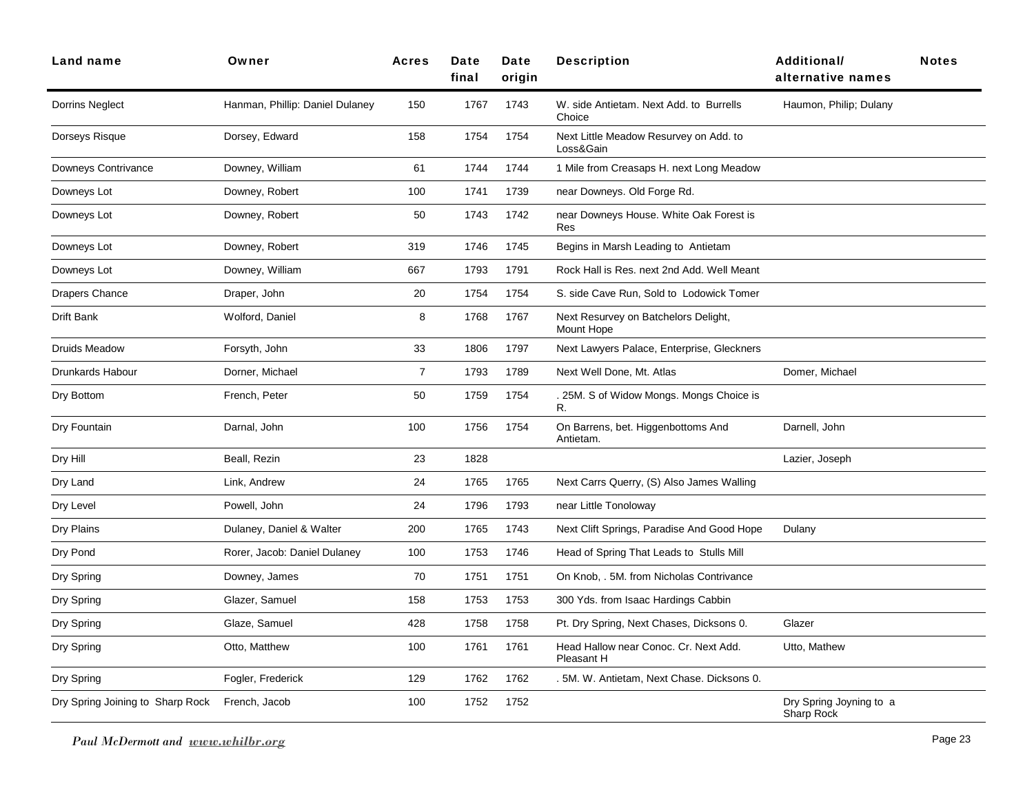| Land name | Owner | Acres | Date final | Date origin | Description | Additional/ alternative names | Notes |
|---|---|---|---|---|---|---|---|
| Dorrins Neglect | Hanman, Phillip: Daniel Dulaney | 150 | 1767 | 1743 | W. side Antietam. Next Add. to Burrells Choice | Haumon, Philip; Dulany | |
| Dorseys Risque | Dorsey, Edward | 158 | 1754 | 1754 | Next Little Meadow Resurvey on Add. to Loss&Gain | | |
| Downeys Contrivance | Downey, William | 61 | 1744 | 1744 | 1 Mile from Creasaps H. next Long Meadow | | |
| Downeys Lot | Downey, Robert | 100 | 1741 | 1739 | near Downeys. Old Forge Rd. | | |
| Downeys Lot | Downey, Robert | 50 | 1743 | 1742 | near Downeys House. White Oak Forest is Res | | |
| Downeys Lot | Downey, Robert | 319 | 1746 | 1745 | Begins in Marsh Leading to Antietam | | |
| Downeys Lot | Downey, William | 667 | 1793 | 1791 | Rock Hall is Res. next 2nd Add. Well Meant | | |
| Drapers Chance | Draper, John | 20 | 1754 | 1754 | S. side Cave Run, Sold to Lodowick Tomer | | |
| Drift Bank | Wolford, Daniel | 8 | 1768 | 1767 | Next Resurvey on Batchelors Delight, Mount Hope | | |
| Druids Meadow | Forsyth, John | 33 | 1806 | 1797 | Next Lawyers Palace, Enterprise, Gleckners | | |
| Drunkards Habour | Dorner, Michael | 7 | 1793 | 1789 | Next Well Done, Mt. Atlas | Domer, Michael | |
| Dry Bottom | French, Peter | 50 | 1759 | 1754 | . 25M. S of Widow Mongs. Mongs Choice is R. | | |
| Dry Fountain | Darnal, John | 100 | 1756 | 1754 | On Barrens, bet. Higgenbottoms And Antietam. | Darnell, John | |
| Dry Hill | Beall, Rezin | 23 | 1828 | | | Lazier, Joseph | |
| Dry Land | Link, Andrew | 24 | 1765 | 1765 | Next Carrs Querry, (S) Also James Walling | | |
| Dry Level | Powell, John | 24 | 1796 | 1793 | near Little Tonoloway | | |
| Dry Plains | Dulaney, Daniel & Walter | 200 | 1765 | 1743 | Next Clift Springs, Paradise And Good Hope | Dulany | |
| Dry Pond | Rorer, Jacob: Daniel Dulaney | 100 | 1753 | 1746 | Head of Spring That Leads to Stulls Mill | | |
| Dry Spring | Downey, James | 70 | 1751 | 1751 | On Knob, . 5M. from Nicholas Contrivance | | |
| Dry Spring | Glazer, Samuel | 158 | 1753 | 1753 | 300 Yds. from Isaac Hardings Cabbin | | |
| Dry Spring | Glaze, Samuel | 428 | 1758 | 1758 | Pt. Dry Spring, Next Chases, Dicksons 0. | Glazer | |
| Dry Spring | Otto, Matthew | 100 | 1761 | 1761 | Head Hallow near Conoc. Cr. Next Add. Pleasant H | Utto, Mathew | |
| Dry Spring | Fogler, Frederick | 129 | 1762 | 1762 | . 5M. W. Antietam, Next Chase. Dicksons 0. | | |
| Dry Spring Joining to Sharp Rock | French, Jacob | 100 | 1752 | 1752 | | Dry Spring Joyning to a Sharp Rock | |

*Paul McDermott and www.whilbr.org*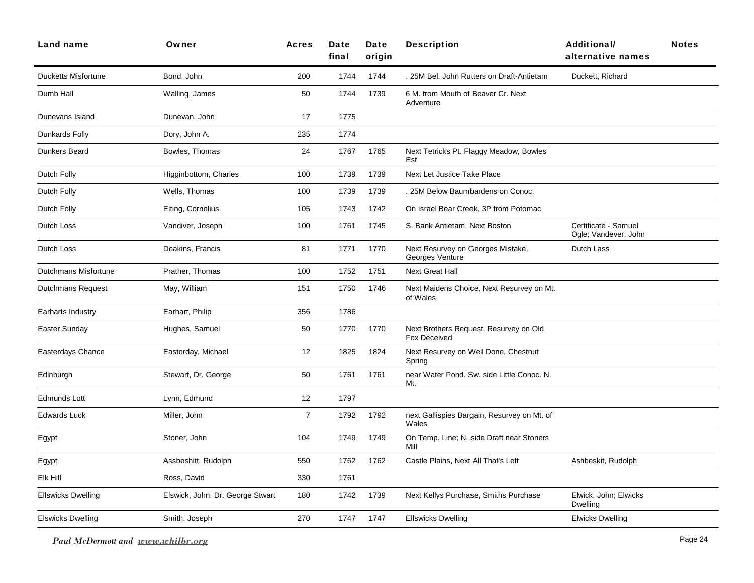| Land name | Owner | Acres | Date final | Date origin | Description | Additional/ alternative names | Notes |
|---|---|---|---|---|---|---|---|
| Ducketts Misfortune | Bond, John | 200 | 1744 | 1744 | . 25M Bel. John Rutters on Draft-Antietam | Duckett, Richard | |
| Dumb Hall | Walling, James | 50 | 1744 | 1739 | 6 M. from Mouth of Beaver Cr. Next Adventure | | |
| Dunevans Island | Dunevan, John | 17 | 1775 | | | | |
| Dunkards Folly | Dory, John A. | 235 | 1774 | | | | |
| Dunkers Beard | Bowles, Thomas | 24 | 1767 | 1765 | Next Tetricks Pt. Flaggy Meadow, Bowles Est | | |
| Dutch Folly | Higginbottom, Charles | 100 | 1739 | 1739 | Next Let Justice Take Place | | |
| Dutch Folly | Wells, Thomas | 100 | 1739 | 1739 | . 25M Below Baumbardens on Conoc. | | |
| Dutch Folly | Elting, Cornelius | 105 | 1743 | 1742 | On Israel Bear Creek, 3P from Potomac | | |
| Dutch Loss | Vandiver, Joseph | 100 | 1761 | 1745 | S. Bank Antietam, Next Boston | Certificate - Samuel Ogle; Vandever, John | |
| Dutch Loss | Deakins, Francis | 81 | 1771 | 1770 | Next Resurvey on Georges Mistake, Georges Venture | Dutch Lass | |
| Dutchmans Misfortune | Prather, Thomas | 100 | 1752 | 1751 | Next Great Hall | | |
| Dutchmans Request | May, William | 151 | 1750 | 1746 | Next Maidens Choice. Next Resurvey on Mt. of Wales | | |
| Earharts Industry | Earhart, Philip | 356 | 1786 | | | | |
| Easter Sunday | Hughes, Samuel | 50 | 1770 | 1770 | Next Brothers Request, Resurvey on Old Fox Deceived | | |
| Easterdays Chance | Easterday, Michael | 12 | 1825 | 1824 | Next Resurvey on Well Done, Chestnut Spring | | |
| Edinburgh | Stewart, Dr. George | 50 | 1761 | 1761 | near Water Pond. Sw. side Little Conoc. N. Mt. | | |
| Edmunds Lott | Lynn, Edmund | 12 | 1797 | | | | |
| Edwards Luck | Miller, John | 7 | 1792 | 1792 | next Gallispies Bargain, Resurvey on Mt. of Wales | | |
| Egypt | Stoner, John | 104 | 1749 | 1749 | On Temp. Line; N. side Draft near Stoners Mill | | |
| Egypt | Assbeshitt, Rudolph | 550 | 1762 | 1762 | Castle Plains, Next All That's Left | Ashbeskit, Rudolph | |
| Elk Hill | Ross, David | 330 | 1761 | | | | |
| Ellswicks Dwelling | Elswick, John: Dr. George Stwart | 180 | 1742 | 1739 | Next Kellys Purchase, Smiths Purchase | Elwick, John; Elwicks Dwelling | |
| Elswicks Dwelling | Smith, Joseph | 270 | 1747 | 1747 | Ellswicks Dwelling | Elwicks Dwelling | |

*Paul McDermott and www.whilbr.org*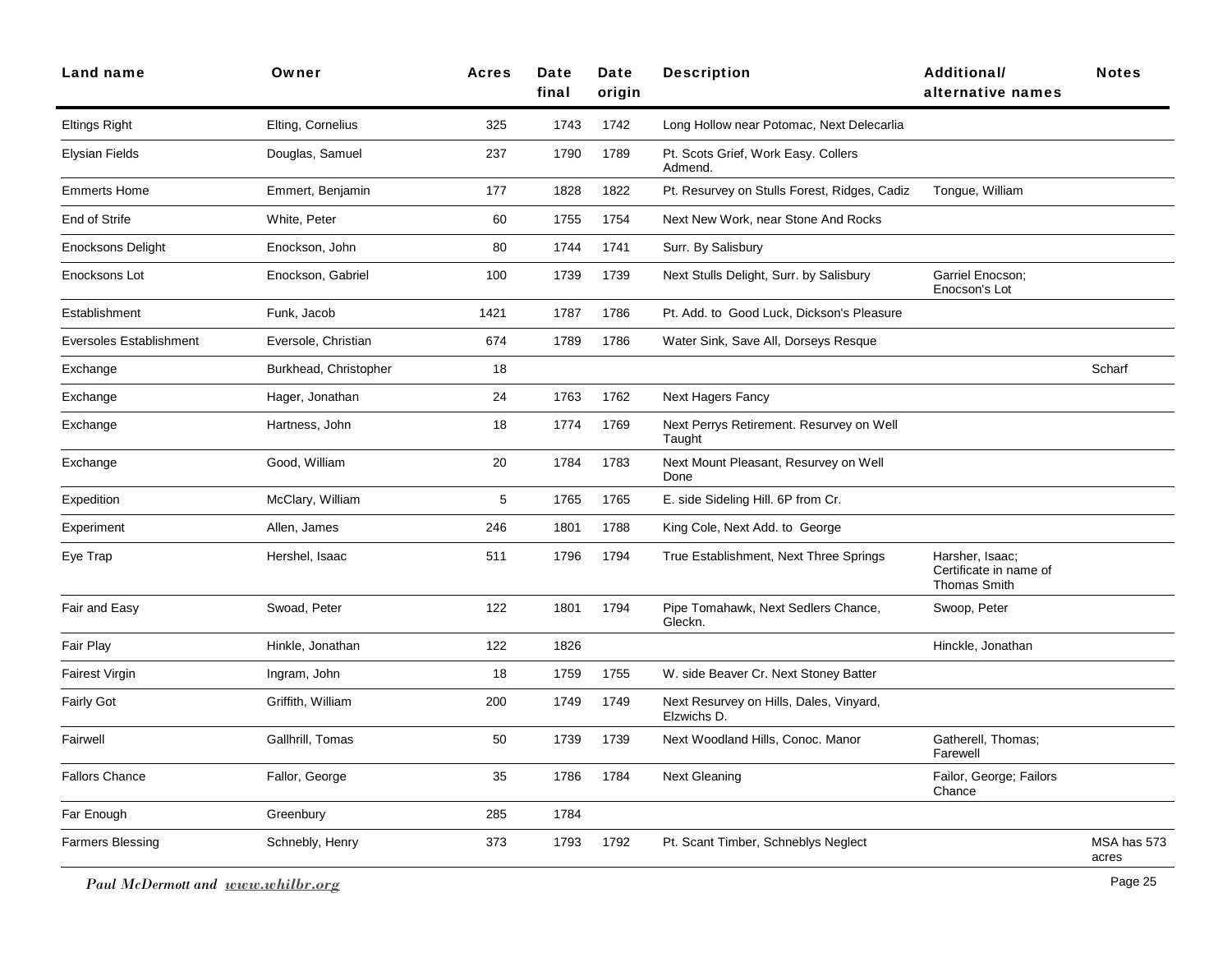| Land name | Owner | Acres | Date final | Date origin | Description | Additional/ alternative names | Notes |
|---|---|---|---|---|---|---|---|
| Eltings Right | Elting, Cornelius | 325 | 1743 | 1742 | Long Hollow near Potomac, Next Delecarlia | | |
| Elysian Fields | Douglas, Samuel | 237 | 1790 | 1789 | Pt. Scots Grief, Work Easy. Collers Admend. | | |
| Emmerts Home | Emmert, Benjamin | 177 | 1828 | 1822 | Pt. Resurvey on Stulls Forest, Ridges, Cadiz | Tongue, William | |
| End of Strife | White, Peter | 60 | 1755 | 1754 | Next New Work, near Stone And Rocks | | |
| Enocksons Delight | Enockson, John | 80 | 1744 | 1741 | Surr. By Salisbury | | |
| Enocksons Lot | Enockson, Gabriel | 100 | 1739 | 1739 | Next Stulls Delight, Surr. by Salisbury | Garriel Enocson; Enocson's Lot | |
| Establishment | Funk, Jacob | 1421 | 1787 | 1786 | Pt. Add. to Good Luck, Dickson's Pleasure | | |
| Eversoles Establishment | Eversole, Christian | 674 | 1789 | 1786 | Water Sink, Save All, Dorseys Resque | | |
| Exchange | Burkhead, Christopher | 18 | | | | | Scharf |
| Exchange | Hager, Jonathan | 24 | 1763 | 1762 | Next Hagers Fancy | | |
| Exchange | Hartness, John | 18 | 1774 | 1769 | Next Perrys Retirement. Resurvey on Well Taught | | |
| Exchange | Good, William | 20 | 1784 | 1783 | Next Mount Pleasant, Resurvey on Well Done | | |
| Expedition | McClary, William | 5 | 1765 | 1765 | E. side Sideling Hill. 6P from Cr. | | |
| Experiment | Allen, James | 246 | 1801 | 1788 | King Cole, Next Add. to George | | |
| Eye Trap | Hershel, Isaac | 511 | 1796 | 1794 | True Establishment, Next Three Springs | Harsher, Isaac; Certificate in name of Thomas Smith | |
| Fair and Easy | Swoad, Peter | 122 | 1801 | 1794 | Pipe Tomahawk, Next Sedlers Chance, Gleckn. | Swoop, Peter | |
| Fair Play | Hinkle, Jonathan | 122 | 1826 | | | Hinckle, Jonathan | |
| Fairest Virgin | Ingram, John | 18 | 1759 | 1755 | W. side Beaver Cr. Next Stoney Batter | | |
| Fairly Got | Griffith, William | 200 | 1749 | 1749 | Next Resurvey on Hills, Dales, Vinyard, Elzwichs D. | | |
| Fairwell | Gallhrill, Tomas | 50 | 1739 | 1739 | Next Woodland Hills, Conoc. Manor | Gatherell, Thomas; Farewell | |
| Fallors Chance | Fallor, George | 35 | 1786 | 1784 | Next Gleaning | Failor, George; Failors Chance | |
| Far Enough | Greenbury | 285 | 1784 | | | | |
| Farmers Blessing | Schnebly, Henry | 373 | 1793 | 1792 | Pt. Scant Timber, Schneblys Neglect | | MSA has 573 acres |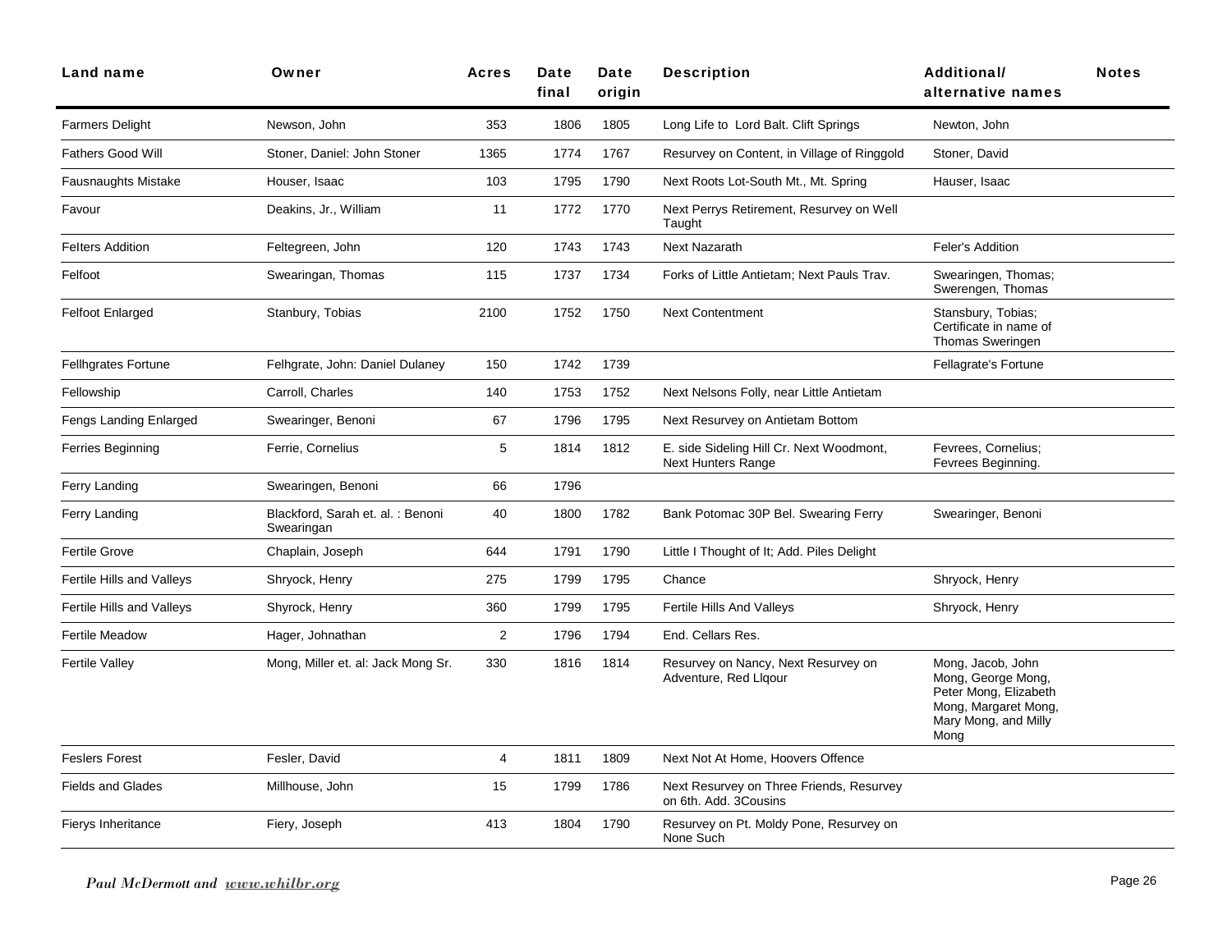| Land name | Owner | Acres | Date final | Date origin | Description | Additional/ alternative names | Notes |
|---|---|---|---|---|---|---|---|
| Farmers Delight | Newson, John | 353 | 1806 | 1805 | Long Life to Lord Balt. Clift Springs | Newton, John | |
| Fathers Good Will | Stoner, Daniel: John Stoner | 1365 | 1774 | 1767 | Resurvey on Content, in Village of Ringgold | Stoner, David | |
| Fausnaughts Mistake | Houser, Isaac | 103 | 1795 | 1790 | Next Roots Lot-South Mt., Mt. Spring | Hauser, Isaac | |
| Favour | Deakins, Jr., William | 11 | 1772 | 1770 | Next Perrys Retirement, Resurvey on Well Taught | | |
| Felters Addition | Feltegreen, John | 120 | 1743 | 1743 | Next Nazarath | Feler's Addition | |
| Felfoot | Swearingan, Thomas | 115 | 1737 | 1734 | Forks of Little Antietam; Next Pauls Trav. | Swearingen, Thomas; Swerengen, Thomas | |
| Felfoot Enlarged | Stanbury, Tobias | 2100 | 1752 | 1750 | Next Contentment | Stansbury, Tobias; Certificate in name of Thomas Sweringen | |
| Fellhgrates Fortune | Felhgrate, John: Daniel Dulaney | 150 | 1742 | 1739 | | Fellagrate's Fortune | |
| Fellowship | Carroll, Charles | 140 | 1753 | 1752 | Next Nelsons Folly, near Little Antietam | | |
| Fengs Landing Enlarged | Swearinger, Benoni | 67 | 1796 | 1795 | Next Resurvey on Antietam Bottom | | |
| Ferries Beginning | Ferrie, Cornelius | 5 | 1814 | 1812 | E. side Sideling Hill Cr. Next Woodmont, Next Hunters Range | Fevrees, Cornelius; Fevrees Beginning. | |
| Ferry Landing | Swearingen, Benoni | 66 | 1796 | | | | |
| Ferry Landing | Blackford, Sarah et. al. : Benoni Swearingan | 40 | 1800 | 1782 | Bank Potomac 30P Bel. Swearing Ferry | Swearinger, Benoni | |
| Fertile Grove | Chaplain, Joseph | 644 | 1791 | 1790 | Little I Thought of It; Add. Piles Delight | | |
| Fertile Hills and Valleys | Shryock, Henry | 275 | 1799 | 1795 | Chance | Shryock, Henry | |
| Fertile Hills and Valleys | Shyrock, Henry | 360 | 1799 | 1795 | Fertile Hills And Valleys | Shryock, Henry | |
| Fertile Meadow | Hager, Johnathan | 2 | 1796 | 1794 | End. Cellars Res. | | |
| Fertile Valley | Mong, Miller et. al: Jack Mong Sr. | 330 | 1816 | 1814 | Resurvey on Nancy, Next Resurvey on Adventure, Red Llqour | Mong, Jacob, John Mong, George Mong, Peter Mong, Elizabeth Mong, Margaret Mong, Mary Mong, and Milly Mong | |
| Feslers Forest | Fesler, David | 4 | 1811 | 1809 | Next Not At Home, Hoovers Offence | | |
| Fields and Glades | Millhouse, John | 15 | 1799 | 1786 | Next Resurvey on Three Friends, Resurvey on 6th. Add. 3Cousins | | |
| Fierys Inheritance | Fiery, Joseph | 413 | 1804 | 1790 | Resurvey on Pt. Moldy Pone, Resurvey on None Such | | |

*Paul McDermott and www.whilbr.org*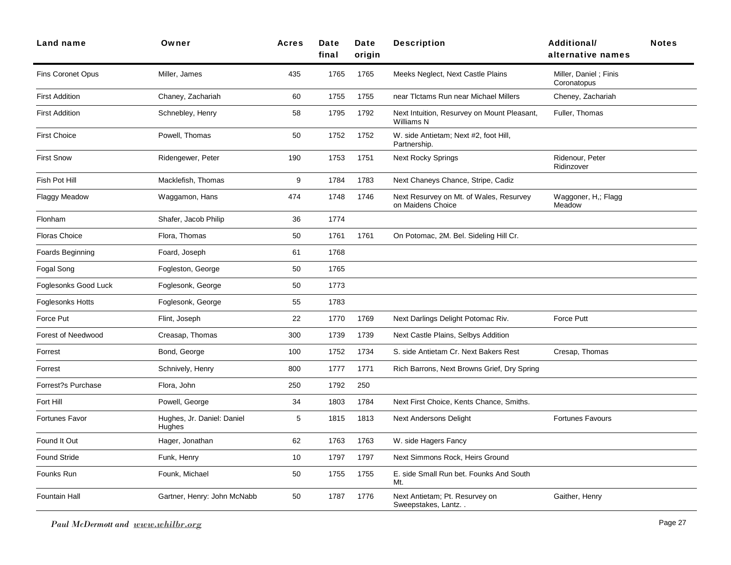| Land name | Owner | Acres | Date final | Date origin | Description | Additional/ alternative names | Notes |
|---|---|---|---|---|---|---|---|
| Fins Coronet Opus | Miller, James | 435 | 1765 | 1765 | Meeks Neglect, Next Castle Plains | Miller, Daniel ; Finis Coronatopus | |
| First Addition | Chaney, Zachariah | 60 | 1755 | 1755 | near Tlctams Run near Michael Millers | Cheney, Zachariah | |
| First Addition | Schnebley, Henry | 58 | 1795 | 1792 | Next Intuition, Resurvey on Mount Pleasant, Williams N | Fuller, Thomas | |
| First Choice | Powell, Thomas | 50 | 1752 | 1752 | W. side Antietam; Next #2, foot Hill, Partnership. | | |
| First Snow | Ridengewer, Peter | 190 | 1753 | 1751 | Next Rocky Springs | Ridenour, Peter Ridinzover | |
| Fish Pot Hill | Macklefish, Thomas | 9 | 1784 | 1783 | Next Chaneys Chance, Stripe, Cadiz | | |
| Flaggy Meadow | Waggamon, Hans | 474 | 1748 | 1746 | Next Resurvey on Mt. of Wales, Resurvey on Maidens Choice | Waggoner, H,; Flagg Meadow | |
| Flonham | Shafer, Jacob Philip | 36 | 1774 | | | | |
| Floras Choice | Flora, Thomas | 50 | 1761 | 1761 | On Potomac, 2M. Bel. Sideling Hill Cr. | | |
| Foards Beginning | Foard, Joseph | 61 | 1768 | | | | |
| Fogal Song | Fogleston, George | 50 | 1765 | | | | |
| Foglesonks Good Luck | Foglesonk, George | 50 | 1773 | | | | |
| Foglesonks Hotts | Foglesonk, George | 55 | 1783 | | | | |
| Force Put | Flint, Joseph | 22 | 1770 | 1769 | Next Darlings Delight Potomac Riv. | Force Putt | |
| Forest of Needwood | Creasap, Thomas | 300 | 1739 | 1739 | Next Castle Plains, Selbys Addition | | |
| Forrest | Bond, George | 100 | 1752 | 1734 | S. side Antietam Cr. Next Bakers Rest | Cresap, Thomas | |
| Forrest | Schnively, Henry | 800 | 1777 | 1771 | Rich Barrons, Next Browns Grief, Dry Spring | | |
| Forrest?s Purchase | Flora, John | 250 | 1792 | 250 | | | |
| Fort Hill | Powell, George | 34 | 1803 | 1784 | Next First Choice, Kents Chance, Smiths. | | |
| Fortunes Favor | Hughes, Jr. Daniel: Daniel Hughes | 5 | 1815 | 1813 | Next Andersons Delight | Fortunes Favours | |
| Found It Out | Hager, Jonathan | 62 | 1763 | 1763 | W. side Hagers Fancy | | |
| Found Stride | Funk, Henry | 10 | 1797 | 1797 | Next Simmons Rock, Heirs Ground | | |
| Founks Run | Founk, Michael | 50 | 1755 | 1755 | E. side Small Run bet. Founks And South Mt. | | |
| Fountain Hall | Gartner, Henry: John McNabb | 50 | 1787 | 1776 | Next Antietam; Pt. Resurvey on Sweepstakes, Lantz. . | Gaither, Henry | |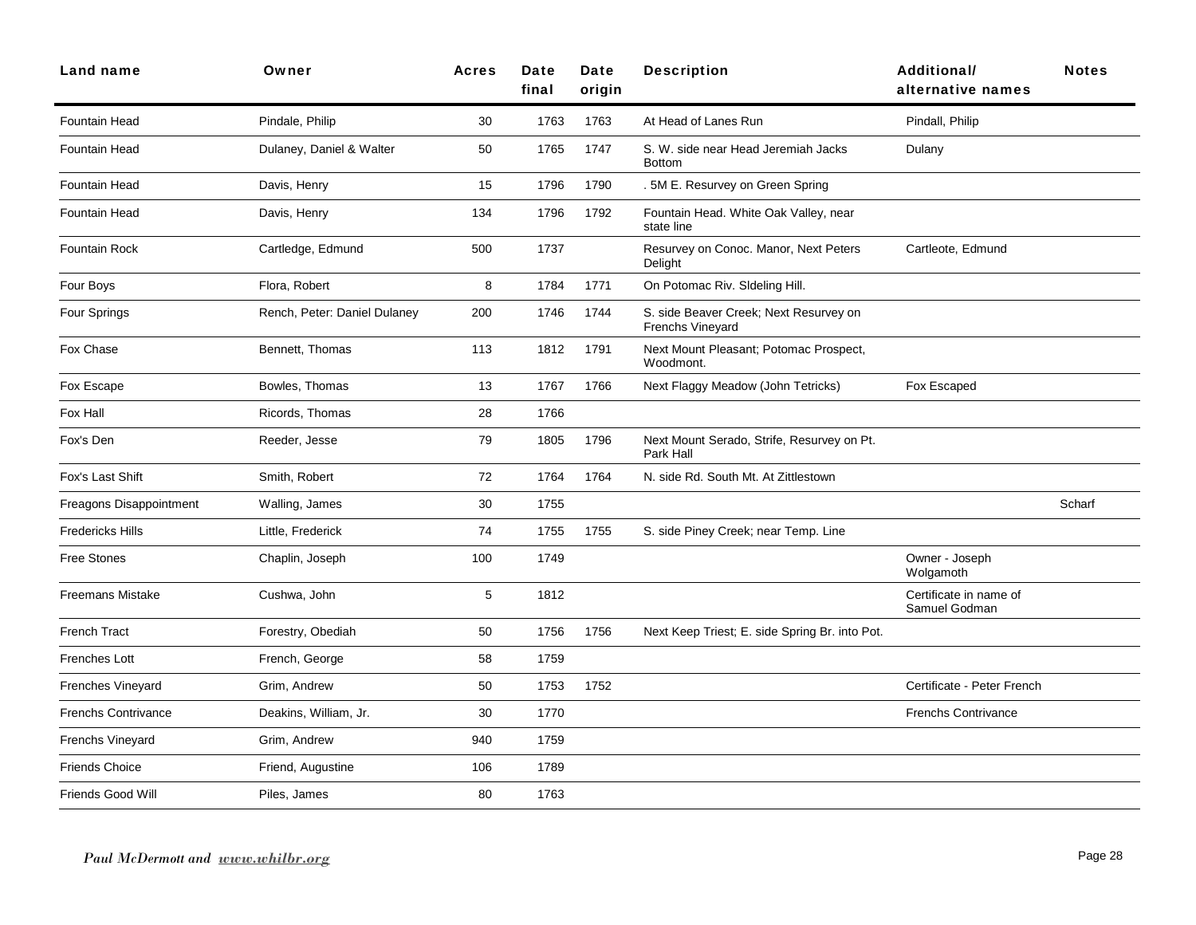| Land name | Owner | Acres | Date final | Date origin | Description | Additional/ alternative names | Notes |
|---|---|---|---|---|---|---|---|
| Fountain Head | Pindale, Philip | 30 | 1763 | 1763 | At Head of Lanes Run | Pindall, Philip | |
| Fountain Head | Dulaney, Daniel & Walter | 50 | 1765 | 1747 | S. W. side near Head Jeremiah Jacks Bottom | Dulany | |
| Fountain Head | Davis, Henry | 15 | 1796 | 1790 | . 5M E. Resurvey on Green Spring | | |
| Fountain Head | Davis, Henry | 134 | 1796 | 1792 | Fountain Head. White Oak Valley, near state line | | |
| Fountain Rock | Cartledge, Edmund | 500 | 1737 | | Resurvey on Conoc. Manor, Next Peters Delight | Cartleote, Edmund | |
| Four Boys | Flora, Robert | 8 | 1784 | 1771 | On Potomac Riv. Sldeling Hill. | | |
| Four Springs | Rench, Peter: Daniel Dulaney | 200 | 1746 | 1744 | S. side Beaver Creek; Next Resurvey on Frenchs Vineyard | | |
| Fox Chase | Bennett, Thomas | 113 | 1812 | 1791 | Next Mount Pleasant; Potomac Prospect, Woodmont. | | |
| Fox Escape | Bowles, Thomas | 13 | 1767 | 1766 | Next Flaggy Meadow (John Tetricks) | Fox Escaped | |
| Fox Hall | Ricords, Thomas | 28 | 1766 | | | | |
| Fox's Den | Reeder, Jesse | 79 | 1805 | 1796 | Next Mount Serado, Strife, Resurvey on Pt. Park Hall | | |
| Fox's Last Shift | Smith, Robert | 72 | 1764 | 1764 | N. side Rd. South Mt. At Zittlestown | | |
| Freagons Disappointment | Walling, James | 30 | 1755 | | | | Scharf |
| Fredericks Hills | Little, Frederick | 74 | 1755 | 1755 | S. side Piney Creek; near Temp. Line | | |
| Free Stones | Chaplin, Joseph | 100 | 1749 | | | Owner - Joseph Wolgamoth | |
| Freemans Mistake | Cushwa, John | 5 | 1812 | | | Certificate in name of Samuel Godman | |
| French Tract | Forestry, Obediah | 50 | 1756 | 1756 | Next Keep Triest; E. side Spring Br. into Pot. | | |
| Frenches Lott | French, George | 58 | 1759 | | | | |
| Frenches Vineyard | Grim, Andrew | 50 | 1753 | 1752 | | Certificate - Peter French | |
| Frenchs Contrivance | Deakins, William, Jr. | 30 | 1770 | | | Frenchs Contrivance | |
| Frenchs Vineyard | Grim, Andrew | 940 | 1759 | | | | |
| Friends Choice | Friend, Augustine | 106 | 1789 | | | | |
| Friends Good Will | Piles, James | 80 | 1763 | | | | |

*Paul McDermott and www.whilbr.org*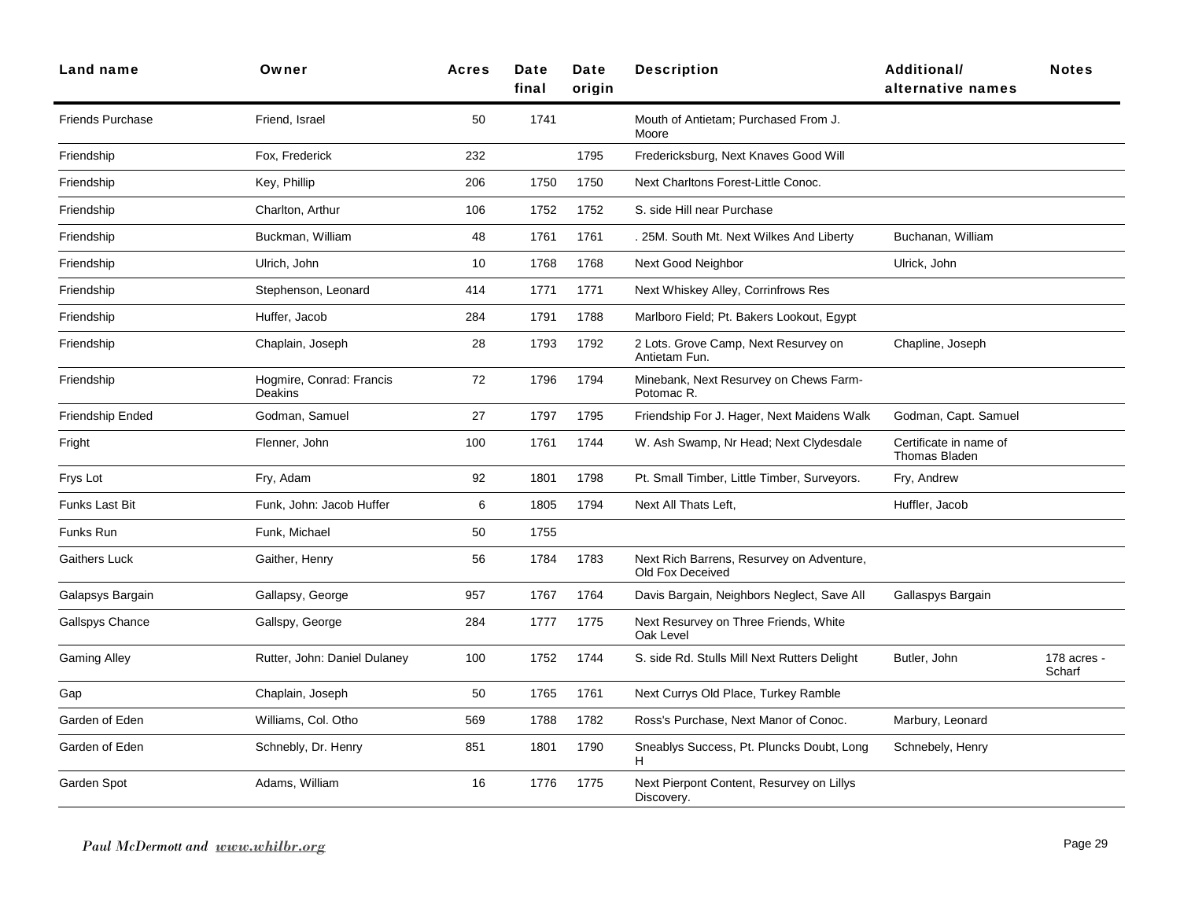| Land name | Owner | Acres | Date final | Date origin | Description | Additional/ alternative names | Notes |
|---|---|---|---|---|---|---|---|
| Friends Purchase | Friend, Israel | 50 | 1741 | | Mouth of Antietam; Purchased From J. Moore | | |
| Friendship | Fox, Frederick | 232 | | 1795 | Fredericksburg, Next Knaves Good Will | | |
| Friendship | Key, Phillip | 206 | 1750 | 1750 | Next Charltons Forest-Little Conoc. | | |
| Friendship | Charlton, Arthur | 106 | 1752 | 1752 | S. side Hill near Purchase | | |
| Friendship | Buckman, William | 48 | 1761 | 1761 | . 25M. South Mt. Next Wilkes And Liberty | Buchanan, William | |
| Friendship | Ulrich, John | 10 | 1768 | 1768 | Next Good Neighbor | Ulrick, John | |
| Friendship | Stephenson, Leonard | 414 | 1771 | 1771 | Next Whiskey Alley, Corrinfrows Res | | |
| Friendship | Huffer, Jacob | 284 | 1791 | 1788 | Marlboro Field; Pt. Bakers Lookout, Egypt | | |
| Friendship | Chaplain, Joseph | 28 | 1793 | 1792 | 2 Lots. Grove Camp, Next Resurvey on Antietam Fun. | Chapline, Joseph | |
| Friendship | Hogmire, Conrad: Francis Deakins | 72 | 1796 | 1794 | Minebank, Next Resurvey on Chews Farm- Potomac R. | | |
| Friendship Ended | Godman, Samuel | 27 | 1797 | 1795 | Friendship For J. Hager, Next Maidens Walk | Godman, Capt. Samuel | |
| Fright | Flenner, John | 100 | 1761 | 1744 | W. Ash Swamp, Nr Head; Next Clydesdale | Certificate in name of Thomas Bladen | |
| Frys Lot | Fry, Adam | 92 | 1801 | 1798 | Pt. Small Timber, Little Timber, Surveyors. | Fry, Andrew | |
| Funks Last Bit | Funk, John: Jacob Huffer | 6 | 1805 | 1794 | Next All Thats Left, | Huffler, Jacob | |
| Funks Run | Funk, Michael | 50 | 1755 | | | | |
| Gaithers Luck | Gaither, Henry | 56 | 1784 | 1783 | Next Rich Barrens, Resurvey on Adventure, Old Fox Deceived | | |
| Galapsys Bargain | Gallapsy, George | 957 | 1767 | 1764 | Davis Bargain, Neighbors Neglect, Save All | Gallaspys Bargain | |
| Gallspys Chance | Gallspy, George | 284 | 1777 | 1775 | Next Resurvey on Three Friends, White Oak Level | | |
| Gaming Alley | Rutter, John: Daniel Dulaney | 100 | 1752 | 1744 | S. side Rd. Stulls Mill Next Rutters Delight | Butler, John | 178 acres - Scharf |
| Gap | Chaplain, Joseph | 50 | 1765 | 1761 | Next Currys Old Place, Turkey Ramble | | |
| Garden of Eden | Williams, Col. Otho | 569 | 1788 | 1782 | Ross's Purchase, Next Manor of Conoc. | Marbury, Leonard | |
| Garden of Eden | Schnebly, Dr. Henry | 851 | 1801 | 1790 | Sneablys Success, Pt. Pluncks Doubt, Long H | Schnebely, Henry | |
| Garden Spot | Adams, William | 16 | 1776 | 1775 | Next Pierpont Content, Resurvey on Lillys Discovery. | | |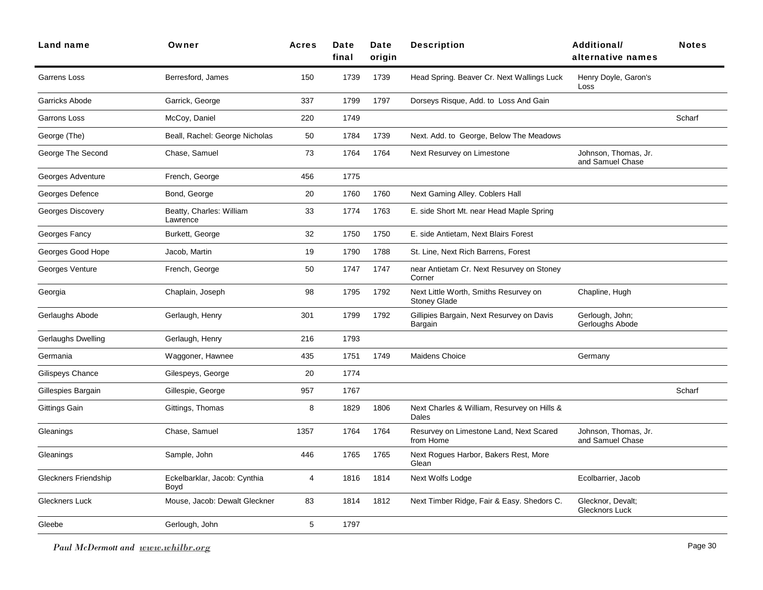| Land name | Owner | Acres | Date final | Date origin | Description | Additional/ alternative names | Notes |
|---|---|---|---|---|---|---|---|
| Garrens Loss | Berresford, James | 150 | 1739 | 1739 | Head Spring. Beaver Cr. Next Wallings Luck | Henry Doyle, Garon's Loss | |
| Garricks Abode | Garrick, George | 337 | 1799 | 1797 | Dorseys Risque, Add. to Loss And Gain | | |
| Garrons Loss | McCoy, Daniel | 220 | 1749 | | | | Scharf |
| George (The) | Beall, Rachel: George Nicholas | 50 | 1784 | 1739 | Next. Add. to George, Below The Meadows | | |
| George The Second | Chase, Samuel | 73 | 1764 | 1764 | Next Resurvey on Limestone | Johnson, Thomas, Jr. and Samuel Chase | |
| Georges Adventure | French, George | 456 | 1775 | | | | |
| Georges Defence | Bond, George | 20 | 1760 | 1760 | Next Gaming Alley. Coblers Hall | | |
| Georges Discovery | Beatty, Charles: William Lawrence | 33 | 1774 | 1763 | E. side Short Mt. near Head Maple Spring | | |
| Georges Fancy | Burkett, George | 32 | 1750 | 1750 | E. side Antietam, Next Blairs Forest | | |
| Georges Good Hope | Jacob, Martin | 19 | 1790 | 1788 | St. Line, Next Rich Barrens, Forest | | |
| Georges Venture | French, George | 50 | 1747 | 1747 | near Antietam Cr. Next Resurvey on Stoney Corner | | |
| Georgia | Chaplain, Joseph | 98 | 1795 | 1792 | Next Little Worth, Smiths Resurvey on Stoney Glade | Chapline, Hugh | |
| Gerlaughs Abode | Gerlaugh, Henry | 301 | 1799 | 1792 | Gillipies Bargain, Next Resurvey on Davis Bargain | Gerlough, John; Gerloughs Abode | |
| Gerlaughs Dwelling | Gerlaugh, Henry | 216 | 1793 | | | | |
| Germania | Waggoner, Hawnee | 435 | 1751 | 1749 | Maidens Choice | Germany | |
| Gilispeys Chance | Gilespeys, George | 20 | 1774 | | | | |
| Gillespies Bargain | Gillespie, George | 957 | 1767 | | | | Scharf |
| Gittings Gain | Gittings, Thomas | 8 | 1829 | 1806 | Next Charles & William, Resurvey on Hills & Dales | | |
| Gleanings | Chase, Samuel | 1357 | 1764 | 1764 | Resurvey on Limestone Land, Next Scared from Home | Johnson, Thomas, Jr. and Samuel Chase | |
| Gleanings | Sample, John | 446 | 1765 | 1765 | Next Rogues Harbor, Bakers Rest, More Glean | | |
| Gleckners Friendship | Eckelbarklar, Jacob: Cynthia Boyd | 4 | 1816 | 1814 | Next Wolfs Lodge | Ecolbarrier, Jacob | |
| Gleckners Luck | Mouse, Jacob: Dewalt Gleckner | 83 | 1814 | 1812 | Next Timber Ridge, Fair & Easy. Shedors C. | Glecknor, Devalt; Glecknors Luck | |
| Gleebe | Gerlough, John | 5 | 1797 | | | | |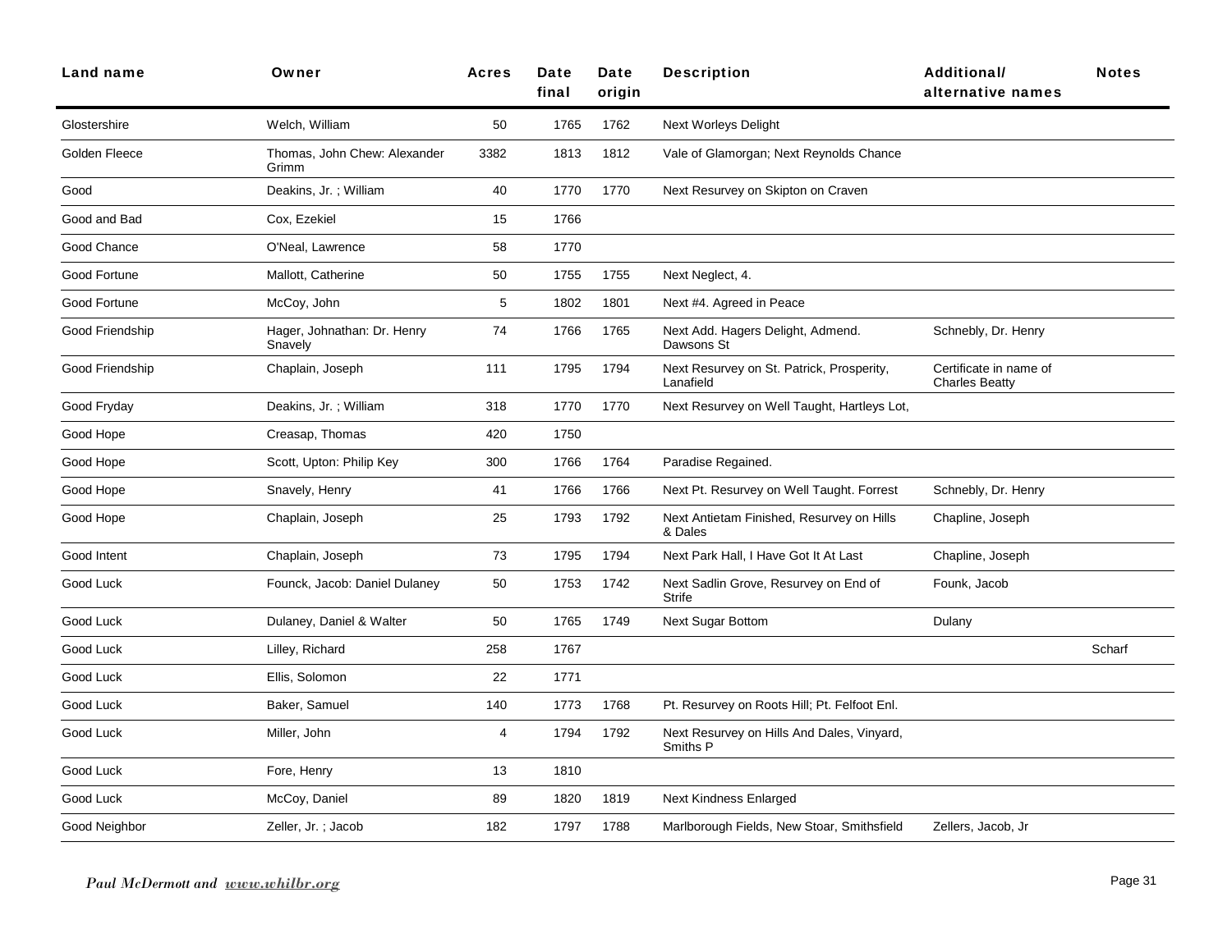| Land name | Owner | Acres | Date final | Date origin | Description | Additional/ alternative names | Notes |
|---|---|---|---|---|---|---|---|
| Glostershire | Welch, William | 50 | 1765 | 1762 | Next Worleys Delight | | |
| Golden Fleece | Thomas, John Chew: Alexander Grimm | 3382 | 1813 | 1812 | Vale of Glamorgan; Next Reynolds Chance | | |
| Good | Deakins, Jr. ; William | 40 | 1770 | 1770 | Next Resurvey on Skipton on Craven | | |
| Good and Bad | Cox, Ezekiel | 15 | 1766 | | | | |
| Good Chance | O'Neal, Lawrence | 58 | 1770 | | | | |
| Good Fortune | Mallott, Catherine | 50 | 1755 | 1755 | Next Neglect, 4. | | |
| Good Fortune | McCoy, John | 5 | 1802 | 1801 | Next #4. Agreed in Peace | | |
| Good Friendship | Hager, Johnathan: Dr. Henry Snavely | 74 | 1766 | 1765 | Next Add. Hagers Delight, Admend. Dawsons St | Schnebly, Dr. Henry | |
| Good Friendship | Chaplain, Joseph | 111 | 1795 | 1794 | Next Resurvey on St. Patrick, Prosperity, Lanafield | Certificate in name of Charles Beatty | |
| Good Fryday | Deakins, Jr. ; William | 318 | 1770 | 1770 | Next Resurvey on Well Taught, Hartleys Lot, | | |
| Good Hope | Creasap, Thomas | 420 | 1750 | | | | |
| Good Hope | Scott, Upton: Philip Key | 300 | 1766 | 1764 | Paradise Regained. | | |
| Good Hope | Snavely, Henry | 41 | 1766 | 1766 | Next Pt. Resurvey on Well Taught. Forrest | Schnebly, Dr. Henry | |
| Good Hope | Chaplain, Joseph | 25 | 1793 | 1792 | Next Antietam Finished, Resurvey on Hills & Dales | Chapline, Joseph | |
| Good Intent | Chaplain, Joseph | 73 | 1795 | 1794 | Next Park Hall, I Have Got It At Last | Chapline, Joseph | |
| Good Luck | Founck, Jacob: Daniel Dulaney | 50 | 1753 | 1742 | Next Sadlin Grove, Resurvey on End of Strife | Founk, Jacob | |
| Good Luck | Dulaney, Daniel & Walter | 50 | 1765 | 1749 | Next Sugar Bottom | Dulany | |
| Good Luck | Lilley, Richard | 258 | 1767 | | | | Scharf |
| Good Luck | Ellis, Solomon | 22 | 1771 | | | | |
| Good Luck | Baker, Samuel | 140 | 1773 | 1768 | Pt. Resurvey on Roots Hill; Pt. Felfoot Enl. | | |
| Good Luck | Miller, John | 4 | 1794 | 1792 | Next Resurvey on Hills And Dales, Vinyard, Smiths P | | |
| Good Luck | Fore, Henry | 13 | 1810 | | | | |
| Good Luck | McCoy, Daniel | 89 | 1820 | 1819 | Next Kindness Enlarged | | |
| Good Neighbor | Zeller, Jr. ; Jacob | 182 | 1797 | 1788 | Marlborough Fields, New Stoar, Smithsfield | Zellers, Jacob, Jr | |

*Paul McDermott and* www.whilbr.org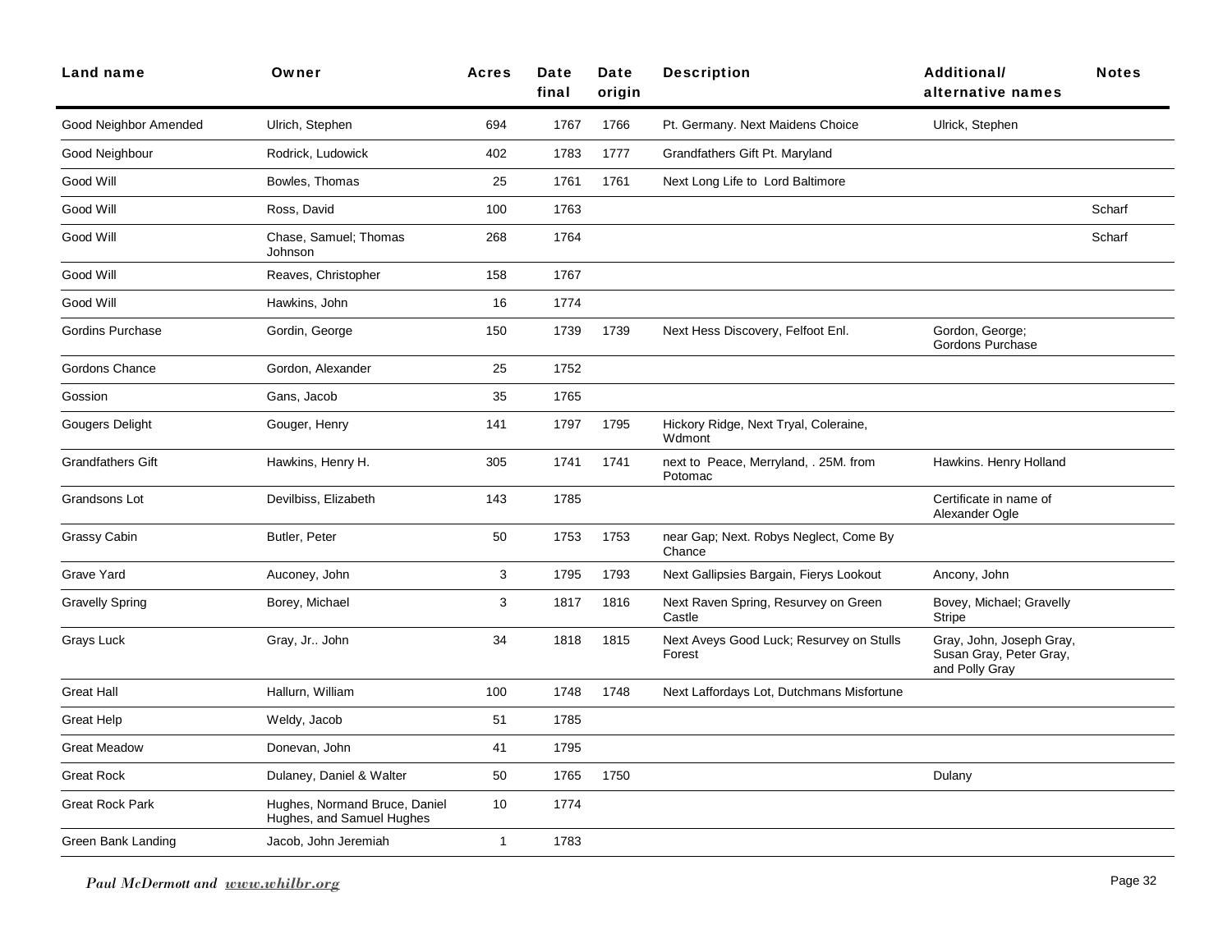| Land name | Owner | Acres | Date final | Date origin | Description | Additional/ alternative names | Notes |
|---|---|---|---|---|---|---|---|
| Good Neighbor Amended | Ulrich, Stephen | 694 | 1767 | 1766 | Pt. Germany. Next Maidens Choice | Ulrick, Stephen | |
| Good Neighbour | Rodrick, Ludowick | 402 | 1783 | 1777 | Grandfathers Gift Pt. Maryland | | |
| Good Will | Bowles, Thomas | 25 | 1761 | 1761 | Next Long Life to Lord Baltimore | | |
| Good Will | Ross, David | 100 | 1763 | | | | Scharf |
| Good Will | Chase, Samuel; Thomas Johnson | 268 | 1764 | | | | Scharf |
| Good Will | Reaves, Christopher | 158 | 1767 | | | | |
| Good Will | Hawkins, John | 16 | 1774 | | | | |
| Gordins Purchase | Gordin, George | 150 | 1739 | 1739 | Next Hess Discovery, Felfoot Enl. | Gordon, George; Gordons Purchase | |
| Gordons Chance | Gordon, Alexander | 25 | 1752 | | | | |
| Gossion | Gans, Jacob | 35 | 1765 | | | | |
| Gougers Delight | Gouger, Henry | 141 | 1797 | 1795 | Hickory Ridge, Next Tryal, Coleraine, Wdmont | | |
| Grandfathers Gift | Hawkins, Henry H. | 305 | 1741 | 1741 | next to Peace, Merryland, . 25M. from Potomac | Hawkins. Henry Holland | |
| Grandsons Lot | Devilbiss, Elizabeth | 143 | 1785 | | | Certificate in name of Alexander Ogle | |
| Grassy Cabin | Butler, Peter | 50 | 1753 | 1753 | near Gap; Next. Robys Neglect, Come By Chance | | |
| Grave Yard | Auconey, John | 3 | 1795 | 1793 | Next Gallipsies Bargain, Fierys Lookout | Ancony, John | |
| Gravelly Spring | Borey, Michael | 3 | 1817 | 1816 | Next Raven Spring, Resurvey on Green Castle | Bovey, Michael; Gravelly Stripe | |
| Grays Luck | Gray, Jr.. John | 34 | 1818 | 1815 | Next Aveys Good Luck; Resurvey on Stulls Forest | Gray, John, Joseph Gray, Susan Gray, Peter Gray, and Polly Gray | |
| Great Hall | Hallurn, William | 100 | 1748 | 1748 | Next Laffordays Lot, Dutchmans Misfortune | | |
| Great Help | Weldy, Jacob | 51 | 1785 | | | | |
| Great Meadow | Donevan, John | 41 | 1795 | | | | |
| Great Rock | Dulaney, Daniel & Walter | 50 | 1765 | 1750 | | Dulany | |
| Great Rock Park | Hughes, Normand Bruce, Daniel Hughes, and Samuel Hughes | 10 | 1774 | | | | |
| Green Bank Landing | Jacob, John Jeremiah | 1 | 1783 | | | | |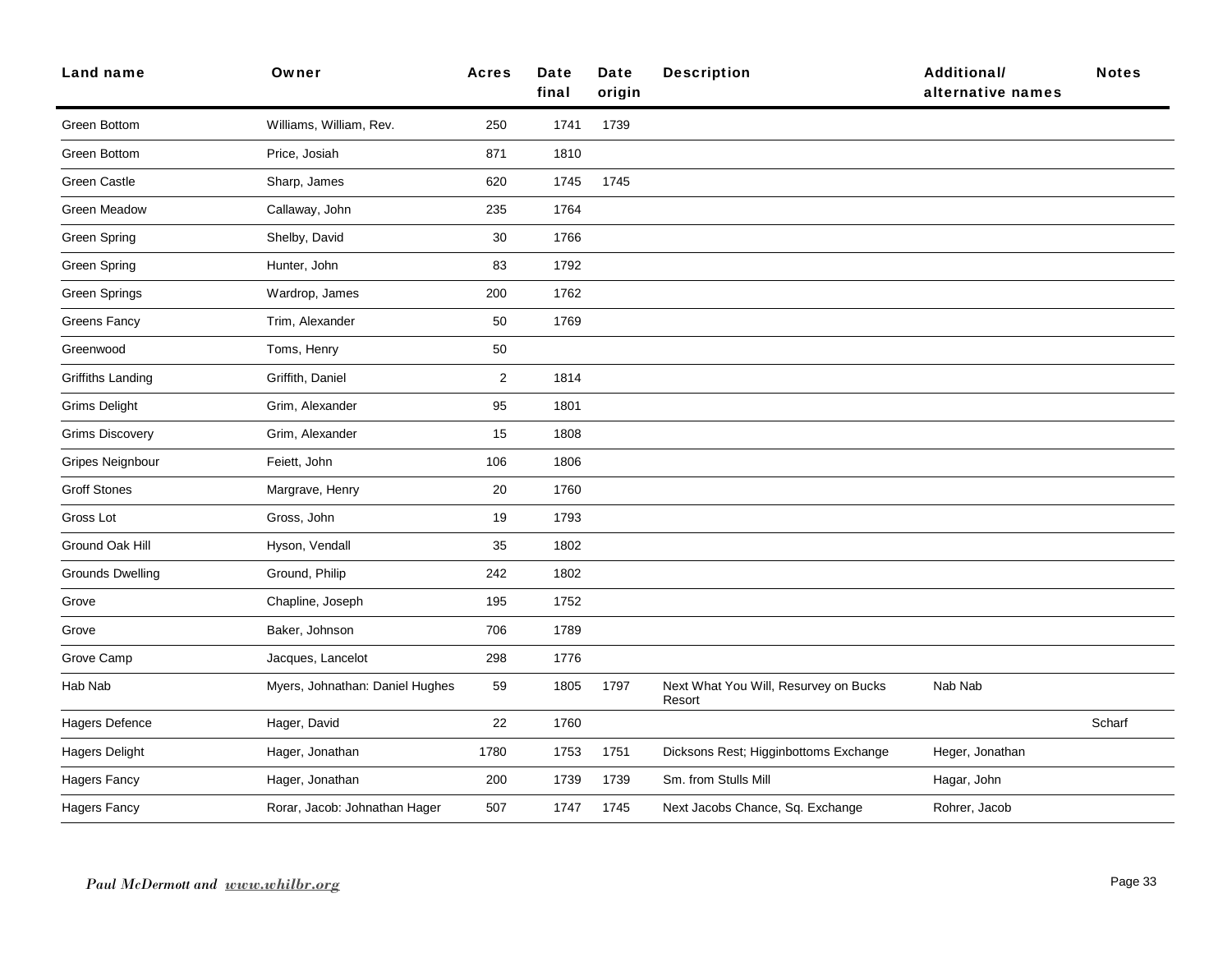| Land name | Owner | Acres | Date final | Date origin | Description | Additional/ alternative names | Notes |
|---|---|---|---|---|---|---|---|
| Green Bottom | Williams, William, Rev. | 250 | 1741 | 1739 | | | |
| Green Bottom | Price, Josiah | 871 | 1810 | | | | |
| Green Castle | Sharp, James | 620 | 1745 | 1745 | | | |
| Green Meadow | Callaway, John | 235 | 1764 | | | | |
| Green Spring | Shelby, David | 30 | 1766 | | | | |
| Green Spring | Hunter, John | 83 | 1792 | | | | |
| Green Springs | Wardrop, James | 200 | 1762 | | | | |
| Greens Fancy | Trim, Alexander | 50 | 1769 | | | | |
| Greenwood | Toms, Henry | 50 | | | | | |
| Griffiths Landing | Griffith, Daniel | 2 | 1814 | | | | |
| Grims Delight | Grim, Alexander | 95 | 1801 | | | | |
| Grims Discovery | Grim, Alexander | 15 | 1808 | | | | |
| Gripes Neignbour | Feiett, John | 106 | 1806 | | | | |
| Groff Stones | Margrave, Henry | 20 | 1760 | | | | |
| Gross Lot | Gross, John | 19 | 1793 | | | | |
| Ground Oak Hill | Hyson, Vendall | 35 | 1802 | | | | |
| Grounds Dwelling | Ground, Philip | 242 | 1802 | | | | |
| Grove | Chapline, Joseph | 195 | 1752 | | | | |
| Grove | Baker, Johnson | 706 | 1789 | | | | |
| Grove Camp | Jacques, Lancelot | 298 | 1776 | | | | |
| Hab Nab | Myers, Johnathan: Daniel Hughes | 59 | 1805 | 1797 | Next What You Will, Resurvey on Bucks Resort | Nab Nab | |
| Hagers Defence | Hager, David | 22 | 1760 | | | | Scharf |
| Hagers Delight | Hager, Jonathan | 1780 | 1753 | 1751 | Dicksons Rest; Higginbottoms Exchange | Heger, Jonathan | |
| Hagers Fancy | Hager, Jonathan | 200 | 1739 | 1739 | Sm. from Stulls Mill | Hagar, John | |
| Hagers Fancy | Rorar, Jacob: Johnathan Hager | 507 | 1747 | 1745 | Next Jacobs Chance, Sq. Exchange | Rohrer, Jacob | |

*Paul McDermott and www.whilbr.org*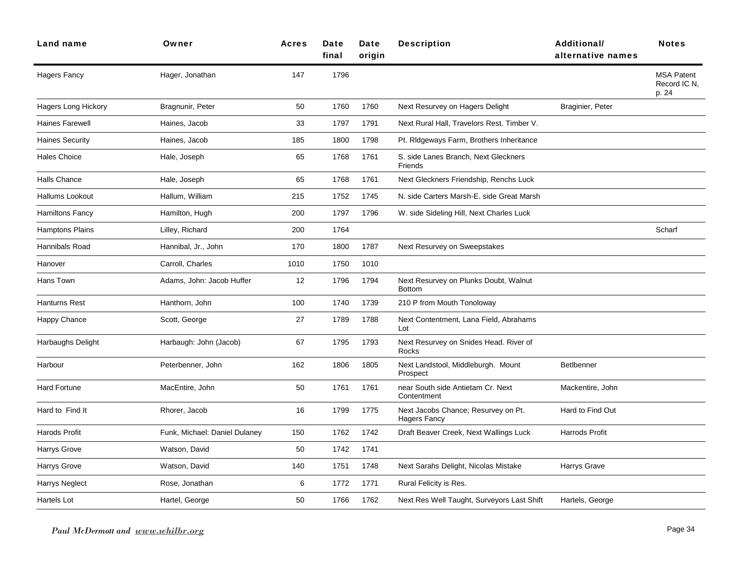| Land name | Owner | Acres | Date final | Date origin | Description | Additional/ alternative names | Notes |
|---|---|---|---|---|---|---|---|
| Hagers Fancy | Hager, Jonathan | 147 | 1796 | | | | MSA Patent Record IC N, p. 24 |
| Hagers Long Hickory | Bragnunir, Peter | 50 | 1760 | 1760 | Next Resurvey on Hagers Delight | Braginier, Peter | |
| Haines Farewell | Haines, Jacob | 33 | 1797 | 1791 | Next Rural Hall, Travelors Rest. Timber V. | | |
| Haines Security | Haines, Jacob | 185 | 1800 | 1798 | Pt. RIdgeways Farm, Brothers Inheritance | | |
| Hales Choice | Hale, Joseph | 65 | 1768 | 1761 | S. side Lanes Branch, Next Gleckners Friends | | |
| Halls Chance | Hale, Joseph | 65 | 1768 | 1761 | Next Gleckners Friendship, Renchs Luck | | |
| Hallums Lookout | Hallum, William | 215 | 1752 | 1745 | N. side Carters Marsh-E. side Great Marsh | | |
| Hamiltons Fancy | Hamilton, Hugh | 200 | 1797 | 1796 | W. side Sideling Hill, Next Charles Luck | | |
| Hamptons Plains | Lilley, Richard | 200 | 1764 | | | | Scharf |
| Hannibals Road | Hannibal, Jr., John | 170 | 1800 | 1787 | Next Resurvey on Sweepstakes | | |
| Hanover | Carroll, Charles | 1010 | 1750 | 1010 | | | |
| Hans Town | Adams, John: Jacob Huffer | 12 | 1796 | 1794 | Next Resurvey on Plunks Doubt, Walnut Bottom | | |
| Hanturns Rest | Hanthorn, John | 100 | 1740 | 1739 | 210 P from Mouth Tonoloway | | |
| Happy Chance | Scott, George | 27 | 1789 | 1788 | Next Contentment, Lana Field, Abrahams Lot | | |
| Harbaughs Delight | Harbaugh: John (Jacob) | 67 | 1795 | 1793 | Next Resurvey on Snides Head. River of Rocks | | |
| Harbour | Peterbenner, John | 162 | 1806 | 1805 | Next Landstool, Middleburgh. Mount Prospect | Betlbenner | |
| Hard Fortune | MacEntire, John | 50 | 1761 | 1761 | near South side Antietam Cr. Next Contentment | Mackentire, John | |
| Hard to Find It | Rhorer, Jacob | 16 | 1799 | 1775 | Next Jacobs Chance; Resurvey on Pt. Hagers Fancy | Hard to Find Out | |
| Harods Profit | Funk, Michael: Daniel Dulaney | 150 | 1762 | 1742 | Draft Beaver Creek, Next Wallings Luck | Harrods Profit | |
| Harrys Grove | Watson, David | 50 | 1742 | 1741 | | | |
| Harrys Grove | Watson, David | 140 | 1751 | 1748 | Next Sarahs Delight, Nicolas Mistake | Harrys Grave | |
| Harrys Neglect | Rose, Jonathan | 6 | 1772 | 1771 | Rural Felicity is Res. | | |
| Hartels Lot | Hartel, George | 50 | 1766 | 1762 | Next Res Well Taught, Surveyors Last Shift | Hartels, George | |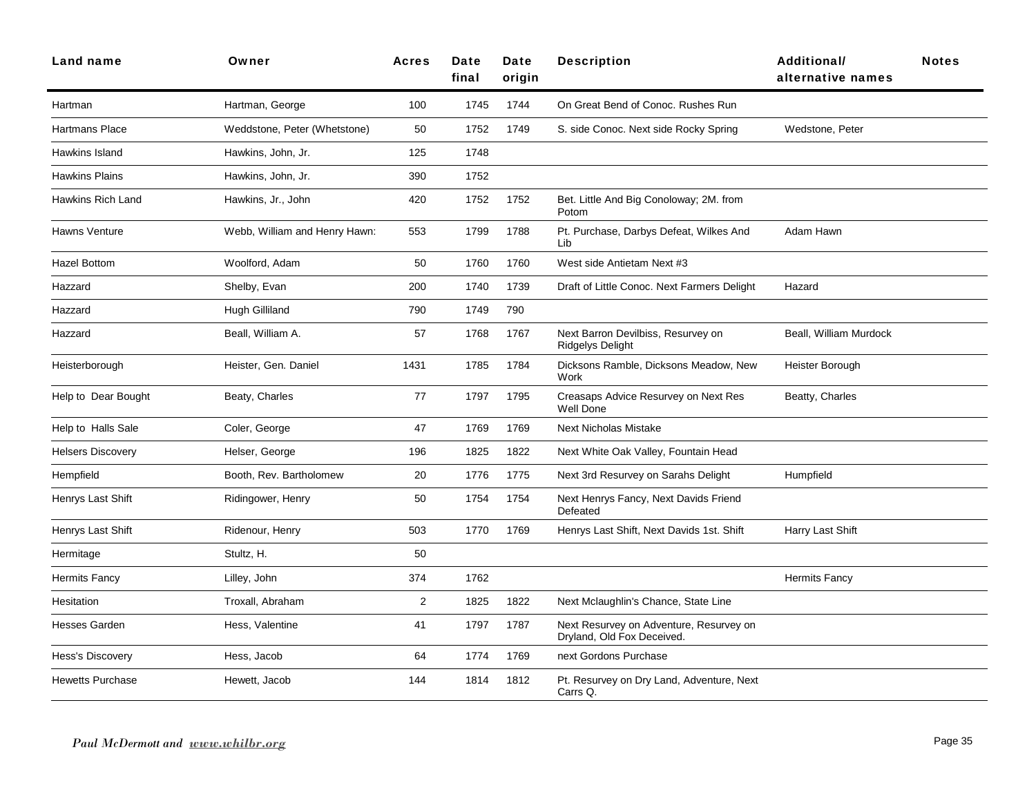| Land name | Owner | Acres | Date final | Date origin | Description | Additional/ alternative names | Notes |
|---|---|---|---|---|---|---|---|
| Hartman | Hartman, George | 100 | 1745 | 1744 | On Great Bend of Conoc. Rushes Run | | |
| Hartmans Place | Weddstone, Peter (Whetstone) | 50 | 1752 | 1749 | S. side Conoc. Next side Rocky Spring | Wedstone, Peter | |
| Hawkins Island | Hawkins, John, Jr. | 125 | 1748 | | | | |
| Hawkins Plains | Hawkins, John, Jr. | 390 | 1752 | | | | |
| Hawkins Rich Land | Hawkins, Jr., John | 420 | 1752 | 1752 | Bet. Little And Big Conoloway; 2M. from Potom | | |
| Hawns Venture | Webb, William and Henry Hawn: | 553 | 1799 | 1788 | Pt. Purchase, Darbys Defeat, Wilkes And Lib | Adam Hawn | |
| Hazel Bottom | Woolford, Adam | 50 | 1760 | 1760 | West side Antietam Next #3 | | |
| Hazzard | Shelby, Evan | 200 | 1740 | 1739 | Draft of Little Conoc. Next Farmers Delight | Hazard | |
| Hazzard | Hugh Gilliland | 790 | 1749 | 790 | | | |
| Hazzard | Beall, William A. | 57 | 1768 | 1767 | Next Barron Devilbiss, Resurvey on Ridgelys Delight | Beall, William Murdock | |
| Heisterborough | Heister, Gen. Daniel | 1431 | 1785 | 1784 | Dicksons Ramble, Dicksons Meadow, New Work | Heister Borough | |
| Help to Dear Bought | Beaty, Charles | 77 | 1797 | 1795 | Creasaps Advice Resurvey on Next Res Well Done | Beatty, Charles | |
| Help to Halls Sale | Coler, George | 47 | 1769 | 1769 | Next Nicholas Mistake | | |
| Helsers Discovery | Helser, George | 196 | 1825 | 1822 | Next White Oak Valley, Fountain Head | | |
| Hempfield | Booth, Rev. Bartholomew | 20 | 1776 | 1775 | Next 3rd Resurvey on Sarahs Delight | Humpfield | |
| Henrys Last Shift | Ridingower, Henry | 50 | 1754 | 1754 | Next Henrys Fancy, Next Davids Friend Defeated | | |
| Henrys Last Shift | Ridenour, Henry | 503 | 1770 | 1769 | Henrys Last Shift, Next Davids 1st. Shift | Harry Last Shift | |
| Hermitage | Stultz, H. | 50 | | | | | |
| Hermits Fancy | Lilley, John | 374 | 1762 | | | Hermits Fancy | |
| Hesitation | Troxall, Abraham | 2 | 1825 | 1822 | Next Mclaughlin's Chance, State Line | | |
| Hesses Garden | Hess, Valentine | 41 | 1797 | 1787 | Next Resurvey on Adventure, Resurvey on Dryland, Old Fox Deceived. | | |
| Hess's Discovery | Hess, Jacob | 64 | 1774 | 1769 | next Gordons Purchase | | |
| Hewetts Purchase | Hewett, Jacob | 144 | 1814 | 1812 | Pt. Resurvey on Dry Land, Adventure, Next Carrs Q. | | |

*Paul McDermott and [www.whilbr.org](www.whilbr.org)*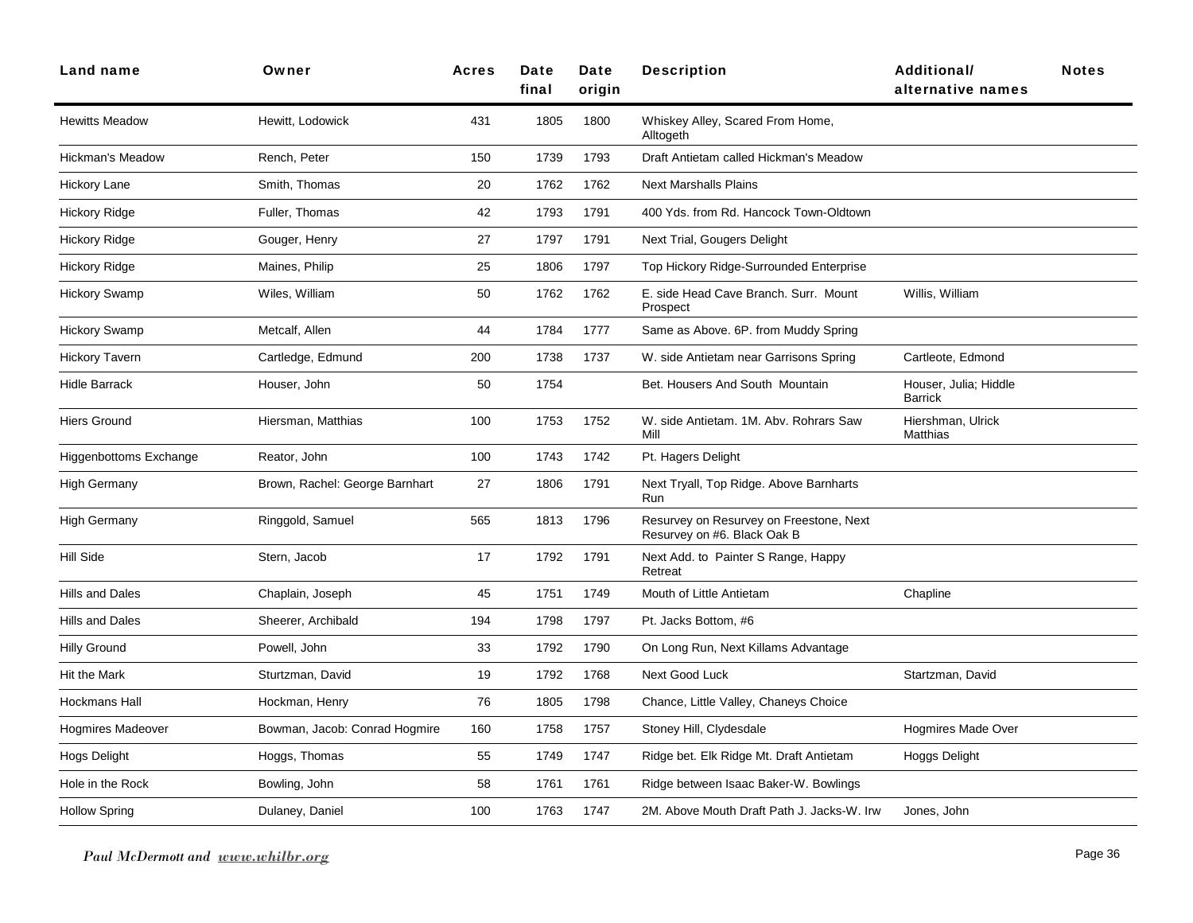| Land name | Owner | Acres | Date final | Date origin | Description | Additional/ alternative names | Notes |
|---|---|---|---|---|---|---|---|
| Hewitts Meadow | Hewitt, Lodowick | 431 | 1805 | 1800 | Whiskey Alley, Scared From Home, Alltogeth | | |
| Hickman's Meadow | Rench, Peter | 150 | 1739 | 1793 | Draft Antietam called Hickman's Meadow | | |
| Hickory Lane | Smith, Thomas | 20 | 1762 | 1762 | Next Marshalls Plains | | |
| Hickory Ridge | Fuller, Thomas | 42 | 1793 | 1791 | 400 Yds. from Rd. Hancock Town-Oldtown | | |
| Hickory Ridge | Gouger, Henry | 27 | 1797 | 1791 | Next Trial, Gougers Delight | | |
| Hickory Ridge | Maines, Philip | 25 | 1806 | 1797 | Top Hickory Ridge-Surrounded Enterprise | | |
| Hickory Swamp | Wiles, William | 50 | 1762 | 1762 | E. side Head Cave Branch. Surr. Mount Prospect | Willis, William | |
| Hickory Swamp | Metcalf, Allen | 44 | 1784 | 1777 | Same as Above. 6P. from Muddy Spring | | |
| Hickory Tavern | Cartledge, Edmund | 200 | 1738 | 1737 | W. side Antietam near Garrisons Spring | Cartleote, Edmond | |
| Hidle Barrack | Houser, John | 50 | 1754 | | Bet. Housers And South Mountain | Houser, Julia; Hiddle Barrick | |
| Hiers Ground | Hiersman, Matthias | 100 | 1753 | 1752 | W. side Antietam. 1M. Abv. Rohrars Saw Mill | Hiershman, Ulrick Matthias | |
| Higgenbottoms Exchange | Reator, John | 100 | 1743 | 1742 | Pt. Hagers Delight | | |
| High Germany | Brown, Rachel: George Barnhart | 27 | 1806 | 1791 | Next Tryall, Top Ridge. Above Barnharts Run | | |
| High Germany | Ringgold, Samuel | 565 | 1813 | 1796 | Resurvey on Resurvey on Freestone, Next Resurvey on #6. Black Oak B | | |
| Hill Side | Stern, Jacob | 17 | 1792 | 1791 | Next Add. to Painter S Range, Happy Retreat | | |
| Hills and Dales | Chaplain, Joseph | 45 | 1751 | 1749 | Mouth of Little Antietam | Chapline | |
| Hills and Dales | Sheerer, Archibald | 194 | 1798 | 1797 | Pt. Jacks Bottom, #6 | | |
| Hilly Ground | Powell, John | 33 | 1792 | 1790 | On Long Run, Next Killams Advantage | | |
| Hit the Mark | Sturtzman, David | 19 | 1792 | 1768 | Next Good Luck | Startzman, David | |
| Hockmans Hall | Hockman, Henry | 76 | 1805 | 1798 | Chance, Little Valley, Chaneys Choice | | |
| Hogmires Madeover | Bowman, Jacob: Conrad Hogmire | 160 | 1758 | 1757 | Stoney Hill, Clydesdale | Hogmires Made Over | |
| Hogs Delight | Hoggs, Thomas | 55 | 1749 | 1747 | Ridge bet. Elk Ridge Mt. Draft Antietam | Hoggs Delight | |
| Hole in the Rock | Bowling, John | 58 | 1761 | 1761 | Ridge between Isaac Baker-W. Bowlings | | |
| Hollow Spring | Dulaney, Daniel | 100 | 1763 | 1747 | 2M. Above Mouth Draft Path J. Jacks-W. Irw | Jones, John | |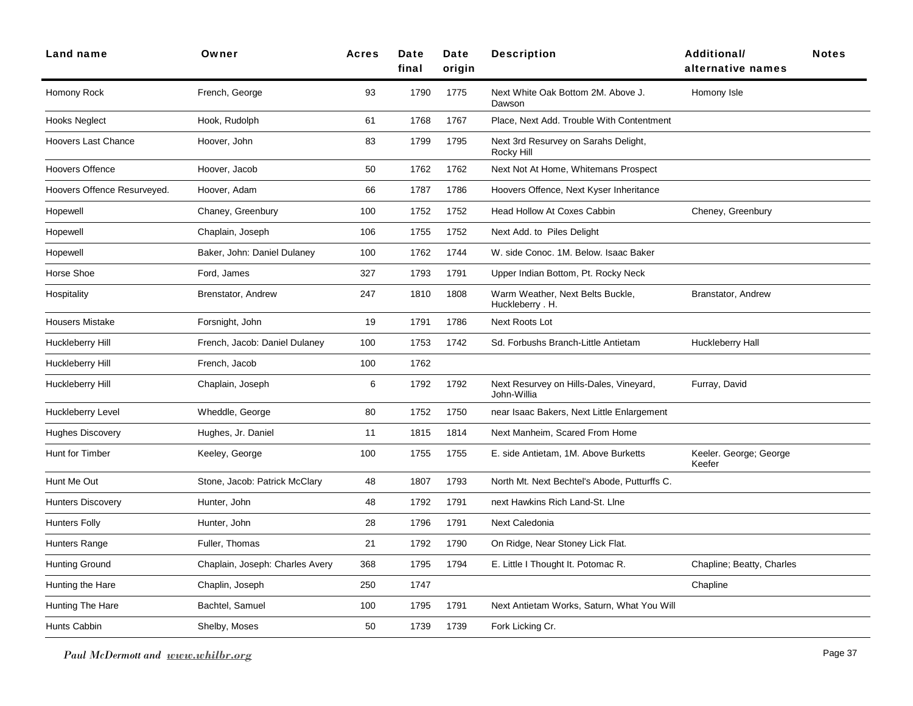| Land name | Owner | Acres | Date final | Date origin | Description | Additional/ alternative names | Notes |
|---|---|---|---|---|---|---|---|
| Homony Rock | French, George | 93 | 1790 | 1775 | Next White Oak Bottom 2M. Above J. Dawson | Homony Isle | |
| Hooks Neglect | Hook, Rudolph | 61 | 1768 | 1767 | Place, Next Add. Trouble With Contentment | | |
| Hoovers Last Chance | Hoover, John | 83 | 1799 | 1795 | Next 3rd Resurvey on Sarahs Delight, Rocky Hill | | |
| Hoovers Offence | Hoover, Jacob | 50 | 1762 | 1762 | Next Not At Home, Whitemans Prospect | | |
| Hoovers Offence Resurveyed. | Hoover, Adam | 66 | 1787 | 1786 | Hoovers Offence, Next Kyser Inheritance | | |
| Hopewell | Chaney, Greenbury | 100 | 1752 | 1752 | Head Hollow At Coxes Cabbin | Cheney, Greenbury | |
| Hopewell | Chaplain, Joseph | 106 | 1755 | 1752 | Next Add. to Piles Delight | | |
| Hopewell | Baker, John: Daniel Dulaney | 100 | 1762 | 1744 | W. side Conoc. 1M. Below. Isaac Baker | | |
| Horse Shoe | Ford, James | 327 | 1793 | 1791 | Upper Indian Bottom, Pt. Rocky Neck | | |
| Hospitality | Brenstator, Andrew | 247 | 1810 | 1808 | Warm Weather, Next Belts Buckle, Huckleberry . H. | Branstator, Andrew | |
| Housers Mistake | Forsnight, John | 19 | 1791 | 1786 | Next Roots Lot | | |
| Huckleberry Hill | French, Jacob: Daniel Dulaney | 100 | 1753 | 1742 | Sd. Forbushs Branch-Little Antietam | Huckleberry Hall | |
| Huckleberry Hill | French, Jacob | 100 | 1762 | | | | |
| Huckleberry Hill | Chaplain, Joseph | 6 | 1792 | 1792 | Next Resurvey on Hills-Dales, Vineyard, John-Willia | Furray, David | |
| Huckleberry Level | Wheddle, George | 80 | 1752 | 1750 | near Isaac Bakers, Next Little Enlargement | | |
| Hughes Discovery | Hughes, Jr. Daniel | 11 | 1815 | 1814 | Next Manheim, Scared From Home | | |
| Hunt for Timber | Keeley, George | 100 | 1755 | 1755 | E. side Antietam, 1M. Above Burketts | Keeler. George; George Keefer | |
| Hunt Me Out | Stone, Jacob: Patrick McClary | 48 | 1807 | 1793 | North Mt. Next Bechtel's Abode, Putturffs C. | | |
| Hunters Discovery | Hunter, John | 48 | 1792 | 1791 | next Hawkins Rich Land-St. Llne | | |
| Hunters Folly | Hunter, John | 28 | 1796 | 1791 | Next Caledonia | | |
| Hunters Range | Fuller, Thomas | 21 | 1792 | 1790 | On Ridge, Near Stoney Lick Flat. | | |
| Hunting Ground | Chaplain, Joseph: Charles Avery | 368 | 1795 | 1794 | E. Little I Thought It. Potomac R. | Chapline; Beatty, Charles | |
| Hunting the Hare | Chaplin, Joseph | 250 | 1747 | | | Chapline | |
| Hunting The Hare | Bachtel, Samuel | 100 | 1795 | 1791 | Next Antietam Works, Saturn, What You Will | | |
| Hunts Cabbin | Shelby, Moses | 50 | 1739 | 1739 | Fork Licking Cr. | | |

*Paul McDermott and www.whilbr.org*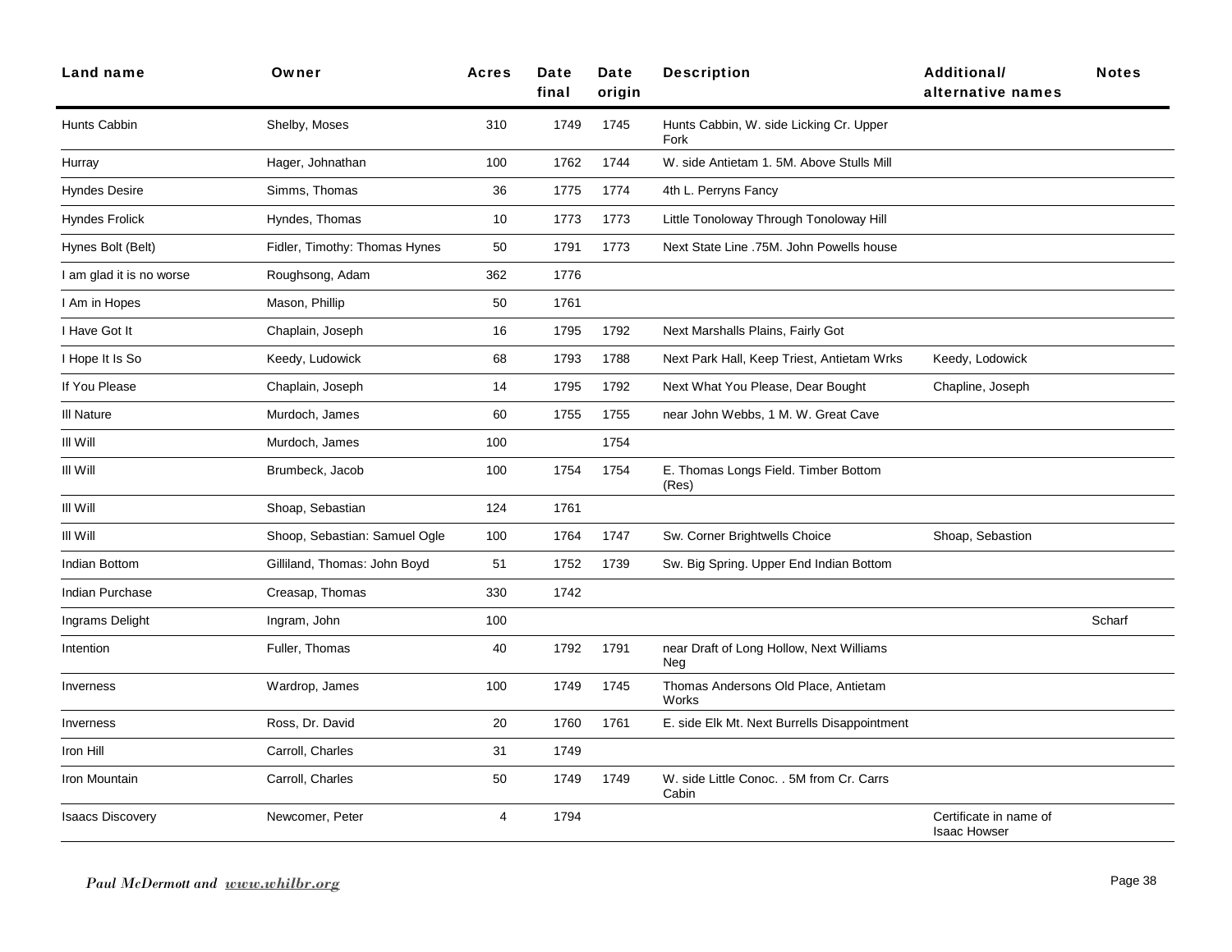| Land name | Owner | Acres | Date final | Date origin | Description | Additional/ alternative names | Notes |
|---|---|---|---|---|---|---|---|
| Hunts Cabbin | Shelby, Moses | 310 | 1749 | 1745 | Hunts Cabbin, W. side Licking Cr. Upper Fork | | |
| Hurray | Hager, Johnathan | 100 | 1762 | 1744 | W. side Antietam 1. 5M. Above Stulls Mill | | |
| Hyndes Desire | Simms, Thomas | 36 | 1775 | 1774 | 4th L. Perryns Fancy | | |
| Hyndes Frolick | Hyndes, Thomas | 10 | 1773 | 1773 | Little Tonoloway Through Tonoloway Hill | | |
| Hynes Bolt (Belt) | Fidler, Timothy: Thomas Hynes | 50 | 1791 | 1773 | Next State Line .75M. John Powells house | | |
| I am glad it is no worse | Roughsong, Adam | 362 | 1776 | | | | |
| I Am in Hopes | Mason, Phillip | 50 | 1761 | | | | |
| I Have Got It | Chaplain, Joseph | 16 | 1795 | 1792 | Next Marshalls Plains, Fairly Got | | |
| I Hope It Is So | Keedy, Ludowick | 68 | 1793 | 1788 | Next Park Hall, Keep Triest, Antietam Wrks | Keedy, Lodowick | |
| If You Please | Chaplain, Joseph | 14 | 1795 | 1792 | Next What You Please, Dear Bought | Chapline, Joseph | |
| Ill Nature | Murdoch, James | 60 | 1755 | 1755 | near John Webbs, 1 M. W. Great Cave | | |
| Ill Will | Murdoch, James | 100 | | 1754 | | | |
| Ill Will | Brumbeck, Jacob | 100 | 1754 | 1754 | E. Thomas Longs Field. Timber Bottom (Res) | | |
| Ill Will | Shoap, Sebastian | 124 | 1761 | | | | |
| Ill Will | Shoop, Sebastian: Samuel Ogle | 100 | 1764 | 1747 | Sw. Corner Brightwells Choice | Shoap, Sebastion | |
| Indian Bottom | Gilliland, Thomas: John Boyd | 51 | 1752 | 1739 | Sw. Big Spring. Upper End Indian Bottom | | |
| Indian Purchase | Creasap, Thomas | 330 | 1742 | | | | |
| Ingrams Delight | Ingram, John | 100 | | | | | Scharf |
| Intention | Fuller, Thomas | 40 | 1792 | 1791 | near Draft of Long Hollow, Next Williams Neg | | |
| Inverness | Wardrop, James | 100 | 1749 | 1745 | Thomas Andersons Old Place, Antietam Works | | |
| Inverness | Ross, Dr. David | 20 | 1760 | 1761 | E. side Elk Mt. Next Burrells Disappointment | | |
| Iron Hill | Carroll, Charles | 31 | 1749 | | | | |
| Iron Mountain | Carroll, Charles | 50 | 1749 | 1749 | W. side Little Conoc. . 5M from Cr. Carrs Cabin | | |
| Isaacs Discovery | Newcomer, Peter | 4 | 1794 | | | Certificate in name of Isaac Howser | |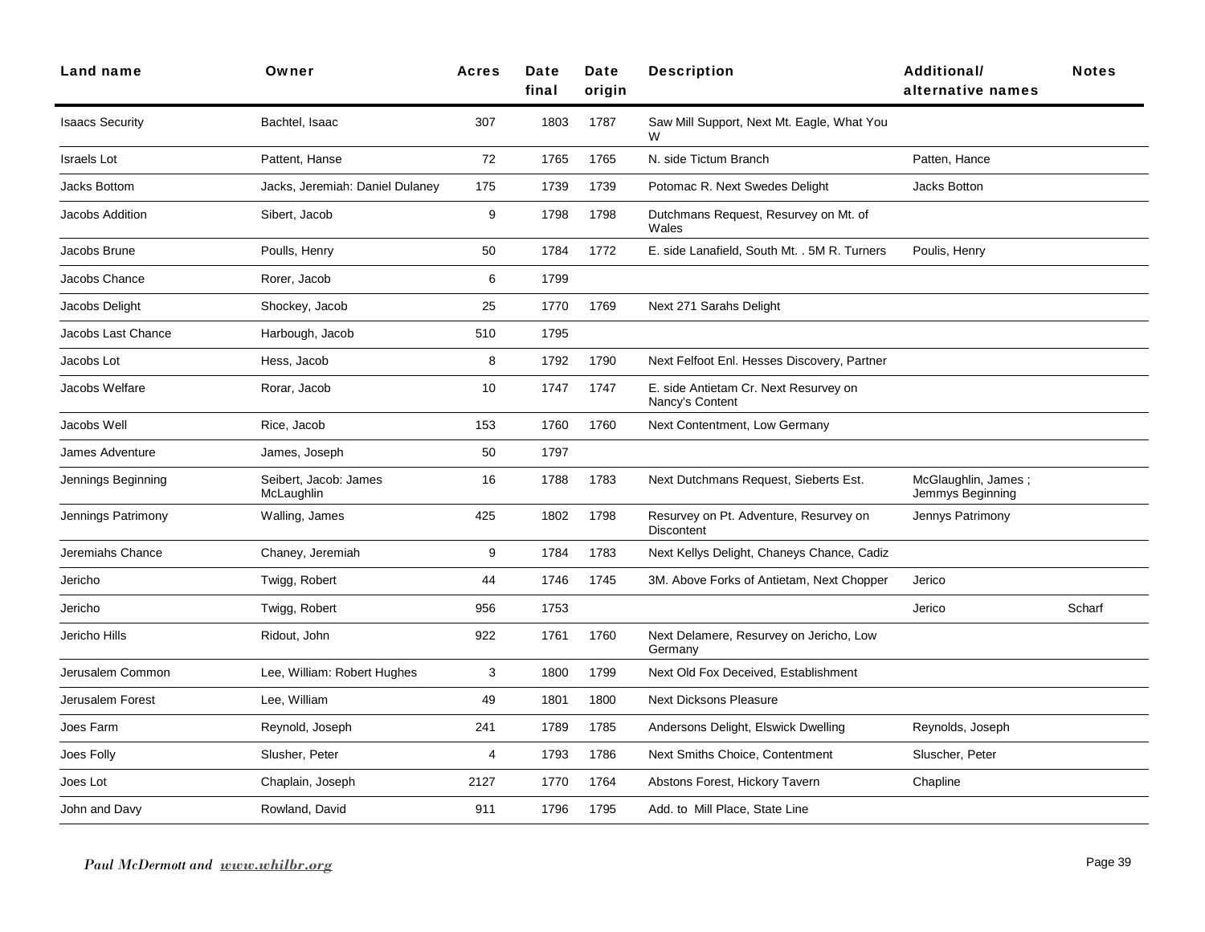| Land name | Owner | Acres | Date final | Date origin | Description | Additional/ alternative names | Notes |
|---|---|---|---|---|---|---|---|
| Isaacs Security | Bachtel, Isaac | 307 | 1803 | 1787 | Saw Mill Support, Next Mt. Eagle, What You W | | |
| Israels Lot | Pattent, Hanse | 72 | 1765 | 1765 | N. side Tictum Branch | Patten, Hance | |
| Jacks Bottom | Jacks, Jeremiah: Daniel Dulaney | 175 | 1739 | 1739 | Potomac R. Next Swedes Delight | Jacks Botton | |
| Jacobs Addition | Sibert, Jacob | 9 | 1798 | 1798 | Dutchmans Request, Resurvey on Mt. of Wales | | |
| Jacobs Brune | Poulls, Henry | 50 | 1784 | 1772 | E. side Lanafield, South Mt. . 5M R. Turners | Poulis, Henry | |
| Jacobs Chance | Rorer, Jacob | 6 | 1799 | | | | |
| Jacobs Delight | Shockey, Jacob | 25 | 1770 | 1769 | Next 271 Sarahs Delight | | |
| Jacobs Last Chance | Harbough, Jacob | 510 | 1795 | | | | |
| Jacobs Lot | Hess, Jacob | 8 | 1792 | 1790 | Next Felfoot Enl. Hesses Discovery, Partner | | |
| Jacobs Welfare | Rorar, Jacob | 10 | 1747 | 1747 | E. side Antietam Cr. Next Resurvey on Nancy's Content | | |
| Jacobs Well | Rice, Jacob | 153 | 1760 | 1760 | Next Contentment, Low Germany | | |
| James Adventure | James, Joseph | 50 | 1797 | | | | |
| Jennings Beginning | Seibert, Jacob: James McLaughlin | 16 | 1788 | 1783 | Next Dutchmans Request, Sieberts Est. | McGlaughlin, James ; Jemmys Beginning | |
| Jennings Patrimony | Walling, James | 425 | 1802 | 1798 | Resurvey on Pt. Adventure, Resurvey on Discontent | Jennys Patrimony | |
| Jeremiahs Chance | Chaney, Jeremiah | 9 | 1784 | 1783 | Next Kellys Delight, Chaneys Chance, Cadiz | | |
| Jericho | Twigg, Robert | 44 | 1746 | 1745 | 3M. Above Forks of Antietam, Next Chopper | Jerico | |
| Jericho | Twigg, Robert | 956 | 1753 | | | Jerico | Scharf |
| Jericho Hills | Ridout, John | 922 | 1761 | 1760 | Next Delamere, Resurvey on Jericho, Low Germany | | |
| Jerusalem Common | Lee, William: Robert Hughes | 3 | 1800 | 1799 | Next Old Fox Deceived, Establishment | | |
| Jerusalem Forest | Lee, William | 49 | 1801 | 1800 | Next Dicksons Pleasure | | |
| Joes Farm | Reynold, Joseph | 241 | 1789 | 1785 | Andersons Delight, Elswick Dwelling | Reynolds, Joseph | |
| Joes Folly | Slusher, Peter | 4 | 1793 | 1786 | Next Smiths Choice, Contentment | Sluscher, Peter | |
| Joes Lot | Chaplain, Joseph | 2127 | 1770 | 1764 | Abstons Forest, Hickory Tavern | Chapline | |
| John and Davy | Rowland, David | 911 | 1796 | 1795 | Add. to Mill Place, State Line | | |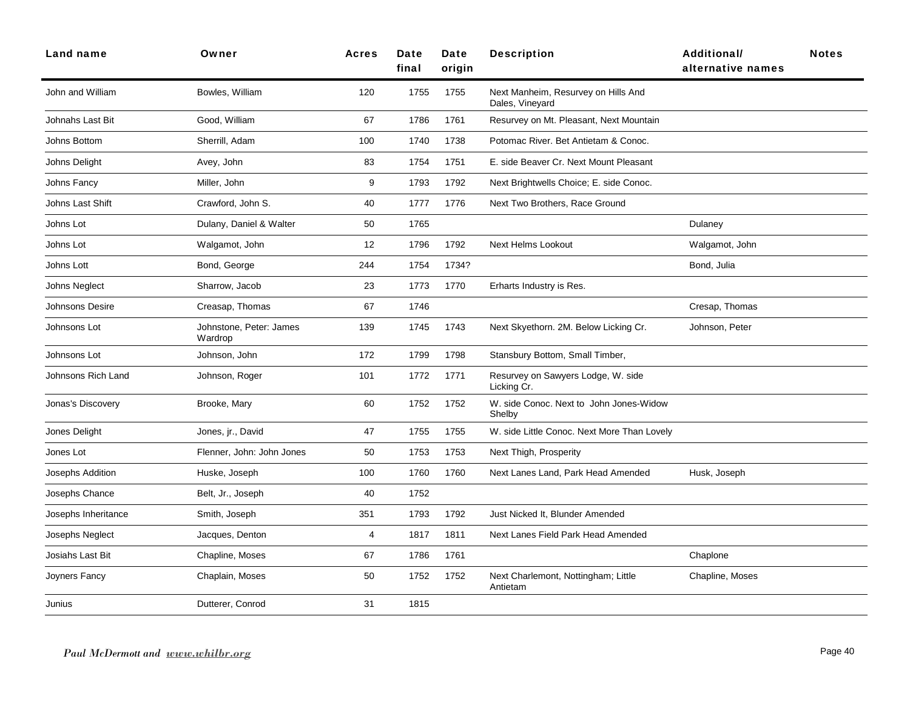| Land name | Owner | Acres | Date final | Date origin | Description | Additional/ alternative names | Notes |
|---|---|---|---|---|---|---|---|
| John and William | Bowles, William | 120 | 1755 | 1755 | Next Manheim, Resurvey on Hills And Dales, Vineyard | | |
| Johnahs Last Bit | Good, William | 67 | 1786 | 1761 | Resurvey on Mt. Pleasant, Next Mountain | | |
| Johns Bottom | Sherrill, Adam | 100 | 1740 | 1738 | Potomac River. Bet Antietam & Conoc. | | |
| Johns Delight | Avey, John | 83 | 1754 | 1751 | E. side Beaver Cr. Next Mount Pleasant | | |
| Johns Fancy | Miller, John | 9 | 1793 | 1792 | Next Brightwells Choice; E. side Conoc. | | |
| Johns Last Shift | Crawford, John S. | 40 | 1777 | 1776 | Next Two Brothers, Race Ground | | |
| Johns Lot | Dulany, Daniel & Walter | 50 | 1765 | | | Dulaney | |
| Johns Lot | Walgamot, John | 12 | 1796 | 1792 | Next Helms Lookout | Walgamot, John | |
| Johns Lott | Bond, George | 244 | 1754 | 1734? | | Bond, Julia | |
| Johns Neglect | Sharrow, Jacob | 23 | 1773 | 1770 | Erharts Industry is Res. | | |
| Johnsons Desire | Creasap, Thomas | 67 | 1746 | | | Cresap, Thomas | |
| Johnsons Lot | Johnstone, Peter: James Wardrop | 139 | 1745 | 1743 | Next Skyethorn. 2M. Below Licking Cr. | Johnson, Peter | |
| Johnsons Lot | Johnson, John | 172 | 1799 | 1798 | Stansbury Bottom, Small Timber, | | |
| Johnsons Rich Land | Johnson, Roger | 101 | 1772 | 1771 | Resurvey on Sawyers Lodge, W. side Licking Cr. | | |
| Jonas's Discovery | Brooke, Mary | 60 | 1752 | 1752 | W. side Conoc. Next to John Jones-Widow Shelby | | |
| Jones Delight | Jones, jr., David | 47 | 1755 | 1755 | W. side Little Conoc. Next More Than Lovely | | |
| Jones Lot | Flenner, John: John Jones | 50 | 1753 | 1753 | Next Thigh, Prosperity | | |
| Josephs Addition | Huske, Joseph | 100 | 1760 | 1760 | Next Lanes Land, Park Head Amended | Husk, Joseph | |
| Josephs Chance | Belt, Jr., Joseph | 40 | 1752 | | | | |
| Josephs Inheritance | Smith, Joseph | 351 | 1793 | 1792 | Just Nicked It, Blunder Amended | | |
| Josephs Neglect | Jacques, Denton | 4 | 1817 | 1811 | Next Lanes Field Park Head Amended | | |
| Josiahs Last Bit | Chapline, Moses | 67 | 1786 | 1761 | | Chaplone | |
| Joyners Fancy | Chaplain, Moses | 50 | 1752 | 1752 | Next Charlemont, Nottingham; Little Antietam | Chapline, Moses | |
| Junius | Dutterer, Conrod | 31 | 1815 | | | | |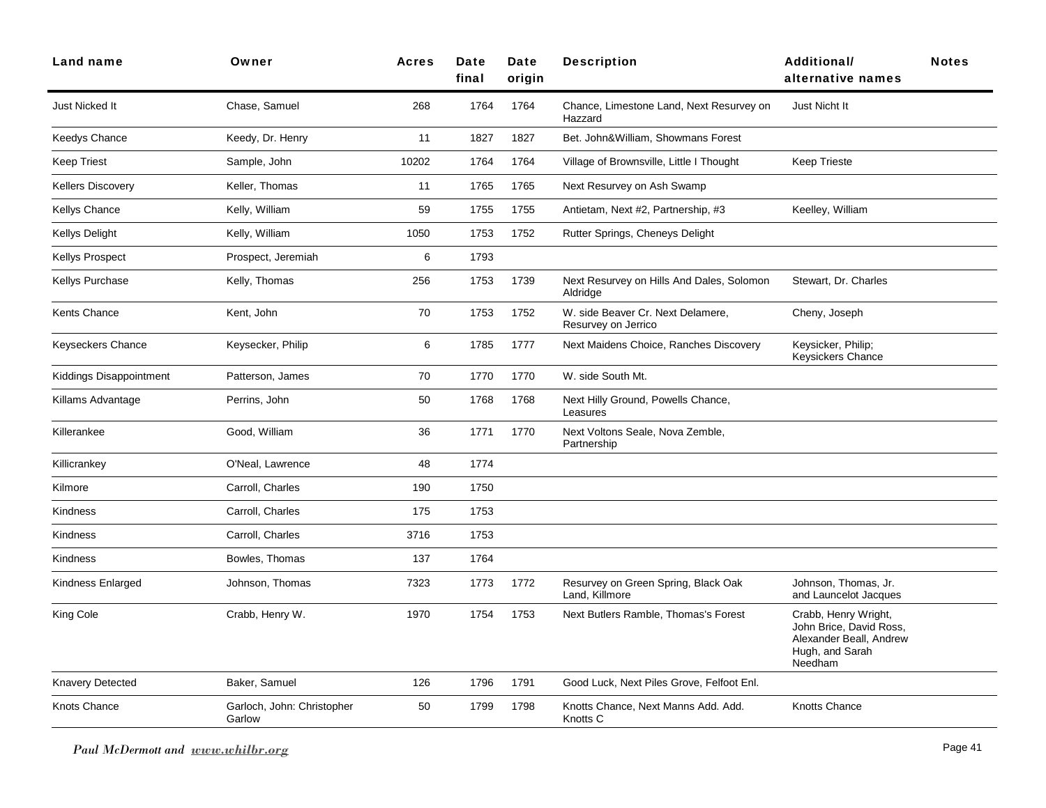| Land name | Owner | Acres | Date final | Date origin | Description | Additional/ alternative names | Notes |
|---|---|---|---|---|---|---|---|
| Just Nicked It | Chase, Samuel | 268 | 1764 | 1764 | Chance, Limestone Land, Next Resurvey on Hazzard | Just Nicht It | |
| Keedys Chance | Keedy, Dr. Henry | 11 | 1827 | 1827 | Bet. John&William, Showmans Forest | | |
| Keep Triest | Sample, John | 10202 | 1764 | 1764 | Village of Brownsville, Little I Thought | Keep Trieste | |
| Kellers Discovery | Keller, Thomas | 11 | 1765 | 1765 | Next Resurvey on Ash Swamp | | |
| Kellys Chance | Kelly, William | 59 | 1755 | 1755 | Antietam, Next #2, Partnership, #3 | Keelley, William | |
| Kellys Delight | Kelly, William | 1050 | 1753 | 1752 | Rutter Springs, Cheneys Delight | | |
| Kellys Prospect | Prospect, Jeremiah | 6 | 1793 | | | | |
| Kellys Purchase | Kelly, Thomas | 256 | 1753 | 1739 | Next Resurvey on Hills And Dales, Solomon Aldridge | Stewart, Dr. Charles | |
| Kents Chance | Kent, John | 70 | 1753 | 1752 | W. side Beaver Cr. Next Delamere, Resurvey on Jerrico | Cheny, Joseph | |
| Keyseckers Chance | Keysecker, Philip | 6 | 1785 | 1777 | Next Maidens Choice, Ranches Discovery | Keysicker, Philip; Keysickers Chance | |
| Kiddings Disappointment | Patterson, James | 70 | 1770 | 1770 | W. side South Mt. | | |
| Killams Advantage | Perrins, John | 50 | 1768 | 1768 | Next Hilly Ground, Powells Chance, Leasures | | |
| Killerankee | Good, William | 36 | 1771 | 1770 | Next Voltons Seale, Nova Zemble, Partnership | | |
| Killicrankey | O'Neal, Lawrence | 48 | 1774 | | | | |
| Kilmore | Carroll, Charles | 190 | 1750 | | | | |
| Kindness | Carroll, Charles | 175 | 1753 | | | | |
| Kindness | Carroll, Charles | 3716 | 1753 | | | | |
| Kindness | Bowles, Thomas | 137 | 1764 | | | | |
| Kindness Enlarged | Johnson, Thomas | 7323 | 1773 | 1772 | Resurvey on Green Spring, Black Oak Land, Killmore | Johnson, Thomas, Jr. and Launcelot Jacques | |
| King Cole | Crabb, Henry W. | 1970 | 1754 | 1753 | Next Butlers Ramble, Thomas's Forest | Crabb, Henry Wright, John Brice, David Ross, Alexander Beall, Andrew Hugh, and Sarah Needham | |
| Knavery Detected | Baker, Samuel | 126 | 1796 | 1791 | Good Luck, Next Piles Grove, Felfoot Enl. | | |
| Knots Chance | Garloch, John: Christopher Garlow | 50 | 1799 | 1798 | Knotts Chance, Next Manns Add. Add. Knotts C | Knotts Chance | |

*Paul McDermott and* *www.whilbr.org*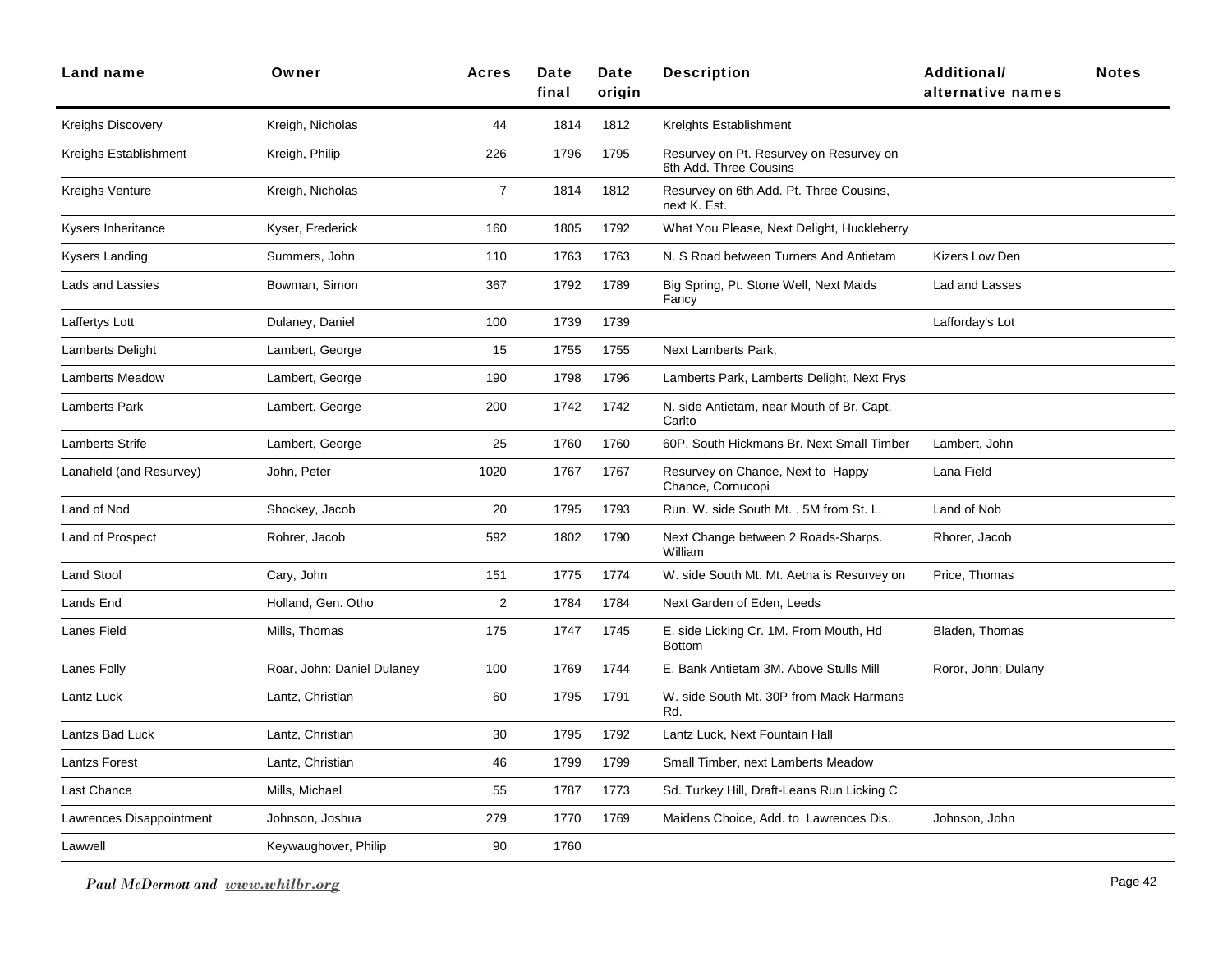| Land name | Owner | Acres | Date final | Date origin | Description | Additional/ alternative names | Notes |
|---|---|---|---|---|---|---|---|
| Kreighs Discovery | Kreigh, Nicholas | 44 | 1814 | 1812 | Krelghts Establishment | | |
| Kreighs Establishment | Kreigh, Philip | 226 | 1796 | 1795 | Resurvey on Pt. Resurvey on Resurvey on 6th Add. Three Cousins | | |
| Kreighs Venture | Kreigh, Nicholas | 7 | 1814 | 1812 | Resurvey on 6th Add. Pt. Three Cousins, next K. Est. | | |
| Kysers Inheritance | Kyser, Frederick | 160 | 1805 | 1792 | What You Please, Next Delight, Huckleberry | | |
| Kysers Landing | Summers, John | 110 | 1763 | 1763 | N. S Road between Turners And Antietam | Kizers Low Den | |
| Lads and Lassies | Bowman, Simon | 367 | 1792 | 1789 | Big Spring, Pt. Stone Well, Next Maids Fancy | Lad and Lasses | |
| Laffertys Lott | Dulaney, Daniel | 100 | 1739 | 1739 | | Lafforday's Lot | |
| Lamberts Delight | Lambert, George | 15 | 1755 | 1755 | Next Lamberts Park, | | |
| Lamberts Meadow | Lambert, George | 190 | 1798 | 1796 | Lamberts Park, Lamberts Delight, Next Frys | | |
| Lamberts Park | Lambert, George | 200 | 1742 | 1742 | N. side Antietam, near Mouth of Br. Capt. Carlto | | |
| Lamberts Strife | Lambert, George | 25 | 1760 | 1760 | 60P. South Hickmans Br. Next Small Timber | Lambert, John | |
| Lanafield (and Resurvey) | John, Peter | 1020 | 1767 | 1767 | Resurvey on Chance, Next to Happy Chance, Cornucopi | Lana Field | |
| Land of Nod | Shockey, Jacob | 20 | 1795 | 1793 | Run. W. side South Mt. . 5M from St. L. | Land of Nob | |
| Land of Prospect | Rohrer, Jacob | 592 | 1802 | 1790 | Next Change between 2 Roads-Sharps. William | Rhorer, Jacob | |
| Land Stool | Cary, John | 151 | 1775 | 1774 | W. side South Mt. Mt. Aetna is Resurvey on | Price, Thomas | |
| Lands End | Holland, Gen. Otho | 2 | 1784 | 1784 | Next Garden of Eden, Leeds | | |
| Lanes Field | Mills, Thomas | 175 | 1747 | 1745 | E. side Licking Cr. 1M. From Mouth, Hd Bottom | Bladen, Thomas | |
| Lanes Folly | Roar, John: Daniel Dulaney | 100 | 1769 | 1744 | E. Bank Antietam 3M. Above Stulls Mill | Roror, John; Dulany | |
| Lantz Luck | Lantz, Christian | 60 | 1795 | 1791 | W. side South Mt. 30P from Mack Harmans Rd. | | |
| Lantzs Bad Luck | Lantz, Christian | 30 | 1795 | 1792 | Lantz Luck, Next Fountain Hall | | |
| Lantzs Forest | Lantz, Christian | 46 | 1799 | 1799 | Small Timber, next Lamberts Meadow | | |
| Last Chance | Mills, Michael | 55 | 1787 | 1773 | Sd. Turkey Hill, Draft-Leans Run Licking C | | |
| Lawrences Disappointment | Johnson, Joshua | 279 | 1770 | 1769 | Maidens Choice, Add. to Lawrences Dis. | Johnson, John | |
| Lawwell | Keywaughover, Philip | 90 | 1760 | | | | |

*Paul McDermott and* ***www.whilbr.org***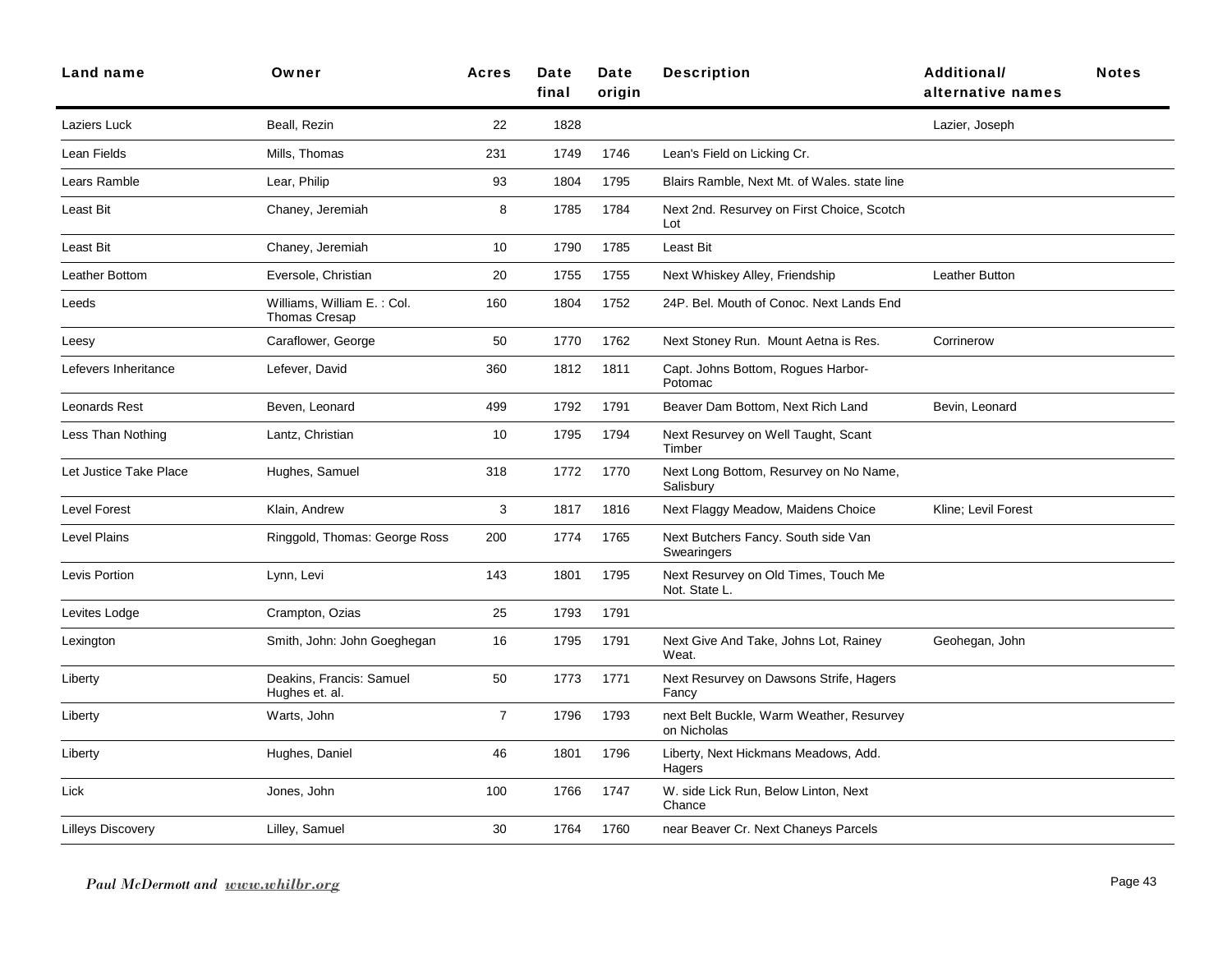| Land name | Owner | Acres | Date final | Date origin | Description | Additional/ alternative names | Notes |
|---|---|---|---|---|---|---|---|
| Laziers Luck | Beall, Rezin | 22 | 1828 | | | Lazier, Joseph | |
| Lean Fields | Mills, Thomas | 231 | 1749 | 1746 | Lean's Field on Licking Cr. | | |
| Lears Ramble | Lear, Philip | 93 | 1804 | 1795 | Blairs Ramble, Next Mt. of Wales. state line | | |
| Least Bit | Chaney, Jeremiah | 8 | 1785 | 1784 | Next 2nd. Resurvey on First Choice, Scotch Lot | | |
| Least Bit | Chaney, Jeremiah | 10 | 1790 | 1785 | Least Bit | | |
| Leather Bottom | Eversole, Christian | 20 | 1755 | 1755 | Next Whiskey Alley, Friendship | Leather Button | |
| Leeds | Williams, William E. : Col. Thomas Cresap | 160 | 1804 | 1752 | 24P. Bel. Mouth of Conoc. Next Lands End | | |
| Leesy | Caraflower, George | 50 | 1770 | 1762 | Next Stoney Run. Mount Aetna is Res. | Corrinerow | |
| Lefevers Inheritance | Lefever, David | 360 | 1812 | 1811 | Capt. Johns Bottom, Rogues Harbor-Potomac | | |
| Leonards Rest | Beven, Leonard | 499 | 1792 | 1791 | Beaver Dam Bottom, Next Rich Land | Bevin, Leonard | |
| Less Than Nothing | Lantz, Christian | 10 | 1795 | 1794 | Next Resurvey on Well Taught, Scant Timber | | |
| Let Justice Take Place | Hughes, Samuel | 318 | 1772 | 1770 | Next Long Bottom, Resurvey on No Name, Salisbury | | |
| Level Forest | Klain, Andrew | 3 | 1817 | 1816 | Next Flaggy Meadow, Maidens Choice | Kline; Levil Forest | |
| Level Plains | Ringgold, Thomas: George Ross | 200 | 1774 | 1765 | Next Butchers Fancy. South side Van Swearingers | | |
| Levis Portion | Lynn, Levi | 143 | 1801 | 1795 | Next Resurvey on Old Times, Touch Me Not. State L. | | |
| Levites Lodge | Crampton, Ozias | 25 | 1793 | 1791 | | | |
| Lexington | Smith, John: John Goeghegan | 16 | 1795 | 1791 | Next Give And Take, Johns Lot, Rainey Weat. | Geohegan, John | |
| Liberty | Deakins, Francis: Samuel Hughes et. al. | 50 | 1773 | 1771 | Next Resurvey on Dawsons Strife, Hagers Fancy | | |
| Liberty | Warts, John | 7 | 1796 | 1793 | next Belt Buckle, Warm Weather, Resurvey on Nicholas | | |
| Liberty | Hughes, Daniel | 46 | 1801 | 1796 | Liberty, Next Hickmans Meadows, Add. Hagers | | |
| Lick | Jones, John | 100 | 1766 | 1747 | W. side Lick Run, Below Linton, Next Chance | | |
| Lilleys Discovery | Lilley, Samuel | 30 | 1764 | 1760 | near Beaver Cr. Next Chaneys Parcels | | |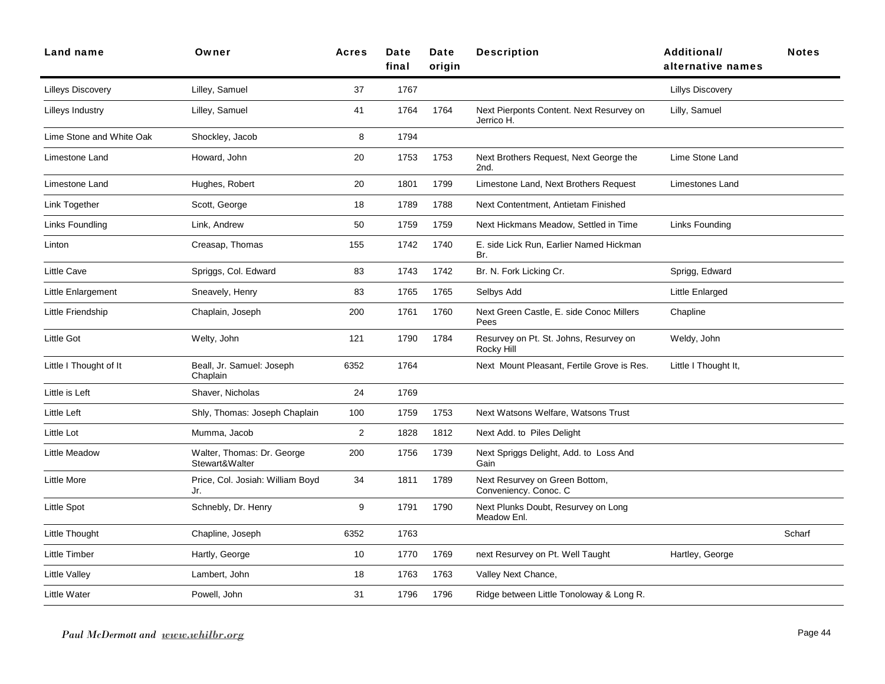| Land name | Owner | Acres | Date final | Date origin | Description | Additional/ alternative names | Notes |
|---|---|---|---|---|---|---|---|
| Lilleys Discovery | Lilley, Samuel | 37 | 1767 | | | Lillys Discovery | |
| Lilleys Industry | Lilley, Samuel | 41 | 1764 | 1764 | Next Pierponts Content. Next Resurvey on Jerrico H. | Lilly, Samuel | |
| Lime Stone and White Oak | Shockley, Jacob | 8 | 1794 | | | | |
| Limestone Land | Howard, John | 20 | 1753 | 1753 | Next Brothers Request, Next George the 2nd. | Lime Stone Land | |
| Limestone Land | Hughes, Robert | 20 | 1801 | 1799 | Limestone Land, Next Brothers Request | Limestones Land | |
| Link Together | Scott, George | 18 | 1789 | 1788 | Next Contentment, Antietam Finished | | |
| Links Foundling | Link, Andrew | 50 | 1759 | 1759 | Next Hickmans Meadow, Settled in Time | Links Founding | |
| Linton | Creasap, Thomas | 155 | 1742 | 1740 | E. side Lick Run, Earlier Named Hickman Br. | | |
| Little Cave | Spriggs, Col. Edward | 83 | 1743 | 1742 | Br. N. Fork Licking Cr. | Sprigg, Edward | |
| Little Enlargement | Sneavely, Henry | 83 | 1765 | 1765 | Selbys Add | Little Enlarged | |
| Little Friendship | Chaplain, Joseph | 200 | 1761 | 1760 | Next Green Castle, E. side Conoc Millers Pees | Chapline | |
| Little Got | Welty, John | 121 | 1790 | 1784 | Resurvey on Pt. St. Johns, Resurvey on Rocky Hill | Weldy, John | |
| Little I Thought of It | Beall, Jr. Samuel: Joseph Chaplain | 6352 | 1764 | | Next Mount Pleasant, Fertile Grove is Res. | Little I Thought It, | |
| Little is Left | Shaver, Nicholas | 24 | 1769 | | | | |
| Little Left | Shly, Thomas: Joseph Chaplain | 100 | 1759 | 1753 | Next Watsons Welfare, Watsons Trust | | |
| Little Lot | Mumma, Jacob | 2 | 1828 | 1812 | Next Add. to Piles Delight | | |
| Little Meadow | Walter, Thomas: Dr. George Stewart&Walter | 200 | 1756 | 1739 | Next Spriggs Delight, Add. to Loss And Gain | | |
| Little More | Price, Col. Josiah: William Boyd Jr. | 34 | 1811 | 1789 | Next Resurvey on Green Bottom, Conveniency. Conoc. C | | |
| Little Spot | Schnebly, Dr. Henry | 9 | 1791 | 1790 | Next Plunks Doubt, Resurvey on Long Meadow Enl. | | |
| Little Thought | Chapline, Joseph | 6352 | 1763 | | | | Scharf |
| Little Timber | Hartly, George | 10 | 1770 | 1769 | next Resurvey on Pt. Well Taught | Hartley, George | |
| Little Valley | Lambert, John | 18 | 1763 | 1763 | Valley Next Chance, | | |
| Little Water | Powell, John | 31 | 1796 | 1796 | Ridge between Little Tonoloway & Long R. | | |

*Paul McDermott and www.whilbr.org*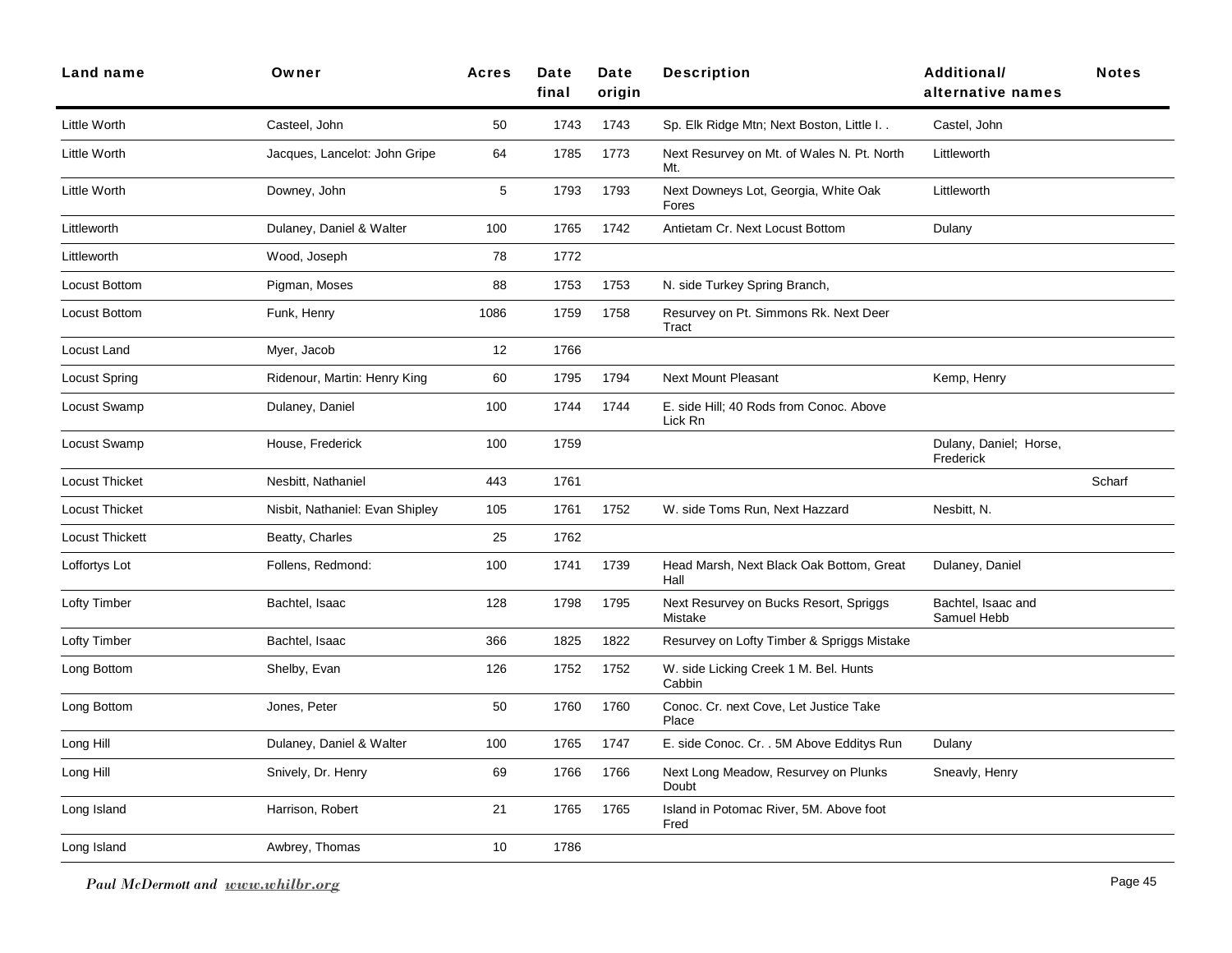| Land name | Owner | Acres | Date final | Date origin | Description | Additional/ alternative names | Notes |
|---|---|---|---|---|---|---|---|
| Little Worth | Casteel, John | 50 | 1743 | 1743 | Sp. Elk Ridge Mtn; Next Boston, Little I. . | Castel, John | |
| Little Worth | Jacques, Lancelot: John Gripe | 64 | 1785 | 1773 | Next Resurvey on Mt. of Wales N. Pt. North Mt. | Littleworth | |
| Little Worth | Downey, John | 5 | 1793 | 1793 | Next Downeys Lot, Georgia, White Oak Fores | Littleworth | |
| Littleworth | Dulaney, Daniel & Walter | 100 | 1765 | 1742 | Antietam Cr. Next Locust Bottom | Dulany | |
| Littleworth | Wood, Joseph | 78 | 1772 | | | | |
| Locust Bottom | Pigman, Moses | 88 | 1753 | 1753 | N. side Turkey Spring Branch, | | |
| Locust Bottom | Funk, Henry | 1086 | 1759 | 1758 | Resurvey on Pt. Simmons Rk. Next Deer Tract | | |
| Locust Land | Myer, Jacob | 12 | 1766 | | | | |
| Locust Spring | Ridenour, Martin: Henry King | 60 | 1795 | 1794 | Next Mount Pleasant | Kemp, Henry | |
| Locust Swamp | Dulaney, Daniel | 100 | 1744 | 1744 | E. side Hill; 40 Rods from Conoc. Above Lick Rn | | |
| Locust Swamp | House, Frederick | 100 | 1759 | | | Dulany, Daniel; Horse, Frederick | |
| Locust Thicket | Nesbitt, Nathaniel | 443 | 1761 | | | | Scharf |
| Locust Thicket | Nisbit, Nathaniel: Evan Shipley | 105 | 1761 | 1752 | W. side Toms Run, Next Hazzard | Nesbitt, N. | |
| Locust Thickett | Beatty, Charles | 25 | 1762 | | | | |
| Loffortys Lot | Follens, Redmond: | 100 | 1741 | 1739 | Head Marsh, Next Black Oak Bottom, Great Hall | Dulaney, Daniel | |
| Lofty Timber | Bachtel, Isaac | 128 | 1798 | 1795 | Next Resurvey on Bucks Resort, Spriggs Mistake | Bachtel, Isaac and Samuel Hebb | |
| Lofty Timber | Bachtel, Isaac | 366 | 1825 | 1822 | Resurvey on Lofty Timber & Spriggs Mistake | | |
| Long Bottom | Shelby, Evan | 126 | 1752 | 1752 | W. side Licking Creek 1 M. Bel. Hunts Cabbin | | |
| Long Bottom | Jones, Peter | 50 | 1760 | 1760 | Conoc. Cr. next Cove, Let Justice Take Place | | |
| Long Hill | Dulaney, Daniel & Walter | 100 | 1765 | 1747 | E. side Conoc. Cr. . 5M Above EddItys Run | Dulany | |
| Long Hill | Snively, Dr. Henry | 69 | 1766 | 1766 | Next Long Meadow, Resurvey on Plunks Doubt | Sneavly, Henry | |
| Long Island | Harrison, Robert | 21 | 1765 | 1765 | Island in Potomac River, 5M. Above foot Fred | | |
| Long Island | Awbrey, Thomas | 10 | 1786 | | | | |

*Paul McDermott and www.whilbr.org*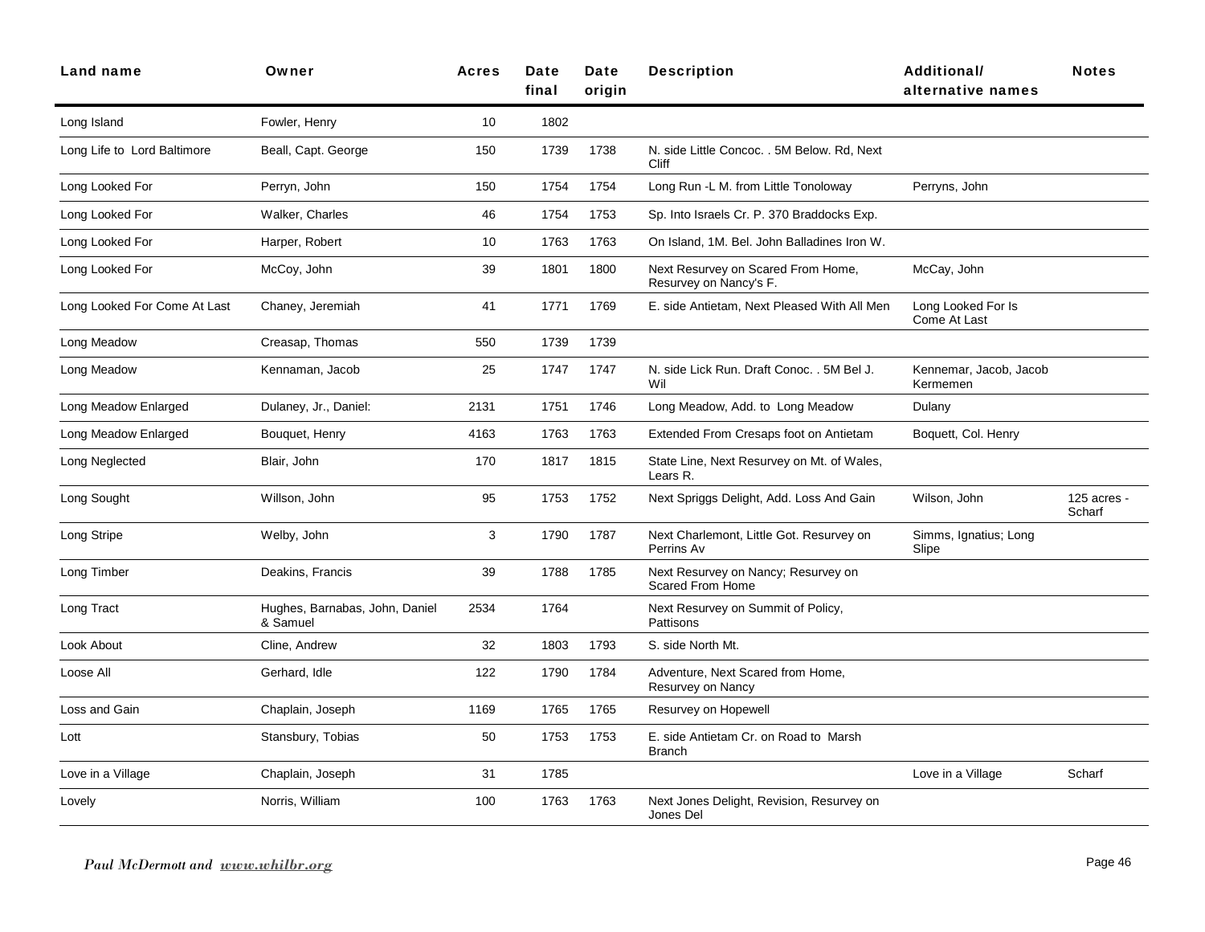| Land name | Owner | Acres | Date final | Date origin | Description | Additional/ alternative names | Notes |
|---|---|---|---|---|---|---|---|
| Long Island | Fowler, Henry | 10 | 1802 | | | | |
| Long Life to Lord Baltimore | Beall, Capt. George | 150 | 1739 | 1738 | N. side Little Concoc. . 5M Below. Rd, Next Cliff | | |
| Long Looked For | Perryn, John | 150 | 1754 | 1754 | Long Run -L M. from Little Tonoloway | Perryns, John | |
| Long Looked For | Walker, Charles | 46 | 1754 | 1753 | Sp. Into Israels Cr. P. 370 Braddocks Exp. | | |
| Long Looked For | Harper, Robert | 10 | 1763 | 1763 | On Island, 1M. Bel. John Balladines Iron W. | | |
| Long Looked For | McCoy, John | 39 | 1801 | 1800 | Next Resurvey on Scared From Home, Resurvey on Nancy's F. | McCay, John | |
| Long Looked For Come At Last | Chaney, Jeremiah | 41 | 1771 | 1769 | E. side Antietam, Next Pleased With All Men | Long Looked For Is Come At Last | |
| Long Meadow | Creasap, Thomas | 550 | 1739 | 1739 | | | |
| Long Meadow | Kennaman, Jacob | 25 | 1747 | 1747 | N. side Lick Run. Draft Conoc. . 5M Bel J. Wil | Kennemar, Jacob, Jacob Kermemen | |
| Long Meadow Enlarged | Dulaney, Jr., Daniel: | 2131 | 1751 | 1746 | Long Meadow, Add. to Long Meadow | Dulany | |
| Long Meadow Enlarged | Bouquet, Henry | 4163 | 1763 | 1763 | Extended From Cresaps foot on Antietam | Boquett, Col. Henry | |
| Long Neglected | Blair, John | 170 | 1817 | 1815 | State Line, Next Resurvey on Mt. of Wales, Lears R. | | |
| Long Sought | Willson, John | 95 | 1753 | 1752 | Next Spriggs Delight, Add. Loss And Gain | Wilson, John | 125 acres - Scharf |
| Long Stripe | Welby, John | 3 | 1790 | 1787 | Next Charlemont, Little Got. Resurvey on Perrins Av | Simms, Ignatius; Long Slipe | |
| Long Timber | Deakins, Francis | 39 | 1788 | 1785 | Next Resurvey on Nancy; Resurvey on Scared From Home | | |
| Long Tract | Hughes, Barnabas, John, Daniel & Samuel | 2534 | 1764 | | Next Resurvey on Summit of Policy, Pattisons | | |
| Look About | Cline, Andrew | 32 | 1803 | 1793 | S. side North Mt. | | |
| Loose All | Gerhard, Idle | 122 | 1790 | 1784 | Adventure, Next Scared from Home, Resurvey on Nancy | | |
| Loss and Gain | Chaplain, Joseph | 1169 | 1765 | 1765 | Resurvey on Hopewell | | |
| Lott | Stansbury, Tobias | 50 | 1753 | 1753 | E. side Antietam Cr. on Road to Marsh Branch | | |
| Love in a Village | Chaplain, Joseph | 31 | 1785 | | | Love in a Village | Scharf |
| Lovely | Norris, William | 100 | 1763 | 1763 | Next Jones Delight, Revision, Resurvey on Jones Del | | |

*Paul McDermott and www.whilbr.org*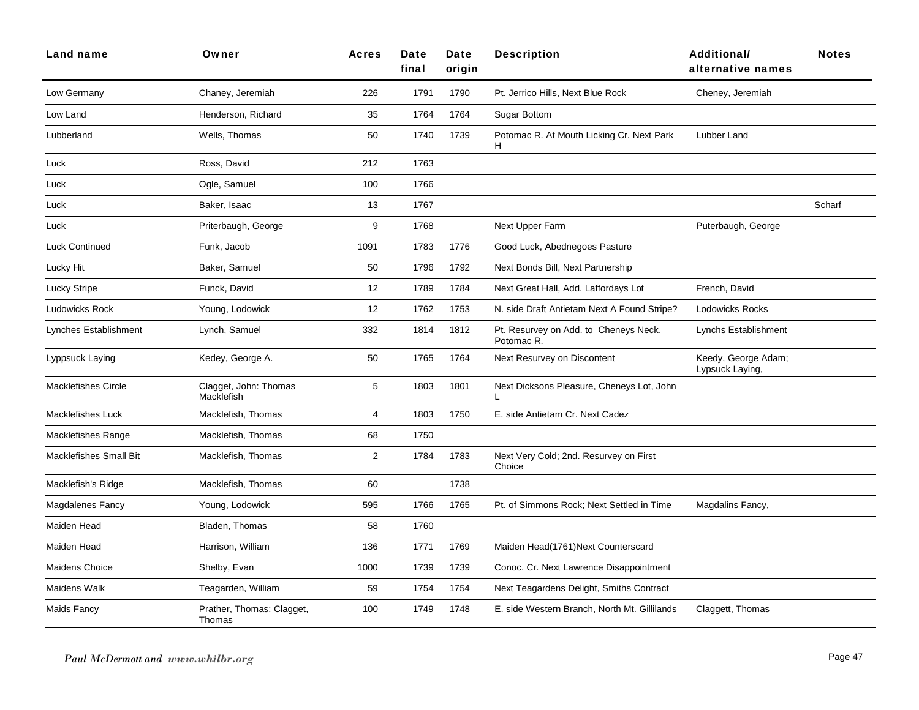| Land name | Owner | Acres | Date final | Date origin | Description | Additional/ alternative names | Notes |
|---|---|---|---|---|---|---|---|
| Low Germany | Chaney, Jeremiah | 226 | 1791 | 1790 | Pt. Jerrico Hills, Next Blue Rock | Cheney, Jeremiah | |
| Low Land | Henderson, Richard | 35 | 1764 | 1764 | Sugar Bottom | | |
| Lubberland | Wells, Thomas | 50 | 1740 | 1739 | Potomac R. At Mouth Licking Cr. Next Park H | Lubber Land | |
| Luck | Ross, David | 212 | 1763 | | | | |
| Luck | Ogle, Samuel | 100 | 1766 | | | | |
| Luck | Baker, Isaac | 13 | 1767 | | | | Scharf |
| Luck | Priterbaugh, George | 9 | 1768 | | Next Upper Farm | Puterbaugh, George | |
| Luck Continued | Funk, Jacob | 1091 | 1783 | 1776 | Good Luck, Abednegoes Pasture | | |
| Lucky Hit | Baker, Samuel | 50 | 1796 | 1792 | Next Bonds Bill, Next Partnership | | |
| Lucky Stripe | Funck, David | 12 | 1789 | 1784 | Next Great Hall, Add. Laffordays Lot | French, David | |
| Ludowicks Rock | Young, Lodowick | 12 | 1762 | 1753 | N. side Draft Antietam Next A Found Stripe? | Lodowicks Rocks | |
| Lynches Establishment | Lynch, Samuel | 332 | 1814 | 1812 | Pt. Resurvey on Add. to Cheneys Neck. Potomac R. | Lynchs Establishment | |
| Lyppsuck Laying | Kedey, George A. | 50 | 1765 | 1764 | Next Resurvey on Discontent | Keedy, George Adam; Lypsuck Laying, | |
| Macklefishes Circle | Clagget, John: Thomas Macklefish | 5 | 1803 | 1801 | Next Dicksons Pleasure, Cheneys Lot, John L | | |
| Macklefishes Luck | Macklefish, Thomas | 4 | 1803 | 1750 | E. side Antietam Cr. Next Cadez | | |
| Macklefishes Range | Macklefish, Thomas | 68 | 1750 | | | | |
| Macklefishes Small Bit | Macklefish, Thomas | 2 | 1784 | 1783 | Next Very Cold; 2nd. Resurvey on First Choice | | |
| Macklefish's Ridge | Macklefish, Thomas | 60 | | 1738 | | | |
| Magdalenes Fancy | Young, Lodowick | 595 | 1766 | 1765 | Pt. of Simmons Rock; Next Settled in Time | Magdalins Fancy, | |
| Maiden Head | Bladen, Thomas | 58 | 1760 | | | | |
| Maiden Head | Harrison, William | 136 | 1771 | 1769 | Maiden Head(1761)Next Counterscard | | |
| Maidens Choice | Shelby, Evan | 1000 | 1739 | 1739 | Conoc. Cr. Next Lawrence Disappointment | | |
| Maidens Walk | Teagarden, William | 59 | 1754 | 1754 | Next Teagardens Delight, Smiths Contract | | |
| Maids Fancy | Prather, Thomas: Clagget, Thomas | 100 | 1749 | 1748 | E. side Western Branch, North Mt. Gillilands | Claggett, Thomas | |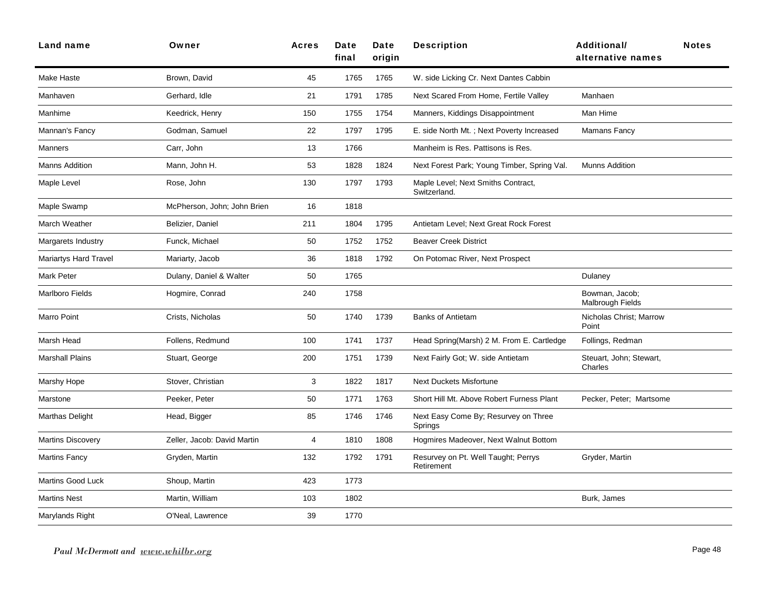| Land name | Owner | Acres | Date final | Date origin | Description | Additional/ alternative names | Notes |
|---|---|---|---|---|---|---|---|
| Make Haste | Brown, David | 45 | 1765 | 1765 | W. side Licking Cr. Next Dantes Cabbin | | |
| Manhaven | Gerhard, Idle | 21 | 1791 | 1785 | Next Scared From Home, Fertile Valley | Manhaen | |
| Manhime | Keedrick, Henry | 150 | 1755 | 1754 | Manners, Kiddings Disappointment | Man Hime | |
| Mannan's Fancy | Godman, Samuel | 22 | 1797 | 1795 | E. side North Mt. ; Next Poverty Increased | Mamans Fancy | |
| Manners | Carr, John | 13 | 1766 | | Manheim is Res. Pattisons is Res. | | |
| Manns Addition | Mann, John H. | 53 | 1828 | 1824 | Next Forest Park; Young Timber, Spring Val. | Munns Addition | |
| Maple Level | Rose, John | 130 | 1797 | 1793 | Maple Level; Next Smiths Contract, Switzerland. | | |
| Maple Swamp | McPherson, John; John Brien | 16 | 1818 | | | | |
| March Weather | Belizier, Daniel | 211 | 1804 | 1795 | Antietam Level; Next Great Rock Forest | | |
| Margarets Industry | Funck, Michael | 50 | 1752 | 1752 | Beaver Creek District | | |
| Mariartys Hard Travel | Mariarty, Jacob | 36 | 1818 | 1792 | On Potomac River, Next Prospect | | |
| Mark Peter | Dulany, Daniel & Walter | 50 | 1765 | | | Dulaney | |
| Marlboro Fields | Hogmire, Conrad | 240 | 1758 | | | Bowman, Jacob; Malbrough Fields | |
| Marro Point | Crists, Nicholas | 50 | 1740 | 1739 | Banks of Antietam | Nicholas Christ; Marrow Point | |
| Marsh Head | Follens, Redmund | 100 | 1741 | 1737 | Head Spring(Marsh) 2 M. From E. Cartledge | Follings, Redman | |
| Marshall Plains | Stuart, George | 200 | 1751 | 1739 | Next Fairly Got; W. side Antietam | Steuart, John; Stewart, Charles | |
| Marshy Hope | Stover, Christian | 3 | 1822 | 1817 | Next Duckets Misfortune | | |
| Marstone | Peeker, Peter | 50 | 1771 | 1763 | Short Hill Mt. Above Robert Furness Plant | Pecker, Peter; Martsome | |
| Marthas Delight | Head, Bigger | 85 | 1746 | 1746 | Next Easy Come By; Resurvey on Three Springs | | |
| Martins Discovery | Zeller, Jacob: David Martin | 4 | 1810 | 1808 | Hogmires Madeover, Next Walnut Bottom | | |
| Martins Fancy | Gryden, Martin | 132 | 1792 | 1791 | Resurvey on Pt. Well Taught; Perrys Retirement | Gryder, Martin | |
| Martins Good Luck | Shoup, Martin | 423 | 1773 | | | | |
| Martins Nest | Martin, William | 103 | 1802 | | | Burk, James | |
| Marylands Right | O'Neal, Lawrence | 39 | 1770 | | | | |

*Paul McDermott and www.whilbr.org*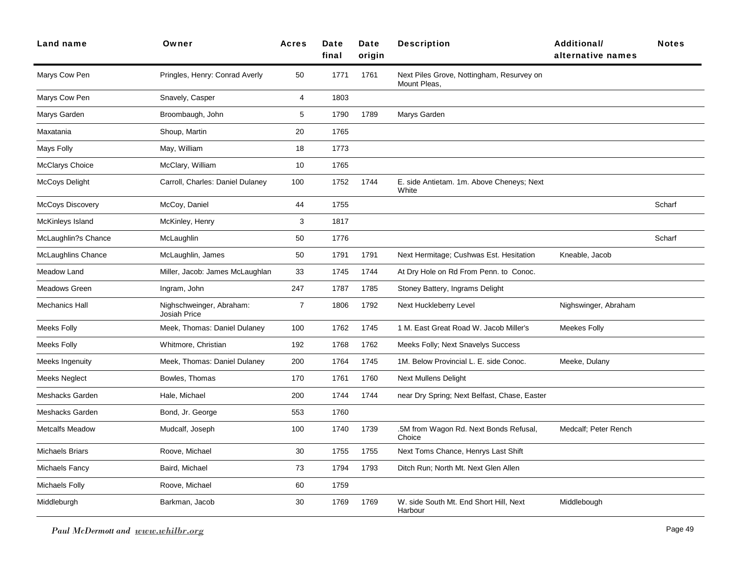| Land name | Owner | Acres | Date final | Date origin | Description | Additional/ alternative names | Notes |
|---|---|---|---|---|---|---|---|
| Marys Cow Pen | Pringles, Henry: Conrad Averly | 50 | 1771 | 1761 | Next Piles Grove, Nottingham, Resurvey on Mount Pleas, | | |
| Marys Cow Pen | Snavely, Casper | 4 | 1803 | | | | |
| Marys Garden | Broombaugh, John | 5 | 1790 | 1789 | Marys Garden | | |
| Maxatania | Shoup, Martin | 20 | 1765 | | | | |
| Mays Folly | May, William | 18 | 1773 | | | | |
| McClarys Choice | McClary, William | 10 | 1765 | | | | |
| McCoys Delight | Carroll, Charles: Daniel Dulaney | 100 | 1752 | 1744 | E. side Antietam. 1m. Above Cheneys; Next White | | |
| McCoys Discovery | McCoy, Daniel | 44 | 1755 | | | | Scharf |
| McKinleys Island | McKinley, Henry | 3 | 1817 | | | | |
| McLaughlin?s Chance | McLaughlin | 50 | 1776 | | | | Scharf |
| McLaughlins Chance | McLaughlin, James | 50 | 1791 | 1791 | Next Hermitage; Cushwas Est. Hesitation | Kneable, Jacob | |
| Meadow Land | Miller, Jacob: James McLaughlan | 33 | 1745 | 1744 | At Dry Hole on Rd From Penn. to Conoc. | | |
| Meadows Green | Ingram, John | 247 | 1787 | 1785 | Stoney Battery, Ingrams Delight | | |
| Mechanics Hall | Nighschweinger, Abraham: Josiah Price | 7 | 1806 | 1792 | Next Huckleberry Level | Nighswinger, Abraham | |
| Meeks Folly | Meek, Thomas: Daniel Dulaney | 100 | 1762 | 1745 | 1 M. East Great Road W. Jacob Miller's | Meekes Folly | |
| Meeks Folly | Whitmore, Christian | 192 | 1768 | 1762 | Meeks Folly; Next Snavelys Success | | |
| Meeks Ingenuity | Meek, Thomas: Daniel Dulaney | 200 | 1764 | 1745 | 1M. Below Provincial L. E. side Conoc. | Meeke, Dulany | |
| Meeks Neglect | Bowles, Thomas | 170 | 1761 | 1760 | Next Mullens Delight | | |
| Meshacks Garden | Hale, Michael | 200 | 1744 | 1744 | near Dry Spring; Next Belfast, Chase, Easter | | |
| Meshacks Garden | Bond, Jr. George | 553 | 1760 | | | | |
| Metcalfs Meadow | Mudcalf, Joseph | 100 | 1740 | 1739 | .5M from Wagon Rd. Next Bonds Refusal, Choice | Medcalf; Peter Rench | |
| Michaels Briars | Roove, Michael | 30 | 1755 | 1755 | Next Toms Chance, Henrys Last Shift | | |
| Michaels Fancy | Baird, Michael | 73 | 1794 | 1793 | Ditch Run; North Mt. Next Glen Allen | | |
| Michaels Folly | Roove, Michael | 60 | 1759 | | | | |
| Middleburgh | Barkman, Jacob | 30 | 1769 | 1769 | W. side South Mt. End Short Hill, Next Harbour | Middlebough | |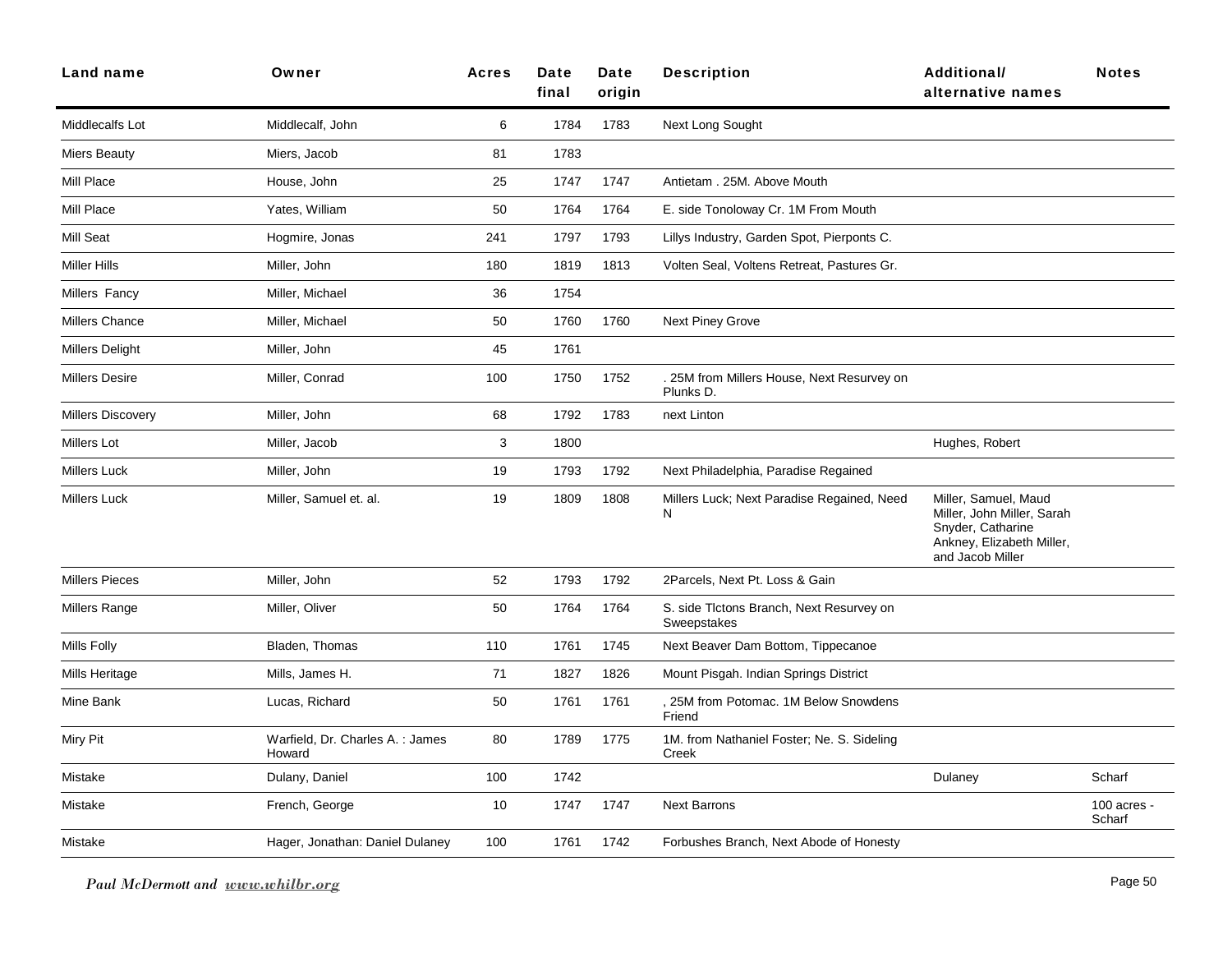| Land name | Owner | Acres | Date final | Date origin | Description | Additional/ alternative names | Notes |
|---|---|---|---|---|---|---|---|
| Middlecalfs Lot | Middlecalf, John | 6 | 1784 | 1783 | Next Long Sought | | |
| Miers Beauty | Miers, Jacob | 81 | 1783 | | | | |
| Mill Place | House, John | 25 | 1747 | 1747 | Antietam . 25M. Above Mouth | | |
| Mill Place | Yates, William | 50 | 1764 | 1764 | E. side Tonoloway Cr. 1M From Mouth | | |
| Mill Seat | Hogmire, Jonas | 241 | 1797 | 1793 | Lillys Industry, Garden Spot, Pierponts C. | | |
| Miller Hills | Miller, John | 180 | 1819 | 1813 | Volten Seal, Voltens Retreat, Pastures Gr. | | |
| Millers Fancy | Miller, Michael | 36 | 1754 | | | | |
| Millers Chance | Miller, Michael | 50 | 1760 | 1760 | Next Piney Grove | | |
| Millers Delight | Miller, John | 45 | 1761 | | | | |
| Millers Desire | Miller, Conrad | 100 | 1750 | 1752 | . 25M from Millers House, Next Resurvey on Plunks D. | | |
| Millers Discovery | Miller, John | 68 | 1792 | 1783 | next Linton | | |
| Millers Lot | Miller, Jacob | 3 | 1800 | | | Hughes, Robert | |
| Millers Luck | Miller, John | 19 | 1793 | 1792 | Next Philadelphia, Paradise Regained | | |
| Millers Luck | Miller, Samuel et. al. | 19 | 1809 | 1808 | Millers Luck; Next Paradise Regained, Need N | Miller, Samuel, Maud Miller, John Miller, Sarah Snyder, Catharine Ankney, Elizabeth Miller, and Jacob Miller | |
| Millers Pieces | Miller, John | 52 | 1793 | 1792 | 2Parcels, Next Pt. Loss & Gain | | |
| Millers Range | Miller, Oliver | 50 | 1764 | 1764 | S. side Tlctons Branch, Next Resurvey on Sweepstakes | | |
| Mills Folly | Bladen, Thomas | 110 | 1761 | 1745 | Next Beaver Dam Bottom, Tippecanoe | | |
| Mills Heritage | Mills, James H. | 71 | 1827 | 1826 | Mount Pisgah. Indian Springs District | | |
| Mine Bank | Lucas, Richard | 50 | 1761 | 1761 | , 25M from Potomac. 1M Below Snowdens Friend | | |
| Miry Pit | Warfield, Dr. Charles A. : James Howard | 80 | 1789 | 1775 | 1M. from Nathaniel Foster; Ne. S. Sideling Creek | | |
| Mistake | Dulany, Daniel | 100 | 1742 | | | Dulaney | Scharf |
| Mistake | French, George | 10 | 1747 | 1747 | Next Barrons | | 100 acres - Scharf |
| Mistake | Hager, Jonathan: Daniel Dulaney | 100 | 1761 | 1742 | Forbushes Branch, Next Abode of Honesty | | |

*Paul McDermott and* ***www.whilbr.org***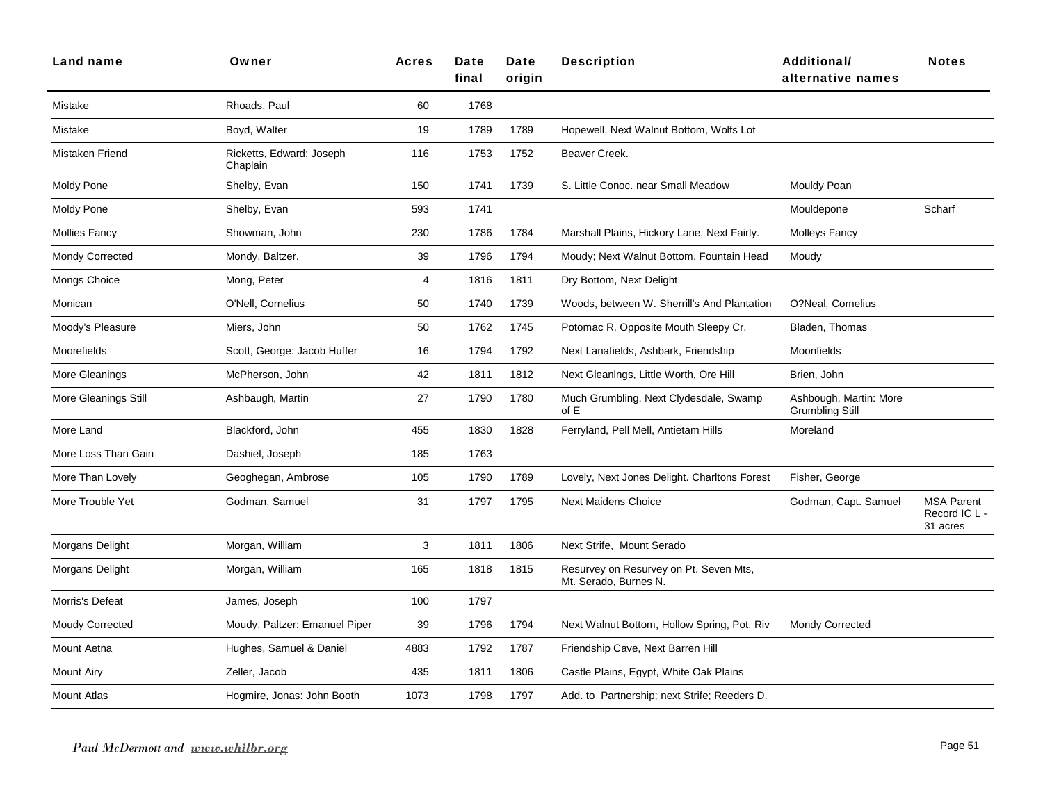| Land name | Owner | Acres | Date final | Date origin | Description | Additional/ alternative names | Notes |
|---|---|---|---|---|---|---|---|
| Mistake | Rhoads, Paul | 60 | 1768 | | | | |
| Mistake | Boyd, Walter | 19 | 1789 | 1789 | Hopewell, Next Walnut Bottom, Wolfs Lot | | |
| Mistaken Friend | Ricketts, Edward: Joseph Chaplain | 116 | 1753 | 1752 | Beaver Creek. | | |
| Moldy Pone | Shelby, Evan | 150 | 1741 | 1739 | S. Little Conoc. near Small Meadow | Mouldy Poan | |
| Moldy Pone | Shelby, Evan | 593 | 1741 | | | Mouldepone | Scharf |
| Mollies Fancy | Showman, John | 230 | 1786 | 1784 | Marshall Plains, Hickory Lane, Next Fairly. | Molleys Fancy | |
| Mondy Corrected | Mondy, Baltzer. | 39 | 1796 | 1794 | Moudy; Next Walnut Bottom, Fountain Head | Moudy | |
| Mongs Choice | Mong, Peter | 4 | 1816 | 1811 | Dry Bottom, Next Delight | | |
| Monican | O'Nell, Cornelius | 50 | 1740 | 1739 | Woods, between W. Sherrill's And Plantation | O?Neal, Cornelius | |
| Moody's Pleasure | Miers, John | 50 | 1762 | 1745 | Potomac R. Opposite Mouth Sleepy Cr. | Bladen, Thomas | |
| Moorefields | Scott, George: Jacob Huffer | 16 | 1794 | 1792 | Next Lanafields, Ashbark, Friendship | Moonfields | |
| More Gleanings | McPherson, John | 42 | 1811 | 1812 | Next Gleanlngs, Little Worth, Ore Hill | Brien, John | |
| More Gleanings Still | Ashbaugh, Martin | 27 | 1790 | 1780 | Much Grumbling, Next Clydesdale, Swamp of E | Ashbough, Martin: More Grumbling Still | |
| More Land | Blackford, John | 455 | 1830 | 1828 | Ferryland, Pell Mell, Antietam Hills | Moreland | |
| More Loss Than Gain | Dashiel, Joseph | 185 | 1763 | | | | |
| More Than Lovely | Geoghegan, Ambrose | 105 | 1790 | 1789 | Lovely, Next Jones Delight. Charltons Forest | Fisher, George | |
| More Trouble Yet | Godman, Samuel | 31 | 1797 | 1795 | Next Maidens Choice | Godman, Capt. Samuel | MSA Parent Record IC L - 31 acres |
| Morgans Delight | Morgan, William | 3 | 1811 | 1806 | Next Strife, Mount Serado | | |
| Morgans Delight | Morgan, William | 165 | 1818 | 1815 | Resurvey on Resurvey on Pt. Seven Mts, Mt. Serado, Burnes N. | | |
| Morris's Defeat | James, Joseph | 100 | 1797 | | | | |
| Moudy Corrected | Moudy, Paltzer: Emanuel Piper | 39 | 1796 | 1794 | Next Walnut Bottom, Hollow Spring, Pot. Riv | Mondy Corrected | |
| Mount Aetna | Hughes, Samuel & Daniel | 4883 | 1792 | 1787 | Friendship Cave, Next Barren Hill | | |
| Mount Airy | Zeller, Jacob | 435 | 1811 | 1806 | Castle Plains, Egypt, White Oak Plains | | |
| Mount Atlas | Hogmire, Jonas: John Booth | 1073 | 1798 | 1797 | Add. to Partnership; next Strife; Reeders D. | | |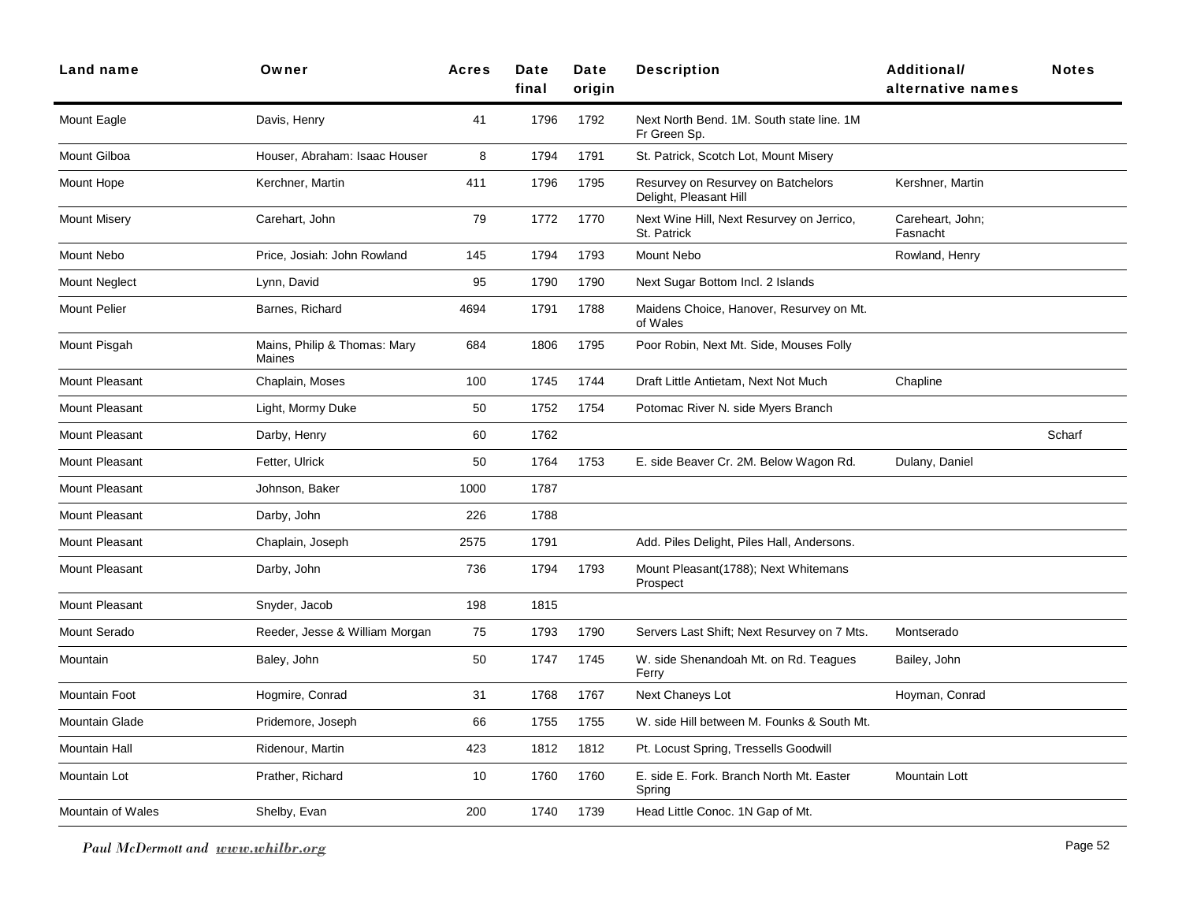| Land name | Owner | Acres | Date final | Date origin | Description | Additional/ alternative names | Notes |
|---|---|---|---|---|---|---|---|
| Mount Eagle | Davis, Henry | 41 | 1796 | 1792 | Next North Bend. 1M. South state line. 1M Fr Green Sp. | | |
| Mount Gilboa | Houser, Abraham: Isaac Houser | 8 | 1794 | 1791 | St. Patrick, Scotch Lot, Mount Misery | | |
| Mount Hope | Kerchner, Martin | 411 | 1796 | 1795 | Resurvey on Resurvey on Batchelors Delight, Pleasant Hill | Kershner, Martin | |
| Mount Misery | Carehart, John | 79 | 1772 | 1770 | Next Wine Hill, Next Resurvey on Jerrico, St. Patrick | Careheart, John; Fasnacht | |
| Mount Nebo | Price, Josiah: John Rowland | 145 | 1794 | 1793 | Mount Nebo | Rowland, Henry | |
| Mount Neglect | Lynn, David | 95 | 1790 | 1790 | Next Sugar Bottom Incl. 2 Islands | | |
| Mount Pelier | Barnes, Richard | 4694 | 1791 | 1788 | Maidens Choice, Hanover, Resurvey on Mt. of Wales | | |
| Mount Pisgah | Mains, Philip & Thomas: Mary Maines | 684 | 1806 | 1795 | Poor Robin, Next Mt. Side, Mouses Folly | | |
| Mount Pleasant | Chaplain, Moses | 100 | 1745 | 1744 | Draft Little Antietam, Next Not Much | Chapline | |
| Mount Pleasant | Light, Mormy Duke | 50 | 1752 | 1754 | Potomac River N. side Myers Branch | | |
| Mount Pleasant | Darby, Henry | 60 | 1762 | | | | Scharf |
| Mount Pleasant | Fetter, Ulrick | 50 | 1764 | 1753 | E. side Beaver Cr. 2M. Below Wagon Rd. | Dulany, Daniel | |
| Mount Pleasant | Johnson, Baker | 1000 | 1787 | | | | |
| Mount Pleasant | Darby, John | 226 | 1788 | | | | |
| Mount Pleasant | Chaplain, Joseph | 2575 | 1791 | | Add. Piles Delight, Piles Hall, Andersons. | | |
| Mount Pleasant | Darby, John | 736 | 1794 | 1793 | Mount Pleasant(1788); Next Whitemans Prospect | | |
| Mount Pleasant | Snyder, Jacob | 198 | 1815 | | | | |
| Mount Serado | Reeder, Jesse & William Morgan | 75 | 1793 | 1790 | Servers Last Shift; Next Resurvey on 7 Mts. | Montserado | |
| Mountain | Baley, John | 50 | 1747 | 1745 | W. side Shenandoah Mt. on Rd. Teagues Ferry | Bailey, John | |
| Mountain Foot | Hogmire, Conrad | 31 | 1768 | 1767 | Next Chaneys Lot | Hoyman, Conrad | |
| Mountain Glade | Pridemore, Joseph | 66 | 1755 | 1755 | W. side Hill between M. Founks & South Mt. | | |
| Mountain Hall | Ridenour, Martin | 423 | 1812 | 1812 | Pt. Locust Spring, Tressells Goodwill | | |
| Mountain Lot | Prather, Richard | 10 | 1760 | 1760 | E. side E. Fork. Branch North Mt. Easter Spring | Mountain Lott | |
| Mountain of Wales | Shelby, Evan | 200 | 1740 | 1739 | Head Little Conoc. 1N Gap of Mt. | | |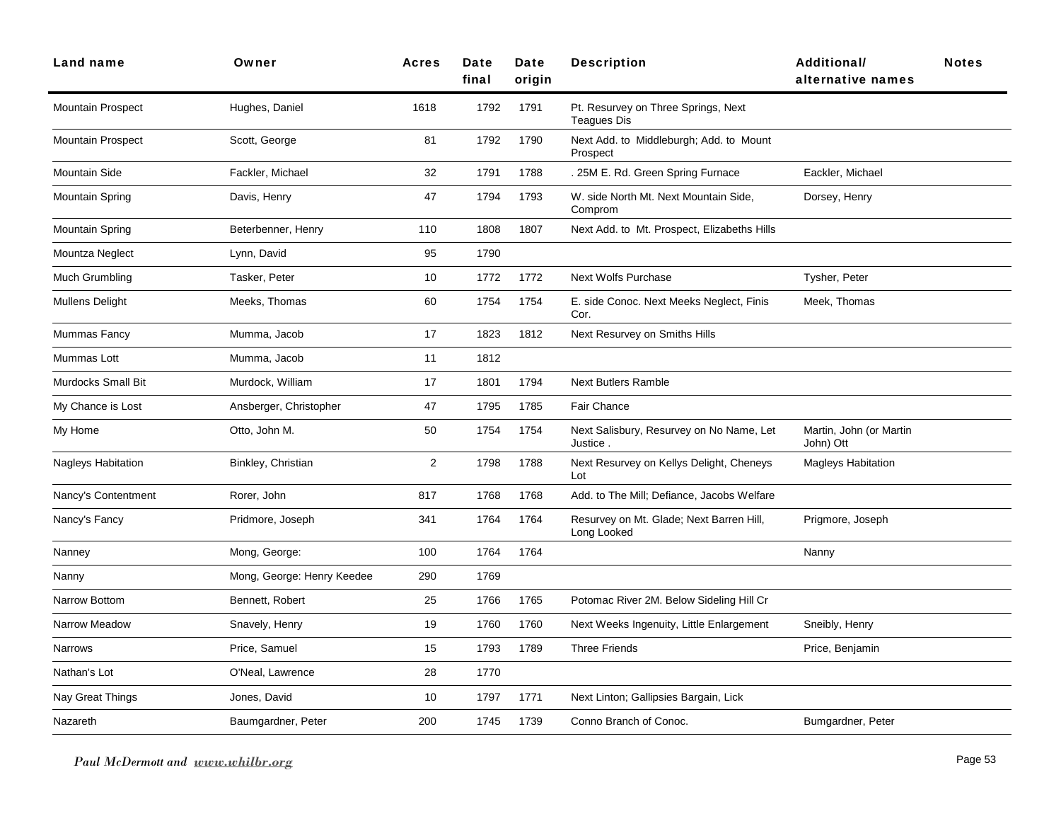| Land name | Owner | Acres | Date final | Date origin | Description | Additional/ alternative names | Notes |
|---|---|---|---|---|---|---|---|
| Mountain Prospect | Hughes, Daniel | 1618 | 1792 | 1791 | Pt. Resurvey on Three Springs, Next Teagues Dis | | |
| Mountain Prospect | Scott, George | 81 | 1792 | 1790 | Next Add. to Middleburgh; Add. to Mount Prospect | | |
| Mountain Side | Fackler, Michael | 32 | 1791 | 1788 | . 25M E. Rd. Green Spring Furnace | Eackler, Michael | |
| Mountain Spring | Davis, Henry | 47 | 1794 | 1793 | W. side North Mt. Next Mountain Side, Comprom | Dorsey, Henry | |
| Mountain Spring | Beterbenner, Henry | 110 | 1808 | 1807 | Next Add. to Mt. Prospect, Elizabeths Hills | | |
| Mountza Neglect | Lynn, David | 95 | 1790 | | | | |
| Much Grumbling | Tasker, Peter | 10 | 1772 | 1772 | Next Wolfs Purchase | Tysher, Peter | |
| Mullens Delight | Meeks, Thomas | 60 | 1754 | 1754 | E. side Conoc. Next Meeks Neglect, Finis Cor. | Meek, Thomas | |
| Mummas Fancy | Mumma, Jacob | 17 | 1823 | 1812 | Next Resurvey on Smiths Hills | | |
| Mummas Lott | Mumma, Jacob | 11 | 1812 | | | | |
| Murdocks Small Bit | Murdock, William | 17 | 1801 | 1794 | Next Butlers Ramble | | |
| My Chance is Lost | Ansberger, Christopher | 47 | 1795 | 1785 | Fair Chance | | |
| My Home | Otto, John M. | 50 | 1754 | 1754 | Next Salisbury, Resurvey on No Name, Let Justice . | Martin, John (or Martin John) Ott | |
| Nagleys Habitation | Binkley, Christian | 2 | 1798 | 1788 | Next Resurvey on Kellys Delight, Cheneys Lot | Magleys Habitation | |
| Nancy's Contentment | Rorer, John | 817 | 1768 | 1768 | Add. to The Mill; Defiance, Jacobs Welfare | | |
| Nancy's Fancy | Pridmore, Joseph | 341 | 1764 | 1764 | Resurvey on Mt. Glade; Next Barren Hill, Long Looked | Prigmore, Joseph | |
| Nanney | Mong, George: | 100 | 1764 | 1764 | | Nanny | |
| Nanny | Mong, George: Henry Keedee | 290 | 1769 | | | | |
| Narrow Bottom | Bennett, Robert | 25 | 1766 | 1765 | Potomac River 2M. Below Sideling Hill Cr | | |
| Narrow Meadow | Snavely, Henry | 19 | 1760 | 1760 | Next Weeks Ingenuity, Little Enlargement | Sneibly, Henry | |
| Narrows | Price, Samuel | 15 | 1793 | 1789 | Three Friends | Price, Benjamin | |
| Nathan's Lot | O'Neal, Lawrence | 28 | 1770 | | | | |
| Nay Great Things | Jones, David | 10 | 1797 | 1771 | Next Linton; Gallipsies Bargain, Lick | | |
| Nazareth | Baumgardner, Peter | 200 | 1745 | 1739 | Conno Branch of Conoc. | Bumgardner, Peter | |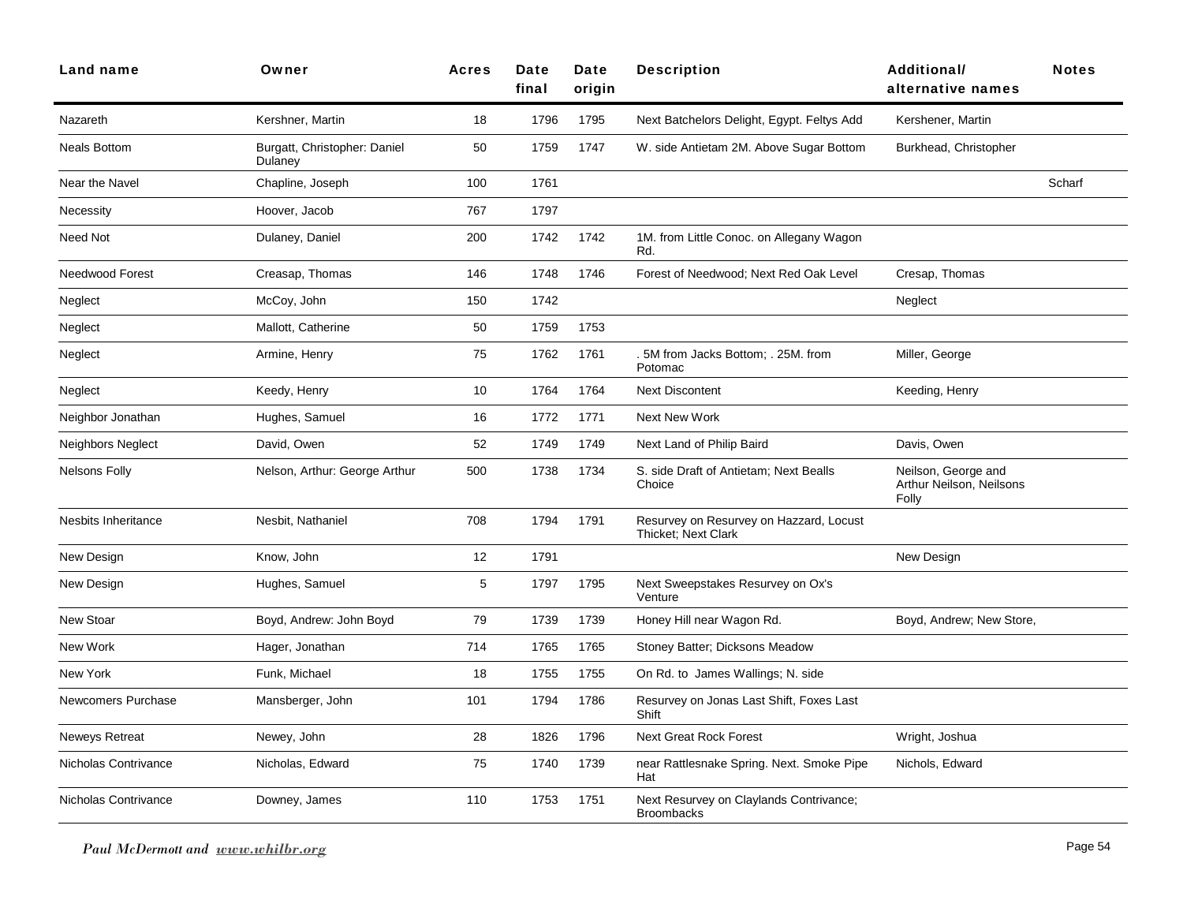| Land name | Owner | Acres | Date final | Date origin | Description | Additional/ alternative names | Notes |
|---|---|---|---|---|---|---|---|
| Nazareth | Kershner, Martin | 18 | 1796 | 1795 | Next Batchelors Delight, Egypt. Feltys Add | Kershener, Martin | |
| Neals Bottom | Burgatt, Christopher: Daniel Dulaney | 50 | 1759 | 1747 | W. side Antietam 2M. Above Sugar Bottom | Burkhead, Christopher | |
| Near the Navel | Chapline, Joseph | 100 | 1761 | | | | Scharf |
| Necessity | Hoover, Jacob | 767 | 1797 | | | | |
| Need Not | Dulaney, Daniel | 200 | 1742 | 1742 | 1M. from Little Conoc. on Allegany Wagon Rd. | | |
| Needwood Forest | Creasap, Thomas | 146 | 1748 | 1746 | Forest of Needwood; Next Red Oak Level | Cresap, Thomas | |
| Neglect | McCoy, John | 150 | 1742 | | | Neglect | |
| Neglect | Mallott, Catherine | 50 | 1759 | 1753 | | | |
| Neglect | Armine, Henry | 75 | 1762 | 1761 | . 5M from Jacks Bottom; . 25M. from Potomac | Miller, George | |
| Neglect | Keedy, Henry | 10 | 1764 | 1764 | Next Discontent | Keeding, Henry | |
| Neighbor Jonathan | Hughes, Samuel | 16 | 1772 | 1771 | Next New Work | | |
| Neighbors Neglect | David, Owen | 52 | 1749 | 1749 | Next Land of Philip Baird | Davis, Owen | |
| Nelsons Folly | Nelson, Arthur: George Arthur | 500 | 1738 | 1734 | S. side Draft of Antietam; Next Bealls Choice | Neilson, George and Arthur Neilson, Neilsons Folly | |
| Nesbits Inheritance | Nesbit, Nathaniel | 708 | 1794 | 1791 | Resurvey on Resurvey on Hazzard, Locust Thicket; Next Clark | | |
| New Design | Know, John | 12 | 1791 | | | New Design | |
| New Design | Hughes, Samuel | 5 | 1797 | 1795 | Next Sweepstakes Resurvey on Ox's Venture | | |
| New Stoar | Boyd, Andrew: John Boyd | 79 | 1739 | 1739 | Honey Hill near Wagon Rd. | Boyd, Andrew; New Store, | |
| New Work | Hager, Jonathan | 714 | 1765 | 1765 | Stoney Batter; Dicksons Meadow | | |
| New York | Funk, Michael | 18 | 1755 | 1755 | On Rd. to James Wallings; N. side | | |
| Newcomers Purchase | Mansberger, John | 101 | 1794 | 1786 | Resurvey on Jonas Last Shift, Foxes Last Shift | | |
| Neweys Retreat | Newey, John | 28 | 1826 | 1796 | Next Great Rock Forest | Wright, Joshua | |
| Nicholas Contrivance | Nicholas, Edward | 75 | 1740 | 1739 | near Rattlesnake Spring. Next. Smoke Pipe Hat | Nichols, Edward | |
| Nicholas Contrivance | Downey, James | 110 | 1753 | 1751 | Next Resurvey on Claylands Contrivance; Broombacks | | |

*Paul McDermott and www.whilbr.org*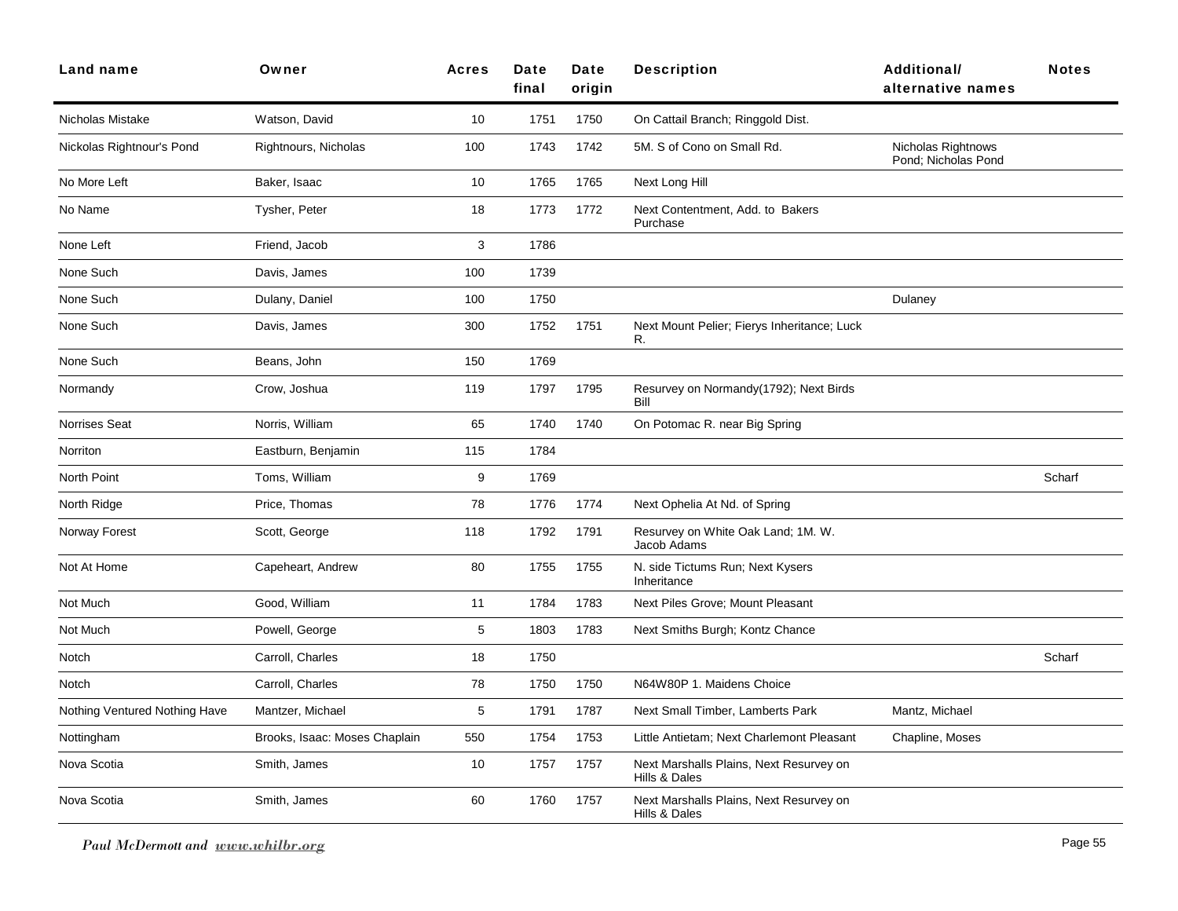| Land name | Owner | Acres | Date final | Date origin | Description | Additional/ alternative names | Notes |
|---|---|---|---|---|---|---|---|
| Nicholas Mistake | Watson, David | 10 | 1751 | 1750 | On Cattail Branch; Ringgold Dist. | | |
| Nickolas Rightnour's Pond | Rightnours, Nicholas | 100 | 1743 | 1742 | 5M. S of Cono on Small Rd. | Nicholas Rightnows Pond; Nicholas Pond | |
| No More Left | Baker, Isaac | 10 | 1765 | 1765 | Next Long Hill | | |
| No Name | Tysher, Peter | 18 | 1773 | 1772 | Next Contentment, Add. to Bakers Purchase | | |
| None Left | Friend, Jacob | 3 | 1786 | | | | |
| None Such | Davis, James | 100 | 1739 | | | | |
| None Such | Dulany, Daniel | 100 | 1750 | | | Dulaney | |
| None Such | Davis, James | 300 | 1752 | 1751 | Next Mount Pelier; Fierys Inheritance; Luck R. | | |
| None Such | Beans, John | 150 | 1769 | | | | |
| Normandy | Crow, Joshua | 119 | 1797 | 1795 | Resurvey on Normandy(1792); Next Birds Bill | | |
| Norrises Seat | Norris, William | 65 | 1740 | 1740 | On Potomac R. near Big Spring | | |
| Norriton | Eastburn, Benjamin | 115 | 1784 | | | | |
| North Point | Toms, William | 9 | 1769 | | | | Scharf |
| North Ridge | Price, Thomas | 78 | 1776 | 1774 | Next Ophelia At Nd. of Spring | | |
| Norway Forest | Scott, George | 118 | 1792 | 1791 | Resurvey on White Oak Land; 1M. W. Jacob Adams | | |
| Not At Home | Capeheart, Andrew | 80 | 1755 | 1755 | N. side Tictums Run; Next Kysers Inheritance | | |
| Not Much | Good, William | 11 | 1784 | 1783 | Next Piles Grove; Mount Pleasant | | |
| Not Much | Powell, George | 5 | 1803 | 1783 | Next Smiths Burgh; Kontz Chance | | |
| Notch | Carroll, Charles | 18 | 1750 | | | | Scharf |
| Notch | Carroll, Charles | 78 | 1750 | 1750 | N64W80P 1. Maidens Choice | | |
| Nothing Ventured Nothing Have | Mantzer, Michael | 5 | 1791 | 1787 | Next Small Timber, Lamberts Park | Mantz, Michael | |
| Nottingham | Brooks, Isaac: Moses Chaplain | 550 | 1754 | 1753 | Little Antietam; Next Charlemont Pleasant | Chapline, Moses | |
| Nova Scotia | Smith, James | 10 | 1757 | 1757 | Next Marshalls Plains, Next Resurvey on Hills & Dales | | |
| Nova Scotia | Smith, James | 60 | 1760 | 1757 | Next Marshalls Plains, Next Resurvey on Hills & Dales | | |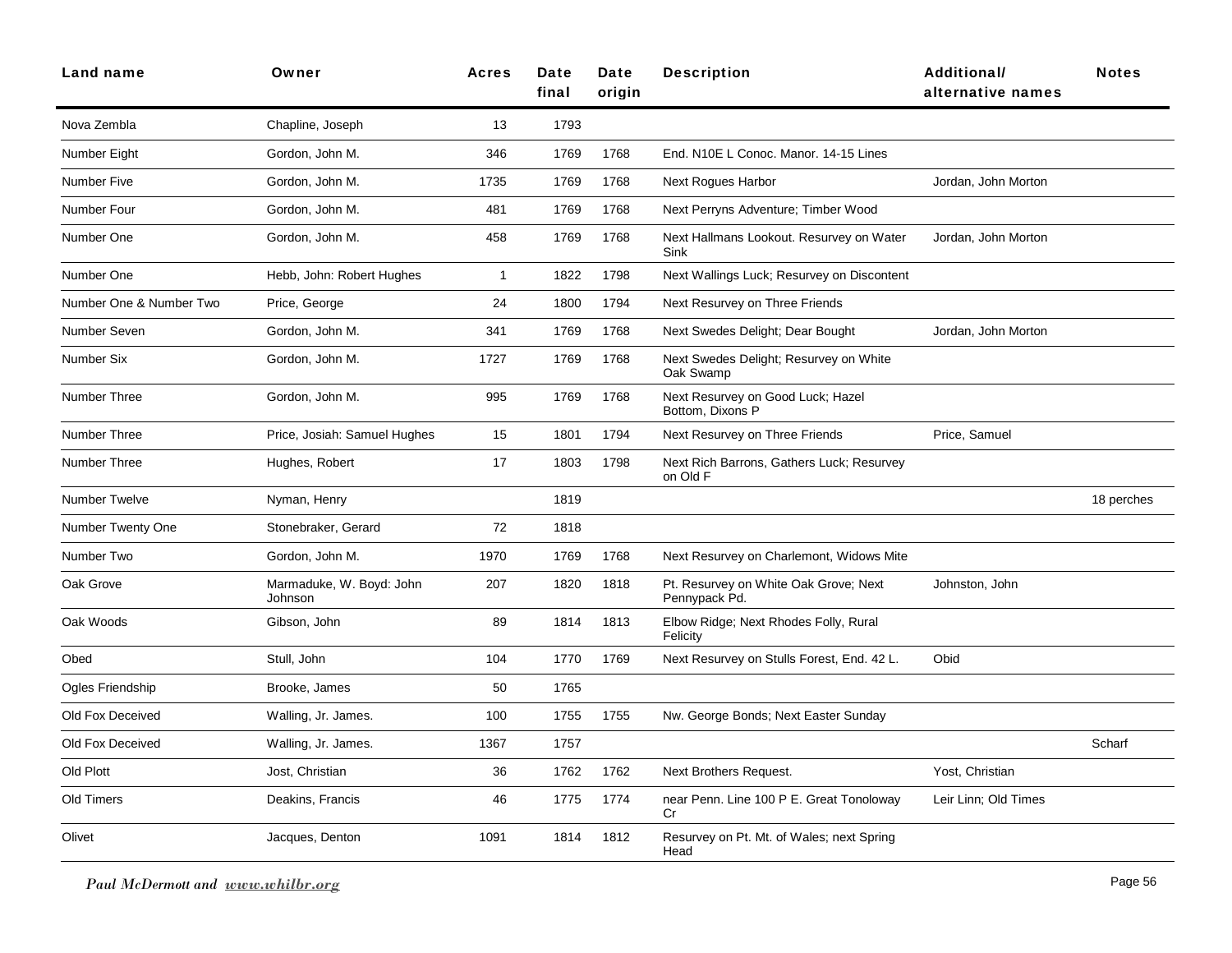| Land name | Owner | Acres | Date final | Date origin | Description | Additional/ alternative names | Notes |
|---|---|---|---|---|---|---|---|
| Nova Zembla | Chapline, Joseph | 13 | 1793 | | | | |
| Number Eight | Gordon, John M. | 346 | 1769 | 1768 | End. N10E L Conoc. Manor. 14-15 Lines | | |
| Number Five | Gordon, John M. | 1735 | 1769 | 1768 | Next Rogues Harbor | Jordan, John Morton | |
| Number Four | Gordon, John M. | 481 | 1769 | 1768 | Next Perryns Adventure; Timber Wood | | |
| Number One | Gordon, John M. | 458 | 1769 | 1768 | Next Hallmans Lookout. Resurvey on Water Sink | Jordan, John Morton | |
| Number One | Hebb, John: Robert Hughes | 1 | 1822 | 1798 | Next Wallings Luck; Resurvey on Discontent | | |
| Number One & Number Two | Price, George | 24 | 1800 | 1794 | Next Resurvey on Three Friends | | |
| Number Seven | Gordon, John M. | 341 | 1769 | 1768 | Next Swedes Delight; Dear Bought | Jordan, John Morton | |
| Number Six | Gordon, John M. | 1727 | 1769 | 1768 | Next Swedes Delight; Resurvey on White Oak Swamp | | |
| Number Three | Gordon, John M. | 995 | 1769 | 1768 | Next Resurvey on Good Luck; Hazel Bottom, Dixons P | | |
| Number Three | Price, Josiah: Samuel Hughes | 15 | 1801 | 1794 | Next Resurvey on Three Friends | Price, Samuel | |
| Number Three | Hughes, Robert | 17 | 1803 | 1798 | Next Rich Barrons, Gathers Luck; Resurvey on Old F | | |
| Number Twelve | Nyman, Henry | | 1819 | | | | 18 perches |
| Number Twenty One | Stonebraker, Gerard | 72 | 1818 | | | | |
| Number Two | Gordon, John M. | 1970 | 1769 | 1768 | Next Resurvey on Charlemont, Widows Mite | | |
| Oak Grove | Marmaduke, W. Boyd: John Johnson | 207 | 1820 | 1818 | Pt. Resurvey on White Oak Grove; Next Pennypack Pd. | Johnston, John | |
| Oak Woods | Gibson, John | 89 | 1814 | 1813 | Elbow Ridge; Next Rhodes Folly, Rural Felicity | | |
| Obed | Stull, John | 104 | 1770 | 1769 | Next Resurvey on Stulls Forest, End. 42 L. | Obid | |
| Ogles Friendship | Brooke, James | 50 | 1765 | | | | |
| Old Fox Deceived | Walling, Jr. James. | 100 | 1755 | 1755 | Nw. George Bonds; Next Easter Sunday | | |
| Old Fox Deceived | Walling, Jr. James. | 1367 | 1757 | | | | Scharf |
| Old Plott | Jost, Christian | 36 | 1762 | 1762 | Next Brothers Request. | Yost, Christian | |
| Old Timers | Deakins, Francis | 46 | 1775 | 1774 | near Penn. Line 100 P E. Great Tonoloway Cr | Leir Linn; Old Times | |
| Olivet | Jacques, Denton | 1091 | 1814 | 1812 | Resurvey on Pt. Mt. of Wales; next Spring Head | | |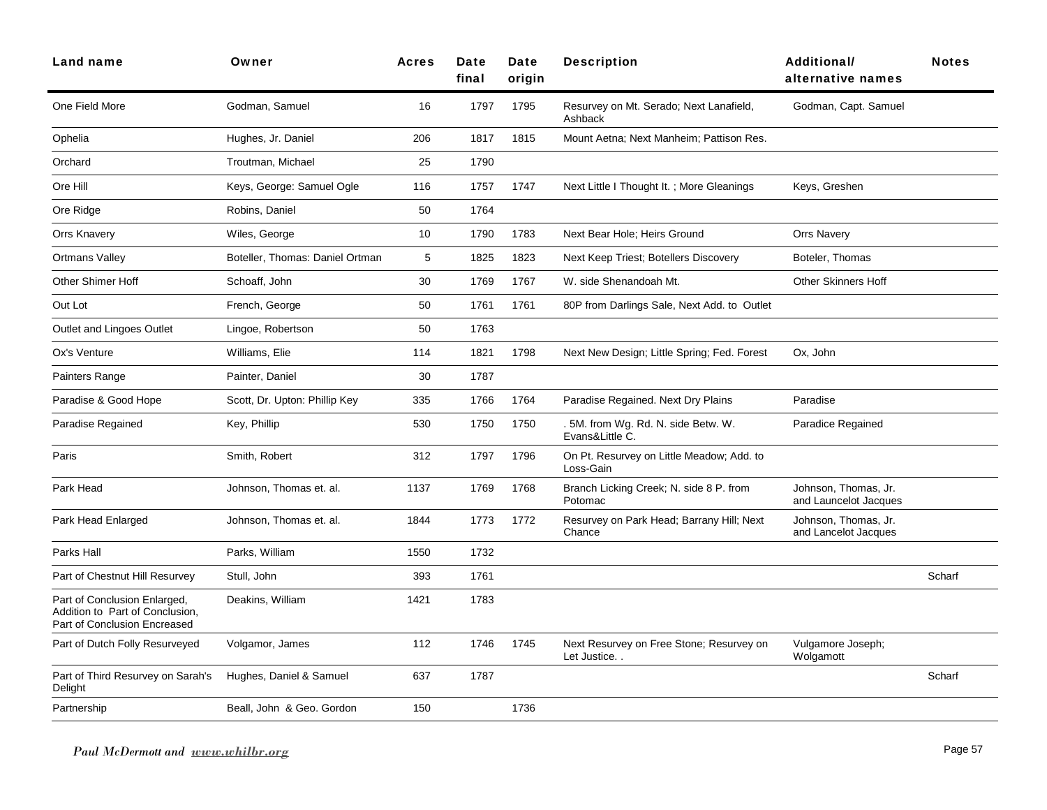| Land name | Owner | Acres | Date final | Date origin | Description | Additional/ alternative names | Notes |
|---|---|---|---|---|---|---|---|
| One Field More | Godman, Samuel | 16 | 1797 | 1795 | Resurvey on Mt. Serado; Next Lanafield, Ashback | Godman, Capt. Samuel | |
| Ophelia | Hughes, Jr. Daniel | 206 | 1817 | 1815 | Mount Aetna; Next Manheim; Pattison Res. | | |
| Orchard | Troutman, Michael | 25 | 1790 | | | | |
| Ore Hill | Keys, George: Samuel Ogle | 116 | 1757 | 1747 | Next Little I Thought It. ; More Gleanings | Keys, Greshen | |
| Ore Ridge | Robins, Daniel | 50 | 1764 | | | | |
| Orrs Knavery | Wiles, George | 10 | 1790 | 1783 | Next Bear Hole; Heirs Ground | Orrs Navery | |
| Ortmans Valley | Boteller, Thomas: Daniel Ortman | 5 | 1825 | 1823 | Next Keep Triest; Botellers Discovery | Boteler, Thomas | |
| Other Shimer Hoff | Schoaff, John | 30 | 1769 | 1767 | W. side Shenandoah Mt. | Other Skinners Hoff | |
| Out Lot | French, George | 50 | 1761 | 1761 | 80P from Darlings Sale, Next Add. to Outlet | | |
| Outlet and Lingoes Outlet | Lingoe, Robertson | 50 | 1763 | | | | |
| Ox's Venture | Williams, Elie | 114 | 1821 | 1798 | Next New Design; Little Spring; Fed. Forest | Ox, John | |
| Painters Range | Painter, Daniel | 30 | 1787 | | | | |
| Paradise & Good Hope | Scott, Dr. Upton: Phillip Key | 335 | 1766 | 1764 | Paradise Regained. Next Dry Plains | Paradise | |
| Paradise Regained | Key, Phillip | 530 | 1750 | 1750 | . 5M. from Wg. Rd. N. side Betw. W. Evans&Little C. | Paradice Regained | |
| Paris | Smith, Robert | 312 | 1797 | 1796 | On Pt. Resurvey on Little Meadow; Add. to Loss-Gain | | |
| Park Head | Johnson, Thomas et. al. | 1137 | 1769 | 1768 | Branch Licking Creek; N. side 8 P. from Potomac | Johnson, Thomas, Jr. and Launcelot Jacques | |
| Park Head Enlarged | Johnson, Thomas et. al. | 1844 | 1773 | 1772 | Resurvey on Park Head; Barrany Hill; Next Chance | Johnson, Thomas, Jr. and Lancelot Jacques | |
| Parks Hall | Parks, William | 1550 | 1732 | | | | |
| Part of Chestnut Hill Resurvey | Stull, John | 393 | 1761 | | | | Scharf |
| Part of Conclusion Enlarged, Addition to Part of Conclusion, Part of Conclusion Encreased | Deakins, William | 1421 | 1783 | | | | |
| Part of Dutch Folly Resurveyed | Volgamor, James | 112 | 1746 | 1745 | Next Resurvey on Free Stone; Resurvey on Let Justice. . | Vulgamore Joseph; Wolgamott | |
| Part of Third Resurvey on Sarah's Delight | Hughes, Daniel & Samuel | 637 | 1787 | | | | Scharf |
| Partnership | Beall, John & Geo. Gordon | 150 | | 1736 | | | |

*Paul McDermott and www.whilbr.org*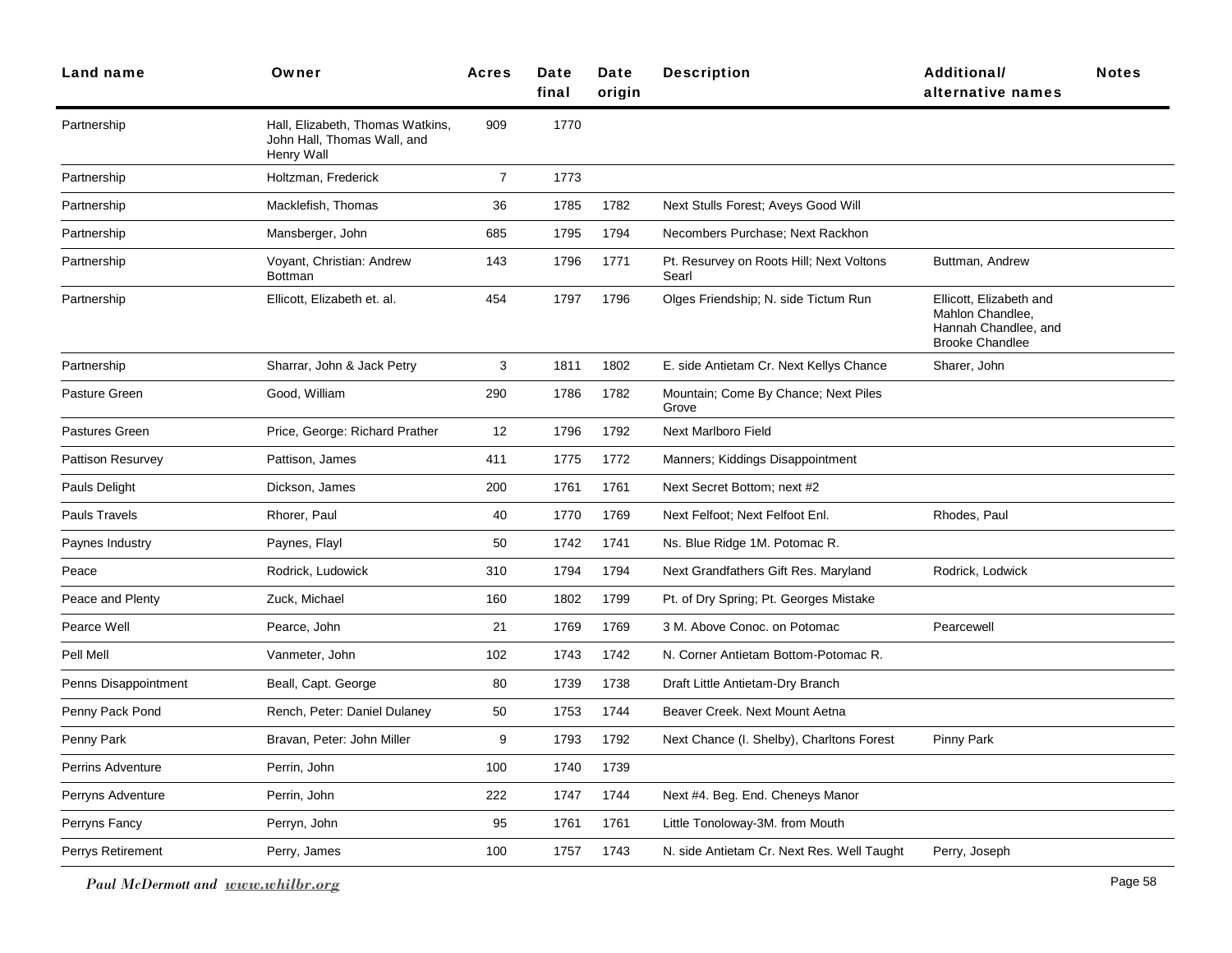| Land name | Owner | Acres | Date final | Date origin | Description | Additional/ alternative names | Notes |
|---|---|---|---|---|---|---|---|
| Partnership | Hall, Elizabeth, Thomas Watkins, John Hall, Thomas Wall, and Henry Wall | 909 | 1770 | | | | |
| Partnership | Holtzman, Frederick | 7 | 1773 | | | | |
| Partnership | Macklefish, Thomas | 36 | 1785 | 1782 | Next Stulls Forest; Aveys Good Will | | |
| Partnership | Mansberger, John | 685 | 1795 | 1794 | Necombers Purchase; Next Rackhon | | |
| Partnership | Voyant, Christian: Andrew Bottman | 143 | 1796 | 1771 | Pt. Resurvey on Roots Hill; Next Voltons Searl | Buttman, Andrew | |
| Partnership | Ellicott, Elizabeth et. al. | 454 | 1797 | 1796 | Olges Friendship; N. side Tictum Run | Ellicott, Elizabeth and Mahlon Chandlee, Hannah Chandlee, and Brooke Chandlee | |
| Partnership | Sharrar, John & Jack Petry | 3 | 1811 | 1802 | E. side Antietam Cr. Next Kellys Chance | Sharer, John | |
| Pasture Green | Good, William | 290 | 1786 | 1782 | Mountain; Come By Chance; Next Piles Grove | | |
| Pastures Green | Price, George: Richard Prather | 12 | 1796 | 1792 | Next Marlboro Field | | |
| Pattison Resurvey | Pattison, James | 411 | 1775 | 1772 | Manners; Kiddings Disappointment | | |
| Pauls Delight | Dickson, James | 200 | 1761 | 1761 | Next Secret Bottom; next #2 | | |
| Pauls Travels | Rhorer, Paul | 40 | 1770 | 1769 | Next Felfoot; Next Felfoot Enl. | Rhodes, Paul | |
| Paynes Industry | Paynes, Flayl | 50 | 1742 | 1741 | Ns. Blue Ridge 1M. Potomac R. | | |
| Peace | Rodrick, Ludowick | 310 | 1794 | 1794 | Next Grandfathers Gift Res. Maryland | Rodrick, Lodwick | |
| Peace and Plenty | Zuck, Michael | 160 | 1802 | 1799 | Pt. of Dry Spring; Pt. Georges Mistake | | |
| Pearce Well | Pearce, John | 21 | 1769 | 1769 | 3 M. Above Conoc. on Potomac | Pearcewell | |
| Pell Mell | Vanmeter, John | 102 | 1743 | 1742 | N. Corner Antietam Bottom-Potomac R. | | |
| Penns Disappointment | Beall, Capt. George | 80 | 1739 | 1738 | Draft Little Antietam-Dry Branch | | |
| Penny Pack Pond | Rench, Peter: Daniel Dulaney | 50 | 1753 | 1744 | Beaver Creek. Next Mount Aetna | | |
| Penny Park | Bravan, Peter: John Miller | 9 | 1793 | 1792 | Next Chance (I. Shelby), Charltons Forest | Pinny Park | |
| Perrins Adventure | Perrin, John | 100 | 1740 | 1739 | | | |
| Perryns Adventure | Perrin, John | 222 | 1747 | 1744 | Next #4. Beg. End. Cheneys Manor | | |
| Perryns Fancy | Perryn, John | 95 | 1761 | 1761 | Little Tonoloway-3M. from Mouth | | |
| Perrys Retirement | Perry, James | 100 | 1757 | 1743 | N. side Antietam Cr. Next Res. Well Taught | Perry, Joseph | |

*Paul McDermott and www.whilbr.org*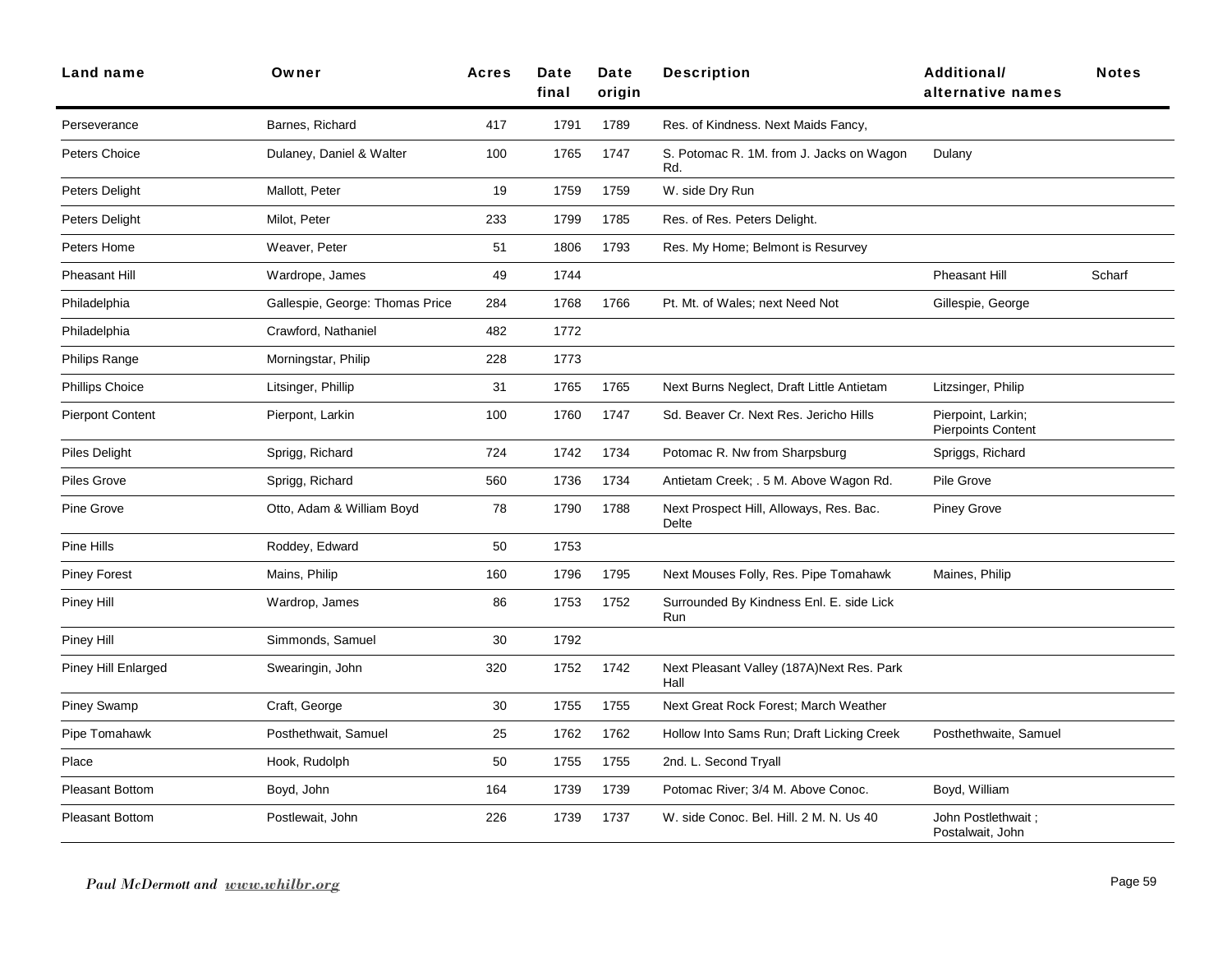| Land name | Owner | Acres | Date final | Date origin | Description | Additional/ alternative names | Notes |
|---|---|---|---|---|---|---|---|
| Perseverance | Barnes, Richard | 417 | 1791 | 1789 | Res. of Kindness. Next Maids Fancy, | | |
| Peters Choice | Dulaney, Daniel & Walter | 100 | 1765 | 1747 | S. Potomac R. 1M. from J. Jacks on Wagon Rd. | Dulany | |
| Peters Delight | Mallott, Peter | 19 | 1759 | 1759 | W. side Dry Run | | |
| Peters Delight | Milot, Peter | 233 | 1799 | 1785 | Res. of Res. Peters Delight. | | |
| Peters Home | Weaver, Peter | 51 | 1806 | 1793 | Res. My Home; Belmont is Resurvey | | |
| Pheasant Hill | Wardrope, James | 49 | 1744 | | | Pheasant Hill | Scharf |
| Philadelphia | Gallespie, George: Thomas Price | 284 | 1768 | 1766 | Pt. Mt. of Wales; next Need Not | Gillespie, George | |
| Philadelphia | Crawford, Nathaniel | 482 | 1772 | | | | |
| Philips Range | Morningstar, Philip | 228 | 1773 | | | | |
| Phillips Choice | Litsinger, Phillip | 31 | 1765 | 1765 | Next Burns Neglect, Draft Little Antietam | Litzsinger, Philip | |
| Pierpont Content | Pierpont, Larkin | 100 | 1760 | 1747 | Sd. Beaver Cr. Next Res. Jericho Hills | Pierpoint, Larkin; Pierpoints Content | |
| Piles Delight | Sprigg, Richard | 724 | 1742 | 1734 | Potomac R. Nw from Sharpsburg | Spriggs, Richard | |
| Piles Grove | Sprigg, Richard | 560 | 1736 | 1734 | Antietam Creek; . 5 M. Above Wagon Rd. | Pile Grove | |
| Pine Grove | Otto, Adam & William Boyd | 78 | 1790 | 1788 | Next Prospect Hill, Alloways, Res. Bac. Delte | Piney Grove | |
| Pine Hills | Roddey, Edward | 50 | 1753 | | | | |
| Piney Forest | Mains, Philip | 160 | 1796 | 1795 | Next Mouses Folly, Res. Pipe Tomahawk | Maines, Philip | |
| Piney Hill | Wardrop, James | 86 | 1753 | 1752 | Surrounded By Kindness Enl. E. side Lick Run | | |
| Piney Hill | Simmonds, Samuel | 30 | 1792 | | | | |
| Piney Hill Enlarged | Swearingin, John | 320 | 1752 | 1742 | Next Pleasant Valley (187A)Next Res. Park Hall | | |
| Piney Swamp | Craft, George | 30 | 1755 | 1755 | Next Great Rock Forest; March Weather | | |
| Pipe Tomahawk | Posthethwait, Samuel | 25 | 1762 | 1762 | Hollow Into Sams Run; Draft Licking Creek | Posthethwaite, Samuel | |
| Place | Hook, Rudolph | 50 | 1755 | 1755 | 2nd. L. Second Tryall | | |
| Pleasant Bottom | Boyd, John | 164 | 1739 | 1739 | Potomac River; 3/4 M. Above Conoc. | Boyd, William | |
| Pleasant Bottom | Postlewait, John | 226 | 1739 | 1737 | W. side Conoc. Bel. Hill. 2 M. N. Us 40 | John Postlethwait ; Postalwait, John | |

*Paul McDermott and www.whilbr.org*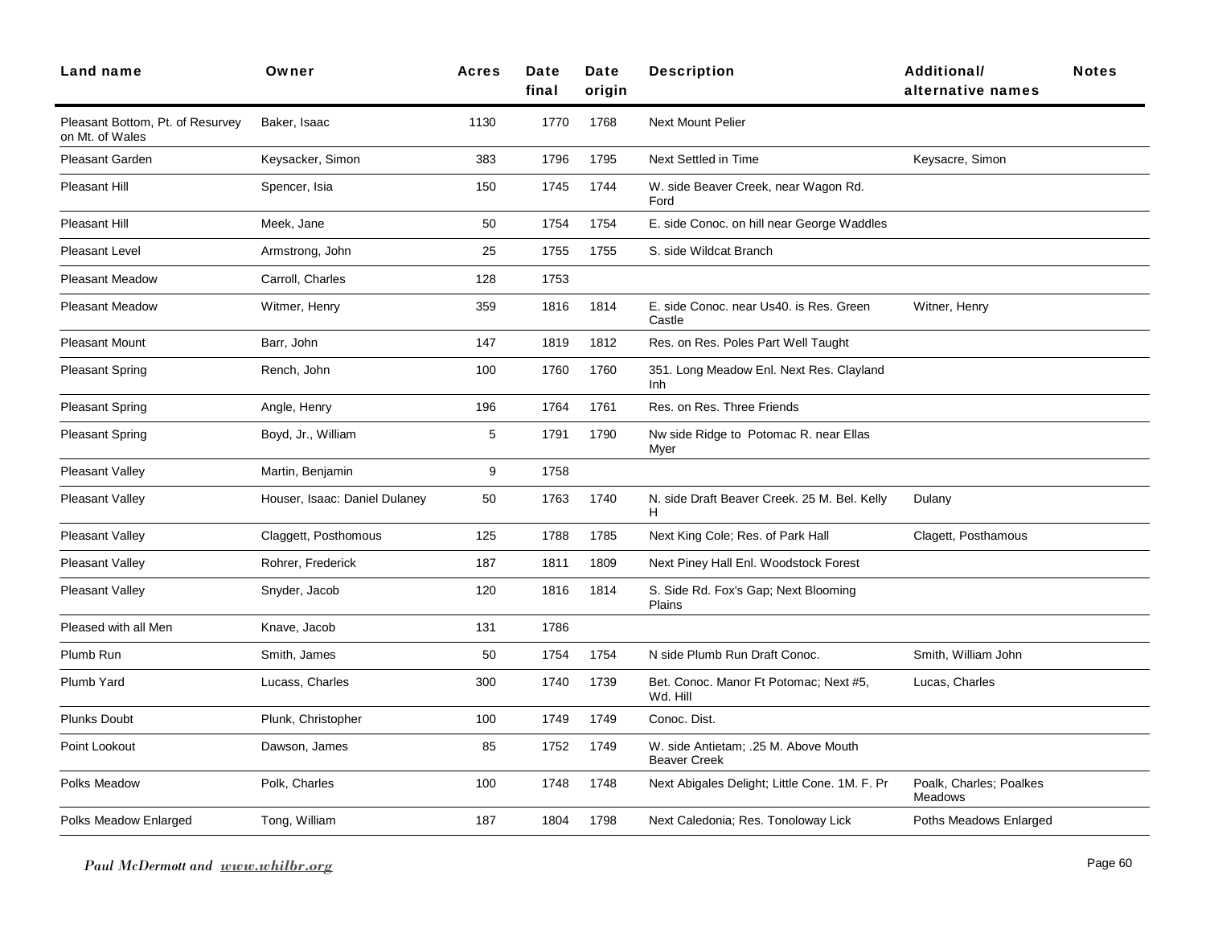| Land name | Owner | Acres | Date final | Date origin | Description | Additional/ alternative names | Notes |
|---|---|---|---|---|---|---|---|
| Pleasant Bottom, Pt. of Resurvey on Mt. of Wales | Baker, Isaac | 1130 | 1770 | 1768 | Next Mount Pelier | | |
| Pleasant Garden | Keysacker, Simon | 383 | 1796 | 1795 | Next Settled in Time | Keysacre, Simon | |
| Pleasant Hill | Spencer, Isia | 150 | 1745 | 1744 | W. side Beaver Creek, near Wagon Rd. Ford | | |
| Pleasant Hill | Meek, Jane | 50 | 1754 | 1754 | E. side Conoc. on hill near George Waddles | | |
| Pleasant Level | Armstrong, John | 25 | 1755 | 1755 | S. side Wildcat Branch | | |
| Pleasant Meadow | Carroll, Charles | 128 | 1753 | | | | |
| Pleasant Meadow | Witmer, Henry | 359 | 1816 | 1814 | E. side Conoc. near Us40. is Res. Green Castle | Witner, Henry | |
| Pleasant Mount | Barr, John | 147 | 1819 | 1812 | Res. on Res. Poles Part Well Taught | | |
| Pleasant Spring | Rench, John | 100 | 1760 | 1760 | 351. Long Meadow Enl. Next Res. Clayland Inh | | |
| Pleasant Spring | Angle, Henry | 196 | 1764 | 1761 | Res. on Res. Three Friends | | |
| Pleasant Spring | Boyd, Jr., William | 5 | 1791 | 1790 | Nw side Ridge to Potomac R. near Ellas Myer | | |
| Pleasant Valley | Martin, Benjamin | 9 | 1758 | | | | |
| Pleasant Valley | Houser, Isaac: Daniel Dulaney | 50 | 1763 | 1740 | N. side Draft Beaver Creek. 25 M. Bel. Kelly H | Dulany | |
| Pleasant Valley | Claggett, Posthomous | 125 | 1788 | 1785 | Next King Cole; Res. of Park Hall | Clagett, Posthamous | |
| Pleasant Valley | Rohrer, Frederick | 187 | 1811 | 1809 | Next Piney Hall Enl. Woodstock Forest | | |
| Pleasant Valley | Snyder, Jacob | 120 | 1816 | 1814 | S. Side Rd. Fox's Gap; Next Blooming Plains | | |
| Pleased with all Men | Knave, Jacob | 131 | 1786 | | | | |
| Plumb Run | Smith, James | 50 | 1754 | 1754 | N side Plumb Run Draft Conoc. | Smith, William John | |
| Plumb Yard | Lucass, Charles | 300 | 1740 | 1739 | Bet. Conoc. Manor Ft Potomac; Next #5, Wd. Hill | Lucas, Charles | |
| Plunks Doubt | Plunk, Christopher | 100 | 1749 | 1749 | Conoc. Dist. | | |
| Point Lookout | Dawson, James | 85 | 1752 | 1749 | W. side Antietam; .25 M. Above Mouth Beaver Creek | | |
| Polks Meadow | Polk, Charles | 100 | 1748 | 1748 | Next Abigales Delight; Little Cone. 1M. F. Pr | Poalk, Charles; Poalkes Meadows | |
| Polks Meadow Enlarged | Tong, William | 187 | 1804 | 1798 | Next Caledonia; Res. Tonoloway Lick | Poths Meadows Enlarged | |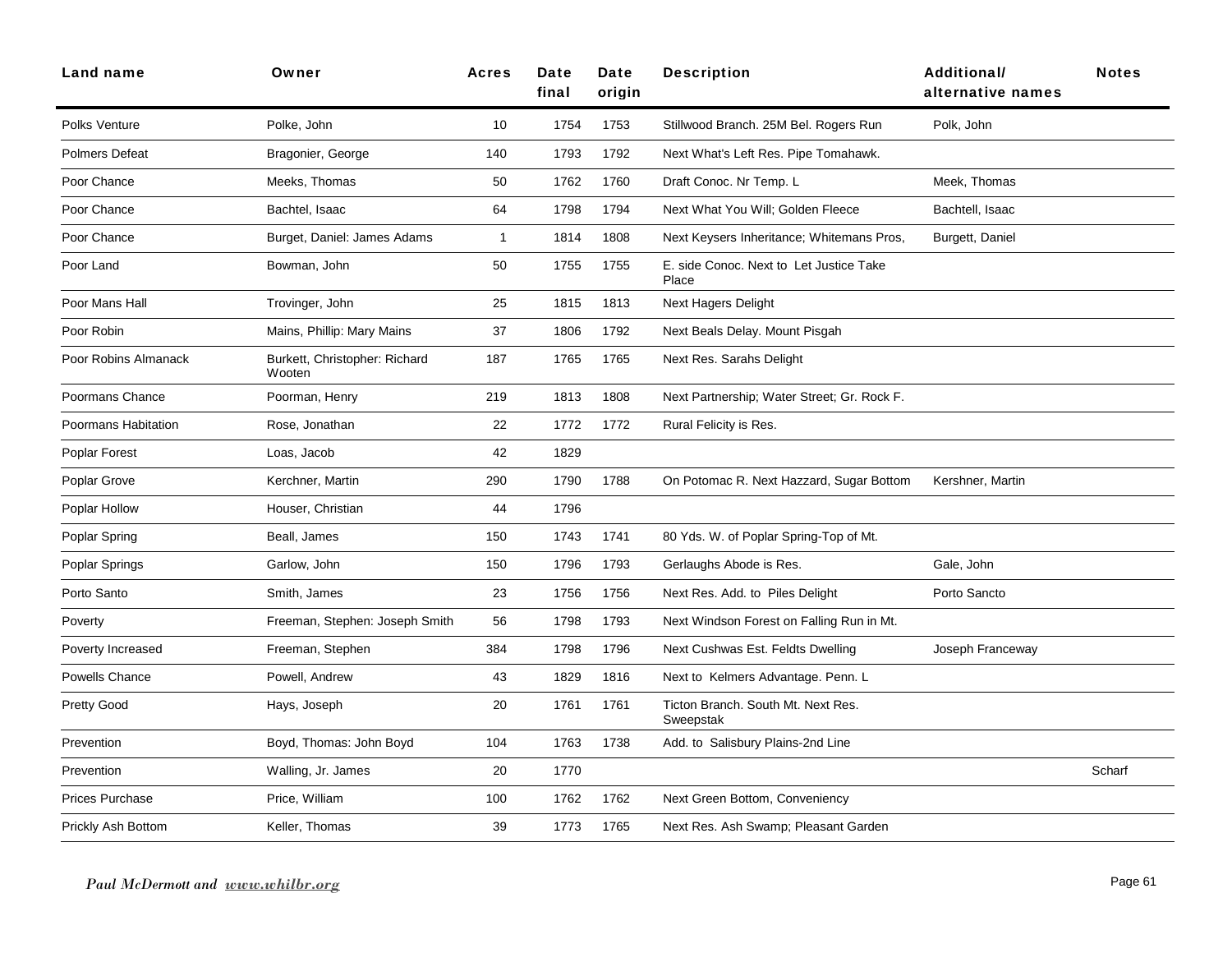| Land name | Owner | Acres | Date final | Date origin | Description | Additional/ alternative names | Notes |
|---|---|---|---|---|---|---|---|
| Polks Venture | Polke, John | 10 | 1754 | 1753 | Stillwood Branch. 25M Bel. Rogers Run | Polk, John | |
| Polmers Defeat | Bragonier, George | 140 | 1793 | 1792 | Next What's Left Res. Pipe Tomahawk. | | |
| Poor Chance | Meeks, Thomas | 50 | 1762 | 1760 | Draft Conoc. Nr Temp. L | Meek, Thomas | |
| Poor Chance | Bachtel, Isaac | 64 | 1798 | 1794 | Next What You Will; Golden Fleece | Bachtell, Isaac | |
| Poor Chance | Burget, Daniel: James Adams | 1 | 1814 | 1808 | Next Keysers Inheritance; Whitemans Pros, | Burgett, Daniel | |
| Poor Land | Bowman, John | 50 | 1755 | 1755 | E. side Conoc. Next to Let Justice Take Place | | |
| Poor Mans Hall | Trovinger, John | 25 | 1815 | 1813 | Next Hagers Delight | | |
| Poor Robin | Mains, Phillip: Mary Mains | 37 | 1806 | 1792 | Next Beals Delay. Mount Pisgah | | |
| Poor Robins Almanack | Burkett, Christopher: Richard Wooten | 187 | 1765 | 1765 | Next Res. Sarahs Delight | | |
| Poormans Chance | Poorman, Henry | 219 | 1813 | 1808 | Next Partnership; Water Street; Gr. Rock F. | | |
| Poormans Habitation | Rose, Jonathan | 22 | 1772 | 1772 | Rural Felicity is Res. | | |
| Poplar Forest | Loas, Jacob | 42 | 1829 | | | | |
| Poplar Grove | Kerchner, Martin | 290 | 1790 | 1788 | On Potomac R. Next Hazzard, Sugar Bottom | Kershner, Martin | |
| Poplar Hollow | Houser, Christian | 44 | 1796 | | | | |
| Poplar Spring | Beall, James | 150 | 1743 | 1741 | 80 Yds. W. of Poplar Spring-Top of Mt. | | |
| Poplar Springs | Garlow, John | 150 | 1796 | 1793 | Gerlaughs Abode is Res. | Gale, John | |
| Porto Santo | Smith, James | 23 | 1756 | 1756 | Next Res. Add. to Piles Delight | Porto Sancto | |
| Poverty | Freeman, Stephen: Joseph Smith | 56 | 1798 | 1793 | Next Windson Forest on Falling Run in Mt. | | |
| Poverty Increased | Freeman, Stephen | 384 | 1798 | 1796 | Next Cushwas Est. Feldts Dwelling | Joseph Franceway | |
| Powells Chance | Powell, Andrew | 43 | 1829 | 1816 | Next to Kelmers Advantage. Penn. L | | |
| Pretty Good | Hays, Joseph | 20 | 1761 | 1761 | Ticton Branch. South Mt. Next Res. Sweepstak | | |
| Prevention | Boyd, Thomas: John Boyd | 104 | 1763 | 1738 | Add. to Salisbury Plains-2nd Line | | |
| Prevention | Walling, Jr. James | 20 | 1770 | | | | Scharf |
| Prices Purchase | Price, William | 100 | 1762 | 1762 | Next Green Bottom, Conveniency | | |
| Prickly Ash Bottom | Keller, Thomas | 39 | 1773 | 1765 | Next Res. Ash Swamp; Pleasant Garden | | |

*Paul McDermott and www.whilbr.org*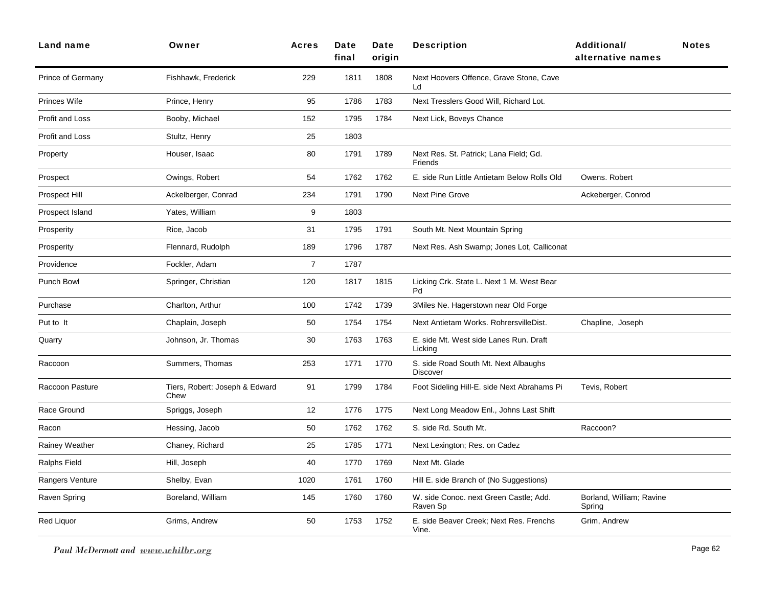| Land name | Owner | Acres | Date final | Date origin | Description | Additional/ alternative names | Notes |
|---|---|---|---|---|---|---|---|
| Prince of Germany | Fishhawk, Frederick | 229 | 1811 | 1808 | Next Hoovers Offence, Grave Stone, Cave Ld | | |
| Princes Wife | Prince, Henry | 95 | 1786 | 1783 | Next Tresslers Good Will, Richard Lot. | | |
| Profit and Loss | Booby, Michael | 152 | 1795 | 1784 | Next Lick, Boveys Chance | | |
| Profit and Loss | Stultz, Henry | 25 | 1803 | | | | |
| Property | Houser, Isaac | 80 | 1791 | 1789 | Next Res. St. Patrick; Lana Field; Gd. Friends | | |
| Prospect | Owings, Robert | 54 | 1762 | 1762 | E. side Run Little Antietam Below Rolls Old | Owens. Robert | |
| Prospect Hill | Ackelberger, Conrad | 234 | 1791 | 1790 | Next Pine Grove | Ackeberger, Conrod | |
| Prospect Island | Yates, William | 9 | 1803 | | | | |
| Prosperity | Rice, Jacob | 31 | 1795 | 1791 | South Mt. Next Mountain Spring | | |
| Prosperity | Flennard, Rudolph | 189 | 1796 | 1787 | Next Res. Ash Swamp; Jones Lot, Calliconat | | |
| Providence | Fockler, Adam | 7 | 1787 | | | | |
| Punch Bowl | Springer, Christian | 120 | 1817 | 1815 | Licking Crk. State L. Next 1 M. West Bear Pd | | |
| Purchase | Charlton, Arthur | 100 | 1742 | 1739 | 3Miles Ne. Hagerstown near Old Forge | | |
| Put to It | Chaplain, Joseph | 50 | 1754 | 1754 | Next Antietam Works. RohrersvilleDist. | Chapline, Joseph | |
| Quarry | Johnson, Jr. Thomas | 30 | 1763 | 1763 | E. side Mt. West side Lanes Run. Draft Licking | | |
| Raccoon | Summers, Thomas | 253 | 1771 | 1770 | S. side Road South Mt. Next Albaughs Discover | | |
| Raccoon Pasture | Tiers, Robert: Joseph & Edward Chew | 91 | 1799 | 1784 | Foot Sideling Hill-E. side Next Abrahams Pi | Tevis, Robert | |
| Race Ground | Spriggs, Joseph | 12 | 1776 | 1775 | Next Long Meadow Enl., Johns Last Shift | | |
| Racon | Hessing, Jacob | 50 | 1762 | 1762 | S. side Rd. South Mt. | Raccoon? | |
| Rainey Weather | Chaney, Richard | 25 | 1785 | 1771 | Next Lexington; Res. on Cadez | | |
| Ralphs Field | Hill, Joseph | 40 | 1770 | 1769 | Next Mt. Glade | | |
| Rangers Venture | Shelby, Evan | 1020 | 1761 | 1760 | Hill E. side Branch of (No Suggestions) | | |
| Raven Spring | Boreland, William | 145 | 1760 | 1760 | W. side Conoc. next Green Castle; Add. Raven Sp | Borland, William; Ravine Spring | |
| Red Liquor | Grims, Andrew | 50 | 1753 | 1752 | E. side Beaver Creek; Next Res. Frenchs Vine. | Grim, Andrew | |

*Paul McDermott and www.whilbr.org*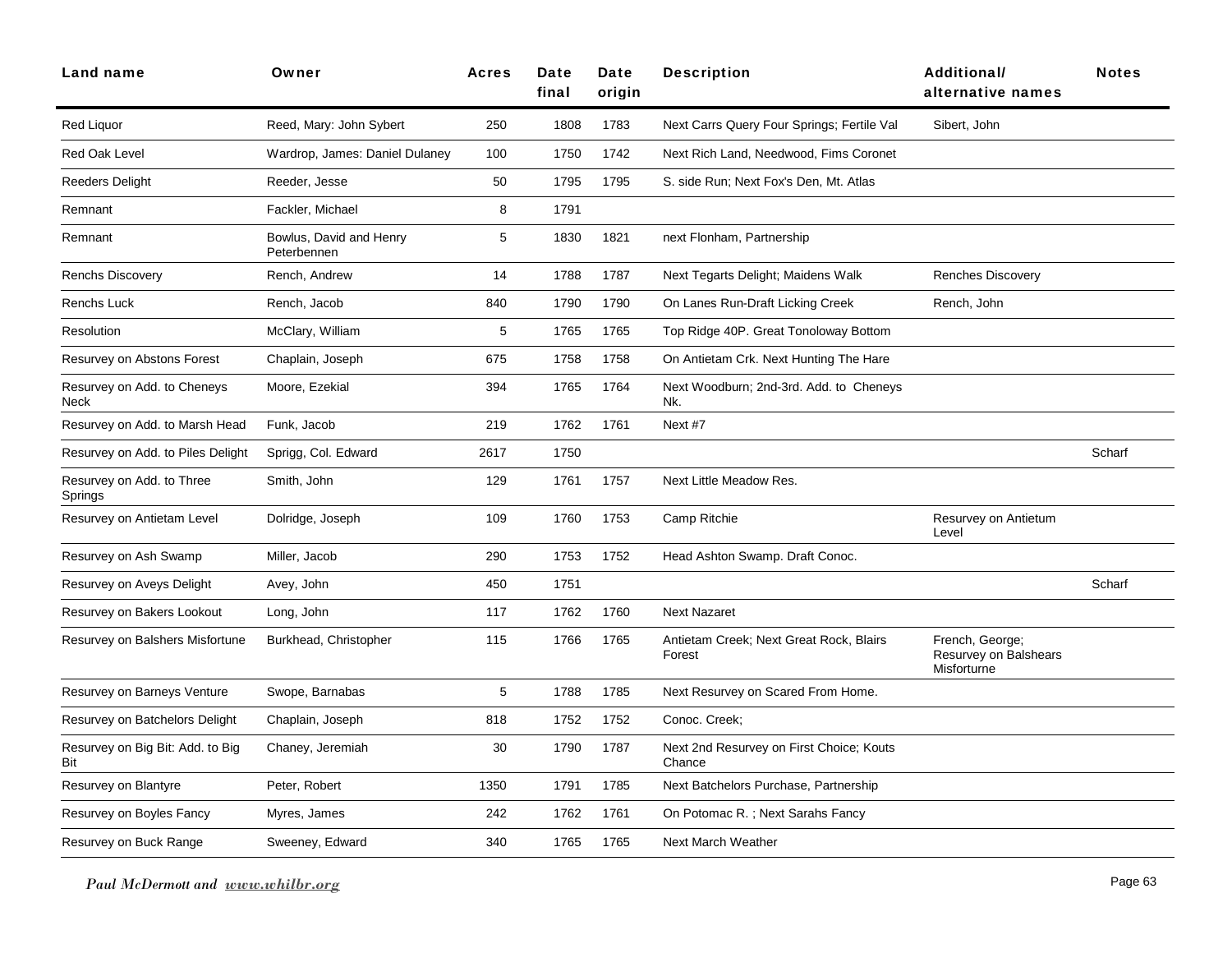| Land name | Owner | Acres | Date final | Date origin | Description | Additional/ alternative names | Notes |
|---|---|---|---|---|---|---|---|
| Red Liquor | Reed, Mary: John Sybert | 250 | 1808 | 1783 | Next Carrs Query Four Springs; Fertile Val | Sibert, John | |
| Red Oak Level | Wardrop, James: Daniel Dulaney | 100 | 1750 | 1742 | Next Rich Land, Needwood, Fims Coronet | | |
| Reeders Delight | Reeder, Jesse | 50 | 1795 | 1795 | S. side Run; Next Fox's Den, Mt. Atlas | | |
| Remnant | Fackler, Michael | 8 | 1791 | | | | |
| Remnant | Bowlus, David and Henry Peterbennen | 5 | 1830 | 1821 | next Flonham, Partnership | | |
| Renchs Discovery | Rench, Andrew | 14 | 1788 | 1787 | Next Tegarts Delight; Maidens Walk | Renches Discovery | |
| Renchs Luck | Rench, Jacob | 840 | 1790 | 1790 | On Lanes Run-Draft Licking Creek | Rench, John | |
| Resolution | McClary, William | 5 | 1765 | 1765 | Top Ridge 40P. Great Tonoloway Bottom | | |
| Resurvey on Abstons Forest | Chaplain, Joseph | 675 | 1758 | 1758 | On Antietam Crk. Next Hunting The Hare | | |
| Resurvey on Add. to Cheneys Neck | Moore, Ezekial | 394 | 1765 | 1764 | Next Woodburn; 2nd-3rd. Add. to Cheneys Nk. | | |
| Resurvey on Add. to Marsh Head | Funk, Jacob | 219 | 1762 | 1761 | Next #7 | | |
| Resurvey on Add. to Piles Delight | Sprigg, Col. Edward | 2617 | 1750 | | | | Scharf |
| Resurvey on Add. to Three Springs | Smith, John | 129 | 1761 | 1757 | Next Little Meadow Res. | | |
| Resurvey on Antietam Level | Dolridge, Joseph | 109 | 1760 | 1753 | Camp Ritchie | Resurvey on Antietum Level | |
| Resurvey on Ash Swamp | Miller, Jacob | 290 | 1753 | 1752 | Head Ashton Swamp. Draft Conoc. | | |
| Resurvey on Aveys Delight | Avey, John | 450 | 1751 | | | | Scharf |
| Resurvey on Bakers Lookout | Long, John | 117 | 1762 | 1760 | Next Nazaret | | |
| Resurvey on Balshers Misfortune | Burkhead, Christopher | 115 | 1766 | 1765 | Antietam Creek; Next Great Rock, Blairs Forest | French, George; Resurvey on Balshears Misforturne | |
| Resurvey on Barneys Venture | Swope, Barnabas | 5 | 1788 | 1785 | Next Resurvey on Scared From Home. | | |
| Resurvey on Batchelors Delight | Chaplain, Joseph | 818 | 1752 | 1752 | Conoc. Creek; | | |
| Resurvey on Big Bit: Add. to Big Bit | Chaney, Jeremiah | 30 | 1790 | 1787 | Next 2nd Resurvey on First Choice; Kouts Chance | | |
| Resurvey on Blantyre | Peter, Robert | 1350 | 1791 | 1785 | Next Batchelors Purchase, Partnership | | |
| Resurvey on Boyles Fancy | Myres, James | 242 | 1762 | 1761 | On Potomac R. ; Next Sarahs Fancy | | |
| Resurvey on Buck Range | Sweeney, Edward | 340 | 1765 | 1765 | Next March Weather | | |

*Paul McDermott and www.whilbr.org*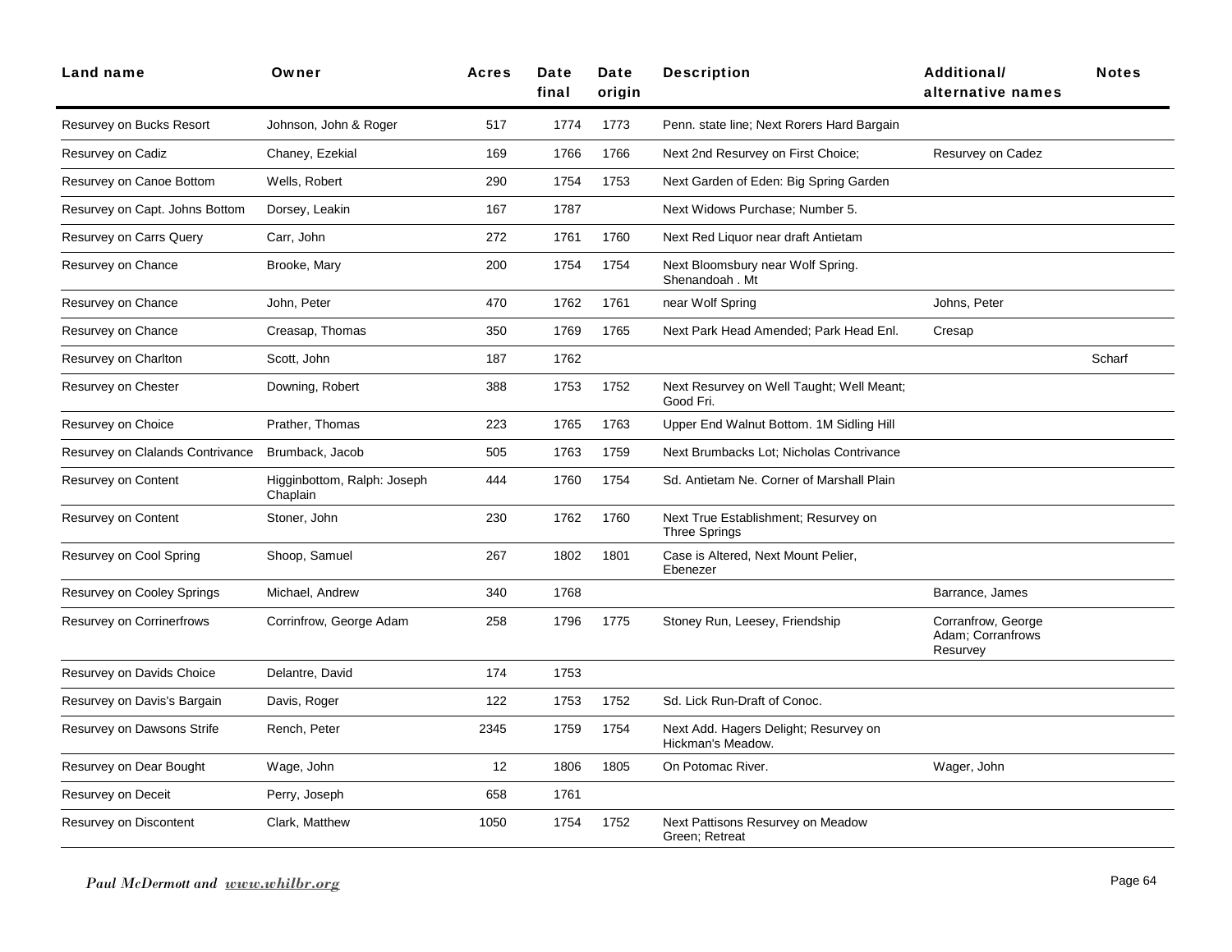| Land name | Owner | Acres | Date final | Date origin | Description | Additional/ alternative names | Notes |
|---|---|---|---|---|---|---|---|
| Resurvey on Bucks Resort | Johnson, John & Roger | 517 | 1774 | 1773 | Penn. state line; Next Rorers Hard Bargain | | |
| Resurvey on Cadiz | Chaney, Ezekial | 169 | 1766 | 1766 | Next 2nd Resurvey on First Choice; | Resurvey on Cadez | |
| Resurvey on Canoe Bottom | Wells, Robert | 290 | 1754 | 1753 | Next Garden of Eden: Big Spring Garden | | |
| Resurvey on Capt. Johns Bottom | Dorsey, Leakin | 167 | 1787 | | Next Widows Purchase; Number 5. | | |
| Resurvey on Carrs Query | Carr, John | 272 | 1761 | 1760 | Next Red Liquor near draft Antietam | | |
| Resurvey on Chance | Brooke, Mary | 200 | 1754 | 1754 | Next Bloomsbury near Wolf Spring. Shenandoah . Mt | | |
| Resurvey on Chance | John, Peter | 470 | 1762 | 1761 | near Wolf Spring | Johns, Peter | |
| Resurvey on Chance | Creasap, Thomas | 350 | 1769 | 1765 | Next Park Head Amended; Park Head Enl. | Cresap | |
| Resurvey on Charlton | Scott, John | 187 | 1762 | | | | Scharf |
| Resurvey on Chester | Downing, Robert | 388 | 1753 | 1752 | Next Resurvey on Well Taught; Well Meant; Good Fri. | | |
| Resurvey on Choice | Prather, Thomas | 223 | 1765 | 1763 | Upper End Walnut Bottom. 1M Sidling Hill | | |
| Resurvey on Clalands Contrivance | Brumback, Jacob | 505 | 1763 | 1759 | Next Brumbacks Lot; Nicholas Contrivance | | |
| Resurvey on Content | Higginbottom, Ralph: Joseph Chaplain | 444 | 1760 | 1754 | Sd. Antietam Ne. Corner of Marshall Plain | | |
| Resurvey on Content | Stoner, John | 230 | 1762 | 1760 | Next True Establishment; Resurvey on Three Springs | | |
| Resurvey on Cool Spring | Shoop, Samuel | 267 | 1802 | 1801 | Case is Altered, Next Mount Pelier, Ebenezer | | |
| Resurvey on Cooley Springs | Michael, Andrew | 340 | 1768 | | | Barrance, James | |
| Resurvey on Corrinerfrows | Corrinfrow, George Adam | 258 | 1796 | 1775 | Stoney Run, Leesey, Friendship | Corranfrow, George Adam; Corranfrows Resurvey | |
| Resurvey on Davids Choice | Delantre, David | 174 | 1753 | | | | |
| Resurvey on Davis's Bargain | Davis, Roger | 122 | 1753 | 1752 | Sd. Lick Run-Draft of Conoc. | | |
| Resurvey on Dawsons Strife | Rench, Peter | 2345 | 1759 | 1754 | Next Add. Hagers Delight; Resurvey on Hickman's Meadow. | | |
| Resurvey on Dear Bought | Wage, John | 12 | 1806 | 1805 | On Potomac River. | Wager, John | |
| Resurvey on Deceit | Perry, Joseph | 658 | 1761 | | | | |
| Resurvey on Discontent | Clark, Matthew | 1050 | 1754 | 1752 | Next Pattisons Resurvey on Meadow Green; Retreat | | |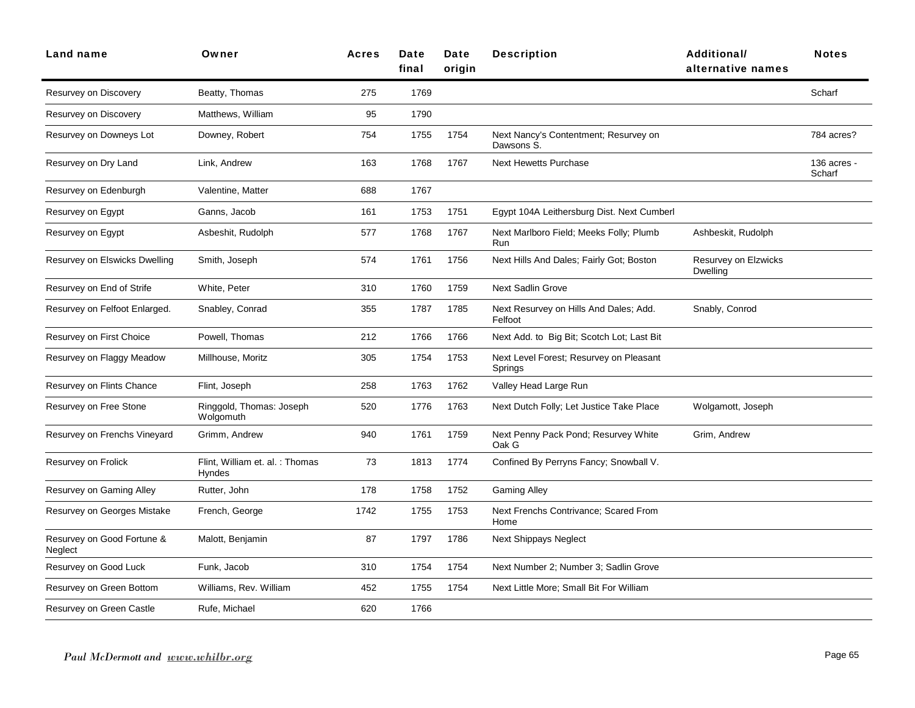| Land name | Owner | Acres | Date final | Date origin | Description | Additional/ alternative names | Notes |
|---|---|---|---|---|---|---|---|
| Resurvey on Discovery | Beatty, Thomas | 275 | 1769 | | | | Scharf |
| Resurvey on Discovery | Matthews, William | 95 | 1790 | | | | |
| Resurvey on Downeys Lot | Downey, Robert | 754 | 1755 | 1754 | Next Nancy's Contentment; Resurvey on Dawsons S. | | 784 acres? |
| Resurvey on Dry Land | Link, Andrew | 163 | 1768 | 1767 | Next Hewetts Purchase | | 136 acres - Scharf |
| Resurvey on Edenburgh | Valentine, Matter | 688 | 1767 | | | | |
| Resurvey on Egypt | Ganns, Jacob | 161 | 1753 | 1751 | Egypt 104A Leithersburg Dist. Next Cumberl | | |
| Resurvey on Egypt | Asbeshit, Rudolph | 577 | 1768 | 1767 | Next Marlboro Field; Meeks Folly; Plumb Run | Ashbeskit, Rudolph | |
| Resurvey on Elswicks Dwelling | Smith, Joseph | 574 | 1761 | 1756 | Next Hills And Dales; Fairly Got; Boston | Resurvey on Elzwicks Dwelling | |
| Resurvey on End of Strife | White, Peter | 310 | 1760 | 1759 | Next Sadlin Grove | | |
| Resurvey on Felfoot Enlarged. | Snabley, Conrad | 355 | 1787 | 1785 | Next Resurvey on Hills And Dales; Add. Felfoot | Snably, Conrod | |
| Resurvey on First Choice | Powell, Thomas | 212 | 1766 | 1766 | Next Add. to Big Bit; Scotch Lot; Last Bit | | |
| Resurvey on Flaggy Meadow | Millhouse, Moritz | 305 | 1754 | 1753 | Next Level Forest; Resurvey on Pleasant Springs | | |
| Resurvey on Flints Chance | Flint, Joseph | 258 | 1763 | 1762 | Valley Head Large Run | | |
| Resurvey on Free Stone | Ringgold, Thomas: Joseph Wolgomuth | 520 | 1776 | 1763 | Next Dutch Folly; Let Justice Take Place | Wolgamott, Joseph | |
| Resurvey on Frenchs Vineyard | Grimm, Andrew | 940 | 1761 | 1759 | Next Penny Pack Pond; Resurvey White Oak G | Grim, Andrew | |
| Resurvey on Frolick | Flint, William et. al. : Thomas Hyndes | 73 | 1813 | 1774 | Confined By Perryns Fancy; Snowball V. | | |
| Resurvey on Gaming Alley | Rutter, John | 178 | 1758 | 1752 | Gaming Alley | | |
| Resurvey on Georges Mistake | French, George | 1742 | 1755 | 1753 | Next Frenchs Contrivance; Scared From Home | | |
| Resurvey on Good Fortune & Neglect | Malott, Benjamin | 87 | 1797 | 1786 | Next Shippays Neglect | | |
| Resurvey on Good Luck | Funk, Jacob | 310 | 1754 | 1754 | Next Number 2; Number 3; Sadlin Grove | | |
| Resurvey on Green Bottom | Williams, Rev. William | 452 | 1755 | 1754 | Next Little More; Small Bit For William | | |
| Resurvey on Green Castle | Rufe, Michael | 620 | 1766 | | | | |

*Paul McDermott and www.whilbr.org*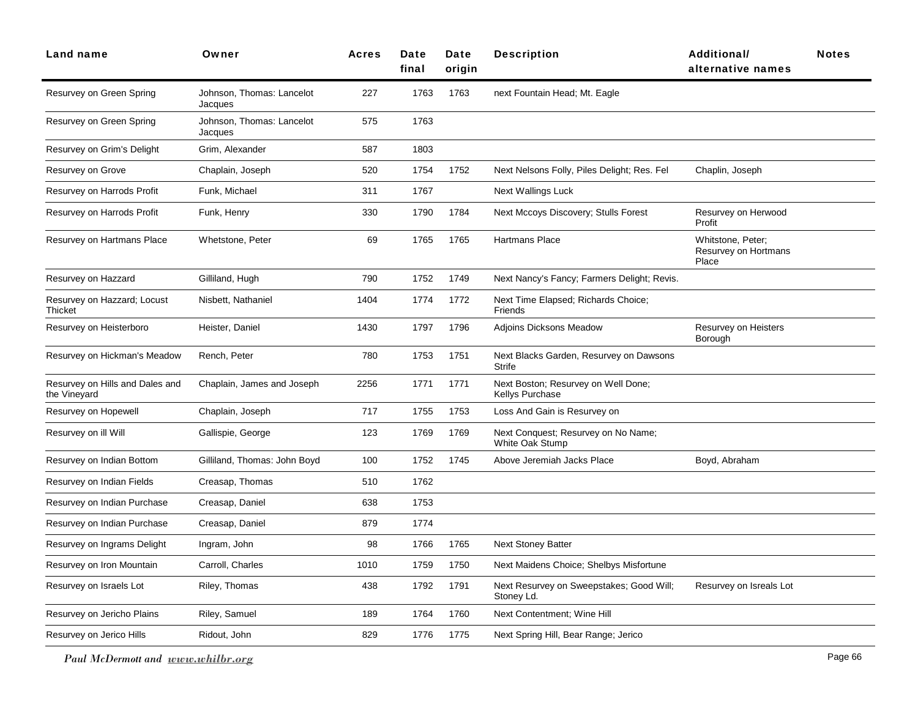| Land name | Owner | Acres | Date final | Date origin | Description | Additional/ alternative names | Notes |
|---|---|---|---|---|---|---|---|
| Resurvey on Green Spring | Johnson, Thomas: Lancelot Jacques | 227 | 1763 | 1763 | next Fountain Head; Mt. Eagle | | |
| Resurvey on Green Spring | Johnson, Thomas: Lancelot Jacques | 575 | 1763 | | | | |
| Resurvey on Grim's Delight | Grim, Alexander | 587 | 1803 | | | | |
| Resurvey on Grove | Chaplain, Joseph | 520 | 1754 | 1752 | Next Nelsons Folly, Piles Delight; Res. Fel | Chaplin, Joseph | |
| Resurvey on Harrods Profit | Funk, Michael | 311 | 1767 | | Next Wallings Luck | | |
| Resurvey on Harrods Profit | Funk, Henry | 330 | 1790 | 1784 | Next Mccoys Discovery; Stulls Forest | Resurvey on Herwood Profit | |
| Resurvey on Hartmans Place | Whetstone, Peter | 69 | 1765 | 1765 | Hartmans Place | Whitstone, Peter; Resurvey on Hortmans Place | |
| Resurvey on Hazzard | Gilliland, Hugh | 790 | 1752 | 1749 | Next Nancy's Fancy; Farmers Delight; Revis. | | |
| Resurvey on Hazzard; Locust Thicket | Nisbett, Nathaniel | 1404 | 1774 | 1772 | Next Time Elapsed; Richards Choice; Friends | | |
| Resurvey on Heisterboro | Heister, Daniel | 1430 | 1797 | 1796 | Adjoins Dicksons Meadow | Resurvey on Heisters Borough | |
| Resurvey on Hickman's Meadow | Rench, Peter | 780 | 1753 | 1751 | Next Blacks Garden, Resurvey on Dawsons Strife | | |
| Resurvey on Hills and Dales and the Vineyard | Chaplain, James and Joseph | 2256 | 1771 | 1771 | Next Boston; Resurvey on Well Done; Kellys Purchase | | |
| Resurvey on Hopewell | Chaplain, Joseph | 717 | 1755 | 1753 | Loss And Gain is Resurvey on | | |
| Resurvey on ill Will | Gallispie, George | 123 | 1769 | 1769 | Next Conquest; Resurvey on No Name; White Oak Stump | | |
| Resurvey on Indian Bottom | Gilliland, Thomas: John Boyd | 100 | 1752 | 1745 | Above Jeremiah Jacks Place | Boyd, Abraham | |
| Resurvey on Indian Fields | Creasap, Thomas | 510 | 1762 | | | | |
| Resurvey on Indian Purchase | Creasap, Daniel | 638 | 1753 | | | | |
| Resurvey on Indian Purchase | Creasap, Daniel | 879 | 1774 | | | | |
| Resurvey on Ingrams Delight | Ingram, John | 98 | 1766 | 1765 | Next Stoney Batter | | |
| Resurvey on Iron Mountain | Carroll, Charles | 1010 | 1759 | 1750 | Next Maidens Choice; Shelbys Misfortune | | |
| Resurvey on Israels Lot | Riley, Thomas | 438 | 1792 | 1791 | Next Resurvey on Sweepstakes; Good Will; Stoney Ld. | Resurvey on Isreals Lot | |
| Resurvey on Jericho Plains | Riley, Samuel | 189 | 1764 | 1760 | Next Contentment; Wine Hill | | |
| Resurvey on Jerico Hills | Ridout, John | 829 | 1776 | 1775 | Next Spring Hill, Bear Range; Jerico | | |

*Paul McDermott and www.whilbr.org*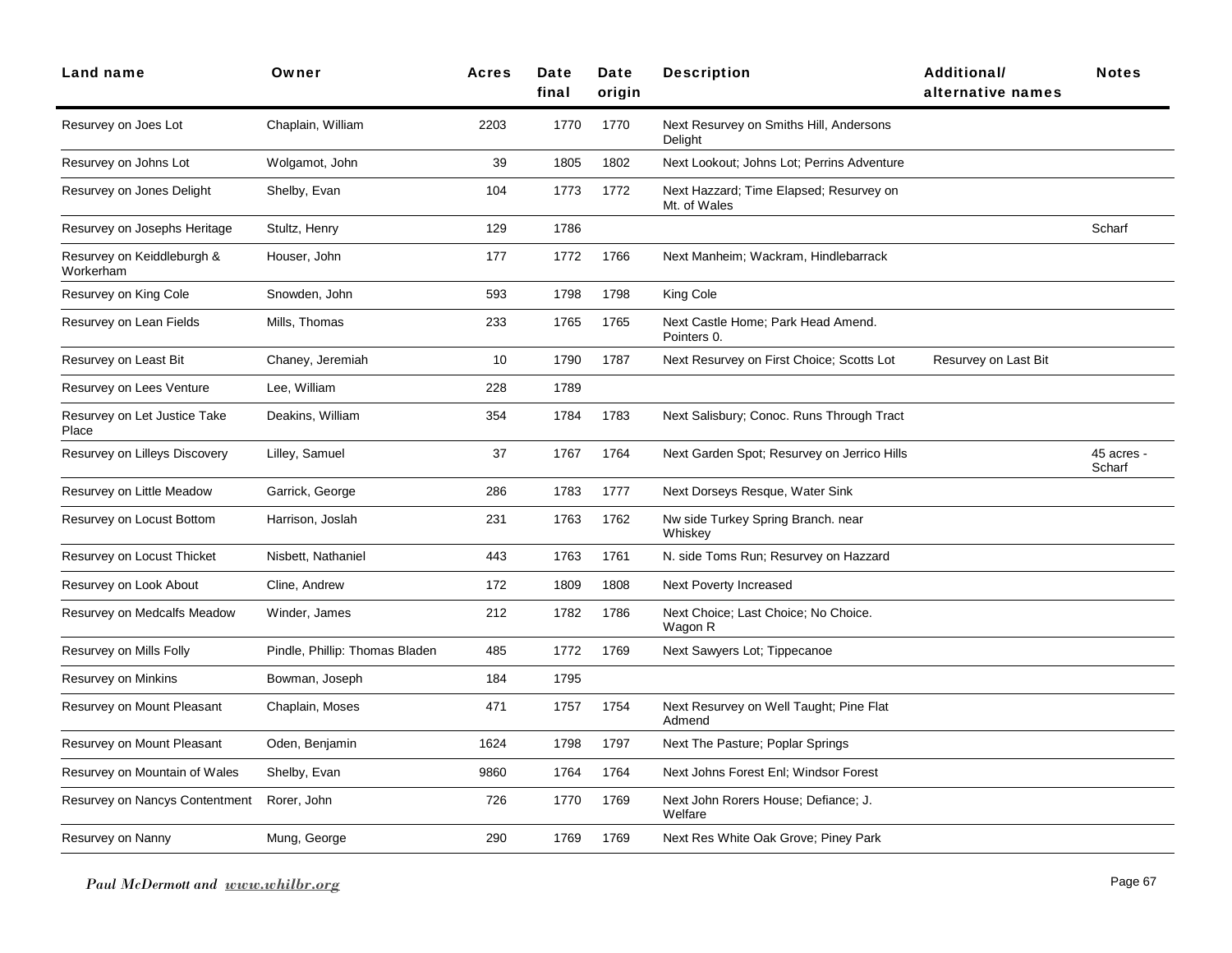| Land name | Owner | Acres | Date final | Date origin | Description | Additional/ alternative names | Notes |
|---|---|---|---|---|---|---|---|
| Resurvey on Joes Lot | Chaplain, William | 2203 | 1770 | 1770 | Next Resurvey on Smiths Hill, Andersons Delight | | |
| Resurvey on Johns Lot | Wolgamot, John | 39 | 1805 | 1802 | Next Lookout; Johns Lot; Perrins Adventure | | |
| Resurvey on Jones Delight | Shelby, Evan | 104 | 1773 | 1772 | Next Hazzard; Time Elapsed; Resurvey on Mt. of Wales | | |
| Resurvey on Josephs Heritage | Stultz, Henry | 129 | 1786 | | | | Scharf |
| Resurvey on Keiddleburgh & Workerham | Houser, John | 177 | 1772 | 1766 | Next Manheim; Wackram, Hindlebarrack | | |
| Resurvey on King Cole | Snowden, John | 593 | 1798 | 1798 | King Cole | | |
| Resurvey on Lean Fields | Mills, Thomas | 233 | 1765 | 1765 | Next Castle Home; Park Head Amend. Pointers 0. | | |
| Resurvey on Least Bit | Chaney, Jeremiah | 10 | 1790 | 1787 | Next Resurvey on First Choice; Scotts Lot | Resurvey on Last Bit | |
| Resurvey on Lees Venture | Lee, William | 228 | 1789 | | | | |
| Resurvey on Let Justice Take Place | Deakins, William | 354 | 1784 | 1783 | Next Salisbury; Conoc. Runs Through Tract | | |
| Resurvey on Lilleys Discovery | Lilley, Samuel | 37 | 1767 | 1764 | Next Garden Spot; Resurvey on Jerrico Hills | | 45 acres - Scharf |
| Resurvey on Little Meadow | Garrick, George | 286 | 1783 | 1777 | Next Dorseys Resque, Water Sink | | |
| Resurvey on Locust Bottom | Harrison, Joslah | 231 | 1763 | 1762 | Nw side Turkey Spring Branch. near Whiskey | | |
| Resurvey on Locust Thicket | Nisbett, Nathaniel | 443 | 1763 | 1761 | N. side Toms Run; Resurvey on Hazzard | | |
| Resurvey on Look About | Cline, Andrew | 172 | 1809 | 1808 | Next Poverty Increased | | |
| Resurvey on Medcalfs Meadow | Winder, James | 212 | 1782 | 1786 | Next Choice; Last Choice; No Choice. Wagon R | | |
| Resurvey on Mills Folly | Pindle, Phillip: Thomas Bladen | 485 | 1772 | 1769 | Next Sawyers Lot; Tippecanoe | | |
| Resurvey on Minkins | Bowman, Joseph | 184 | 1795 | | | | |
| Resurvey on Mount Pleasant | Chaplain, Moses | 471 | 1757 | 1754 | Next Resurvey on Well Taught; Pine Flat Admend | | |
| Resurvey on Mount Pleasant | Oden, Benjamin | 1624 | 1798 | 1797 | Next The Pasture; Poplar Springs | | |
| Resurvey on Mountain of Wales | Shelby, Evan | 9860 | 1764 | 1764 | Next Johns Forest Enl; Windsor Forest | | |
| Resurvey on Nancys Contentment | Rorer, John | 726 | 1770 | 1769 | Next John Rorers House; Defiance; J. Welfare | | |
| Resurvey on Nanny | Mung, George | 290 | 1769 | 1769 | Next Res White Oak Grove; Piney Park | | |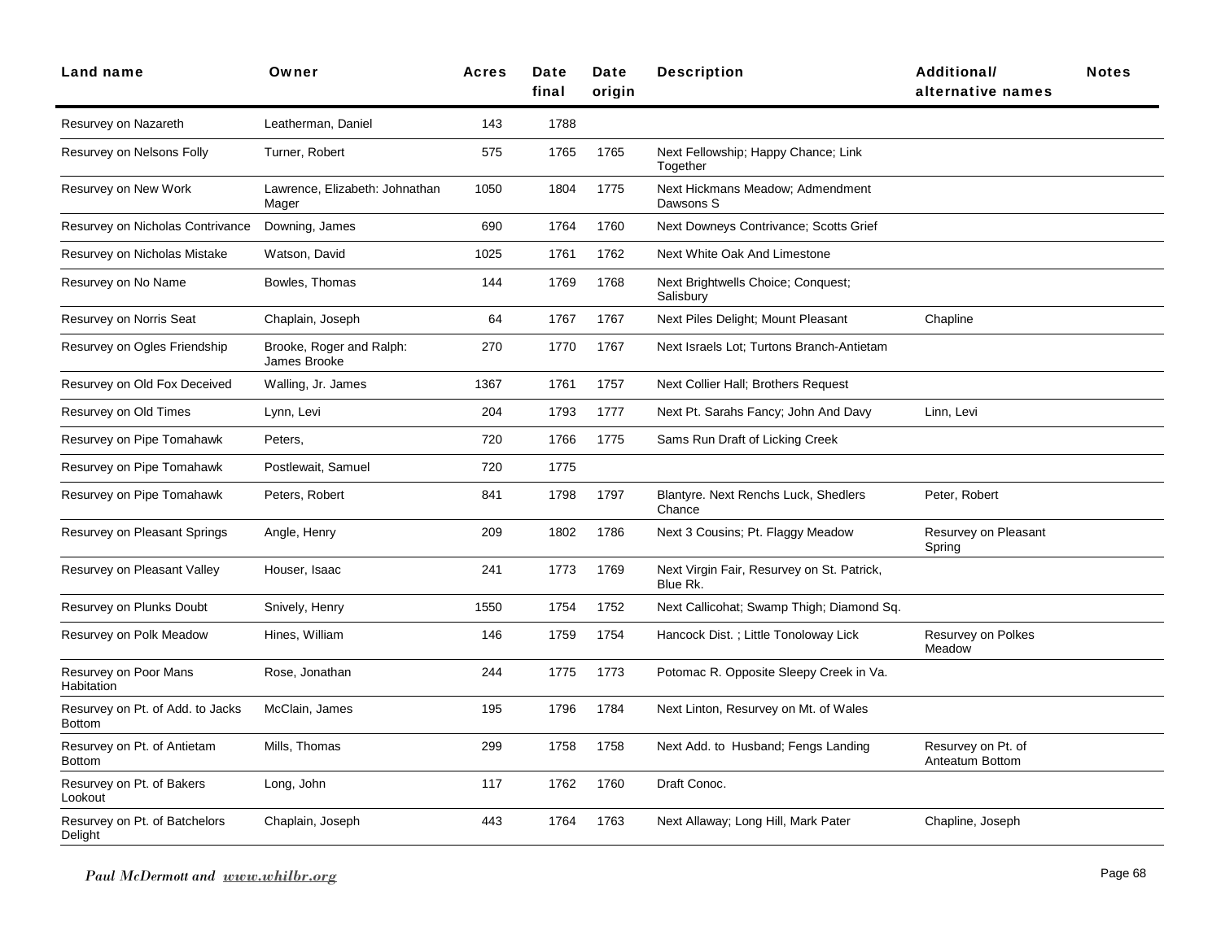| Land name | Owner | Acres | Date final | Date origin | Description | Additional/ alternative names | Notes |
|---|---|---|---|---|---|---|---|
| Resurvey on Nazareth | Leatherman, Daniel | 143 | 1788 | | | | |
| Resurvey on Nelsons Folly | Turner, Robert | 575 | 1765 | 1765 | Next Fellowship; Happy Chance; Link Together | | |
| Resurvey on New Work | Lawrence, Elizabeth: Johnathan Mager | 1050 | 1804 | 1775 | Next Hickmans Meadow; Admendment Dawsons S | | |
| Resurvey on Nicholas Contrivance | Downing, James | 690 | 1764 | 1760 | Next Downeys Contrivance; Scotts Grief | | |
| Resurvey on Nicholas Mistake | Watson, David | 1025 | 1761 | 1762 | Next White Oak And Limestone | | |
| Resurvey on No Name | Bowles, Thomas | 144 | 1769 | 1768 | Next Brightwells Choice; Conquest; Salisbury | | |
| Resurvey on Norris Seat | Chaplain, Joseph | 64 | 1767 | 1767 | Next Piles Delight; Mount Pleasant | Chapline | |
| Resurvey on Ogles Friendship | Brooke, Roger and Ralph: James Brooke | 270 | 1770 | 1767 | Next Israels Lot; Turtons Branch-Antietam | | |
| Resurvey on Old Fox Deceived | Walling, Jr. James | 1367 | 1761 | 1757 | Next Collier Hall; Brothers Request | | |
| Resurvey on Old Times | Lynn, Levi | 204 | 1793 | 1777 | Next Pt. Sarahs Fancy; John And Davy | Linn, Levi | |
| Resurvey on Pipe Tomahawk | Peters, | 720 | 1766 | 1775 | Sams Run Draft of Licking Creek | | |
| Resurvey on Pipe Tomahawk | Postlewait, Samuel | 720 | 1775 | | | | |
| Resurvey on Pipe Tomahawk | Peters, Robert | 841 | 1798 | 1797 | Blantyre. Next Renchs Luck, Shedlers Chance | Peter, Robert | |
| Resurvey on Pleasant Springs | Angle, Henry | 209 | 1802 | 1786 | Next 3 Cousins; Pt. Flaggy Meadow | Resurvey on Pleasant Spring | |
| Resurvey on Pleasant Valley | Houser, Isaac | 241 | 1773 | 1769 | Next Virgin Fair, Resurvey on St. Patrick, Blue Rk. | | |
| Resurvey on Plunks Doubt | Snively, Henry | 1550 | 1754 | 1752 | Next Callicohat; Swamp Thigh; Diamond Sq. | | |
| Resurvey on Polk Meadow | Hines, William | 146 | 1759 | 1754 | Hancock Dist. ; Little Tonoloway Lick | Resurvey on Polkes Meadow | |
| Resurvey on Poor Mans Habitation | Rose, Jonathan | 244 | 1775 | 1773 | Potomac R. Opposite Sleepy Creek in Va. | | |
| Resurvey on Pt. of Add. to Jacks Bottom | McClain, James | 195 | 1796 | 1784 | Next Linton, Resurvey on Mt. of Wales | | |
| Resurvey on Pt. of Antietam Bottom | Mills, Thomas | 299 | 1758 | 1758 | Next Add. to Husband; Fengs Landing | Resurvey on Pt. of Anteatum Bottom | |
| Resurvey on Pt. of Bakers Lookout | Long, John | 117 | 1762 | 1760 | Draft Conoc. | | |
| Resurvey on Pt. of Batchelors Delight | Chaplain, Joseph | 443 | 1764 | 1763 | Next Allaway; Long Hill, Mark Pater | Chapline, Joseph | |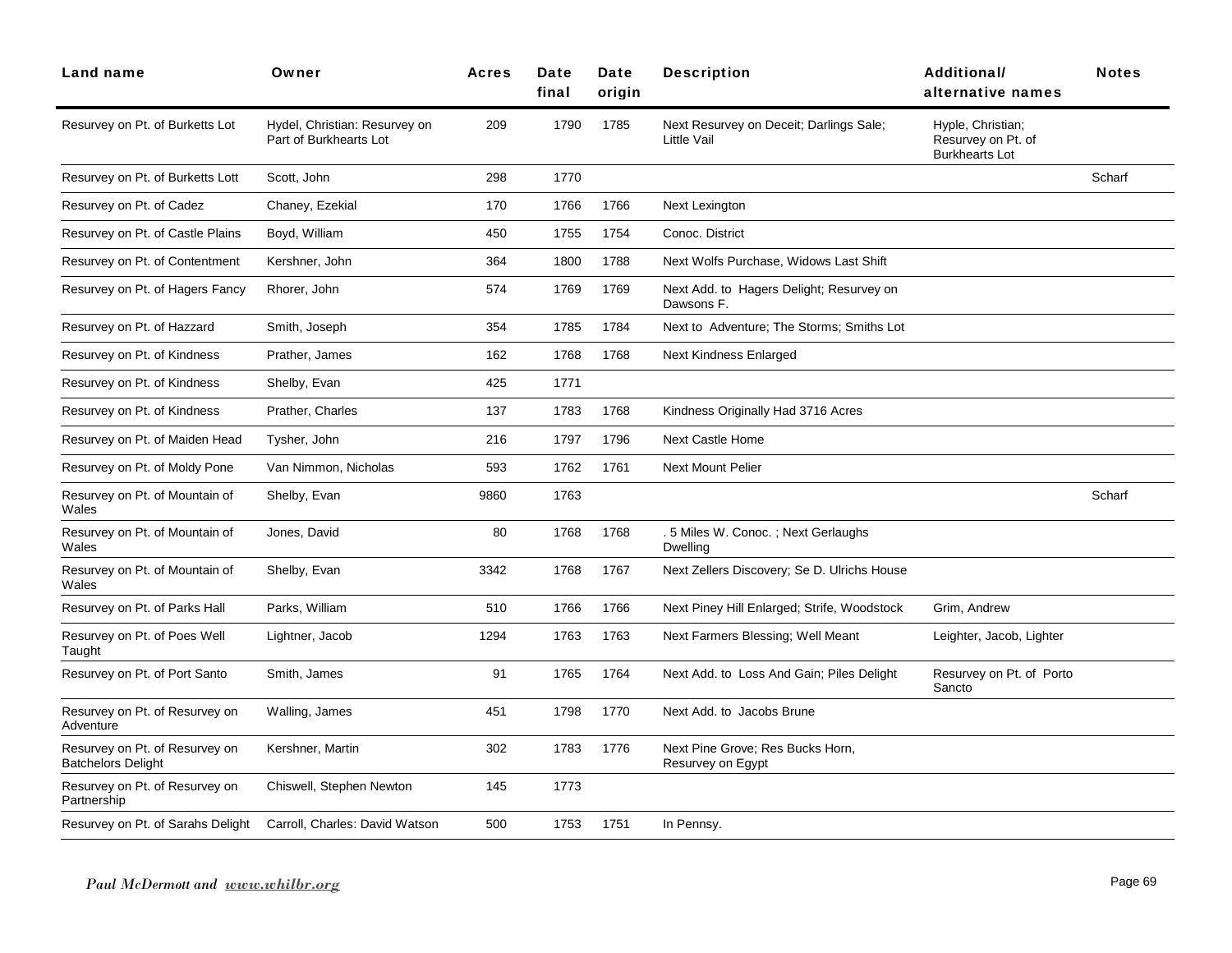| Land name | Owner | Acres | Date final | Date origin | Description | Additional/ alternative names | Notes |
|---|---|---|---|---|---|---|---|
| Resurvey on Pt. of Burketts Lot | Hydel, Christian: Resurvey on Part of Burkhearts Lot | 209 | 1790 | 1785 | Next Resurvey on Deceit; Darlings Sale; Little Vail | Hyple, Christian; Resurvey on Pt. of Burkhearts Lot | |
| Resurvey on Pt. of Burketts Lott | Scott, John | 298 | 1770 | | | | Scharf |
| Resurvey on Pt. of Cadez | Chaney, Ezekial | 170 | 1766 | 1766 | Next Lexington | | |
| Resurvey on Pt. of Castle Plains | Boyd, William | 450 | 1755 | 1754 | Conoc. District | | |
| Resurvey on Pt. of Contentment | Kershner, John | 364 | 1800 | 1788 | Next Wolfs Purchase, Widows Last Shift | | |
| Resurvey on Pt. of Hagers Fancy | Rhorer, John | 574 | 1769 | 1769 | Next Add. to Hagers Delight; Resurvey on Dawsons F. | | |
| Resurvey on Pt. of Hazzard | Smith, Joseph | 354 | 1785 | 1784 | Next to Adventure; The Storms; Smiths Lot | | |
| Resurvey on Pt. of Kindness | Prather, James | 162 | 1768 | 1768 | Next Kindness Enlarged | | |
| Resurvey on Pt. of Kindness | Shelby, Evan | 425 | 1771 | | | | |
| Resurvey on Pt. of Kindness | Prather, Charles | 137 | 1783 | 1768 | Kindness Originally Had 3716 Acres | | |
| Resurvey on Pt. of Maiden Head | Tysher, John | 216 | 1797 | 1796 | Next Castle Home | | |
| Resurvey on Pt. of Moldy Pone | Van Nimmon, Nicholas | 593 | 1762 | 1761 | Next Mount Pelier | | |
| Resurvey on Pt. of Mountain of Wales | Shelby, Evan | 9860 | 1763 | | | | Scharf |
| Resurvey on Pt. of Mountain of Wales | Jones, David | 80 | 1768 | 1768 | . 5 Miles W. Conoc. ; Next Gerlaughs Dwelling | | |
| Resurvey on Pt. of Mountain of Wales | Shelby, Evan | 3342 | 1768 | 1767 | Next Zellers Discovery; Se D. Ulrichs House | | |
| Resurvey on Pt. of Parks Hall | Parks, William | 510 | 1766 | 1766 | Next Piney Hill Enlarged; Strife, Woodstock | Grim, Andrew | |
| Resurvey on Pt. of Poes Well Taught | Lightner, Jacob | 1294 | 1763 | 1763 | Next Farmers Blessing; Well Meant | Leighter, Jacob, Lighter | |
| Resurvey on Pt. of Port Santo | Smith, James | 91 | 1765 | 1764 | Next Add. to Loss And Gain; Piles Delight | Resurvey on Pt. of Porto Sancto | |
| Resurvey on Pt. of Resurvey on Adventure | Walling, James | 451 | 1798 | 1770 | Next Add. to Jacobs Brune | | |
| Resurvey on Pt. of Resurvey on Batchelors Delight | Kershner, Martin | 302 | 1783 | 1776 | Next Pine Grove; Res Bucks Horn, Resurvey on Egypt | | |
| Resurvey on Pt. of Resurvey on Partnership | Chiswell, Stephen Newton | 145 | 1773 | | | | |
| Resurvey on Pt. of Sarahs Delight | Carroll, Charles: David Watson | 500 | 1753 | 1751 | In Pennsy. | | |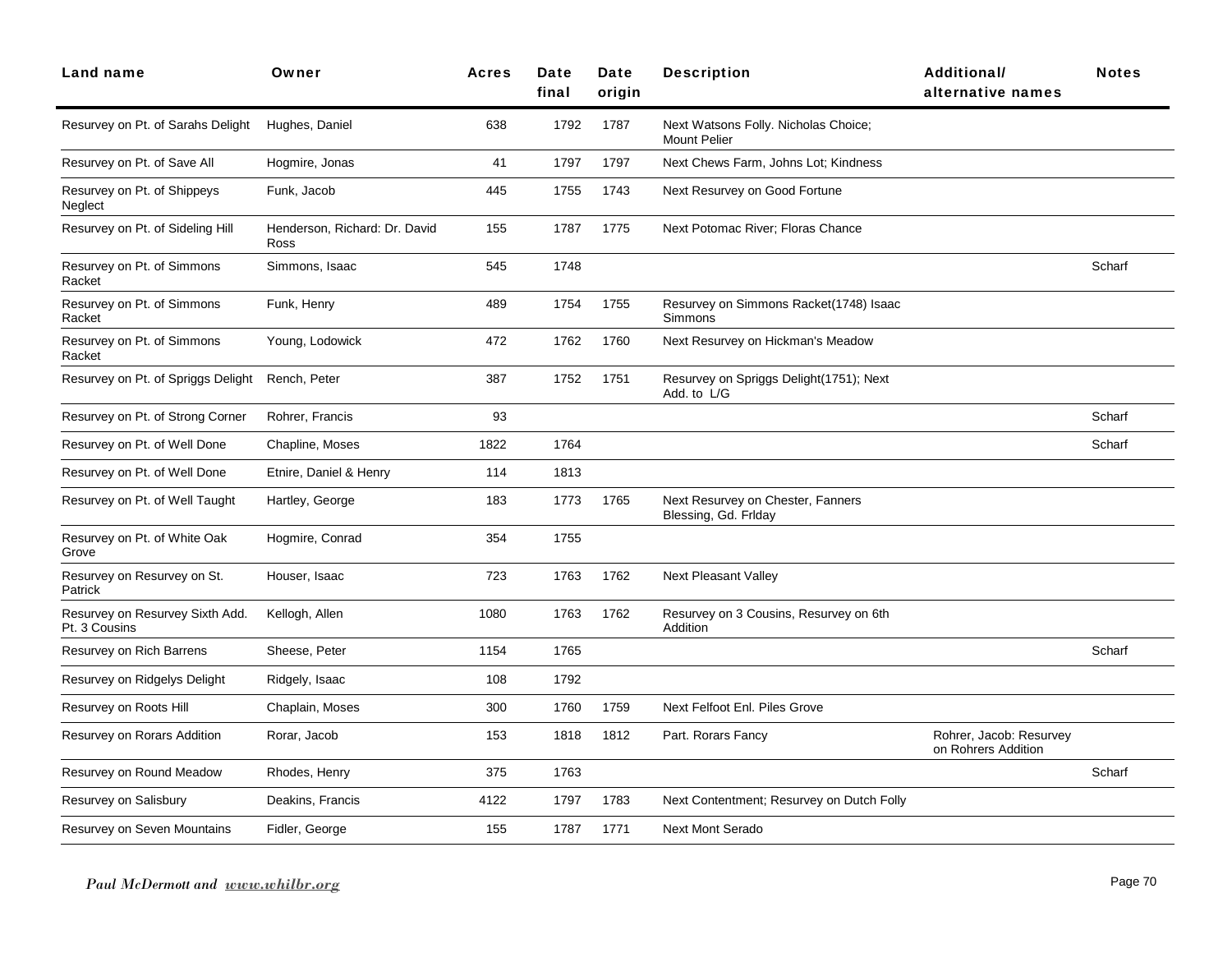| Land name | Owner | Acres | Date final | Date origin | Description | Additional/ alternative names | Notes |
|---|---|---|---|---|---|---|---|
| Resurvey on Pt. of Sarahs Delight | Hughes, Daniel | 638 | 1792 | 1787 | Next Watsons Folly. Nicholas Choice; Mount Pelier | | |
| Resurvey on Pt. of Save All | Hogmire, Jonas | 41 | 1797 | 1797 | Next Chews Farm, Johns Lot; Kindness | | |
| Resurvey on Pt. of Shippeys Neglect | Funk, Jacob | 445 | 1755 | 1743 | Next Resurvey on Good Fortune | | |
| Resurvey on Pt. of Sideling Hill | Henderson, Richard: Dr. David Ross | 155 | 1787 | 1775 | Next Potomac River; Floras Chance | | |
| Resurvey on Pt. of Simmons Racket | Simmons, Isaac | 545 | 1748 | | | | Scharf |
| Resurvey on Pt. of Simmons Racket | Funk, Henry | 489 | 1754 | 1755 | Resurvey on Simmons Racket(1748) Isaac Simmons | | |
| Resurvey on Pt. of Simmons Racket | Young, Lodowick | 472 | 1762 | 1760 | Next Resurvey on Hickman's Meadow | | |
| Resurvey on Pt. of Spriggs Delight | Rench, Peter | 387 | 1752 | 1751 | Resurvey on Spriggs Delight(1751); Next Add. to L/G | | |
| Resurvey on Pt. of Strong Corner | Rohrer, Francis | 93 | | | | | Scharf |
| Resurvey on Pt. of Well Done | Chapline, Moses | 1822 | 1764 | | | | Scharf |
| Resurvey on Pt. of Well Done | Etnire, Daniel & Henry | 114 | 1813 | | | | |
| Resurvey on Pt. of Well Taught | Hartley, George | 183 | 1773 | 1765 | Next Resurvey on Chester, Fanners Blessing, Gd. Frlday | | |
| Resurvey on Pt. of White Oak Grove | Hogmire, Conrad | 354 | 1755 | | | | |
| Resurvey on Resurvey on St. Patrick | Houser, Isaac | 723 | 1763 | 1762 | Next Pleasant Valley | | |
| Resurvey on Resurvey Sixth Add. Pt. 3 Cousins | Kellogh, Allen | 1080 | 1763 | 1762 | Resurvey on 3 Cousins, Resurvey on 6th Addition | | |
| Resurvey on Rich Barrens | Sheese, Peter | 1154 | 1765 | | | | Scharf |
| Resurvey on Ridgelys Delight | Ridgely, Isaac | 108 | 1792 | | | | |
| Resurvey on Roots Hill | Chaplain, Moses | 300 | 1760 | 1759 | Next Felfoot Enl. Piles Grove | | |
| Resurvey on Rorars Addition | Rorar, Jacob | 153 | 1818 | 1812 | Part. Rorars Fancy | Rohrer, Jacob: Resurvey on Rohrers Addition | |
| Resurvey on Round Meadow | Rhodes, Henry | 375 | 1763 | | | | Scharf |
| Resurvey on Salisbury | Deakins, Francis | 4122 | 1797 | 1783 | Next Contentment; Resurvey on Dutch Folly | | |
| Resurvey on Seven Mountains | Fidler, George | 155 | 1787 | 1771 | Next Mont Serado | | |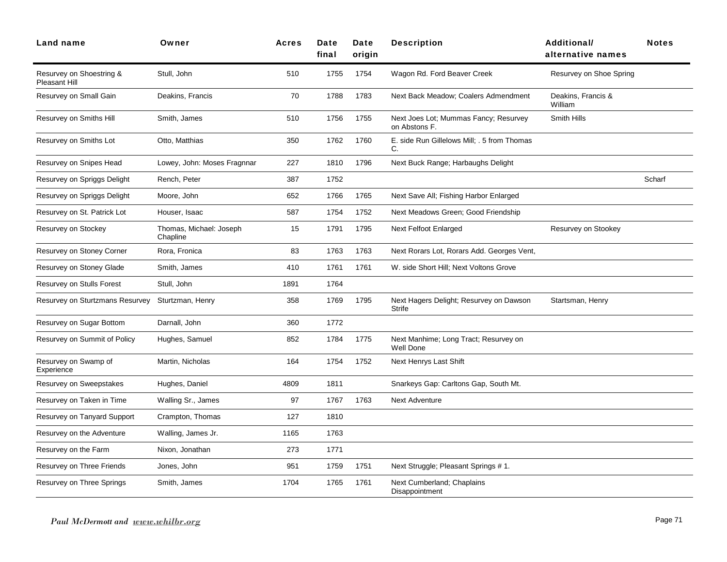| Land name | Owner | Acres | Date final | Date origin | Description | Additional/ alternative names | Notes |
|---|---|---|---|---|---|---|---|
| Resurvey on Shoestring & Pleasant Hill | Stull, John | 510 | 1755 | 1754 | Wagon Rd. Ford Beaver Creek | Resurvey on Shoe Spring | |
| Resurvey on Small Gain | Deakins, Francis | 70 | 1788 | 1783 | Next Back Meadow; Coalers Admendment | Deakins, Francis & William | |
| Resurvey on Smiths Hill | Smith, James | 510 | 1756 | 1755 | Next Joes Lot; Mummas Fancy; Resurvey on Abstons F. | Smith Hills | |
| Resurvey on Smiths Lot | Otto, Matthias | 350 | 1762 | 1760 | E. side Run Gillelows Mill; . 5 from Thomas C. | | |
| Resurvey on Snipes Head | Lowey, John: Moses Fragnnar | 227 | 1810 | 1796 | Next Buck Range; Harbaughs Delight | | |
| Resurvey on Spriggs Delight | Rench, Peter | 387 | 1752 | | | | Scharf |
| Resurvey on Spriggs Delight | Moore, John | 652 | 1766 | 1765 | Next Save All; Fishing Harbor Enlarged | | |
| Resurvey on St. Patrick Lot | Houser, Isaac | 587 | 1754 | 1752 | Next Meadows Green; Good Friendship | | |
| Resurvey on Stockey | Thomas, Michael: Joseph Chapline | 15 | 1791 | 1795 | Next Felfoot Enlarged | Resurvey on Stookey | |
| Resurvey on Stoney Corner | Rora, Fronica | 83 | 1763 | 1763 | Next Rorars Lot, Rorars Add. Georges Vent, | | |
| Resurvey on Stoney Glade | Smith, James | 410 | 1761 | 1761 | W. side Short Hill; Next Voltons Grove | | |
| Resurvey on Stulls Forest | Stull, John | 1891 | 1764 | | | | |
| Resurvey on Sturtzmans Resurvey | Sturtzman, Henry | 358 | 1769 | 1795 | Next Hagers Delight; Resurvey on Dawson Strife | Startsman, Henry | |
| Resurvey on Sugar Bottom | Darnall, John | 360 | 1772 | | | | |
| Resurvey on Summit of Policy | Hughes, Samuel | 852 | 1784 | 1775 | Next Manhime; Long Tract; Resurvey on Well Done | | |
| Resurvey on Swamp of Experience | Martin, Nicholas | 164 | 1754 | 1752 | Next Henrys Last Shift | | |
| Resurvey on Sweepstakes | Hughes, Daniel | 4809 | 1811 | | Snarkeys Gap: Carltons Gap, South Mt. | | |
| Resurvey on Taken in Time | Walling Sr., James | 97 | 1767 | 1763 | Next Adventure | | |
| Resurvey on Tanyard Support | Crampton, Thomas | 127 | 1810 | | | | |
| Resurvey on the Adventure | Walling, James Jr. | 1165 | 1763 | | | | |
| Resurvey on the Farm | Nixon, Jonathan | 273 | 1771 | | | | |
| Resurvey on Three Friends | Jones, John | 951 | 1759 | 1751 | Next Struggle; Pleasant Springs # 1. | | |
| Resurvey on Three Springs | Smith, James | 1704 | 1765 | 1761 | Next Cumberland; Chaplains Disappointment | | |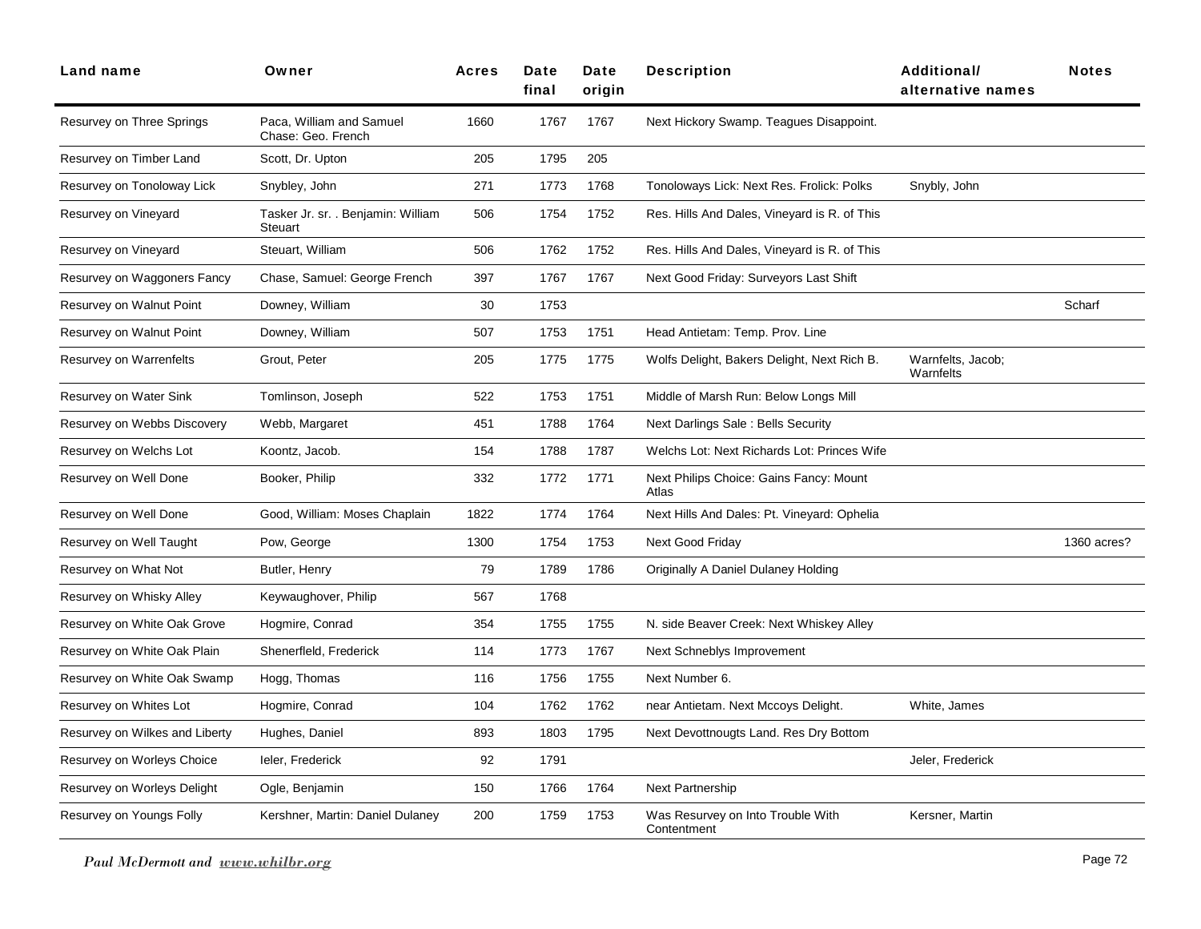| Land name | Owner | Acres | Date final | Date origin | Description | Additional/ alternative names | Notes |
|---|---|---|---|---|---|---|---|
| Resurvey on Three Springs | Paca, William and Samuel Chase: Geo. French | 1660 | 1767 | 1767 | Next Hickory Swamp. Teagues Disappoint. | | |
| Resurvey on Timber Land | Scott, Dr. Upton | 205 | 1795 | 205 | | | |
| Resurvey on Tonoloway Lick | Snybley, John | 271 | 1773 | 1768 | Tonoloways Lick: Next Res. Frolick: Polks | Snybly, John | |
| Resurvey on Vineyard | Tasker Jr. sr. . Benjamin: William Steuart | 506 | 1754 | 1752 | Res. Hills And Dales, Vineyard is R. of This | | |
| Resurvey on Vineyard | Steuart, William | 506 | 1762 | 1752 | Res. Hills And Dales, Vineyard is R. of This | | |
| Resurvey on Waggoners Fancy | Chase, Samuel: George French | 397 | 1767 | 1767 | Next Good Friday: Surveyors Last Shift | | |
| Resurvey on Walnut Point | Downey, William | 30 | 1753 | | | | Scharf |
| Resurvey on Walnut Point | Downey, William | 507 | 1753 | 1751 | Head Antietam: Temp. Prov. Line | | |
| Resurvey on Warrenfelts | Grout, Peter | 205 | 1775 | 1775 | Wolfs Delight, Bakers Delight, Next Rich B. | Warnfelts, Jacob; Warnfelts | |
| Resurvey on Water Sink | Tomlinson, Joseph | 522 | 1753 | 1751 | Middle of Marsh Run: Below Longs Mill | | |
| Resurvey on Webbs Discovery | Webb, Margaret | 451 | 1788 | 1764 | Next Darlings Sale : Bells Security | | |
| Resurvey on Welchs Lot | Koontz, Jacob. | 154 | 1788 | 1787 | Welchs Lot: Next Richards Lot: Princes Wife | | |
| Resurvey on Well Done | Booker, Philip | 332 | 1772 | 1771 | Next Philips Choice: Gains Fancy: Mount Atlas | | |
| Resurvey on Well Done | Good, William: Moses Chaplain | 1822 | 1774 | 1764 | Next Hills And Dales: Pt. Vineyard: Ophelia | | |
| Resurvey on Well Taught | Pow, George | 1300 | 1754 | 1753 | Next Good Friday | | 1360 acres? |
| Resurvey on What Not | Butler, Henry | 79 | 1789 | 1786 | Originally A Daniel Dulaney Holding | | |
| Resurvey on Whisky Alley | Keywaughover, Philip | 567 | 1768 | | | | |
| Resurvey on White Oak Grove | Hogmire, Conrad | 354 | 1755 | 1755 | N. side Beaver Creek: Next Whiskey Alley | | |
| Resurvey on White Oak Plain | Shenerfleld, Frederick | 114 | 1773 | 1767 | Next Schneblys Improvement | | |
| Resurvey on White Oak Swamp | Hogg, Thomas | 116 | 1756 | 1755 | Next Number 6. | | |
| Resurvey on Whites Lot | Hogmire, Conrad | 104 | 1762 | 1762 | near Antietam. Next Mccoys Delight. | White, James | |
| Resurvey on Wilkes and Liberty | Hughes, Daniel | 893 | 1803 | 1795 | Next Devottnougts Land. Res Dry Bottom | | |
| Resurvey on Worleys Choice | Ieler, Frederick | 92 | 1791 | | | Jeler, Frederick | |
| Resurvey on Worleys Delight | Ogle, Benjamin | 150 | 1766 | 1764 | Next Partnership | | |
| Resurvey on Youngs Folly | Kershner, Martin: Daniel Dulaney | 200 | 1759 | 1753 | Was Resurvey on Into Trouble With Contentment | Kersner, Martin | |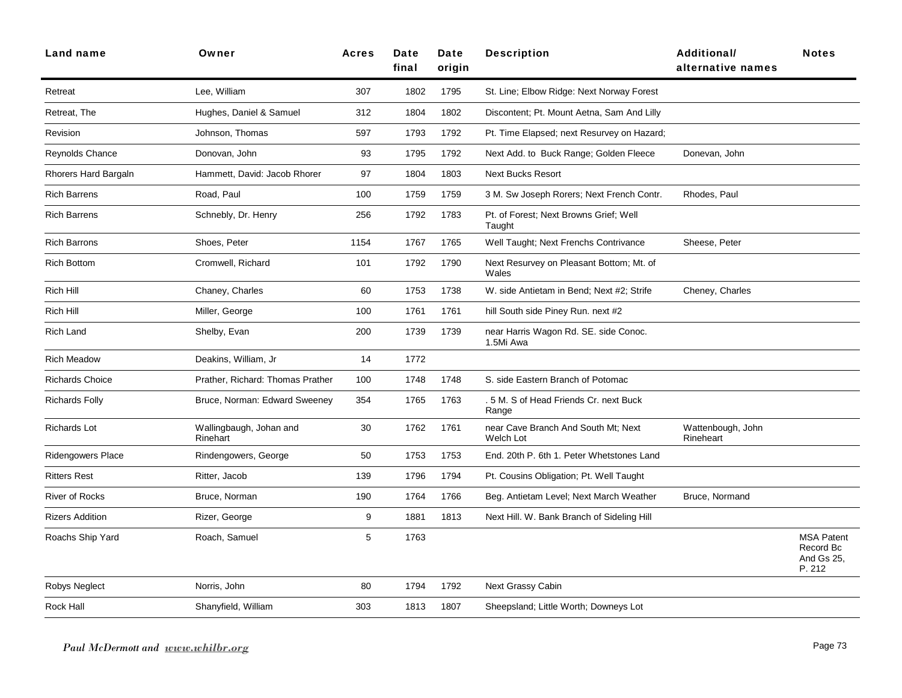| Land name | Owner | Acres | Date final | Date origin | Description | Additional/ alternative names | Notes |
|---|---|---|---|---|---|---|---|
| Retreat | Lee, William | 307 | 1802 | 1795 | St. Line; Elbow Ridge: Next Norway Forest | | |
| Retreat, The | Hughes, Daniel & Samuel | 312 | 1804 | 1802 | Discontent; Pt. Mount Aetna, Sam And Lilly | | |
| Revision | Johnson, Thomas | 597 | 1793 | 1792 | Pt. Time Elapsed; next Resurvey on Hazard; | | |
| Reynolds Chance | Donovan, John | 93 | 1795 | 1792 | Next Add. to Buck Range; Golden Fleece | Donevan, John | |
| Rhorers Hard Bargaln | Hammett, David: Jacob Rhorer | 97 | 1804 | 1803 | Next Bucks Resort | | |
| Rich Barrens | Road, Paul | 100 | 1759 | 1759 | 3 M. Sw Joseph Rorers; Next French Contr. | Rhodes, Paul | |
| Rich Barrens | Schnebly, Dr. Henry | 256 | 1792 | 1783 | Pt. of Forest; Next Browns Grief; Well Taught | | |
| Rich Barrons | Shoes, Peter | 1154 | 1767 | 1765 | Well Taught; Next Frenchs Contrivance | Sheese, Peter | |
| Rich Bottom | Cromwell, Richard | 101 | 1792 | 1790 | Next Resurvey on Pleasant Bottom; Mt. of Wales | | |
| Rich Hill | Chaney, Charles | 60 | 1753 | 1738 | W. side Antietam in Bend; Next #2; Strife | Cheney, Charles | |
| Rich Hill | Miller, George | 100 | 1761 | 1761 | hill South side Piney Run. next #2 | | |
| Rich Land | Shelby, Evan | 200 | 1739 | 1739 | near Harris Wagon Rd. SE. side Conoc. 1.5Mi Awa | | |
| Rich Meadow | Deakins, William, Jr | 14 | 1772 | | | | |
| Richards Choice | Prather, Richard: Thomas Prather | 100 | 1748 | 1748 | S. side Eastern Branch of Potomac | | |
| Richards Folly | Bruce, Norman: Edward Sweeney | 354 | 1765 | 1763 | . 5 M. S of Head Friends Cr. next Buck Range | | |
| Richards Lot | Wallingbaugh, Johan and Rinehart | 30 | 1762 | 1761 | near Cave Branch And South Mt; Next Welch Lot | Wattenbough, John Rineheart | |
| Ridengowers Place | Rindengowers, George | 50 | 1753 | 1753 | End. 20th P. 6th 1. Peter Whetstones Land | | |
| Ritters Rest | Ritter, Jacob | 139 | 1796 | 1794 | Pt. Cousins Obligation; Pt. Well Taught | | |
| River of Rocks | Bruce, Norman | 190 | 1764 | 1766 | Beg. Antietam Level; Next March Weather | Bruce, Normand | |
| Rizers Addition | Rizer, George | 9 | 1881 | 1813 | Next Hill. W. Bank Branch of Sideling Hill | | |
| Roachs Ship Yard | Roach, Samuel | 5 | 1763 | | | | MSA Patent Record Bc And Gs 25, P. 212 |
| Robys Neglect | Norris, John | 80 | 1794 | 1792 | Next Grassy Cabin | | |
| Rock Hall | Shanyfield, William | 303 | 1813 | 1807 | Sheepsland; Little Worth; Downeys Lot | | |

*Paul McDermott and www.whilbr.org*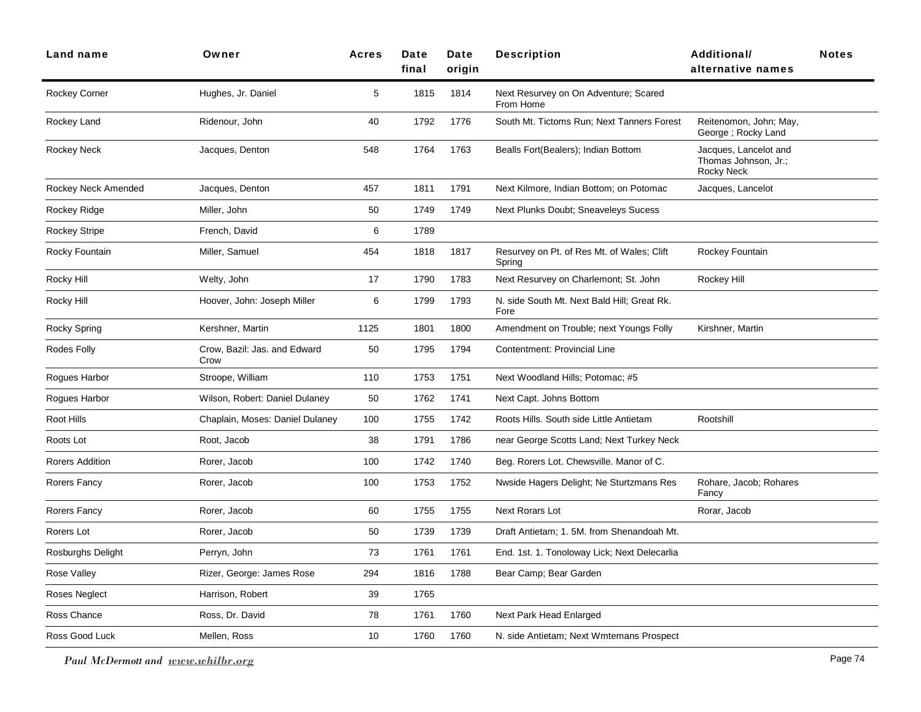| Land name | Owner | Acres | Date final | Date origin | Description | Additional/ alternative names | Notes |
|---|---|---|---|---|---|---|---|
| Rockey Corner | Hughes, Jr. Daniel | 5 | 1815 | 1814 | Next Resurvey on On Adventure; Scared From Home | | |
| Rockey Land | Ridenour, John | 40 | 1792 | 1776 | South Mt. Tictoms Run; Next Tanners Forest | Reitenomon, John; May, George ; Rocky Land | |
| Rockey Neck | Jacques, Denton | 548 | 1764 | 1763 | Bealls Fort(Bealers); Indian Bottom | Jacques, Lancelot and Thomas Johnson, Jr.; Rocky Neck | |
| Rockey Neck Amended | Jacques, Denton | 457 | 1811 | 1791 | Next Kilmore, Indian Bottom; on Potomac | Jacques, Lancelot | |
| Rockey Ridge | Miller, John | 50 | 1749 | 1749 | Next Plunks Doubt; Sneaveleys Sucess | | |
| Rockey Stripe | French, David | 6 | 1789 | | | | |
| Rocky Fountain | Miller, Samuel | 454 | 1818 | 1817 | Resurvey on Pt. of Res Mt. of Wales; Clift Spring | Rockey Fountain | |
| Rocky Hill | Welty, John | 17 | 1790 | 1783 | Next Resurvey on Charlemont; St. John | Rockey Hill | |
| Rocky Hill | Hoover, John: Joseph Miller | 6 | 1799 | 1793 | N. side South Mt. Next Bald Hill; Great Rk. Fore | | |
| Rocky Spring | Kershner, Martin | 1125 | 1801 | 1800 | Amendment on Trouble; next Youngs Folly | Kirshner, Martin | |
| Rodes Folly | Crow, Bazil: Jas. and Edward Crow | 50 | 1795 | 1794 | Contentment: Provincial Line | | |
| Rogues Harbor | Stroope, William | 110 | 1753 | 1751 | Next Woodland Hills; Potomac; #5 | | |
| Rogues Harbor | Wilson, Robert: Daniel Dulaney | 50 | 1762 | 1741 | Next Capt. Johns Bottom | | |
| Root Hills | Chaplain, Moses: Daniel Dulaney | 100 | 1755 | 1742 | Roots Hills. South side Little Antietam | Rootshill | |
| Roots Lot | Root, Jacob | 38 | 1791 | 1786 | near George Scotts Land; Next Turkey Neck | | |
| Rorers Addition | Rorer, Jacob | 100 | 1742 | 1740 | Beg. Rorers Lot. Chewsville. Manor of C. | | |
| Rorers Fancy | Rorer, Jacob | 100 | 1753 | 1752 | Nwside Hagers Delight; Ne Sturtzmans Res | Rohare, Jacob; Rohares Fancy | |
| Rorers Fancy | Rorer, Jacob | 60 | 1755 | 1755 | Next Rorars Lot | Rorar, Jacob | |
| Rorers Lot | Rorer, Jacob | 50 | 1739 | 1739 | Draft Antietam; 1. 5M. from Shenandoah Mt. | | |
| Rosburghs Delight | Perryn, John | 73 | 1761 | 1761 | End. 1st. 1. Tonoloway Lick; Next Delecarlia | | |
| Rose Valley | Rizer, George: James Rose | 294 | 1816 | 1788 | Bear Camp; Bear Garden | | |
| Roses Neglect | Harrison, Robert | 39 | 1765 | | | | |
| Ross Chance | Ross, Dr. David | 78 | 1761 | 1760 | Next Park Head Enlarged | | |
| Ross Good Luck | Mellen, Ross | 10 | 1760 | 1760 | N. side Antietam; Next Wmtemans Prospect | | |

*Paul McDermott and* www.whilbr.org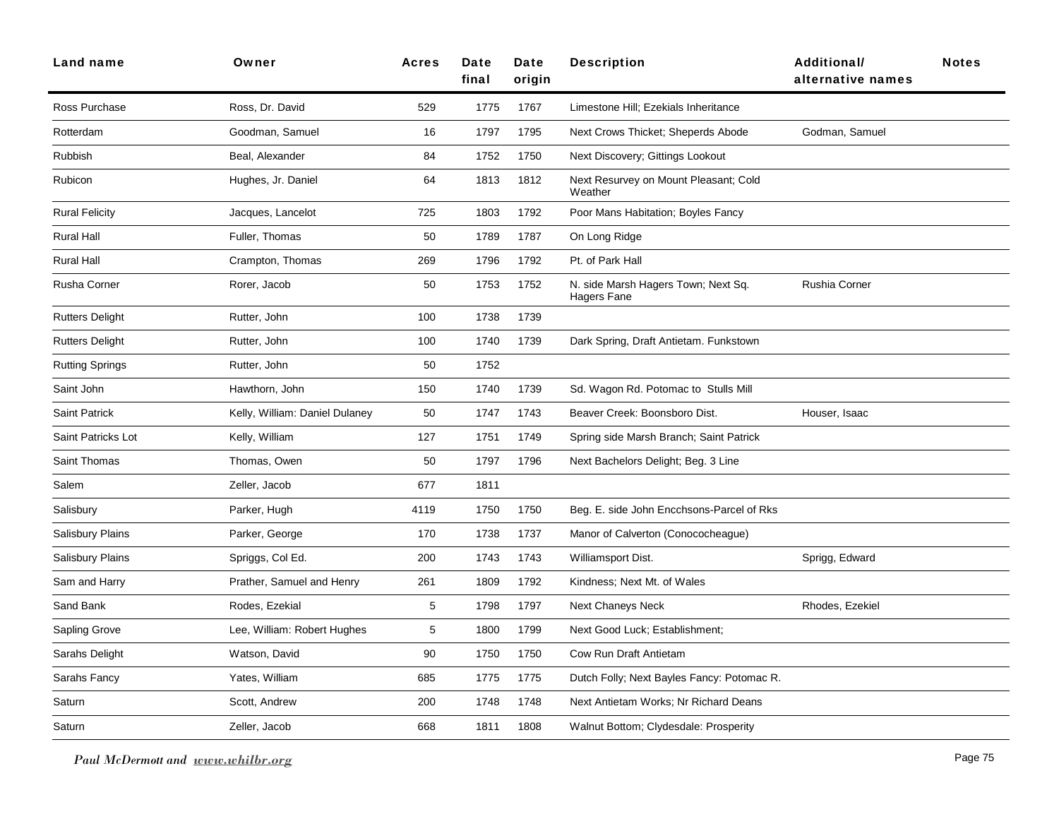| Land name | Owner | Acres | Date final | Date origin | Description | Additional/ alternative names | Notes |
|---|---|---|---|---|---|---|---|
| Ross Purchase | Ross, Dr. David | 529 | 1775 | 1767 | Limestone Hill; Ezekials Inheritance | | |
| Rotterdam | Goodman, Samuel | 16 | 1797 | 1795 | Next Crows Thicket; Sheperds Abode | Godman, Samuel | |
| Rubbish | Beal, Alexander | 84 | 1752 | 1750 | Next Discovery; Gittings Lookout | | |
| Rubicon | Hughes, Jr. Daniel | 64 | 1813 | 1812 | Next Resurvey on Mount Pleasant; Cold Weather | | |
| Rural Felicity | Jacques, Lancelot | 725 | 1803 | 1792 | Poor Mans Habitation; Boyles Fancy | | |
| Rural Hall | Fuller, Thomas | 50 | 1789 | 1787 | On Long Ridge | | |
| Rural Hall | Crampton, Thomas | 269 | 1796 | 1792 | Pt. of Park Hall | | |
| Rusha Corner | Rorer, Jacob | 50 | 1753 | 1752 | N. side Marsh Hagers Town; Next Sq. Hagers Fane | Rushia Corner | |
| Rutters Delight | Rutter, John | 100 | 1738 | 1739 | | | |
| Rutters Delight | Rutter, John | 100 | 1740 | 1739 | Dark Spring, Draft Antietam. Funkstown | | |
| Rutting Springs | Rutter, John | 50 | 1752 | | | | |
| Saint John | Hawthorn, John | 150 | 1740 | 1739 | Sd. Wagon Rd. Potomac to Stulls Mill | | |
| Saint Patrick | Kelly, William: Daniel Dulaney | 50 | 1747 | 1743 | Beaver Creek: Boonsboro Dist. | Houser, Isaac | |
| Saint Patricks Lot | Kelly, William | 127 | 1751 | 1749 | Spring side Marsh Branch; Saint Patrick | | |
| Saint Thomas | Thomas, Owen | 50 | 1797 | 1796 | Next Bachelors Delight; Beg. 3 Line | | |
| Salem | Zeller, Jacob | 677 | 1811 | | | | |
| Salisbury | Parker, Hugh | 4119 | 1750 | 1750 | Beg. E. side John Encchsons-Parcel of Rks | | |
| Salisbury Plains | Parker, George | 170 | 1738 | 1737 | Manor of Calverton (Conococheague) | | |
| Salisbury Plains | Spriggs, Col Ed. | 200 | 1743 | 1743 | Williamsport Dist. | Sprigg, Edward | |
| Sam and Harry | Prather, Samuel and Henry | 261 | 1809 | 1792 | Kindness; Next Mt. of Wales | | |
| Sand Bank | Rodes, Ezekial | 5 | 1798 | 1797 | Next Chaneys Neck | Rhodes, Ezekiel | |
| Sapling Grove | Lee, William: Robert Hughes | 5 | 1800 | 1799 | Next Good Luck; Establishment; | | |
| Sarahs Delight | Watson, David | 90 | 1750 | 1750 | Cow Run Draft Antietam | | |
| Sarahs Fancy | Yates, William | 685 | 1775 | 1775 | Dutch Folly; Next Bayles Fancy: Potomac R. | | |
| Saturn | Scott, Andrew | 200 | 1748 | 1748 | Next Antietam Works; Nr Richard Deans | | |
| Saturn | Zeller, Jacob | 668 | 1811 | 1808 | Walnut Bottom; Clydesdale: Prosperity | | |

*Paul McDermott and www.whilbr.org*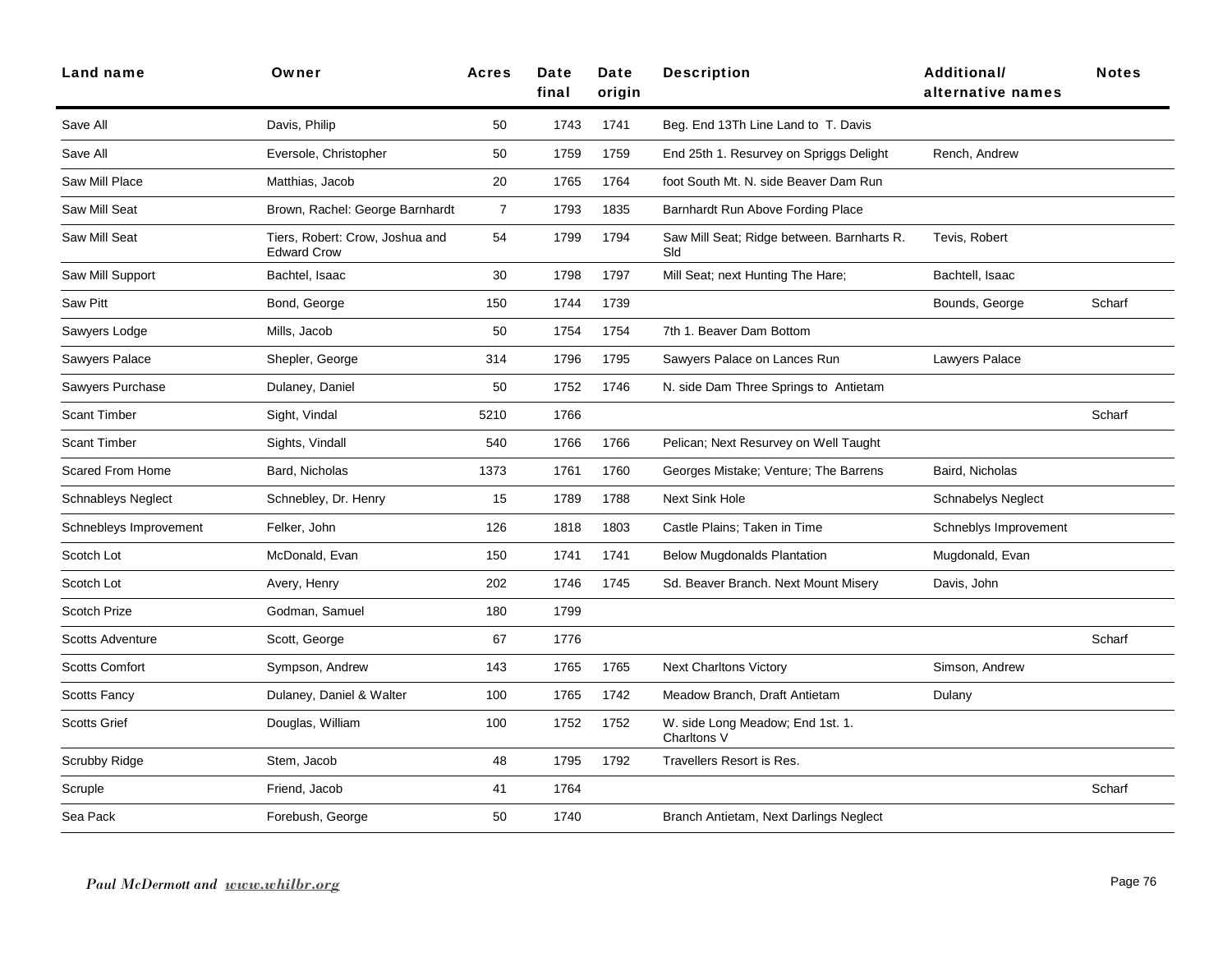| Land name | Owner | Acres | Date final | Date origin | Description | Additional/ alternative names | Notes |
|---|---|---|---|---|---|---|---|
| Save All | Davis, Philip | 50 | 1743 | 1741 | Beg. End 13Th Line Land to T. Davis | | |
| Save All | Eversole, Christopher | 50 | 1759 | 1759 | End 25th 1. Resurvey on Spriggs Delight | Rench, Andrew | |
| Saw Mill Place | Matthias, Jacob | 20 | 1765 | 1764 | foot South Mt. N. side Beaver Dam Run | | |
| Saw Mill Seat | Brown, Rachel: George Barnhardt | 7 | 1793 | 1835 | Barnhardt Run Above Fording Place | | |
| Saw Mill Seat | Tiers, Robert: Crow, Joshua and Edward Crow | 54 | 1799 | 1794 | Saw Mill Seat; Ridge between. Barnharts R. Sld | Tevis, Robert | |
| Saw Mill Support | Bachtel, Isaac | 30 | 1798 | 1797 | Mill Seat; next Hunting The Hare; | Bachtell, Isaac | |
| Saw Pitt | Bond, George | 150 | 1744 | 1739 | | Bounds, George | Scharf |
| Sawyers Lodge | Mills, Jacob | 50 | 1754 | 1754 | 7th 1. Beaver Dam Bottom | | |
| Sawyers Palace | Shepler, George | 314 | 1796 | 1795 | Sawyers Palace on Lances Run | Lawyers Palace | |
| Sawyers Purchase | Dulaney, Daniel | 50 | 1752 | 1746 | N. side Dam Three Springs to Antietam | | |
| Scant Timber | Sight, Vindal | 5210 | 1766 | | | | Scharf |
| Scant Timber | Sights, Vindall | 540 | 1766 | 1766 | Pelican; Next Resurvey on Well Taught | | |
| Scared From Home | Bard, Nicholas | 1373 | 1761 | 1760 | Georges Mistake; Venture; The Barrens | Baird, Nicholas | |
| Schnableys Neglect | Schnebley, Dr. Henry | 15 | 1789 | 1788 | Next Sink Hole | Schnabelys Neglect | |
| Schnebleys Improvement | Felker, John | 126 | 1818 | 1803 | Castle Plains; Taken in Time | Schneblys Improvement | |
| Scotch Lot | McDonald, Evan | 150 | 1741 | 1741 | Below Mugdonalds Plantation | Mugdonald, Evan | |
| Scotch Lot | Avery, Henry | 202 | 1746 | 1745 | Sd. Beaver Branch. Next Mount Misery | Davis, John | |
| Scotch Prize | Godman, Samuel | 180 | 1799 | | | | |
| Scotts Adventure | Scott, George | 67 | 1776 | | | | Scharf |
| Scotts Comfort | Sympson, Andrew | 143 | 1765 | 1765 | Next Charltons Victory | Simson, Andrew | |
| Scotts Fancy | Dulaney, Daniel & Walter | 100 | 1765 | 1742 | Meadow Branch, Draft Antietam | Dulany | |
| Scotts Grief | Douglas, William | 100 | 1752 | 1752 | W. side Long Meadow; End 1st. 1. Charltons V | | |
| Scrubby Ridge | Stem, Jacob | 48 | 1795 | 1792 | Travellers Resort is Res. | | |
| Scruple | Friend, Jacob | 41 | 1764 | | | | Scharf |
| Sea Pack | Forebush, George | 50 | 1740 | | Branch Antietam, Next Darlings Neglect | | |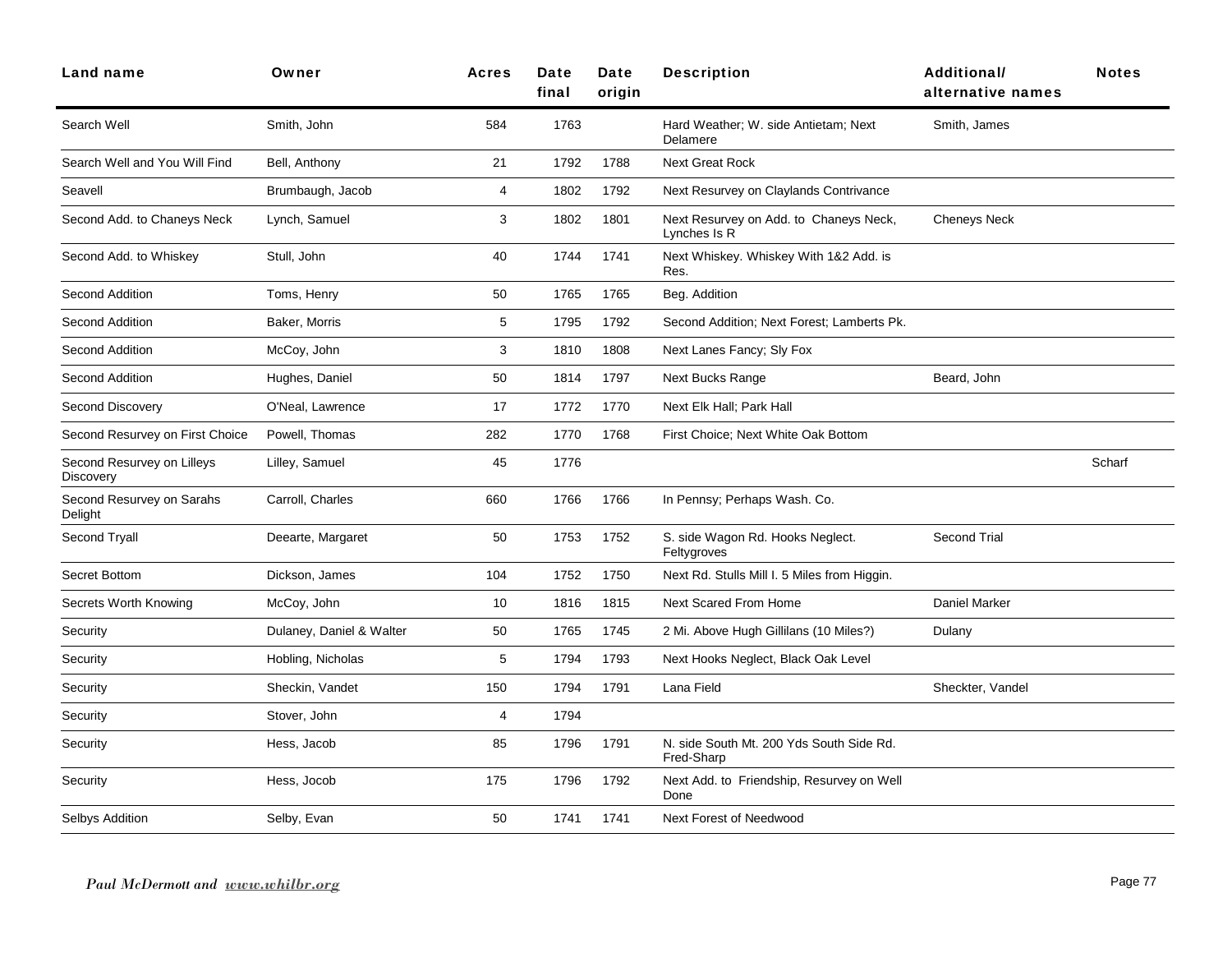| Land name | Owner | Acres | Date final | Date origin | Description | Additional/ alternative names | Notes |
|---|---|---|---|---|---|---|---|
| Search Well | Smith, John | 584 | 1763 | | Hard Weather; W. side Antietam; Next Delamere | Smith, James | |
| Search Well and You Will Find | Bell, Anthony | 21 | 1792 | 1788 | Next Great Rock | | |
| Seavell | Brumbaugh, Jacob | 4 | 1802 | 1792 | Next Resurvey on Claylands Contrivance | | |
| Second Add. to Chaneys Neck | Lynch, Samuel | 3 | 1802 | 1801 | Next Resurvey on Add. to Chaneys Neck, Lynches Is R | Cheneys Neck | |
| Second Add. to Whiskey | Stull, John | 40 | 1744 | 1741 | Next Whiskey. Whiskey With 1&2 Add. is Res. | | |
| Second Addition | Toms, Henry | 50 | 1765 | 1765 | Beg. Addition | | |
| Second Addition | Baker, Morris | 5 | 1795 | 1792 | Second Addition; Next Forest; Lamberts Pk. | | |
| Second Addition | McCoy, John | 3 | 1810 | 1808 | Next Lanes Fancy; Sly Fox | | |
| Second Addition | Hughes, Daniel | 50 | 1814 | 1797 | Next Bucks Range | Beard, John | |
| Second Discovery | O'Neal, Lawrence | 17 | 1772 | 1770 | Next Elk Hall; Park Hall | | |
| Second Resurvey on First Choice | Powell, Thomas | 282 | 1770 | 1768 | First Choice; Next White Oak Bottom | | |
| Second Resurvey on Lilleys Discovery | Lilley, Samuel | 45 | 1776 | | | | Scharf |
| Second Resurvey on Sarahs Delight | Carroll, Charles | 660 | 1766 | 1766 | In Pennsy; Perhaps Wash. Co. | | |
| Second Tryall | Deearte, Margaret | 50 | 1753 | 1752 | S. side Wagon Rd. Hooks Neglect. Feltygroves | Second Trial | |
| Secret Bottom | Dickson, James | 104 | 1752 | 1750 | Next Rd. Stulls Mill I. 5 Miles from Higgin. | | |
| Secrets Worth Knowing | McCoy, John | 10 | 1816 | 1815 | Next Scared From Home | Daniel Marker | |
| Security | Dulaney, Daniel & Walter | 50 | 1765 | 1745 | 2 Mi. Above Hugh Gillilans (10 Miles?) | Dulany | |
| Security | Hobling, Nicholas | 5 | 1794 | 1793 | Next Hooks Neglect, Black Oak Level | | |
| Security | Sheckin, Vandet | 150 | 1794 | 1791 | Lana Field | Sheckter, Vandel | |
| Security | Stover, John | 4 | 1794 | | | | |
| Security | Hess, Jacob | 85 | 1796 | 1791 | N. side South Mt. 200 Yds South Side Rd. Fred-Sharp | | |
| Security | Hess, Jocob | 175 | 1796 | 1792 | Next Add. to Friendship, Resurvey on Well Done | | |
| Selbys Addition | Selby, Evan | 50 | 1741 | 1741 | Next Forest of Needwood | | |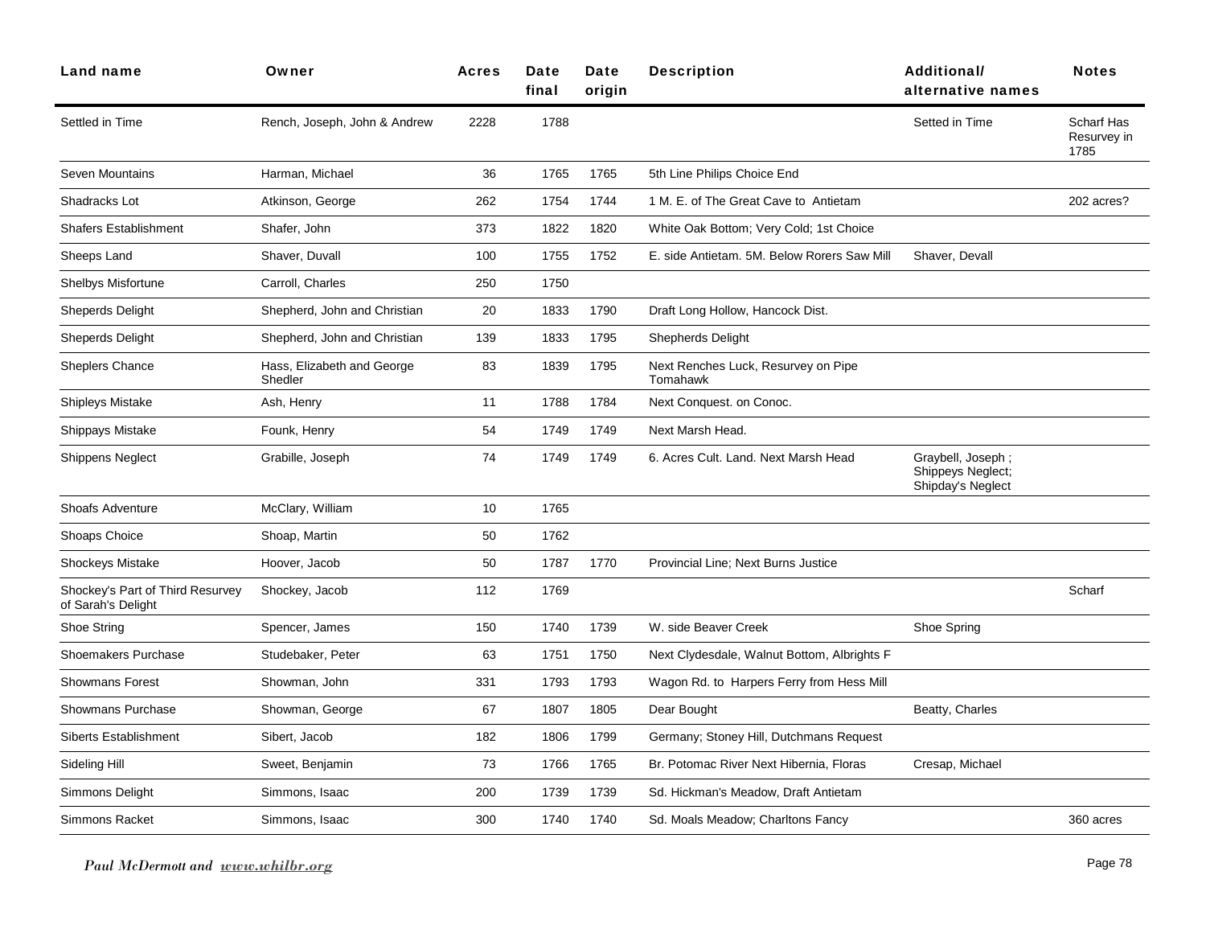| Land name | Owner | Acres | Date final | Date origin | Description | Additional/ alternative names | Notes |
|---|---|---|---|---|---|---|---|
| Settled in Time | Rench, Joseph, John & Andrew | 2228 | 1788 | | | Setted in Time | Scharf Has Resurvey in 1785 |
| Seven Mountains | Harman, Michael | 36 | 1765 | 1765 | 5th Line Philips Choice End | | |
| Shadracks Lot | Atkinson, George | 262 | 1754 | 1744 | 1 M. E. of The Great Cave to Antietam | | 202 acres? |
| Shafers Establishment | Shafer, John | 373 | 1822 | 1820 | White Oak Bottom; Very Cold; 1st Choice | | |
| Sheeps Land | Shaver, Duvall | 100 | 1755 | 1752 | E. side Antietam. 5M. Below Rorers Saw Mill | Shaver, Devall | |
| Shelbys Misfortune | Carroll, Charles | 250 | 1750 | | | | |
| Sheperds Delight | Shepherd, John and Christian | 20 | 1833 | 1790 | Draft Long Hollow, Hancock Dist. | | |
| Sheperds Delight | Shepherd, John and Christian | 139 | 1833 | 1795 | Shepherds Delight | | |
| Sheplers Chance | Hass, Elizabeth and George Shedler | 83 | 1839 | 1795 | Next Renches Luck, Resurvey on Pipe Tomahawk | | |
| Shipleys Mistake | Ash, Henry | 11 | 1788 | 1784 | Next Conquest. on Conoc. | | |
| Shippays Mistake | Founk, Henry | 54 | 1749 | 1749 | Next Marsh Head. | | |
| Shippens Neglect | Grabille, Joseph | 74 | 1749 | 1749 | 6. Acres Cult. Land. Next Marsh Head | Graybell, Joseph ; Shippeys Neglect; Shipday's Neglect | |
| Shoafs Adventure | McClary, William | 10 | 1765 | | | | |
| Shoaps Choice | Shoap, Martin | 50 | 1762 | | | | |
| Shockeys Mistake | Hoover, Jacob | 50 | 1787 | 1770 | Provincial Line; Next Burns Justice | | |
| Shockey's Part of Third Resurvey of Sarah's Delight | Shockey, Jacob | 112 | 1769 | | | | Scharf |
| Shoe String | Spencer, James | 150 | 1740 | 1739 | W. side Beaver Creek | Shoe Spring | |
| Shoemakers Purchase | Studebaker, Peter | 63 | 1751 | 1750 | Next Clydesdale, Walnut Bottom, Albrights F | | |
| Showmans Forest | Showman, John | 331 | 1793 | 1793 | Wagon Rd. to Harpers Ferry from Hess Mill | | |
| Showmans Purchase | Showman, George | 67 | 1807 | 1805 | Dear Bought | Beatty, Charles | |
| Siberts Establishment | Sibert, Jacob | 182 | 1806 | 1799 | Germany; Stoney Hill, Dutchmans Request | | |
| Sideling Hill | Sweet, Benjamin | 73 | 1766 | 1765 | Br. Potomac River Next Hibernia, Floras | Cresap, Michael | |
| Simmons Delight | Simmons, Isaac | 200 | 1739 | 1739 | Sd. Hickman's Meadow, Draft Antietam | | |
| Simmons Racket | Simmons, Isaac | 300 | 1740 | 1740 | Sd. Moals Meadow; Charltons Fancy | | 360 acres |

*Paul McDermott and www.whilbr.org*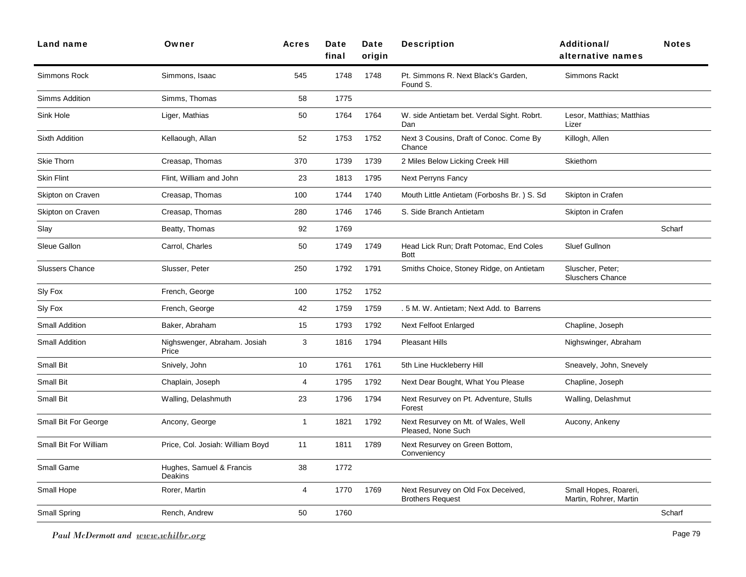| Land name | Owner | Acres | Date final | Date origin | Description | Additional/ alternative names | Notes |
|---|---|---|---|---|---|---|---|
| Simmons Rock | Simmons, Isaac | 545 | 1748 | 1748 | Pt. Simmons R. Next Black's Garden, Found S. | Simmons Rackt | |
| Simms Addition | Simms, Thomas | 58 | 1775 | | | | |
| Sink Hole | Liger, Mathias | 50 | 1764 | 1764 | W. side Antietam bet. Verdal Sight. Robrt. Dan | Lesor, Matthias; Matthias Lizer | |
| Sixth Addition | Kellaough, Allan | 52 | 1753 | 1752 | Next 3 Cousins, Draft of Conoc. Come By Chance | Killogh, Allen | |
| Skie Thorn | Creasap, Thomas | 370 | 1739 | 1739 | 2 Miles Below Licking Creek Hill | Skiethorn | |
| Skin Flint | Flint, William and John | 23 | 1813 | 1795 | Next Perryns Fancy | | |
| Skipton on Craven | Creasap, Thomas | 100 | 1744 | 1740 | Mouth Little Antietam (Forboshs Br. ) S. Sd | Skipton in Crafen | |
| Skipton on Craven | Creasap, Thomas | 280 | 1746 | 1746 | S. Side Branch Antietam | Skipton in Crafen | |
| Slay | Beatty, Thomas | 92 | 1769 | | | | Scharf |
| Sleue Gallon | Carrol, Charles | 50 | 1749 | 1749 | Head Lick Run; Draft Potomac, End Coles Bott | Sluef Gullnon | |
| Slussers Chance | Slusser, Peter | 250 | 1792 | 1791 | Smiths Choice, Stoney Ridge, on Antietam | Sluscher, Peter; Sluschers Chance | |
| Sly Fox | French, George | 100 | 1752 | 1752 | | | |
| Sly Fox | French, George | 42 | 1759 | 1759 | . 5 M. W. Antietam; Next Add. to Barrens | | |
| Small Addition | Baker, Abraham | 15 | 1793 | 1792 | Next Felfoot Enlarged | Chapline, Joseph | |
| Small Addition | Nighswenger, Abraham. Josiah Price | 3 | 1816 | 1794 | Pleasant Hills | Nighswinger, Abraham | |
| Small Bit | Snively, John | 10 | 1761 | 1761 | 5th Line Huckleberry Hill | Sneavely, John, Snevely | |
| Small Bit | Chaplain, Joseph | 4 | 1795 | 1792 | Next Dear Bought, What You Please | Chapline, Joseph | |
| Small Bit | Walling, Delashmuth | 23 | 1796 | 1794 | Next Resurvey on Pt. Adventure, Stulls Forest | Walling, Delashmut | |
| Small Bit For George | Ancony, George | 1 | 1821 | 1792 | Next Resurvey on Mt. of Wales, Well Pleased, None Such | Aucony, Ankeny | |
| Small Bit For William | Price, Col. Josiah: William Boyd | 11 | 1811 | 1789 | Next Resurvey on Green Bottom, Conveniency | | |
| Small Game | Hughes, Samuel & Francis Deakins | 38 | 1772 | | | | |
| Small Hope | Rorer, Martin | 4 | 1770 | 1769 | Next Resurvey on Old Fox Deceived, Brothers Request | Small Hopes, Roareri, Martin, Rohrer, Martin | |
| Small Spring | Rench, Andrew | 50 | 1760 | | | | Scharf |

*Paul McDermott and www.whilbr.org*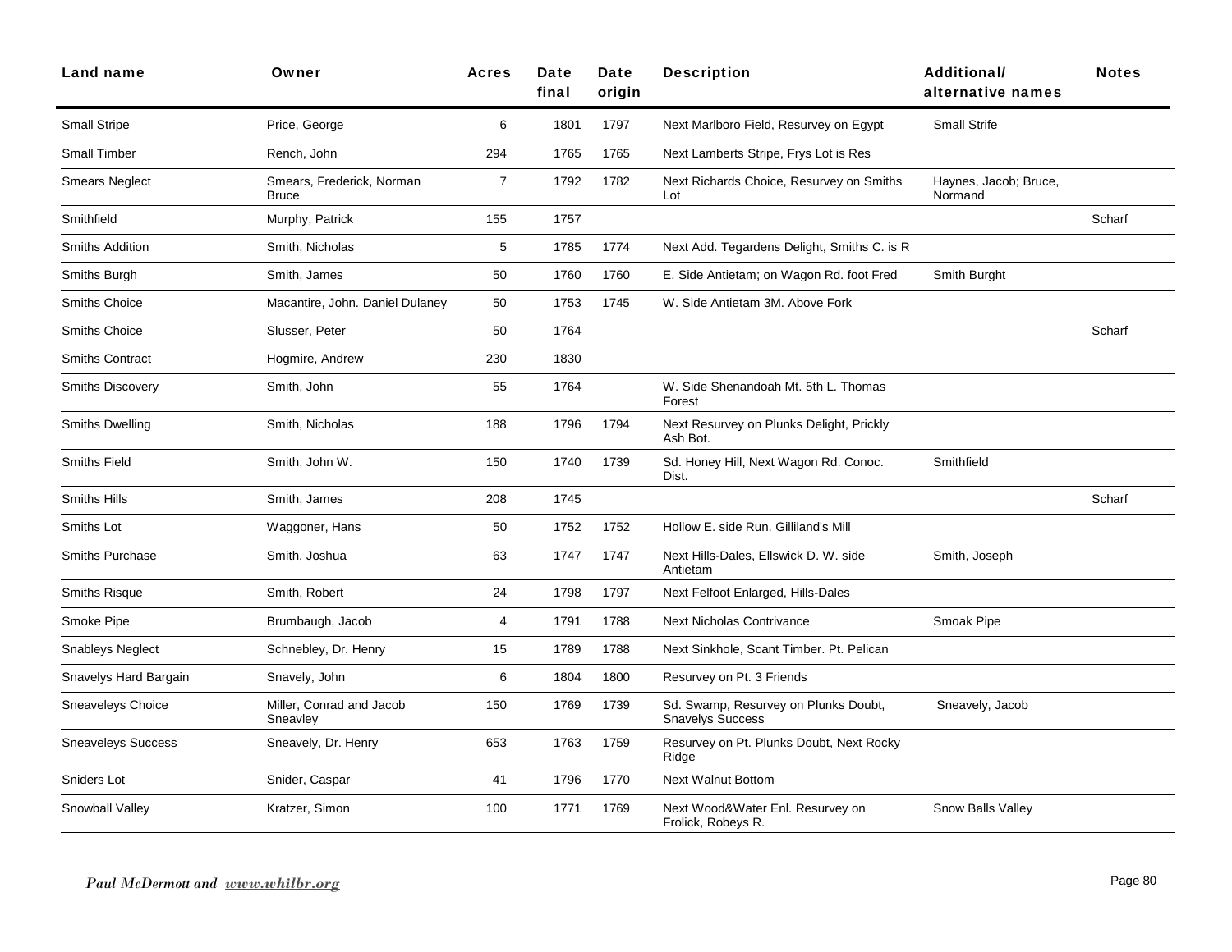| Land name | Owner | Acres | Date final | Date origin | Description | Additional/ alternative names | Notes |
|---|---|---|---|---|---|---|---|
| Small Stripe | Price, George | 6 | 1801 | 1797 | Next Marlboro Field, Resurvey on Egypt | Small Strife | |
| Small Timber | Rench, John | 294 | 1765 | 1765 | Next Lamberts Stripe, Frys Lot is Res | | |
| Smears Neglect | Smears, Frederick, Norman Bruce | 7 | 1792 | 1782 | Next Richards Choice, Resurvey on Smiths Lot | Haynes, Jacob; Bruce, Normand | |
| Smithfield | Murphy, Patrick | 155 | 1757 | | | | Scharf |
| Smiths Addition | Smith, Nicholas | 5 | 1785 | 1774 | Next Add. Tegardens Delight, Smiths C. is R | | |
| Smiths Burgh | Smith, James | 50 | 1760 | 1760 | E. Side Antietam; on Wagon Rd. foot Fred | Smith Burght | |
| Smiths Choice | Macantire, John. Daniel Dulaney | 50 | 1753 | 1745 | W. Side Antietam 3M. Above Fork | | |
| Smiths Choice | Slusser, Peter | 50 | 1764 | | | | Scharf |
| Smiths Contract | Hogmire, Andrew | 230 | 1830 | | | | |
| Smiths Discovery | Smith, John | 55 | 1764 | | W. Side Shenandoah Mt. 5th L. Thomas Forest | | |
| Smiths Dwelling | Smith, Nicholas | 188 | 1796 | 1794 | Next Resurvey on Plunks Delight, Prickly Ash Bot. | | |
| Smiths Field | Smith, John W. | 150 | 1740 | 1739 | Sd. Honey Hill, Next Wagon Rd. Conoc. Dist. | Smithfield | |
| Smiths Hills | Smith, James | 208 | 1745 | | | | Scharf |
| Smiths Lot | Waggoner, Hans | 50 | 1752 | 1752 | Hollow E. side Run. Gilliland's Mill | | |
| Smiths Purchase | Smith, Joshua | 63 | 1747 | 1747 | Next Hills-Dales, Ellswick D. W. side Antietam | Smith, Joseph | |
| Smiths Risque | Smith, Robert | 24 | 1798 | 1797 | Next Felfoot Enlarged, Hills-Dales | | |
| Smoke Pipe | Brumbaugh, Jacob | 4 | 1791 | 1788 | Next Nicholas Contrivance | Smoak Pipe | |
| Snableys Neglect | Schnebley, Dr. Henry | 15 | 1789 | 1788 | Next Sinkhole, Scant Timber. Pt. Pelican | | |
| Snavelys Hard Bargain | Snavely, John | 6 | 1804 | 1800 | Resurvey on Pt. 3 Friends | | |
| Sneaveleys Choice | Miller, Conrad and Jacob Sneavley | 150 | 1769 | 1739 | Sd. Swamp, Resurvey on Plunks Doubt, Snavelys Success | Sneavely, Jacob | |
| Sneaveleys Success | Sneavely, Dr. Henry | 653 | 1763 | 1759 | Resurvey on Pt. Plunks Doubt, Next Rocky Ridge | | |
| Sniders Lot | Snider, Caspar | 41 | 1796 | 1770 | Next Walnut Bottom | | |
| Snowball Valley | Kratzer, Simon | 100 | 1771 | 1769 | Next Wood&Water Enl. Resurvey on Frolick, Robeys R. | Snow Balls Valley | |

*Paul McDermott and* ***www.whilbr.org***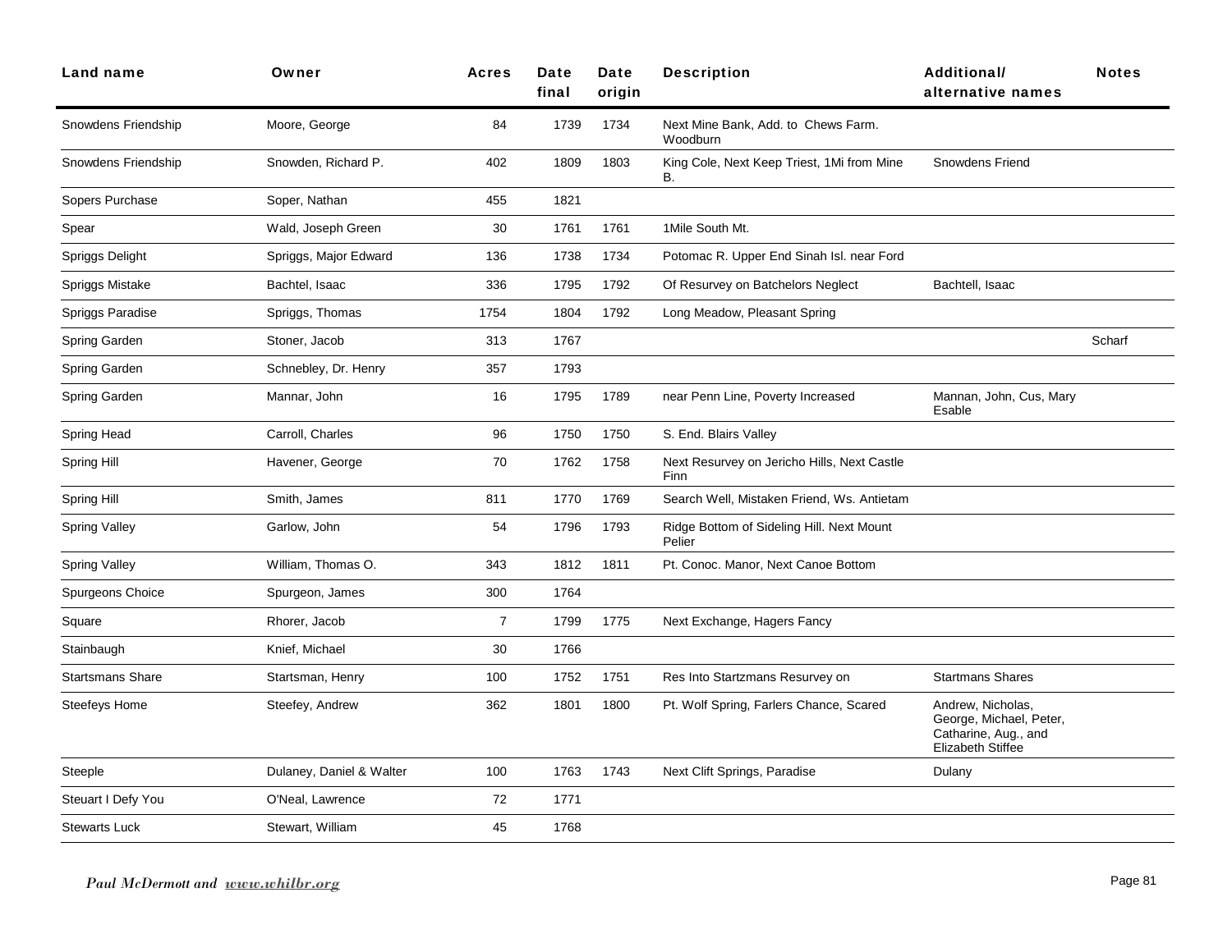| Land name | Owner | Acres | Date final | Date origin | Description | Additional/ alternative names | Notes |
|---|---|---|---|---|---|---|---|
| Snowdens Friendship | Moore, George | 84 | 1739 | 1734 | Next Mine Bank, Add. to Chews Farm. Woodburn | | |
| Snowdens Friendship | Snowden, Richard P. | 402 | 1809 | 1803 | King Cole, Next Keep Triest, 1Mi from Mine B. | Snowdens Friend | |
| Sopers Purchase | Soper, Nathan | 455 | 1821 | | | | |
| Spear | Wald, Joseph Green | 30 | 1761 | 1761 | 1Mile South Mt. | | |
| Spriggs Delight | Spriggs, Major Edward | 136 | 1738 | 1734 | Potomac R. Upper End Sinah Isl. near Ford | | |
| Spriggs Mistake | Bachtel, Isaac | 336 | 1795 | 1792 | Of Resurvey on Batchelors Neglect | Bachtell, Isaac | |
| Spriggs Paradise | Spriggs, Thomas | 1754 | 1804 | 1792 | Long Meadow, Pleasant Spring | | |
| Spring Garden | Stoner, Jacob | 313 | 1767 | | | | Scharf |
| Spring Garden | Schnebley, Dr. Henry | 357 | 1793 | | | | |
| Spring Garden | Mannar, John | 16 | 1795 | 1789 | near Penn Line, Poverty Increased | Mannan, John, Cus, Mary Esable | |
| Spring Head | Carroll, Charles | 96 | 1750 | 1750 | S. End. Blairs Valley | | |
| Spring Hill | Havener, George | 70 | 1762 | 1758 | Next Resurvey on Jericho Hills, Next Castle Finn | | |
| Spring Hill | Smith, James | 811 | 1770 | 1769 | Search Well, Mistaken Friend, Ws. Antietam | | |
| Spring Valley | Garlow, John | 54 | 1796 | 1793 | Ridge Bottom of Sideling Hill. Next Mount Pelier | | |
| Spring Valley | William, Thomas O. | 343 | 1812 | 1811 | Pt. Conoc. Manor, Next Canoe Bottom | | |
| Spurgeons Choice | Spurgeon, James | 300 | 1764 | | | | |
| Square | Rhorer, Jacob | 7 | 1799 | 1775 | Next Exchange, Hagers Fancy | | |
| Stainbaugh | Knief, Michael | 30 | 1766 | | | | |
| Startsmans Share | Startsman, Henry | 100 | 1752 | 1751 | Res Into Startzmans Resurvey on | Startmans Shares | |
| Steefeys Home | Steefey, Andrew | 362 | 1801 | 1800 | Pt. Wolf Spring, Farlers Chance, Scared | Andrew, Nicholas, George, Michael, Peter, Catharine, Aug., and Elizabeth Stiffee | |
| Steeple | Dulaney, Daniel & Walter | 100 | 1763 | 1743 | Next Clift Springs, Paradise | Dulany | |
| Steuart I Defy You | O'Neal, Lawrence | 72 | 1771 | | | | |
| Stewarts Luck | Stewart, William | 45 | 1768 | | | | |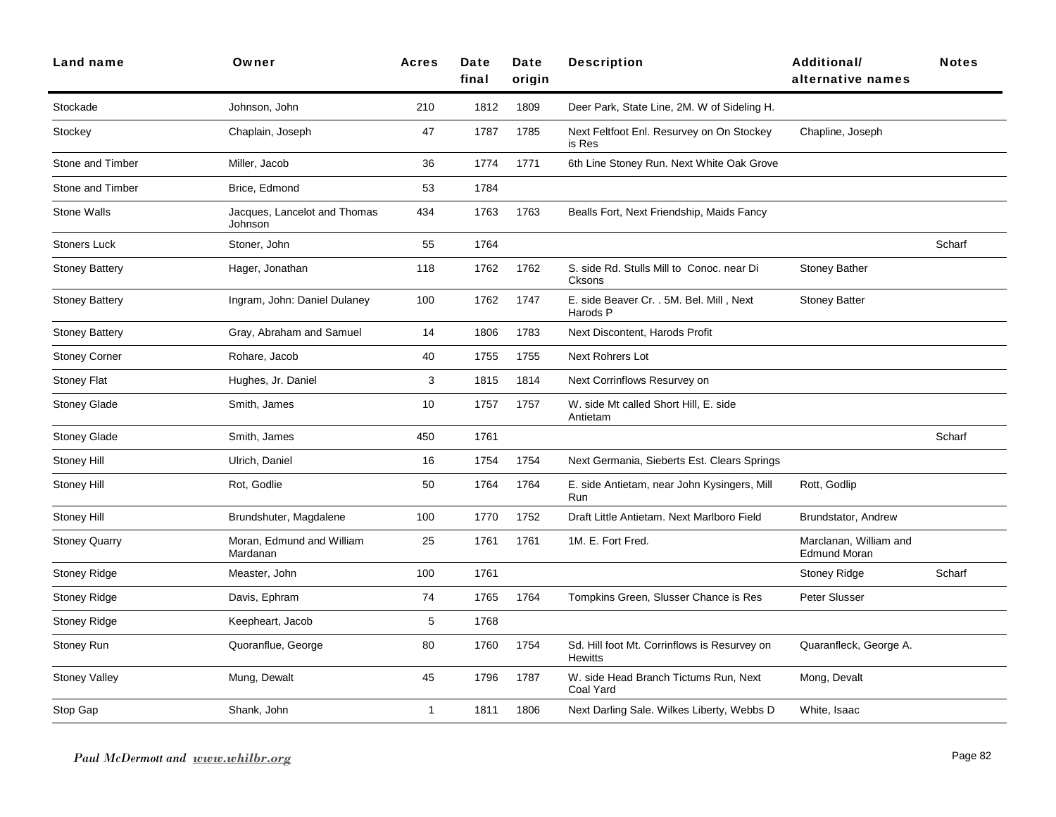| Land name | Owner | Acres | Date final | Date origin | Description | Additional/ alternative names | Notes |
|---|---|---|---|---|---|---|---|
| Stockade | Johnson, John | 210 | 1812 | 1809 | Deer Park, State Line, 2M. W of Sideling H. | | |
| Stockey | Chaplain, Joseph | 47 | 1787 | 1785 | Next Feltfoot Enl. Resurvey on On Stockey is Res | Chapline, Joseph | |
| Stone and Timber | Miller, Jacob | 36 | 1774 | 1771 | 6th Line Stoney Run. Next White Oak Grove | | |
| Stone and Timber | Brice, Edmond | 53 | 1784 | | | | |
| Stone Walls | Jacques, Lancelot and Thomas Johnson | 434 | 1763 | 1763 | Bealls Fort, Next Friendship, Maids Fancy | | |
| Stoners Luck | Stoner, John | 55 | 1764 | | | | Scharf |
| Stoney Battery | Hager, Jonathan | 118 | 1762 | 1762 | S. side Rd. Stulls Mill to Conoc. near Di Cksons | Stoney Bather | |
| Stoney Battery | Ingram, John: Daniel Dulaney | 100 | 1762 | 1747 | E. side Beaver Cr. . 5M. Bel. Mill , Next Harods P | Stoney Batter | |
| Stoney Battery | Gray, Abraham and Samuel | 14 | 1806 | 1783 | Next Discontent, Harods Profit | | |
| Stoney Corner | Rohare, Jacob | 40 | 1755 | 1755 | Next Rohrers Lot | | |
| Stoney Flat | Hughes, Jr. Daniel | 3 | 1815 | 1814 | Next Corrinflows Resurvey on | | |
| Stoney Glade | Smith, James | 10 | 1757 | 1757 | W. side Mt called Short Hill, E. side Antietam | | |
| Stoney Glade | Smith, James | 450 | 1761 | | | | Scharf |
| Stoney Hill | Ulrich, Daniel | 16 | 1754 | 1754 | Next Germania, Sieberts Est. Clears Springs | | |
| Stoney Hill | Rot, Godlie | 50 | 1764 | 1764 | E. side Antietam, near John Kysingers, Mill Run | Rott, Godlip | |
| Stoney Hill | Brundshuter, Magdalene | 100 | 1770 | 1752 | Draft Little Antietam. Next Marlboro Field | Brundstator, Andrew | |
| Stoney Quarry | Moran, Edmund and William Mardanan | 25 | 1761 | 1761 | 1M. E. Fort Fred. | Marclanan, William and Edmund Moran | |
| Stoney Ridge | Measter, John | 100 | 1761 | | | Stoney Ridge | Scharf |
| Stoney Ridge | Davis, Ephram | 74 | 1765 | 1764 | Tompkins Green, Slusser Chance is Res | Peter Slusser | |
| Stoney Ridge | Keepheart, Jacob | 5 | 1768 | | | | |
| Stoney Run | Quoranflue, George | 80 | 1760 | 1754 | Sd. Hill foot Mt. Corrinflows is Resurvey on Hewitts | Quaranfleck, George A. | |
| Stoney Valley | Mung, Dewalt | 45 | 1796 | 1787 | W. side Head Branch Tictums Run, Next Coal Yard | Mong, Devalt | |
| Stop Gap | Shank, John | 1 | 1811 | 1806 | Next Darling Sale. Wilkes Liberty, Webbs D | White, Isaac | |

*Paul McDermott and* ***www.whilbr.org***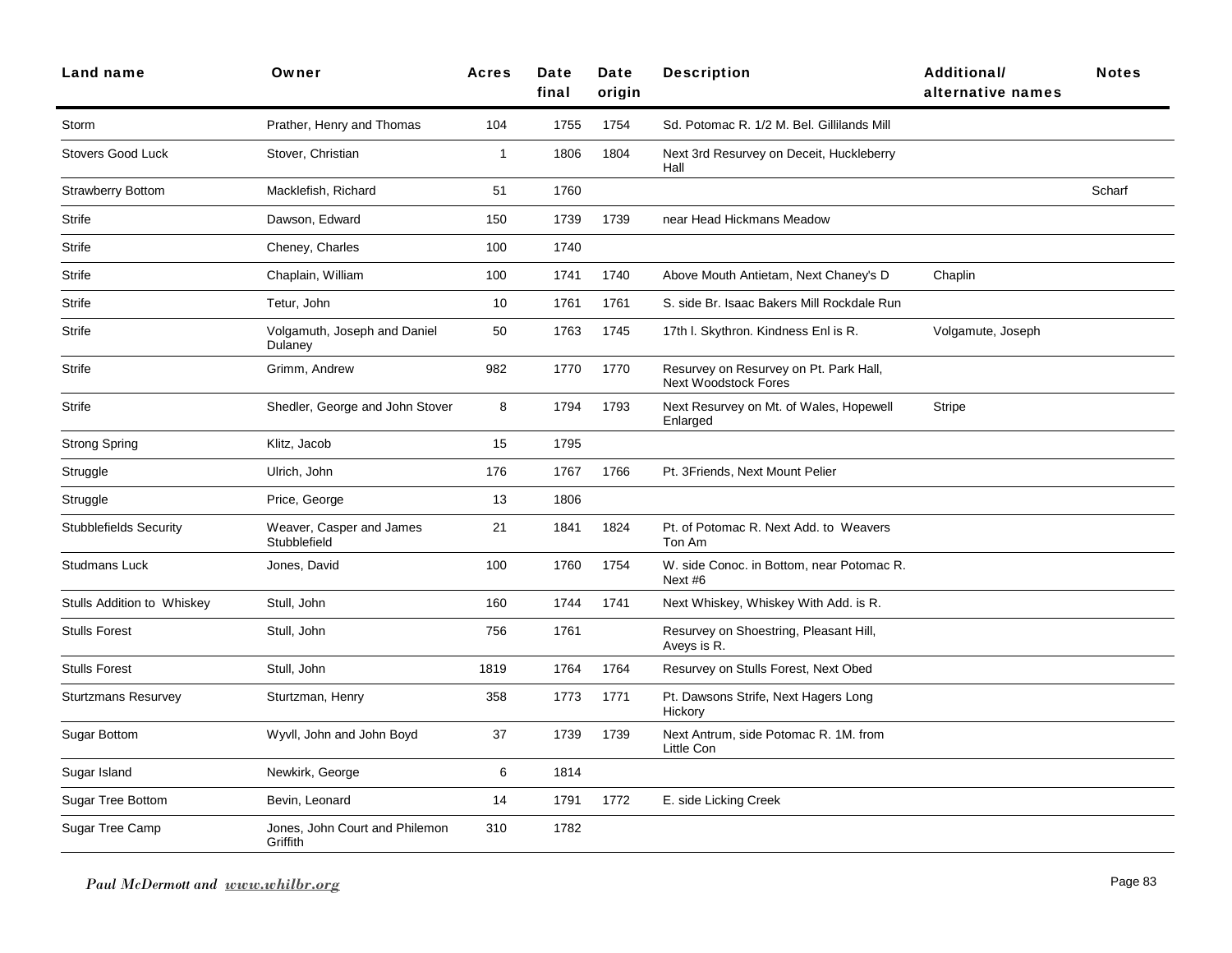| Land name | Owner | Acres | Date final | Date origin | Description | Additional/ alternative names | Notes |
|---|---|---|---|---|---|---|---|
| Storm | Prather, Henry and Thomas | 104 | 1755 | 1754 | Sd. Potomac R. 1/2 M. Bel. Gillilands Mill | | |
| Stovers Good Luck | Stover, Christian | 1 | 1806 | 1804 | Next 3rd Resurvey on Deceit, Huckleberry Hall | | |
| Strawberry Bottom | Macklefish, Richard | 51 | 1760 | | | | Scharf |
| Strife | Dawson, Edward | 150 | 1739 | 1739 | near Head Hickmans Meadow | | |
| Strife | Cheney, Charles | 100 | 1740 | | | | |
| Strife | Chaplain, William | 100 | 1741 | 1740 | Above Mouth Antietam, Next Chaney's D | Chaplin | |
| Strife | Tetur, John | 10 | 1761 | 1761 | S. side Br. Isaac Bakers Mill Rockdale Run | | |
| Strife | Volgamuth, Joseph and Daniel Dulaney | 50 | 1763 | 1745 | 17th l. Skythron. Kindness Enl is R. | Volgamute, Joseph | |
| Strife | Grimm, Andrew | 982 | 1770 | 1770 | Resurvey on Resurvey on Pt. Park Hall, Next Woodstock Fores | | |
| Strife | Shedler, George and John Stover | 8 | 1794 | 1793 | Next Resurvey on Mt. of Wales, Hopewell Enlarged | Stripe | |
| Strong Spring | Klitz, Jacob | 15 | 1795 | | | | |
| Struggle | Ulrich, John | 176 | 1767 | 1766 | Pt. 3Friends, Next Mount Pelier | | |
| Struggle | Price, George | 13 | 1806 | | | | |
| Stubblefields Security | Weaver, Casper and James Stubblefield | 21 | 1841 | 1824 | Pt. of Potomac R. Next Add. to Weavers Ton Am | | |
| Studmans Luck | Jones, David | 100 | 1760 | 1754 | W. side Conoc. in Bottom, near Potomac R. Next #6 | | |
| Stulls Addition to Whiskey | Stull, John | 160 | 1744 | 1741 | Next Whiskey, Whiskey With Add. is R. | | |
| Stulls Forest | Stull, John | 756 | 1761 | | Resurvey on Shoestring, Pleasant Hill, Aveys is R. | | |
| Stulls Forest | Stull, John | 1819 | 1764 | 1764 | Resurvey on Stulls Forest, Next Obed | | |
| Sturtzmans Resurvey | Sturtzman, Henry | 358 | 1773 | 1771 | Pt. Dawsons Strife, Next Hagers Long Hickory | | |
| Sugar Bottom | Wyvll, John and John Boyd | 37 | 1739 | 1739 | Next Antrum, side Potomac R. 1M. from Little Con | | |
| Sugar Island | Newkirk, George | 6 | 1814 | | | | |
| Sugar Tree Bottom | Bevin, Leonard | 14 | 1791 | 1772 | E. side Licking Creek | | |
| Sugar Tree Camp | Jones, John Court and Philemon Griffith | 310 | 1782 | | | | |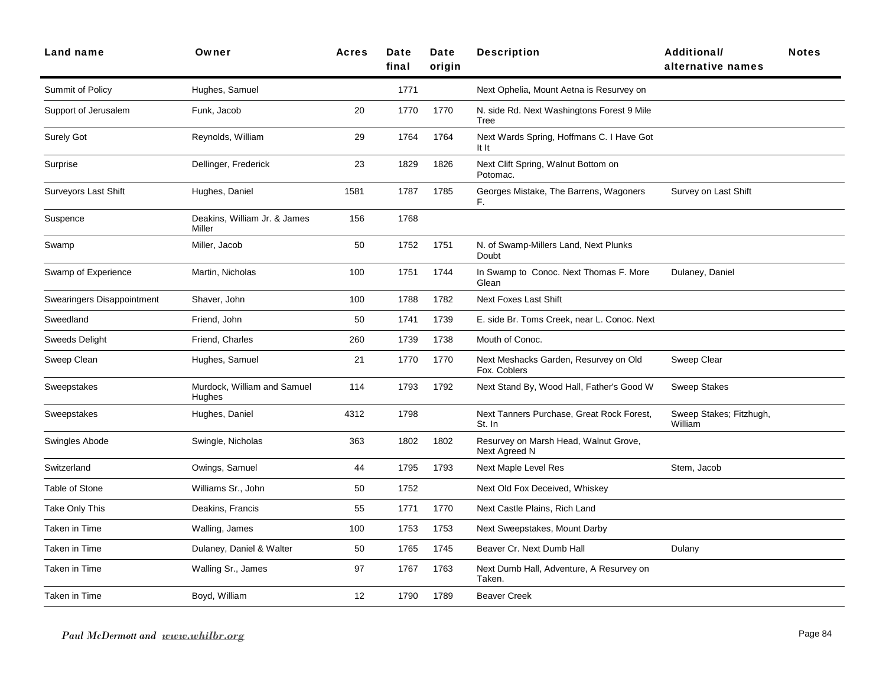| Land name | Owner | Acres | Date final | Date origin | Description | Additional/ alternative names | Notes |
|---|---|---|---|---|---|---|---|
| Summit of Policy | Hughes, Samuel | | 1771 | | Next Ophelia, Mount Aetna is Resurvey on | | |
| Support of Jerusalem | Funk, Jacob | 20 | 1770 | 1770 | N. side Rd. Next Washingtons Forest 9 Mile Tree | | |
| Surely Got | Reynolds, William | 29 | 1764 | 1764 | Next Wards Spring, Hoffmans C. I Have Got It It | | |
| Surprise | Dellinger, Frederick | 23 | 1829 | 1826 | Next Clift Spring, Walnut Bottom on Potomac. | | |
| Surveyors Last Shift | Hughes, Daniel | 1581 | 1787 | 1785 | Georges Mistake, The Barrens, Wagoners F. | Survey on Last Shift | |
| Suspence | Deakins, William Jr. & James Miller | 156 | 1768 | | | | |
| Swamp | Miller, Jacob | 50 | 1752 | 1751 | N. of Swamp-Millers Land, Next Plunks Doubt | | |
| Swamp of Experience | Martin, Nicholas | 100 | 1751 | 1744 | In Swamp to Conoc. Next Thomas F. More Glean | Dulaney, Daniel | |
| Swearingers Disappointment | Shaver, John | 100 | 1788 | 1782 | Next Foxes Last Shift | | |
| Sweedland | Friend, John | 50 | 1741 | 1739 | E. side Br. Toms Creek, near L. Conoc. Next | | |
| Sweeds Delight | Friend, Charles | 260 | 1739 | 1738 | Mouth of Conoc. | | |
| Sweep Clean | Hughes, Samuel | 21 | 1770 | 1770 | Next Meshacks Garden, Resurvey on Old Fox. Coblers | Sweep Clear | |
| Sweepstakes | Murdock, William and Samuel Hughes | 114 | 1793 | 1792 | Next Stand By, Wood Hall, Father's Good W | Sweep Stakes | |
| Sweepstakes | Hughes, Daniel | 4312 | 1798 | | Next Tanners Purchase, Great Rock Forest, St. In | Sweep Stakes; Fitzhugh, William | |
| Swingles Abode | Swingle, Nicholas | 363 | 1802 | 1802 | Resurvey on Marsh Head, Walnut Grove, Next Agreed N | | |
| Switzerland | Owings, Samuel | 44 | 1795 | 1793 | Next Maple Level Res | Stem, Jacob | |
| Table of Stone | Williams Sr., John | 50 | 1752 | | Next Old Fox Deceived, Whiskey | | |
| Take Only This | Deakins, Francis | 55 | 1771 | 1770 | Next Castle Plains, Rich Land | | |
| Taken in Time | Walling, James | 100 | 1753 | 1753 | Next Sweepstakes, Mount Darby | | |
| Taken in Time | Dulaney, Daniel & Walter | 50 | 1765 | 1745 | Beaver Cr. Next Dumb Hall | Dulany | |
| Taken in Time | Walling Sr., James | 97 | 1767 | 1763 | Next Dumb Hall, Adventure, A Resurvey on Taken. | | |
| Taken in Time | Boyd, William | 12 | 1790 | 1789 | Beaver Creek | | |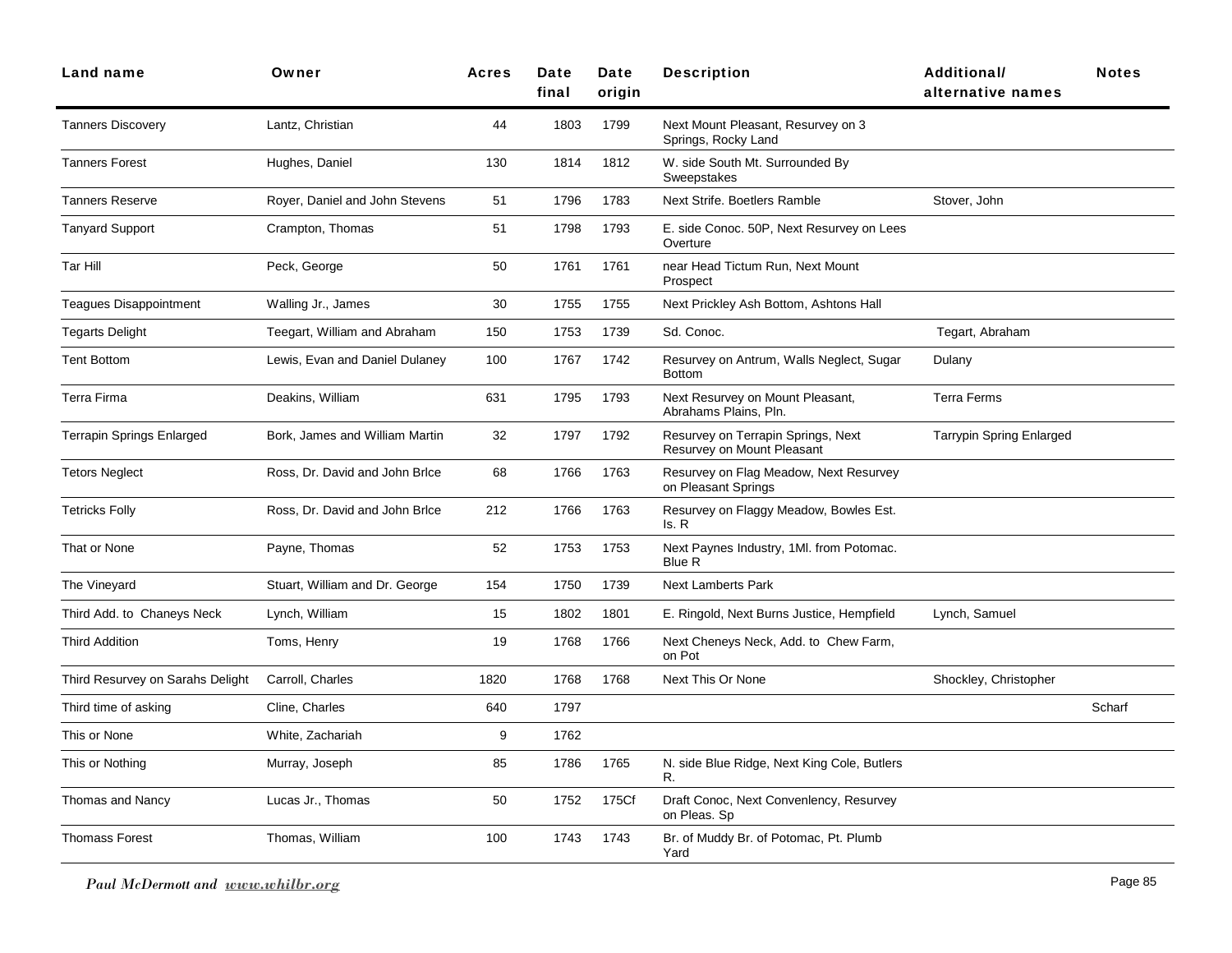| Land name | Owner | Acres | Date final | Date origin | Description | Additional/ alternative names | Notes |
|---|---|---|---|---|---|---|---|
| Tanners Discovery | Lantz, Christian | 44 | 1803 | 1799 | Next Mount Pleasant, Resurvey on 3 Springs, Rocky Land | | |
| Tanners Forest | Hughes, Daniel | 130 | 1814 | 1812 | W. side South Mt. Surrounded By Sweepstakes | | |
| Tanners Reserve | Royer, Daniel and John Stevens | 51 | 1796 | 1783 | Next Strife. Boetlers Ramble | Stover, John | |
| Tanyard Support | Crampton, Thomas | 51 | 1798 | 1793 | E. side Conoc. 50P, Next Resurvey on Lees Overture | | |
| Tar Hill | Peck, George | 50 | 1761 | 1761 | near Head Tictum Run, Next Mount Prospect | | |
| Teagues Disappointment | Walling Jr., James | 30 | 1755 | 1755 | Next Prickley Ash Bottom, Ashtons Hall | | |
| Tegarts Delight | Teegart, William and Abraham | 150 | 1753 | 1739 | Sd. Conoc. | Tegart, Abraham | |
| Tent Bottom | Lewis, Evan and Daniel Dulaney | 100 | 1767 | 1742 | Resurvey on Antrum, Walls Neglect, Sugar Bottom | Dulany | |
| Terra Firma | Deakins, William | 631 | 1795 | 1793 | Next Resurvey on Mount Pleasant, Abrahams Plains, Pln. | Terra Ferms | |
| Terrapin Springs Enlarged | Bork, James and William Martin | 32 | 1797 | 1792 | Resurvey on Terrapin Springs, Next Resurvey on Mount Pleasant | Tarrypin Spring Enlarged | |
| Tetors Neglect | Ross, Dr. David and John Brlce | 68 | 1766 | 1763 | Resurvey on Flag Meadow, Next Resurvey on Pleasant Springs | | |
| Tetricks Folly | Ross, Dr. David and John Brlce | 212 | 1766 | 1763 | Resurvey on Flaggy Meadow, Bowles Est. Is. R | | |
| That or None | Payne, Thomas | 52 | 1753 | 1753 | Next Paynes Industry, 1Ml. from Potomac. Blue R | | |
| The Vineyard | Stuart, William and Dr. George | 154 | 1750 | 1739 | Next Lamberts Park | | |
| Third Add. to Chaneys Neck | Lynch, William | 15 | 1802 | 1801 | E. Ringold, Next Burns Justice, Hempfield | Lynch, Samuel | |
| Third Addition | Toms, Henry | 19 | 1768 | 1766 | Next Cheneys Neck, Add. to Chew Farm, on Pot | | |
| Third Resurvey on Sarahs Delight | Carroll, Charles | 1820 | 1768 | 1768 | Next This Or None | Shockley, Christopher | |
| Third time of asking | Cline, Charles | 640 | 1797 | | | | Scharf |
| This or None | White, Zachariah | 9 | 1762 | | | | |
| This or Nothing | Murray, Joseph | 85 | 1786 | 1765 | N. side Blue Ridge, Next King Cole, Butlers R. | | |
| Thomas and Nancy | Lucas Jr., Thomas | 50 | 1752 | 175Cf | Draft Conoc, Next Convenlency, Resurvey on Pleas. Sp | | |
| Thomass Forest | Thomas, William | 100 | 1743 | 1743 | Br. of Muddy Br. of Potomac, Pt. Plumb Yard | | |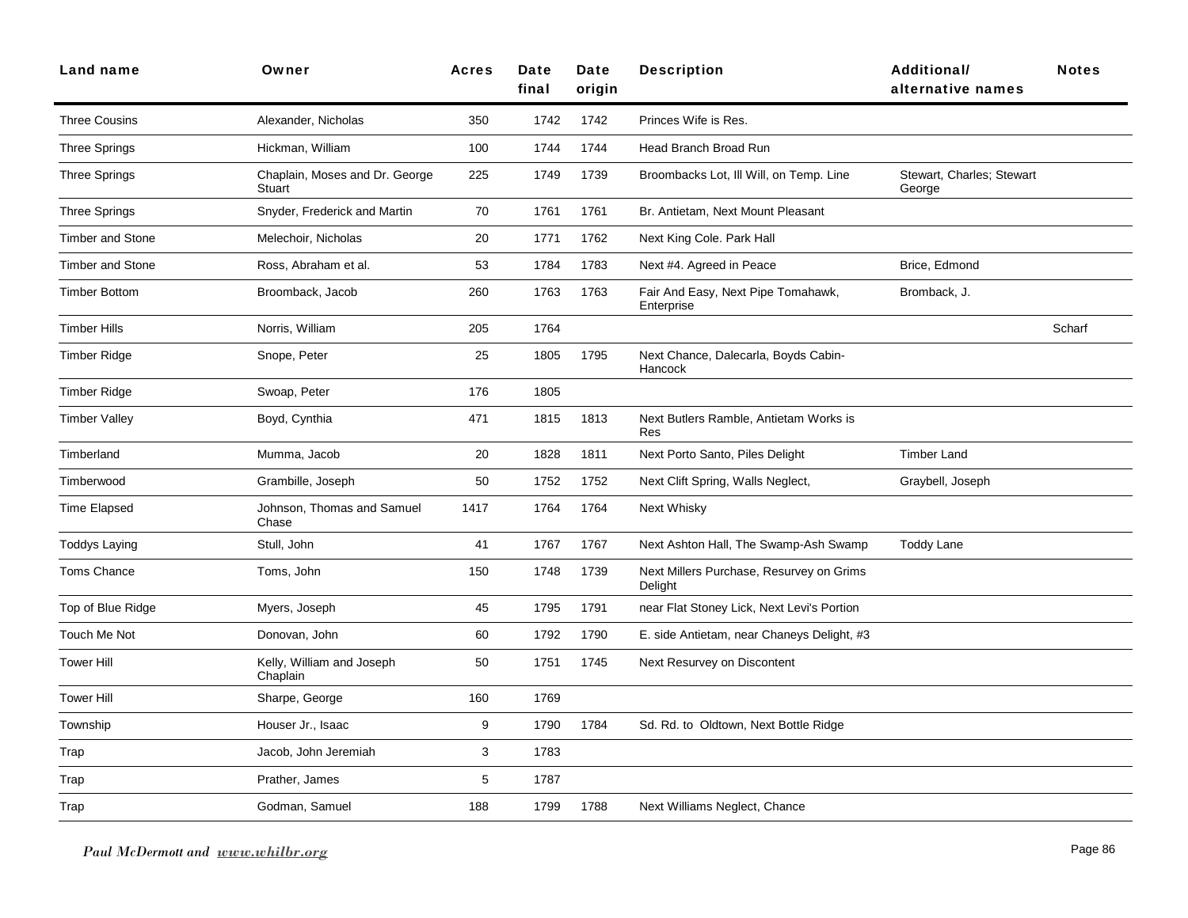| Land name | Owner | Acres | Date final | Date origin | Description | Additional/ alternative names | Notes |
|---|---|---|---|---|---|---|---|
| Three Cousins | Alexander, Nicholas | 350 | 1742 | 1742 | Princes Wife is Res. | | |
| Three Springs | Hickman, William | 100 | 1744 | 1744 | Head Branch Broad Run | | |
| Three Springs | Chaplain, Moses and Dr. George Stuart | 225 | 1749 | 1739 | Broombacks Lot, Ill Will, on Temp. Line | Stewart, Charles; Stewart George | |
| Three Springs | Snyder, Frederick and Martin | 70 | 1761 | 1761 | Br. Antietam, Next Mount Pleasant | | |
| Timber and Stone | Melechoir, Nicholas | 20 | 1771 | 1762 | Next King Cole. Park Hall | | |
| Timber and Stone | Ross, Abraham et al. | 53 | 1784 | 1783 | Next #4. Agreed in Peace | Brice, Edmond | |
| Timber Bottom | Broomback, Jacob | 260 | 1763 | 1763 | Fair And Easy, Next Pipe Tomahawk, Enterprise | Bromback, J. | |
| Timber Hills | Norris, William | 205 | 1764 | | | | Scharf |
| Timber Ridge | Snope, Peter | 25 | 1805 | 1795 | Next Chance, Dalecarla, Boyds Cabin-Hancock | | |
| Timber Ridge | Swoap, Peter | 176 | 1805 | | | | |
| Timber Valley | Boyd, Cynthia | 471 | 1815 | 1813 | Next Butlers Ramble, Antietam Works is Res | | |
| Timberland | Mumma, Jacob | 20 | 1828 | 1811 | Next Porto Santo, Piles Delight | Timber Land | |
| Timberwood | Grambille, Joseph | 50 | 1752 | 1752 | Next Clift Spring, Walls Neglect, | Graybell, Joseph | |
| Time Elapsed | Johnson, Thomas and Samuel Chase | 1417 | 1764 | 1764 | Next Whisky | | |
| Toddys Laying | Stull, John | 41 | 1767 | 1767 | Next Ashton Hall, The Swamp-Ash Swamp | Toddy Lane | |
| Toms Chance | Toms, John | 150 | 1748 | 1739 | Next Millers Purchase, Resurvey on Grims Delight | | |
| Top of Blue Ridge | Myers, Joseph | 45 | 1795 | 1791 | near Flat Stoney Lick, Next Levi's Portion | | |
| Touch Me Not | Donovan, John | 60 | 1792 | 1790 | E. side Antietam, near Chaneys Delight, #3 | | |
| Tower Hill | Kelly, William and Joseph Chaplain | 50 | 1751 | 1745 | Next Resurvey on Discontent | | |
| Tower Hill | Sharpe, George | 160 | 1769 | | | | |
| Township | Houser Jr., Isaac | 9 | 1790 | 1784 | Sd. Rd. to Oldtown, Next Bottle Ridge | | |
| Trap | Jacob, John Jeremiah | 3 | 1783 | | | | |
| Trap | Prather, James | 5 | 1787 | | | | |
| Trap | Godman, Samuel | 188 | 1799 | 1788 | Next Williams Neglect, Chance | | |

*Paul McDermott and www.whilbr.org*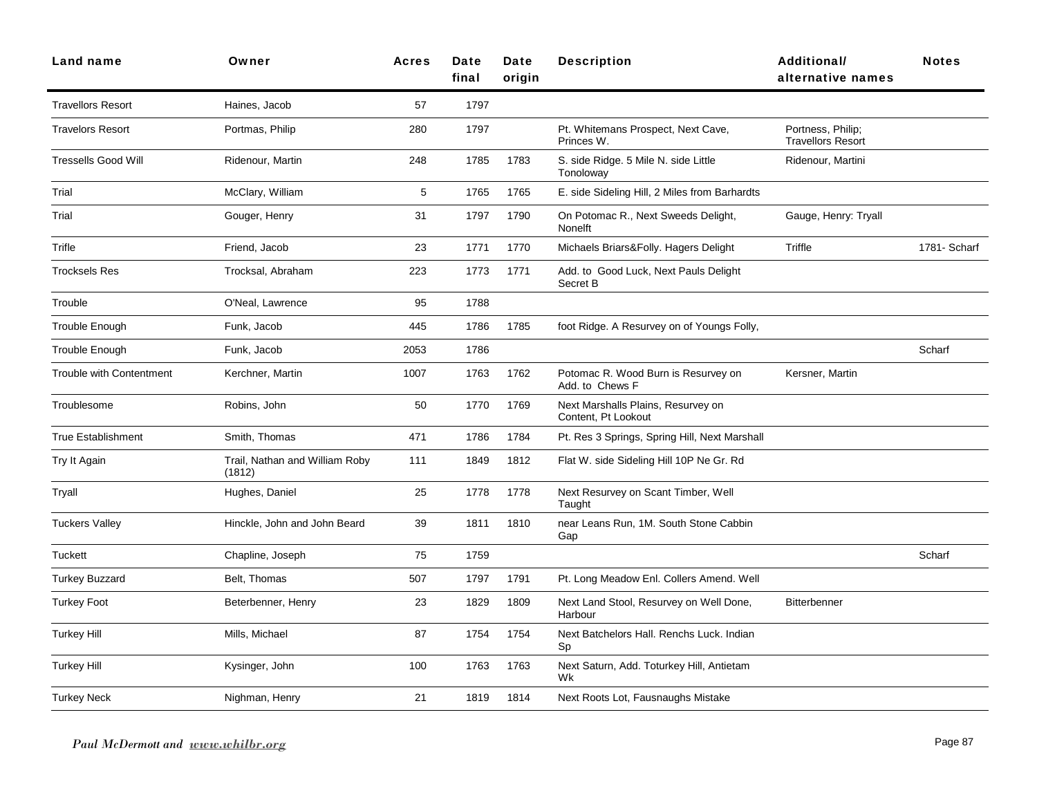| Land name | Owner | Acres | Date final | Date origin | Description | Additional/ alternative names | Notes |
|---|---|---|---|---|---|---|---|
| Travellors Resort | Haines, Jacob | 57 | 1797 | | | | |
| Travelors Resort | Portmas, Philip | 280 | 1797 | | Pt. Whitemans Prospect, Next Cave, Princes W. | Portness, Philip; Travellors Resort | |
| Tressells Good Will | Ridenour, Martin | 248 | 1785 | 1783 | S. side Ridge. 5 Mile N. side Little Tonoloway | Ridenour, Martini | |
| Trial | McClary, William | 5 | 1765 | 1765 | E. side Sideling Hill, 2 Miles from Barhardts | | |
| Trial | Gouger, Henry | 31 | 1797 | 1790 | On Potomac R., Next Sweeds Delight, Nonelft | Gauge, Henry: Tryall | |
| Trifle | Friend, Jacob | 23 | 1771 | 1770 | Michaels Briars&Folly. Hagers Delight | Triffle | 1781- Scharf |
| Trocksels Res | Trocksal, Abraham | 223 | 1773 | 1771 | Add. to Good Luck, Next Pauls Delight Secret B | | |
| Trouble | O'Neal, Lawrence | 95 | 1788 | | | | |
| Trouble Enough | Funk, Jacob | 445 | 1786 | 1785 | foot Ridge. A Resurvey on of Youngs Folly, | | |
| Trouble Enough | Funk, Jacob | 2053 | 1786 | | | | Scharf |
| Trouble with Contentment | Kerchner, Martin | 1007 | 1763 | 1762 | Potomac R. Wood Burn is Resurvey on Add. to Chews F | Kersner, Martin | |
| Troublesome | Robins, John | 50 | 1770 | 1769 | Next Marshalls Plains, Resurvey on Content, Pt Lookout | | |
| True Establishment | Smith, Thomas | 471 | 1786 | 1784 | Pt. Res 3 Springs, Spring Hill, Next Marshall | | |
| Try It Again | Trail, Nathan and William Roby (1812) | 111 | 1849 | 1812 | Flat W. side Sideling Hill 10P Ne Gr. Rd | | |
| Tryall | Hughes, Daniel | 25 | 1778 | 1778 | Next Resurvey on Scant Timber, Well Taught | | |
| Tuckers Valley | Hinckle, John and John Beard | 39 | 1811 | 1810 | near Leans Run, 1M. South Stone Cabbin Gap | | |
| Tuckett | Chapline, Joseph | 75 | 1759 | | | | Scharf |
| Turkey Buzzard | Belt, Thomas | 507 | 1797 | 1791 | Pt. Long Meadow Enl. Collers Amend. Well | | |
| Turkey Foot | Beterbenner, Henry | 23 | 1829 | 1809 | Next Land Stool, Resurvey on Well Done, Harbour | Bitterbenner | |
| Turkey Hill | Mills, Michael | 87 | 1754 | 1754 | Next Batchelors Hall. Renchs Luck. Indian Sp | | |
| Turkey Hill | Kysinger, John | 100 | 1763 | 1763 | Next Saturn, Add. Toturkey Hill, Antietam Wk | | |
| Turkey Neck | Nighman, Henry | 21 | 1819 | 1814 | Next Roots Lot, Fausnaughs Mistake | | |

*Paul McDermott and www.whilbr.org*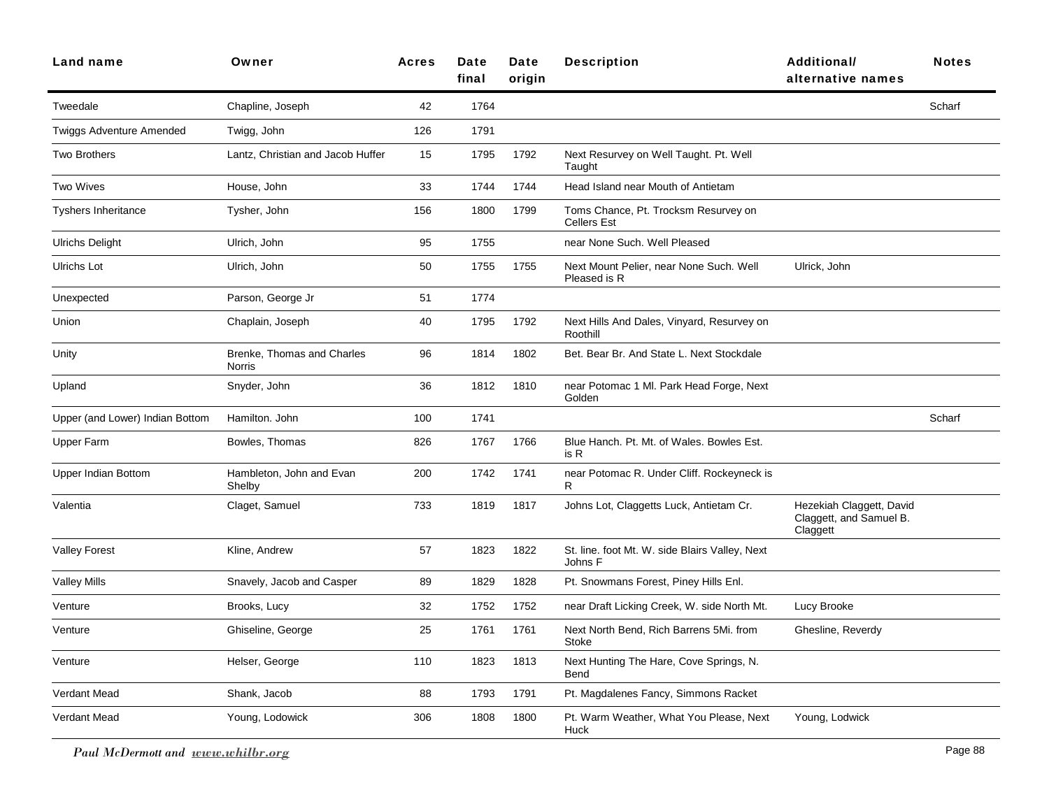| Land name | Owner | Acres | Date final | Date origin | Description | Additional/ alternative names | Notes |
|---|---|---|---|---|---|---|---|
| Tweedale | Chapline, Joseph | 42 | 1764 | | | | Scharf |
| Twiggs Adventure Amended | Twigg, John | 126 | 1791 | | | | |
| Two Brothers | Lantz, Christian and Jacob Huffer | 15 | 1795 | 1792 | Next Resurvey on Well Taught. Pt. Well Taught | | |
| Two Wives | House, John | 33 | 1744 | 1744 | Head Island near Mouth of Antietam | | |
| Tyshers Inheritance | Tysher, John | 156 | 1800 | 1799 | Toms Chance, Pt. Trocksm Resurvey on Cellers Est | | |
| Ulrichs Delight | Ulrich, John | 95 | 1755 | | near None Such. Well Pleased | | |
| Ulrichs Lot | Ulrich, John | 50 | 1755 | 1755 | Next Mount Pelier, near None Such. Well Pleased is R | Ulrick, John | |
| Unexpected | Parson, George Jr | 51 | 1774 | | | | |
| Union | Chaplain, Joseph | 40 | 1795 | 1792 | Next Hills And Dales, Vinyard, Resurvey on Roothill | | |
| Unity | Brenke, Thomas and Charles Norris | 96 | 1814 | 1802 | Bet. Bear Br. And State L. Next Stockdale | | |
| Upland | Snyder, John | 36 | 1812 | 1810 | near Potomac 1 Ml. Park Head Forge, Next Golden | | |
| Upper (and Lower) Indian Bottom | Hamilton. John | 100 | 1741 | | | | Scharf |
| Upper Farm | Bowles, Thomas | 826 | 1767 | 1766 | Blue Hanch. Pt. Mt. of Wales. Bowles Est. is R | | |
| Upper Indian Bottom | Hambleton, John and Evan Shelby | 200 | 1742 | 1741 | near Potomac R. Under Cliff. Rockeyneck is R | | |
| Valentia | Claget, Samuel | 733 | 1819 | 1817 | Johns Lot, Claggetts Luck, Antietam Cr. | Hezekiah Claggett, David Claggett, and Samuel B. Claggett | |
| Valley Forest | Kline, Andrew | 57 | 1823 | 1822 | St. line. foot Mt. W. side Blairs Valley, Next Johns F | | |
| Valley Mills | Snavely, Jacob and Casper | 89 | 1829 | 1828 | Pt. Snowmans Forest, Piney Hills Enl. | | |
| Venture | Brooks, Lucy | 32 | 1752 | 1752 | near Draft Licking Creek, W. side North Mt. | Lucy Brooke | |
| Venture | Ghiseline, George | 25 | 1761 | 1761 | Next North Bend, Rich Barrens 5Mi. from Stoke | Ghesline, Reverdy | |
| Venture | Helser, George | 110 | 1823 | 1813 | Next Hunting The Hare, Cove Springs, N. Bend | | |
| Verdant Mead | Shank, Jacob | 88 | 1793 | 1791 | Pt. Magdalenes Fancy, Simmons Racket | | |
| Verdant Mead | Young, Lodowick | 306 | 1808 | 1800 | Pt. Warm Weather, What You Please, Next Huck | Young, Lodwick | |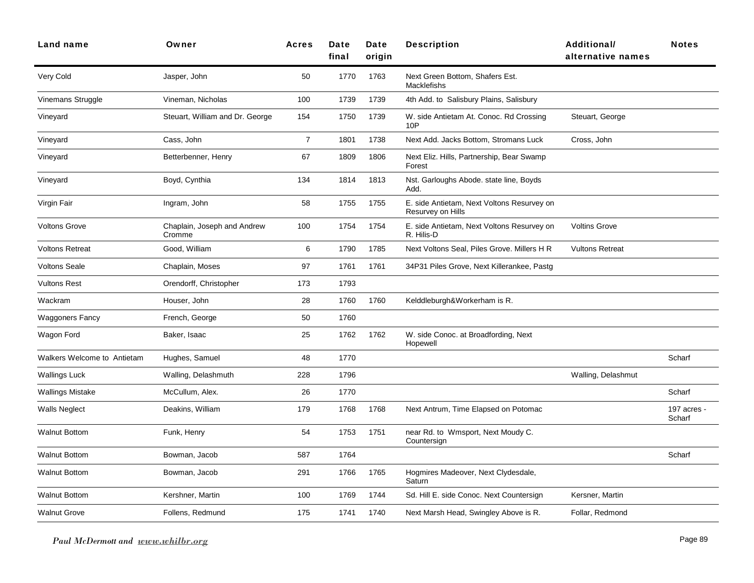| Land name | Owner | Acres | Date final | Date origin | Description | Additional/ alternative names | Notes |
|---|---|---|---|---|---|---|---|
| Very Cold | Jasper, John | 50 | 1770 | 1763 | Next Green Bottom, Shafers Est. Macklefishs | | |
| Vinemans Struggle | Vineman, Nicholas | 100 | 1739 | 1739 | 4th Add. to Salisbury Plains, Salisbury | | |
| Vineyard | Steuart, William and Dr. George | 154 | 1750 | 1739 | W. side Antietam At. Conoc. Rd Crossing 10P | Steuart, George | |
| Vineyard | Cass, John | 7 | 1801 | 1738 | Next Add. Jacks Bottom, Stromans Luck | Cross, John | |
| Vineyard | Betterbenner, Henry | 67 | 1809 | 1806 | Next Eliz. Hills, Partnership, Bear Swamp Forest | | |
| Vineyard | Boyd, Cynthia | 134 | 1814 | 1813 | Nst. Garloughs Abode. state line, Boyds Add. | | |
| Virgin Fair | Ingram, John | 58 | 1755 | 1755 | E. side Antietam, Next Voltons Resurvey on Resurvey on Hills | | |
| Voltons Grove | Chaplain, Joseph and Andrew Cromme | 100 | 1754 | 1754 | E. side Antietam, Next Voltons Resurvey on R. Hilis-D | Voltins Grove | |
| Voltons Retreat | Good, William | 6 | 1790 | 1785 | Next Voltons Seal, Piles Grove. Millers H R | Vultons Retreat | |
| Voltons Seale | Chaplain, Moses | 97 | 1761 | 1761 | 34P31 Piles Grove, Next Killerankee, Pastg | | |
| Vultons Rest | Orendorff, Christopher | 173 | 1793 | | | | |
| Wackram | Houser, John | 28 | 1760 | 1760 | Kelddleburgh&Workerham is R. | | |
| Waggoners Fancy | French, George | 50 | 1760 | | | | |
| Wagon Ford | Baker, Isaac | 25 | 1762 | 1762 | W. side Conoc. at Broadfording, Next Hopewell | | |
| Walkers Welcome to Antietam | Hughes, Samuel | 48 | 1770 | | | | Scharf |
| Wallings Luck | Walling, Delashmuth | 228 | 1796 | | | Walling, Delashmut | |
| Wallings Mistake | McCullum, Alex. | 26 | 1770 | | | | Scharf |
| Walls Neglect | Deakins, William | 179 | 1768 | 1768 | Next Antrum, Time Elapsed on Potomac | | 197 acres - Scharf |
| Walnut Bottom | Funk, Henry | 54 | 1753 | 1751 | near Rd. to Wmsport, Next Moudy C. Countersign | | |
| Walnut Bottom | Bowman, Jacob | 587 | 1764 | | | | Scharf |
| Walnut Bottom | Bowman, Jacob | 291 | 1766 | 1765 | Hogmires Madeover, Next Clydesdale, Saturn | | |
| Walnut Bottom | Kershner, Martin | 100 | 1769 | 1744 | Sd. Hill E. side Conoc. Next Countersign | Kersner, Martin | |
| Walnut Grove | Follens, Redmund | 175 | 1741 | 1740 | Next Marsh Head, Swingley Above is R. | Follar, Redmond | |

*Paul McDermott and www.whilbr.org*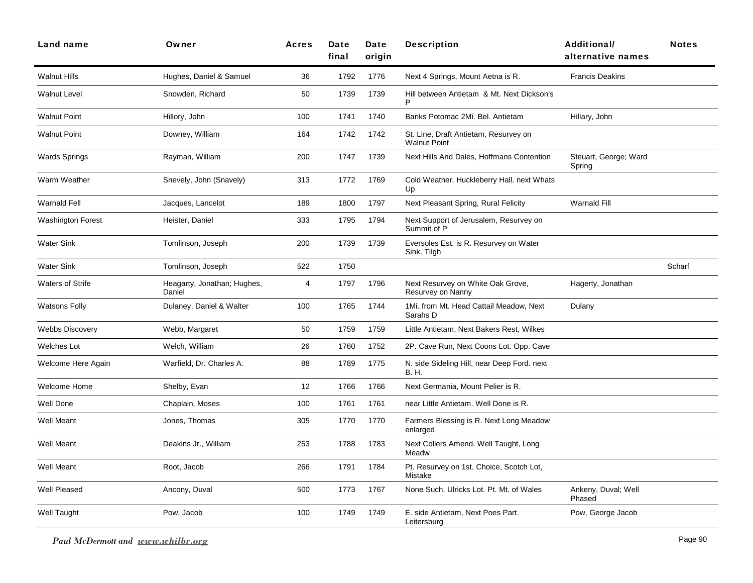| Land name | Owner | Acres | Date final | Date origin | Description | Additional/ alternative names | Notes |
|---|---|---|---|---|---|---|---|
| Walnut Hills | Hughes, Daniel & Samuel | 36 | 1792 | 1776 | Next 4 Springs, Mount Aetna is R. | Francis Deakins | |
| Walnut Level | Snowden, Richard | 50 | 1739 | 1739 | Hill between Antietam & Mt. Next Dickson's P | | |
| Walnut Point | Hillory, John | 100 | 1741 | 1740 | Banks Potomac 2Mi. Bel. Antietam | Hillary, John | |
| Walnut Point | Downey, William | 164 | 1742 | 1742 | St. Line, Draft Antietam, Resurvey on Walnut Point | | |
| Wards Springs | Rayman, William | 200 | 1747 | 1739 | Next Hills And Dales, Hoffmans Contention | Steuart, George; Ward Spring | |
| Warm Weather | Snevely, John (Snavely) | 313 | 1772 | 1769 | Cold Weather, Huckleberry Hall. next Whats Up | | |
| Warnald Fell | Jacques, Lancelot | 189 | 1800 | 1797 | Next Pleasant Spring, Rural Felicity | Warnald Fill | |
| Washington Forest | Heister, Daniel | 333 | 1795 | 1794 | Next Support of Jerusalem, Resurvey on Summit of P | | |
| Water Sink | Tomlinson, Joseph | 200 | 1739 | 1739 | Eversoles Est. is R. Resurvey on Water Sink. Tilgh | | |
| Water Sink | Tomlinson, Joseph | 522 | 1750 | | | | Scharf |
| Waters of Strife | Heagarty, Jonathan; Hughes, Daniel | 4 | 1797 | 1796 | Next Resurvey on White Oak Grove, Resurvey on Nanny | Hagerty, Jonathan | |
| Watsons Folly | Dulaney, Daniel & Walter | 100 | 1765 | 1744 | 1Mi. from Mt. Head Cattail Meadow, Next Sarahs D | Dulany | |
| Webbs Discovery | Webb, Margaret | 50 | 1759 | 1759 | Little Antietam, Next Bakers Rest, Wilkes | | |
| Welches Lot | Welch, William | 26 | 1760 | 1752 | 2P. Cave Run, Next Coons Lot. Opp. Cave | | |
| Welcome Here Again | Warfield, Dr. Charles A. | 88 | 1789 | 1775 | N. side Sideling Hill, near Deep Ford. next B. H. | | |
| Welcome Home | Shelby, Evan | 12 | 1766 | 1766 | Next Germania, Mount Pelier is R. | | |
| Well Done | Chaplain, Moses | 100 | 1761 | 1761 | near Little Antietam. Well Done is R. | | |
| Well Meant | Jones, Thomas | 305 | 1770 | 1770 | Farmers Blessing is R. Next Long Meadow enlarged | | |
| Well Meant | Deakins Jr., William | 253 | 1788 | 1783 | Next Collers Amend. Well Taught, Long Meadw | | |
| Well Meant | Root, Jacob | 266 | 1791 | 1784 | Pt. Resurvey on 1st. Choice, Scotch Lot, Mistake | | |
| Well Pleased | Ancony, Duval | 500 | 1773 | 1767 | None Such. Ulricks Lot. Pt. Mt. of Wales | Ankeny, Duval; Well Phased | |
| Well Taught | Pow, Jacob | 100 | 1749 | 1749 | E. side Antietam, Next Poes Part. Leitersburg | Pow, George Jacob | |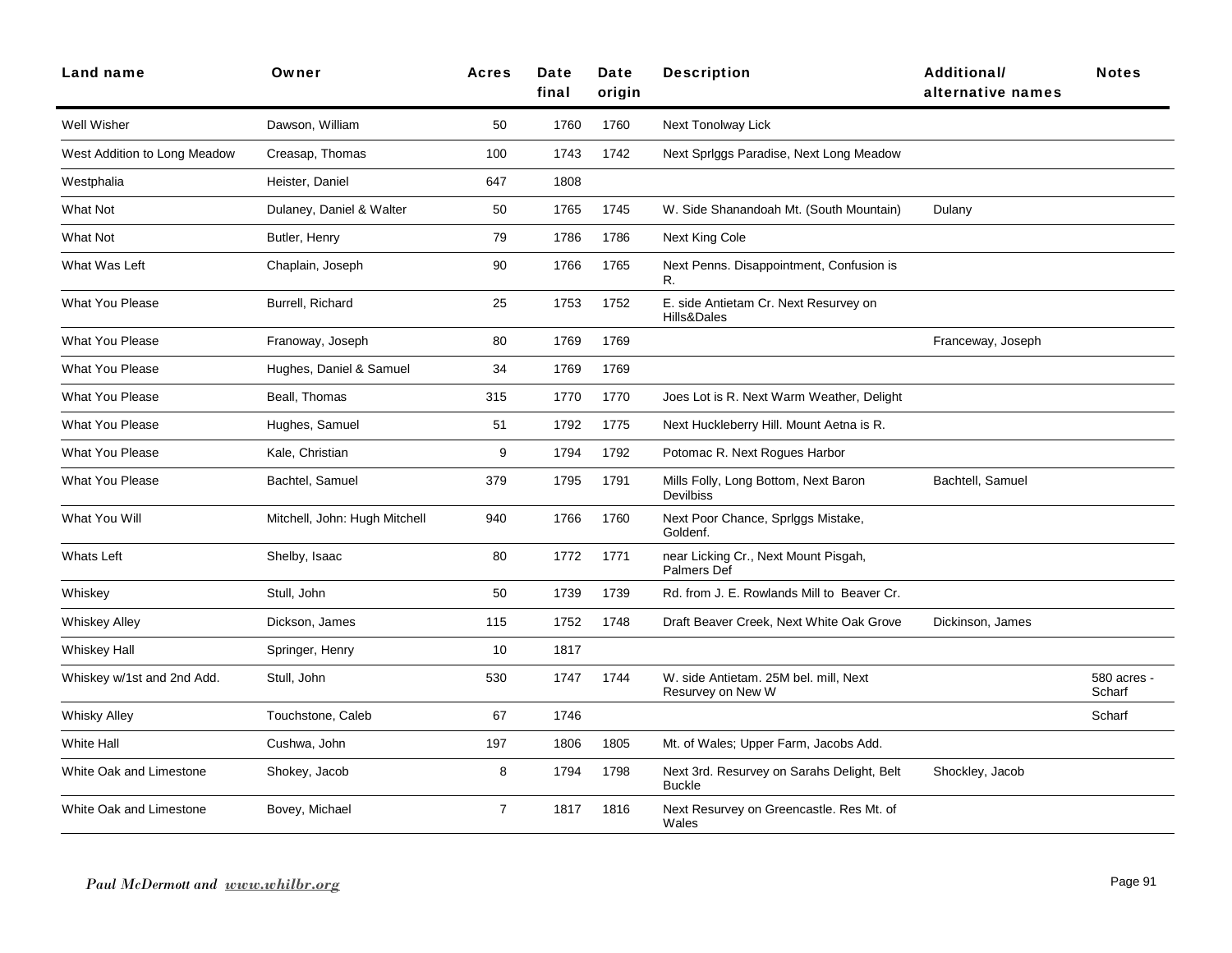| Land name | Owner | Acres | Date final | Date origin | Description | Additional/ alternative names | Notes |
|---|---|---|---|---|---|---|---|
| Well Wisher | Dawson, William | 50 | 1760 | 1760 | Next Tonolway Lick | | |
| West Addition to Long Meadow | Creasap, Thomas | 100 | 1743 | 1742 | Next Sprlggs Paradise, Next Long Meadow | | |
| Westphalia | Heister, Daniel | 647 | 1808 | | | | |
| What Not | Dulaney, Daniel & Walter | 50 | 1765 | 1745 | W. Side Shanandoah Mt. (South Mountain) | Dulany | |
| What Not | Butler, Henry | 79 | 1786 | 1786 | Next King Cole | | |
| What Was Left | Chaplain, Joseph | 90 | 1766 | 1765 | Next Penns. Disappointment, Confusion is R. | | |
| What You Please | Burrell, Richard | 25 | 1753 | 1752 | E. side Antietam Cr. Next Resurvey on Hills&Dales | | |
| What You Please | Franoway, Joseph | 80 | 1769 | 1769 | | Franceway, Joseph | |
| What You Please | Hughes, Daniel & Samuel | 34 | 1769 | 1769 | | | |
| What You Please | Beall, Thomas | 315 | 1770 | 1770 | Joes Lot is R. Next Warm Weather, Delight | | |
| What You Please | Hughes, Samuel | 51 | 1792 | 1775 | Next Huckleberry Hill. Mount Aetna is R. | | |
| What You Please | Kale, Christian | 9 | 1794 | 1792 | Potomac R. Next Rogues Harbor | | |
| What You Please | Bachtel, Samuel | 379 | 1795 | 1791 | Mills Folly, Long Bottom, Next Baron Devilbiss | Bachtell, Samuel | |
| What You Will | Mitchell, John: Hugh Mitchell | 940 | 1766 | 1760 | Next Poor Chance, Sprlggs Mistake, Goldenf. | | |
| Whats Left | Shelby, Isaac | 80 | 1772 | 1771 | near Licking Cr., Next Mount Pisgah, Palmers Def | | |
| Whiskey | Stull, John | 50 | 1739 | 1739 | Rd. from J. E. Rowlands Mill to Beaver Cr. | | |
| Whiskey Alley | Dickson, James | 115 | 1752 | 1748 | Draft Beaver Creek, Next White Oak Grove | Dickinson, James | |
| Whiskey Hall | Springer, Henry | 10 | 1817 | | | | |
| Whiskey w/1st and 2nd Add. | Stull, John | 530 | 1747 | 1744 | W. side Antietam. 25M bel. mill, Next Resurvey on New W | | 580 acres - Scharf |
| Whisky Alley | Touchstone, Caleb | 67 | 1746 | | | | Scharf |
| White Hall | Cushwa, John | 197 | 1806 | 1805 | Mt. of Wales; Upper Farm, Jacobs Add. | | |
| White Oak and Limestone | Shokey, Jacob | 8 | 1794 | 1798 | Next 3rd. Resurvey on Sarahs Delight, Belt Buckle | Shockley, Jacob | |
| White Oak and Limestone | Bovey, Michael | 7 | 1817 | 1816 | Next Resurvey on Greencastle. Res Mt. of Wales | | |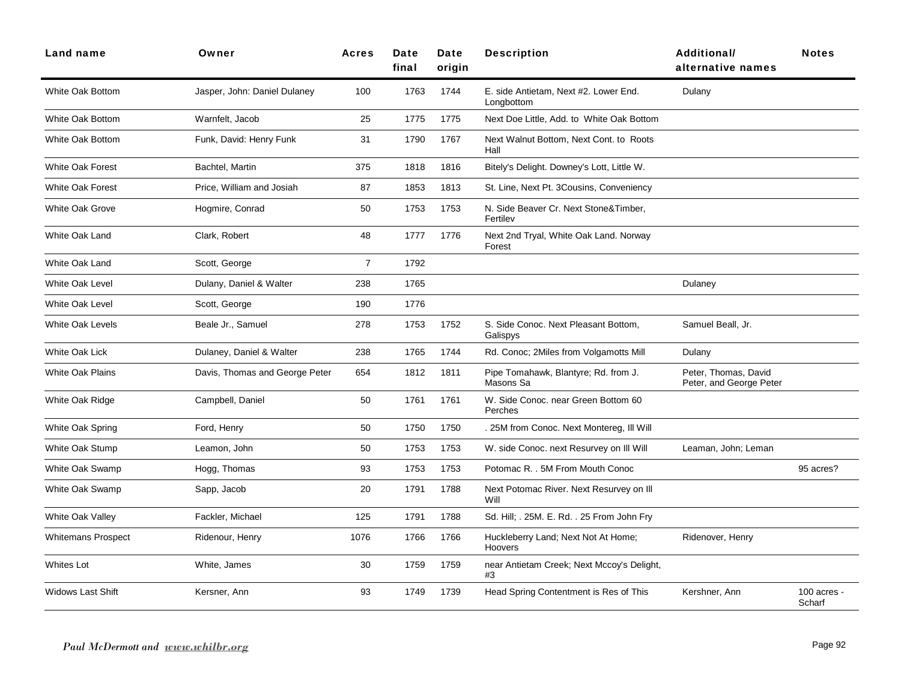| Land name | Owner | Acres | Date final | Date origin | Description | Additional/ alternative names | Notes |
|---|---|---|---|---|---|---|---|
| White Oak Bottom | Jasper, John: Daniel Dulaney | 100 | 1763 | 1744 | E. side Antietam, Next #2. Lower End. Longbottom | Dulany | |
| White Oak Bottom | Warnfelt, Jacob | 25 | 1775 | 1775 | Next Doe Little, Add. to White Oak Bottom | | |
| White Oak Bottom | Funk, David: Henry Funk | 31 | 1790 | 1767 | Next Walnut Bottom, Next Cont. to Roots Hall | | |
| White Oak Forest | Bachtel, Martin | 375 | 1818 | 1816 | Bitely's Delight. Downey's Lott, Little W. | | |
| White Oak Forest | Price, William and Josiah | 87 | 1853 | 1813 | St. Line, Next Pt. 3Cousins, Conveniency | | |
| White Oak Grove | Hogmire, Conrad | 50 | 1753 | 1753 | N. Side Beaver Cr. Next Stone&Timber, Fertilev | | |
| White Oak Land | Clark, Robert | 48 | 1777 | 1776 | Next 2nd Tryal, White Oak Land. Norway Forest | | |
| White Oak Land | Scott, George | 7 | 1792 | | | | |
| White Oak Level | Dulany, Daniel & Walter | 238 | 1765 | | | Dulaney | |
| White Oak Level | Scott, George | 190 | 1776 | | | | |
| White Oak Levels | Beale Jr., Samuel | 278 | 1753 | 1752 | S. Side Conoc. Next Pleasant Bottom, Galispys | Samuel Beall, Jr. | |
| White Oak Lick | Dulaney, Daniel & Walter | 238 | 1765 | 1744 | Rd. Conoc; 2Miles from Volgamotts Mill | Dulany | |
| White Oak Plains | Davis, Thomas and George Peter | 654 | 1812 | 1811 | Pipe Tomahawk, Blantyre; Rd. from J. Masons Sa | Peter, Thomas, David Peter, and George Peter | |
| White Oak Ridge | Campbell, Daniel | 50 | 1761 | 1761 | W. Side Conoc. near Green Bottom 60 Perches | | |
| White Oak Spring | Ford, Henry | 50 | 1750 | 1750 | . 25M from Conoc. Next Montereg, Ill Will | | |
| White Oak Stump | Leamon, John | 50 | 1753 | 1753 | W. side Conoc. next Resurvey on Ill Will | Leaman, John; Leman | |
| White Oak Swamp | Hogg, Thomas | 93 | 1753 | 1753 | Potomac R. . 5M From Mouth Conoc | | 95 acres? |
| White Oak Swamp | Sapp, Jacob | 20 | 1791 | 1788 | Next Potomac River. Next Resurvey on Ill Will | | |
| White Oak Valley | Fackler, Michael | 125 | 1791 | 1788 | Sd. Hill; . 25M. E. Rd. . 25 From John Fry | | |
| Whitemans Prospect | Ridenour, Henry | 1076 | 1766 | 1766 | Huckleberry Land; Next Not At Home; Hoovers | Ridenover, Henry | |
| Whites Lot | White, James | 30 | 1759 | 1759 | near Antietam Creek; Next Mccoy's Delight, #3 | | |
| Widows Last Shift | Kersner, Ann | 93 | 1749 | 1739 | Head Spring Contentment is Res of This | Kershner, Ann | 100 acres - Scharf |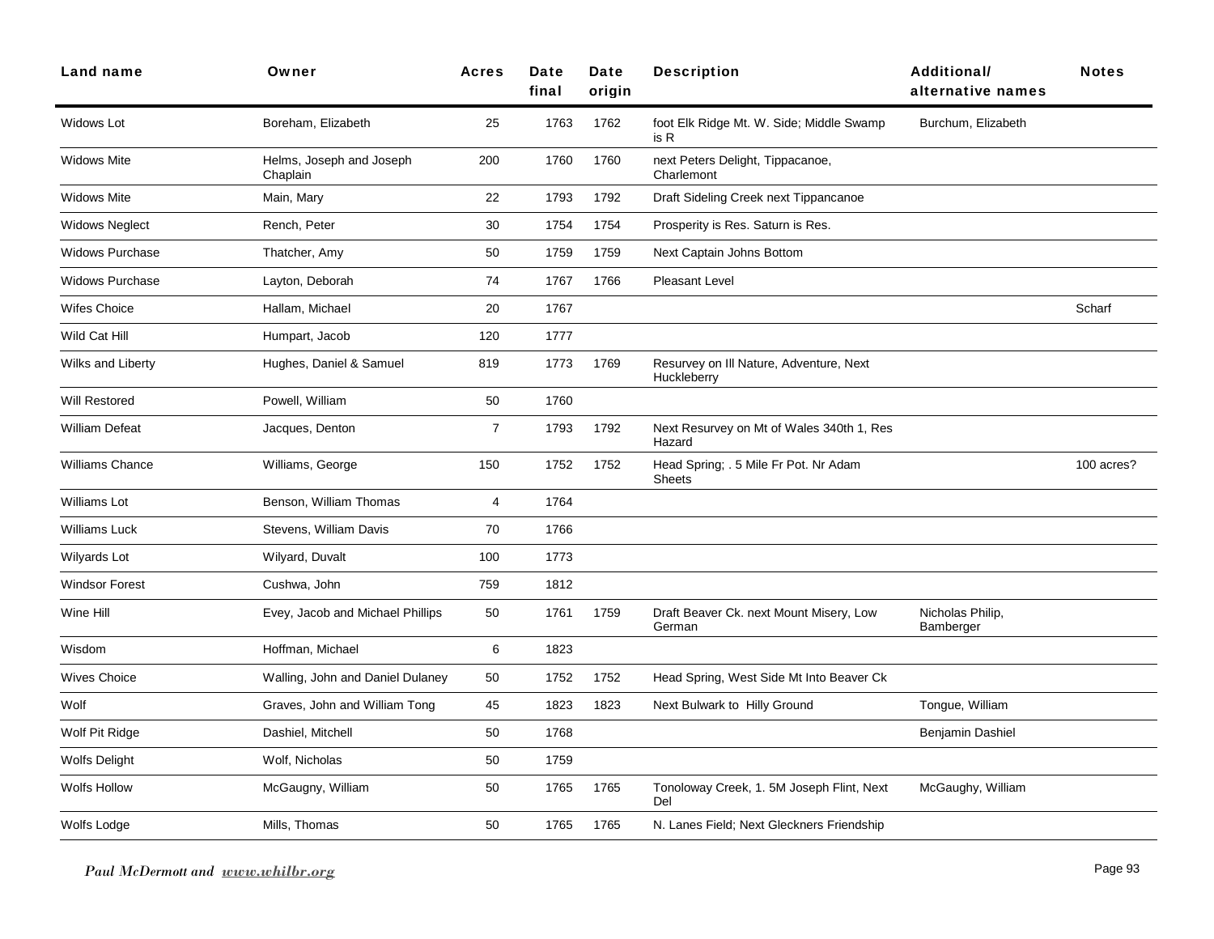| Land name | Owner | Acres | Date final | Date origin | Description | Additional/ alternative names | Notes |
|---|---|---|---|---|---|---|---|
| Widows Lot | Boreham, Elizabeth | 25 | 1763 | 1762 | foot Elk Ridge Mt. W. Side; Middle Swamp is R | Burchum, Elizabeth | |
| Widows Mite | Helms, Joseph and Joseph Chaplain | 200 | 1760 | 1760 | next Peters Delight, Tippacanoe, Charlemont | | |
| Widows Mite | Main, Mary | 22 | 1793 | 1792 | Draft Sideling Creek next Tippancanoe | | |
| Widows Neglect | Rench, Peter | 30 | 1754 | 1754 | Prosperity is Res. Saturn is Res. | | |
| Widows Purchase | Thatcher, Amy | 50 | 1759 | 1759 | Next Captain Johns Bottom | | |
| Widows Purchase | Layton, Deborah | 74 | 1767 | 1766 | Pleasant Level | | |
| Wifes Choice | Hallam, Michael | 20 | 1767 | | | | Scharf |
| Wild Cat Hill | Humpart, Jacob | 120 | 1777 | | | | |
| Wilks and Liberty | Hughes, Daniel & Samuel | 819 | 1773 | 1769 | Resurvey on Ill Nature, Adventure, Next Huckleberry | | |
| Will Restored | Powell, William | 50 | 1760 | | | | |
| William Defeat | Jacques, Denton | 7 | 1793 | 1792 | Next Resurvey on Mt of Wales 340th 1, Res Hazard | | |
| Williams Chance | Williams, George | 150 | 1752 | 1752 | Head Spring; . 5 Mile Fr Pot. Nr Adam Sheets | | 100 acres? |
| Williams Lot | Benson, William Thomas | 4 | 1764 | | | | |
| Williams Luck | Stevens, William Davis | 70 | 1766 | | | | |
| Wilyards Lot | Wilyard, Duvalt | 100 | 1773 | | | | |
| Windsor Forest | Cushwa, John | 759 | 1812 | | | | |
| Wine Hill | Evey, Jacob and Michael Phillips | 50 | 1761 | 1759 | Draft Beaver Ck. next Mount Misery, Low German | Nicholas Philip, Bamberger | |
| Wisdom | Hoffman, Michael | 6 | 1823 | | | | |
| Wives Choice | Walling, John and Daniel Dulaney | 50 | 1752 | 1752 | Head Spring, West Side Mt Into Beaver Ck | | |
| Wolf | Graves, John and William Tong | 45 | 1823 | 1823 | Next Bulwark to Hilly Ground | Tongue, William | |
| Wolf Pit Ridge | Dashiel, Mitchell | 50 | 1768 | | | Benjamin Dashiel | |
| Wolfs Delight | Wolf, Nicholas | 50 | 1759 | | | | |
| Wolfs Hollow | McGaugny, William | 50 | 1765 | 1765 | Tonoloway Creek, 1. 5M Joseph Flint, Next Del | McGaughy, William | |
| Wolfs Lodge | Mills, Thomas | 50 | 1765 | 1765 | N. Lanes Field; Next Gleckners Friendship | | |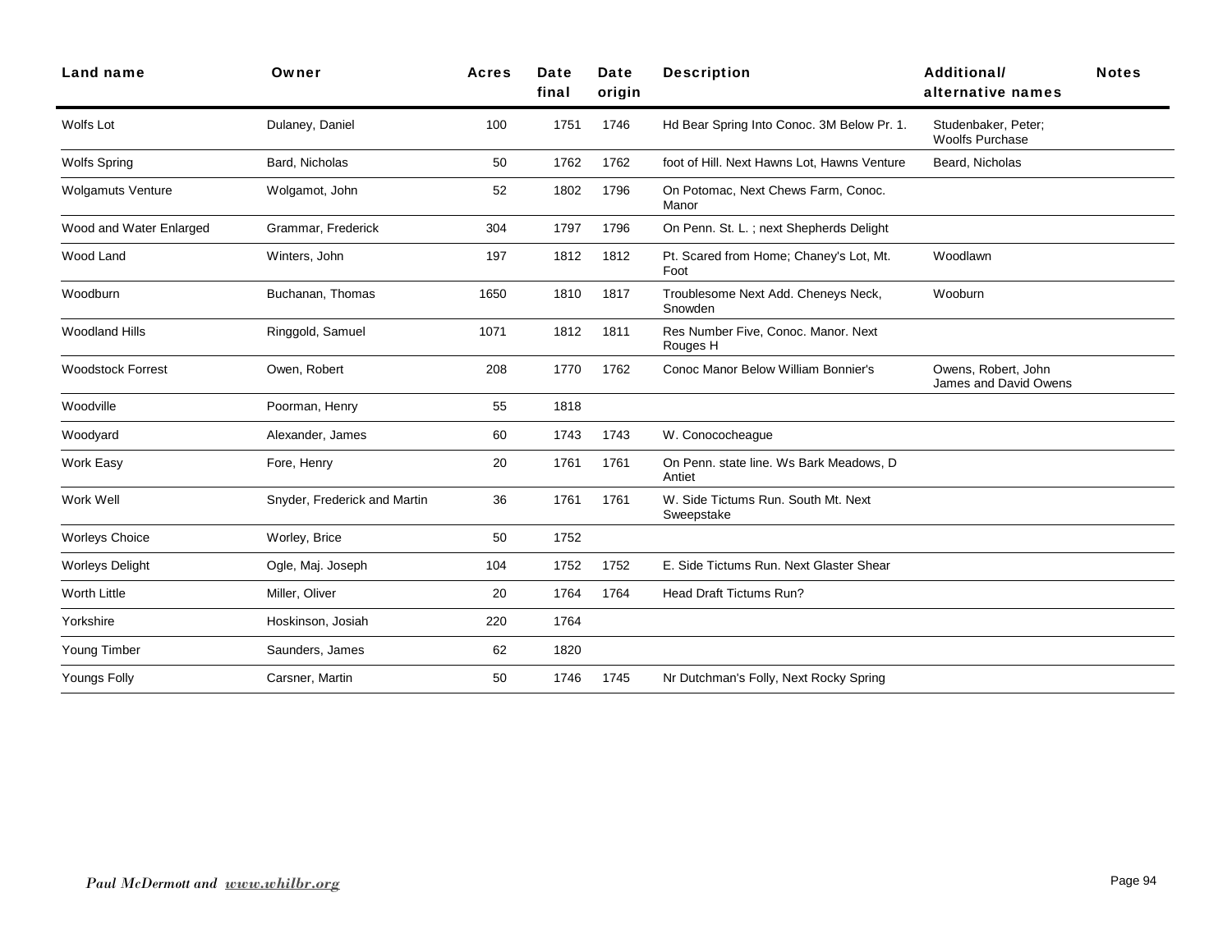| Land name | Owner | Acres | Date final | Date origin | Description | Additional/ alternative names | Notes |
|---|---|---|---|---|---|---|---|
| Wolfs Lot | Dulaney, Daniel | 100 | 1751 | 1746 | Hd Bear Spring Into Conoc. 3M Below Pr. 1. | Studenbaker, Peter; Woolfs Purchase | |
| Wolfs Spring | Bard, Nicholas | 50 | 1762 | 1762 | foot of Hill. Next Hawns Lot, Hawns Venture | Beard, Nicholas | |
| Wolgamuts Venture | Wolgamot, John | 52 | 1802 | 1796 | On Potomac, Next Chews Farm, Conoc. Manor | | |
| Wood and Water Enlarged | Grammar, Frederick | 304 | 1797 | 1796 | On Penn. St. L. ; next Shepherds Delight | | |
| Wood Land | Winters, John | 197 | 1812 | 1812 | Pt. Scared from Home; Chaney's Lot, Mt. Foot | Woodlawn | |
| Woodburn | Buchanan, Thomas | 1650 | 1810 | 1817 | Troublesome Next Add. Cheneys Neck, Snowden | Wooburn | |
| Woodland Hills | Ringgold, Samuel | 1071 | 1812 | 1811 | Res Number Five, Conoc. Manor. Next Rouges H | | |
| Woodstock Forrest | Owen, Robert | 208 | 1770 | 1762 | Conoc Manor Below William Bonnier's | Owens, Robert, John James and David Owens | |
| Woodville | Poorman, Henry | 55 | 1818 | | | | |
| Woodyard | Alexander, James | 60 | 1743 | 1743 | W. Conococheague | | |
| Work Easy | Fore, Henry | 20 | 1761 | 1761 | On Penn. state line. Ws Bark Meadows, D Antiet | | |
| Work Well | Snyder, Frederick and Martin | 36 | 1761 | 1761 | W. Side Tictums Run. South Mt. Next Sweepstake | | |
| Worleys Choice | Worley, Brice | 50 | 1752 | | | | |
| Worleys Delight | Ogle, Maj. Joseph | 104 | 1752 | 1752 | E. Side Tictums Run. Next Glaster Shear | | |
| Worth Little | Miller, Oliver | 20 | 1764 | 1764 | Head Draft Tictums Run? | | |
| Yorkshire | Hoskinson, Josiah | 220 | 1764 | | | | |
| Young Timber | Saunders, James | 62 | 1820 | | | | |
| Youngs Folly | Carsner, Martin | 50 | 1746 | 1745 | Nr Dutchman's Folly, Next Rocky Spring | | |

*Paul McDermott and www.whilbr.org*